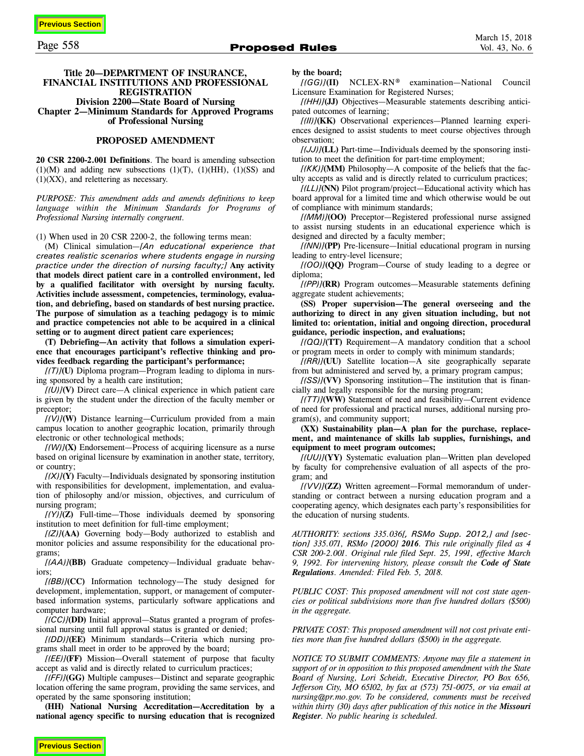### Title 20—DEPARTMENT OF INSURANCE, FINANCIAL INSTITUTIONS AND PROFESSIONAL REGISTRATION
### Division 2200—State Board of Nursing
### Chapter 2—Minimum Standards for Approved Programs of Professional Nursing

## PROPOSED AMENDMENT

**20 CSR 2200-2.001 Definitions**. The board is amending subsection (1)(M) and adding new subsections (1)(T), (1)(HH), (1)(SS) and (1)(XX), and relettering as necessary.

*PURPOSE: This amendment adds and amends definitions to keep language within the Minimum Standards for Programs of Professional Nursing internally congruent.*

(1) When used in 20 CSR 2200-2, the following terms mean:

(M) Clinical simulation—*[An educational experience that creates realistic scenarios where students engage in nursing practice under the direction of nursing faculty;]* **Any activity that models direct patient care in a controlled environment, led by a qualified facilitator with oversight by nursing faculty. Activities include assessment, competencies, terminology, evaluation, and debriefing, based on standards of best nursing practice. The purpose of simulation as a teaching pedagogy is to mimic and practice competencies not able to be acquired in a clinical setting or to augment direct patient care experiences;**

**(T) Debriefing—An activity that follows a simulation experience that encourages participant's reflective thinking and provides feedback regarding the participant's performance;**

*[(T)]***(U)** Diploma program—Program leading to diploma in nursing sponsored by a health care institution;

*[(U)]***(V)** Direct care—A clinical experience in which patient care is given by the student under the direction of the faculty member or preceptor;

*[(V)]***(W)** Distance learning—Curriculum provided from a main campus location to another geographic location, primarily through electronic or other technological methods;

*[(W)]***(X)** Endorsement—Process of acquiring licensure as a nurse based on original licensure by examination in another state, territory, or country;

*[(X)]***(Y)** Faculty—Individuals designated by sponsoring institution with responsibilities for development, implementation, and evaluation of philosophy and/or mission, objectives, and curriculum of nursing program;

*[(Y)]***(Z)** Full-time—Those individuals deemed by sponsoring institution to meet definition for full-time employment;

*[(Z)]***(AA)** Governing body—Body authorized to establish and monitor policies and assume responsibility for the educational programs;

*[(AA)]***(BB)** Graduate competency—Individual graduate behaviors;

*[(BB)]***(CC)** Information technology—The study designed for development, implementation, support, or management of computer-based information systems, particularly software applications and computer hardware;

*[(CC)]***(DD)** Initial approval—Status granted a program of professional nursing until full approval status is granted or denied;

*[(DD)]***(EE)** Minimum standards—Criteria which nursing programs shall meet in order to be approved by the board;

*[(EE)]***(FF)** Mission—Overall statement of purpose that faculty accept as valid and is directly related to curriculum practices;

*[(FF)]***(GG)** Multiple campuses—Distinct and separate geographic location offering the same program, providing the same services, and operated by the same sponsoring institution;

**(HH) National Nursing Accreditation—Accreditation by a national agency specific to nursing education that is recognized by the board;**

*[(GG)]***(II)** NCLEX-RN® examination—National Council Licensure Examination for Registered Nurses;

*[(HH)]***(JJ)** Objectives—Measurable statements describing anticipated outcomes of learning;

*[(II)]***(KK)** Observational experiences—Planned learning experiences designed to assist students to meet course objectives through observation;

*[(JJ)]***(LL)** Part-time—Individuals deemed by the sponsoring institution to meet the definition for part-time employment;

*[(KK)]***(MM)** Philosophy—A composite of the beliefs that the faculty accepts as valid and is directly related to curriculum practices;

*[(LL)]***(NN)** Pilot program/project—Educational activity which has board approval for a limited time and which otherwise would be out of compliance with minimum standards;

*[(MM)]***(OO)** Preceptor—Registered professional nurse assigned to assist nursing students in an educational experience which is designed and directed by a faculty member;

*[(NN)]***(PP)** Pre-licensure—Initial educational program in nursing leading to entry-level licensure;

*[(OO)]***(QQ)** Program—Course of study leading to a degree or diploma;

*[(PP)]***(RR)** Program outcomes—Measurable statements defining aggregate student achievements;

**(SS) Proper supervision—The general overseeing and the authorizing to direct in any given situation including, but not limited to: orientation, initial and ongoing direction, procedural guidance, periodic inspection, and evaluations;**

*[(QQ)]***(TT)** Requirement—A mandatory condition that a school or program meets in order to comply with minimum standards;

*[(RR)]***(UU)** Satellite location—A site geographically separate from but administered and served by, a primary program campus;

*[(SS)]***(VV)** Sponsoring institution—The institution that is financially and legally responsible for the nursing program;

*[(TT)]***(WW)** Statement of need and feasibility—Current evidence of need for professional and practical nurses, additional nursing program(s), and community support;

**(XX) Sustainability plan—A plan for the purchase, replacement, and maintenance of skills lab supplies, furnishings, and equipment to meet program outcomes;**

*[(UU)]***(YY)** Systematic evaluation plan—Written plan developed by faculty for comprehensive evaluation of all aspects of the program; and

*[(VV)]***(ZZ)** Written agreement—Formal memorandum of understanding or contract between a nursing education program and a cooperating agency, which designates each party's responsibilities for the education of nursing students.

*AUTHORITY: sections 335.036[, RSMo Supp. 2012,] and [section] 335.071, RSMo [2000] **2016**. This rule originally filed as 4 CSR 200-2.001. Original rule filed Sept. 25, 1991, effective March 9, 1992. For intervening history, please consult the **Code of State Regulations**. Amended: Filed Feb. 5, 2018.*

*PUBLIC COST: This proposed amendment will not cost state agencies or political subdivisions more than five hundred dollars ($500) in the aggregate.*

*PRIVATE COST: This proposed amendment will not cost private entities more than five hundred dollars ($500) in the aggregate.*

*NOTICE TO SUBMIT COMMENTS: Anyone may file a statement in support of or in opposition to this proposed amendment with the State Board of Nursing, Lori Scheidt, Executive Director, PO Box 656, Jefferson City, MO 65102, by fax at (573) 751-0075, or via email at nursing@pr.mo.gov. To be considered, comments must be received within thirty (30) days after publication of this notice in the **Missouri Register**. No public hearing is scheduled.*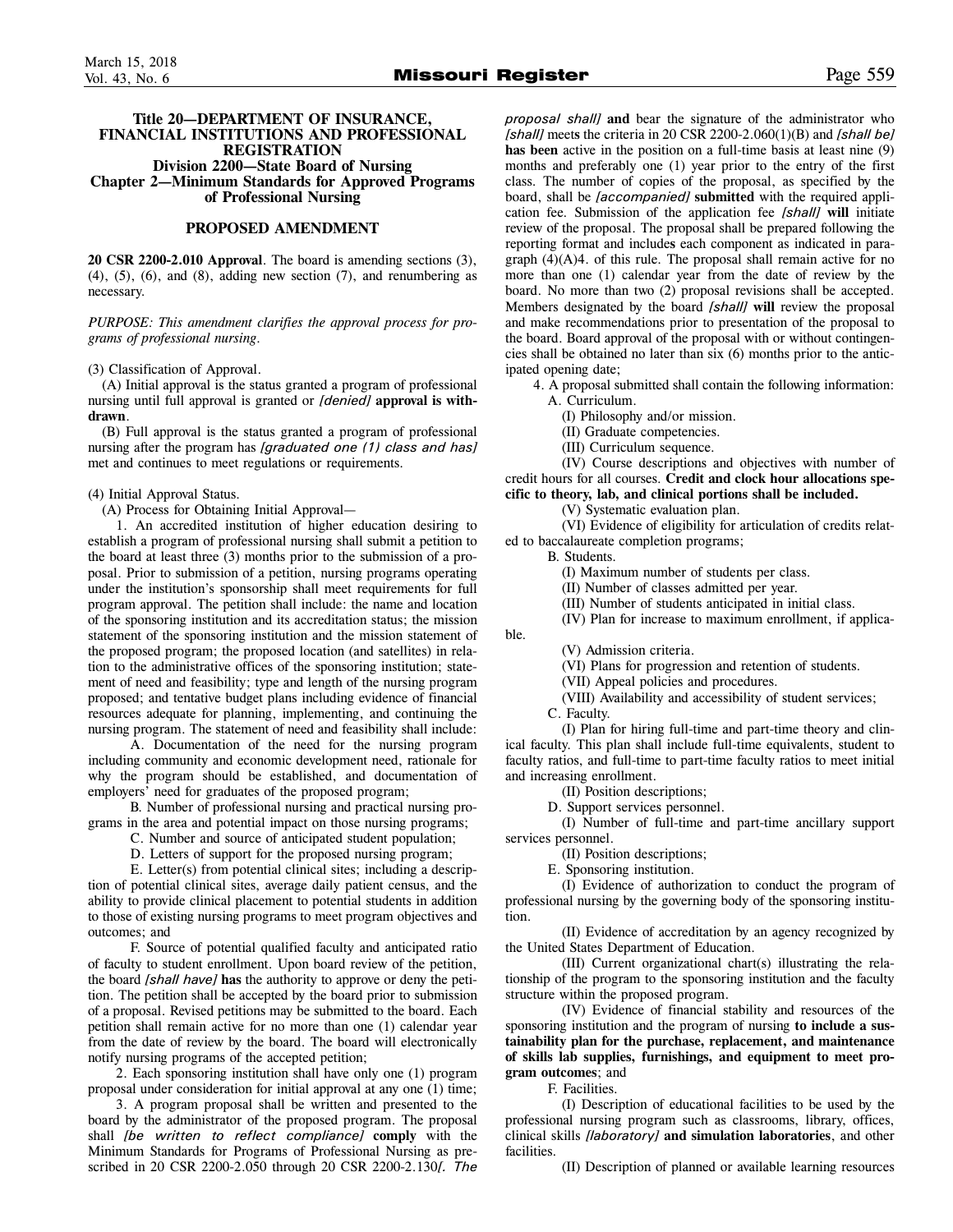## Title 20—DEPARTMENT OF INSURANCE, FINANCIAL INSTITUTIONS AND PROFESSIONAL REGISTRATION
## Division 2200—State Board of Nursing
## Chapter 2—Minimum Standards for Approved Programs of Professional Nursing

### PROPOSED AMENDMENT

**20 CSR 2200-2.010 Approval**. The board is amending sections (3), (4), (5), (6), and (8), adding new section (7), and renumbering as necessary.

*PURPOSE: This amendment clarifies the approval process for programs of professional nursing.*

(3) Classification of Approval.

(A) Initial approval is the status granted a program of professional nursing until full approval is granted or *[denied]* **approval is withdrawn**.

(B) Full approval is the status granted a program of professional nursing after the program has *[graduated one (1) class and has]* met and continues to meet regulations or requirements.

(4) Initial Approval Status.

(A) Process for Obtaining Initial Approval—

1. An accredited institution of higher education desiring to establish a program of professional nursing shall submit a petition to the board at least three (3) months prior to the submission of a proposal. Prior to submission of a petition, nursing programs operating under the institution's sponsorship shall meet requirements for full program approval. The petition shall include: the name and location of the sponsoring institution and its accreditation status; the mission statement of the sponsoring institution and the mission statement of the proposed program; the proposed location (and satellites) in relation to the administrative offices of the sponsoring institution; statement of need and feasibility; type and length of the nursing program proposed; and tentative budget plans including evidence of financial resources adequate for planning, implementing, and continuing the nursing program. The statement of need and feasibility shall include:

A. Documentation of the need for the nursing program including community and economic development need, rationale for why the program should be established, and documentation of employers' need for graduates of the proposed program;

B. Number of professional nursing and practical nursing programs in the area and potential impact on those nursing programs;

C. Number and source of anticipated student population;

D. Letters of support for the proposed nursing program;

E. Letter(s) from potential clinical sites; including a description of potential clinical sites, average daily patient census, and the ability to provide clinical placement to potential students in addition to those of existing nursing programs to meet program objectives and outcomes; and

F. Source of potential qualified faculty and anticipated ratio of faculty to student enrollment. Upon board review of the petition, the board *[shall have]* **has** the authority to approve or deny the petition. The petition shall be accepted by the board prior to submission of a proposal. Revised petitions may be submitted to the board. Each petition shall remain active for no more than one (1) calendar year from the date of review by the board. The board will electronically notify nursing programs of the accepted petition;

2. Each sponsoring institution shall have only one (1) program proposal under consideration for initial approval at any one (1) time;

3. A program proposal shall be written and presented to the board by the administrator of the proposed program. The proposal shall *[be written to reflect compliance]* **comply** with the Minimum Standards for Programs of Professional Nursing as prescribed in 20 CSR 2200-2.050 through 20 CSR 2200-2.130*[. The proposal shall]* **and** bear the signature of the administrator who *[shall]* meet**s** the criteria in 20 CSR 2200-2.060(1)(B) and *[shall be]* **has been** active in the position on a full-time basis at least nine (9) months and preferably one (1) year prior to the entry of the first class. The number of copies of the proposal, as specified by the board, shall be *[accompanied]* **submitted** with the required application fee. Submission of the application fee *[shall]* **will** initiate review of the proposal. The proposal shall be prepared following the reporting format and include**s** each component as indicated in paragraph (4)(A)4. of this rule. The proposal shall remain active for no more than one (1) calendar year from the date of review by the board. No more than two (2) proposal revisions shall be accepted. Members designated by the board *[shall]* **will** review the proposal and make recommendations prior to presentation of the proposal to the board. Board approval of the proposal with or without contingencies shall be obtained no later than six (6) months prior to the anticipated opening date;

4. A proposal submitted shall contain the following information:

A. Curriculum.

(I) Philosophy and/or mission.

(II) Graduate competencies.

(III) Curriculum sequence.

(IV) Course descriptions and objectives with number of credit hours for all courses. **Credit and clock hour allocations specific to theory, lab, and clinical portions shall be included.**

(V) Systematic evaluation plan.

(VI) Evidence of eligibility for articulation of credits related to baccalaureate completion programs;

B. Students.

(I) Maximum number of students per class.

(II) Number of classes admitted per year.

(III) Number of students anticipated in initial class.

(IV) Plan for increase to maximum enrollment, if applicable.

(V) Admission criteria.

(VI) Plans for progression and retention of students.

(VII) Appeal policies and procedures.

(VIII) Availability and accessibility of student services;

C. Faculty.

(I) Plan for hiring full-time and part-time theory and clinical faculty. This plan shall include full-time equivalents, student to faculty ratios, and full-time to part-time faculty ratios to meet initial and increasing enrollment.

(II) Position descriptions;

D. Support services personnel.

(I) Number of full-time and part-time ancillary support services personnel.

(II) Position descriptions;

E. Sponsoring institution.

(I) Evidence of authorization to conduct the program of professional nursing by the governing body of the sponsoring institution.

(II) Evidence of accreditation by an agency recognized by the United States Department of Education.

(III) Current organizational chart(s) illustrating the relationship of the program to the sponsoring institution and the faculty structure within the proposed program.

(IV) Evidence of financial stability and resources of the sponsoring institution and the program of nursing **to include a sustainability plan for the purchase, replacement, and maintenance of skills lab supplies, furnishings, and equipment to meet program outcomes**; and

F. Facilities.

(I) Description of educational facilities to be used by the professional nursing program such as classrooms, library, offices, clinical skills *[laboratory]* **and simulation laboratories**, and other facilities.

(II) Description of planned or available learning resources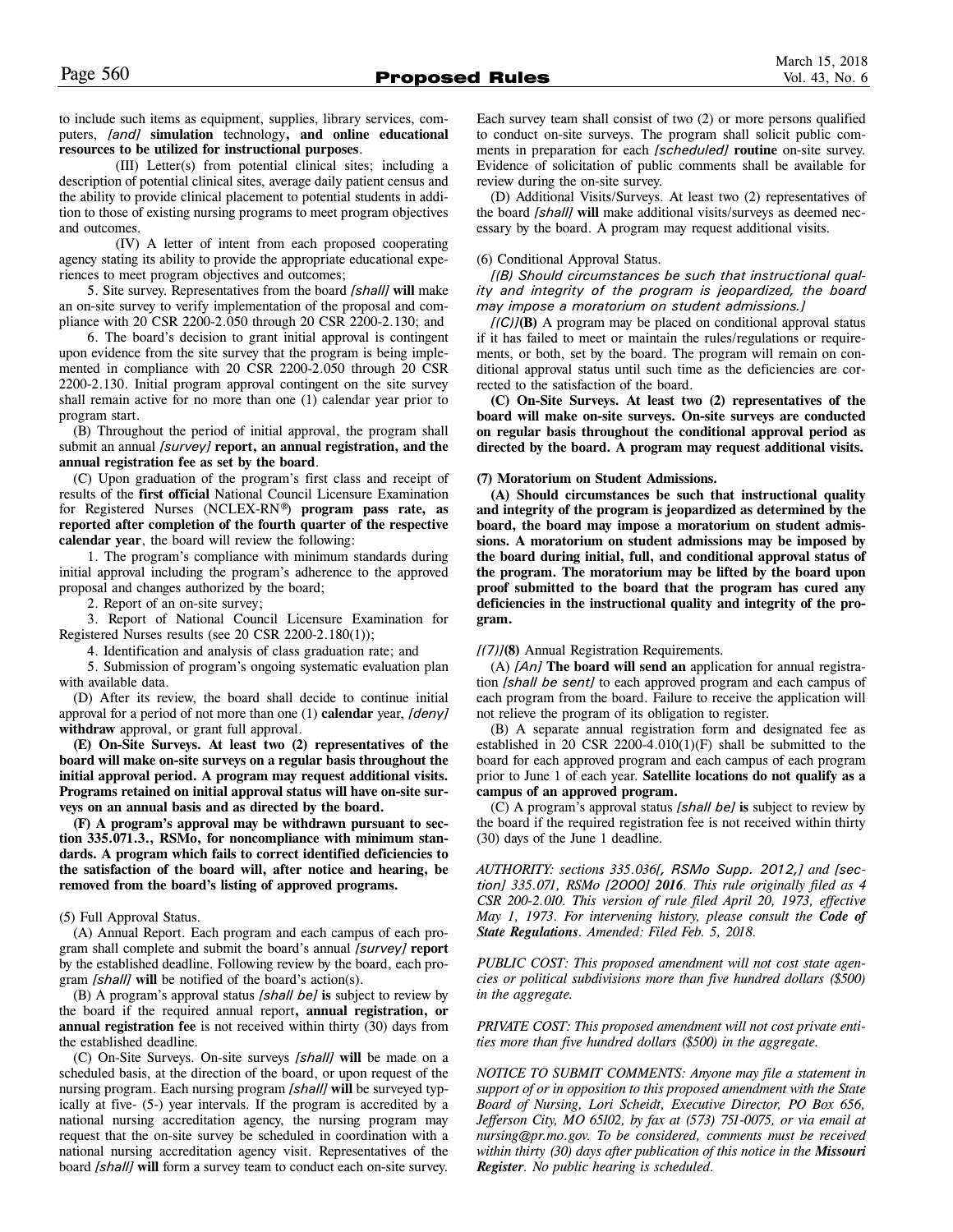to include such items as equipment, supplies, library services, computers, *[and]* **simulation** technology**, and online educational resources to be utilized for instructional purposes**.

(III) Letter(s) from potential clinical sites; including a description of potential clinical sites, average daily patient census and the ability to provide clinical placement to potential students in addition to those of existing nursing programs to meet program objectives and outcomes.

(IV) A letter of intent from each proposed cooperating agency stating its ability to provide the appropriate educational experiences to meet program objectives and outcomes;

5. Site survey. Representatives from the board *[shall]* **will** make an on-site survey to verify implementation of the proposal and compliance with 20 CSR 2200-2.050 through 20 CSR 2200-2.130; and

6. The board's decision to grant initial approval is contingent upon evidence from the site survey that the program is being implemented in compliance with 20 CSR 2200-2.050 through 20 CSR 2200-2.130. Initial program approval contingent on the site survey shall remain active for no more than one (1) calendar year prior to program start.

(B) Throughout the period of initial approval, the program shall submit an annual *[survey]* **report, an annual registration, and the annual registration fee as set by the board**.

(C) Upon graduation of the program's first class and receipt of results of the **first official** National Council Licensure Examination for Registered Nurses (NCLEX-RN®) **program pass rate, as reported after completion of the fourth quarter of the respective calendar year**, the board will review the following:

1. The program's compliance with minimum standards during initial approval including the program's adherence to the approved proposal and changes authorized by the board;

2. Report of an on-site survey;

3. Report of National Council Licensure Examination for Registered Nurses results (see 20 CSR 2200-2.180(1));

4. Identification and analysis of class graduation rate; and

5. Submission of program's ongoing systematic evaluation plan with available data.

(D) After its review, the board shall decide to continue initial approval for a period of not more than one (1) **calendar** year, *[deny]* **withdraw** approval, or grant full approval.

**(E) On-Site Surveys. At least two (2) representatives of the board will make on-site surveys on a regular basis throughout the initial approval period. A program may request additional visits. Programs retained on initial approval status will have on-site surveys on an annual basis and as directed by the board.**

**(F) A program's approval may be withdrawn pursuant to section 335.071.3., RSMo, for noncompliance with minimum standards. A program which fails to correct identified deficiencies to the satisfaction of the board will, after notice and hearing, be removed from the board's listing of approved programs.**

(5) Full Approval Status.

(A) Annual Report. Each program and each campus of each program shall complete and submit the board's annual *[survey]* **report** by the established deadline. Following review by the board, each program *[shall]* **will** be notified of the board's action(s).

(B) A program's approval status *[shall be]* **is** subject to review by the board if the required annual report**, annual registration, or annual registration fee** is not received within thirty (30) days from the established deadline.

(C) On-Site Surveys. On-site surveys *[shall]* **will** be made on a scheduled basis, at the direction of the board, or upon request of the nursing program. Each nursing program *[shall]* **will** be surveyed typically at five- (5-) year intervals. If the program is accredited by a national nursing accreditation agency, the nursing program may request that the on-site survey be scheduled in coordination with a national nursing accreditation agency visit. Representatives of the board *[shall]* **will** form a survey team to conduct each on-site survey. Each survey team shall consist of two (2) or more persons qualified to conduct on-site surveys. The program shall solicit public comments in preparation for each *[scheduled]* **routine** on-site survey. Evidence of solicitation of public comments shall be available for review during the on-site survey.

(D) Additional Visits/Surveys. At least two (2) representatives of the board *[shall]* **will** make additional visits/surveys as deemed necessary by the board. A program may request additional visits.

(6) Conditional Approval Status.

*[(B) Should circumstances be such that instructional quality and integrity of the program is jeopardized, the board may impose a moratorium on student admissions.]*

*[(C)]***(B)** A program may be placed on conditional approval status if it has failed to meet or maintain the rules/regulations or requirements, or both, set by the board. The program will remain on conditional approval status until such time as the deficiencies are corrected to the satisfaction of the board.

**(C) On-Site Surveys. At least two (2) representatives of the board will make on-site surveys. On-site surveys are conducted on regular basis throughout the conditional approval period as directed by the board. A program may request additional visits.**

**(7) Moratorium on Student Admissions.**

**(A) Should circumstances be such that instructional quality and integrity of the program is jeopardized as determined by the board, the board may impose a moratorium on student admissions. A moratorium on student admissions may be imposed by the board during initial, full, and conditional approval status of the program. The moratorium may be lifted by the board upon proof submitted to the board that the program has cured any deficiencies in the instructional quality and integrity of the program.**

*[(7)]***(8)** Annual Registration Requirements.

(A) *[An]* **The board will send an** application for annual registration *[shall be sent]* to each approved program and each campus of each program from the board. Failure to receive the application will not relieve the program of its obligation to register.

(B) A separate annual registration form and designated fee as established in 20 CSR 2200-4.010(1)(F) shall be submitted to the board for each approved program and each campus of each program prior to June 1 of each year. **Satellite locations do not qualify as a campus of an approved program.**

(C) A program's approval status *[shall be]* **is** subject to review by the board if the required registration fee is not received within thirty (30) days of the June 1 deadline.

*AUTHORITY: sections 335.036[, RSMo Supp. 2012,] and [section] 335.071, RSMo [2000]* ***2016****. This rule originally filed as 4 CSR 200-2.010. This version of rule filed April 20, 1973, effective May 1, 1973. For intervening history, please consult the* ***Code of State Regulations****. Amended: Filed Feb. 5, 2018.*

*PUBLIC COST: This proposed amendment will not cost state agencies or political subdivisions more than five hundred dollars ($500) in the aggregate.*

*PRIVATE COST: This proposed amendment will not cost private entities more than five hundred dollars ($500) in the aggregate.*

*NOTICE TO SUBMIT COMMENTS: Anyone may file a statement in support of or in opposition to this proposed amendment with the State Board of Nursing, Lori Scheidt, Executive Director, PO Box 656, Jefferson City, MO 65102, by fax at (573) 751-0075, or via email at nursing@pr.mo.gov. To be considered, comments must be received within thirty (30) days after publication of this notice in the* ***Missouri Register****. No public hearing is scheduled.*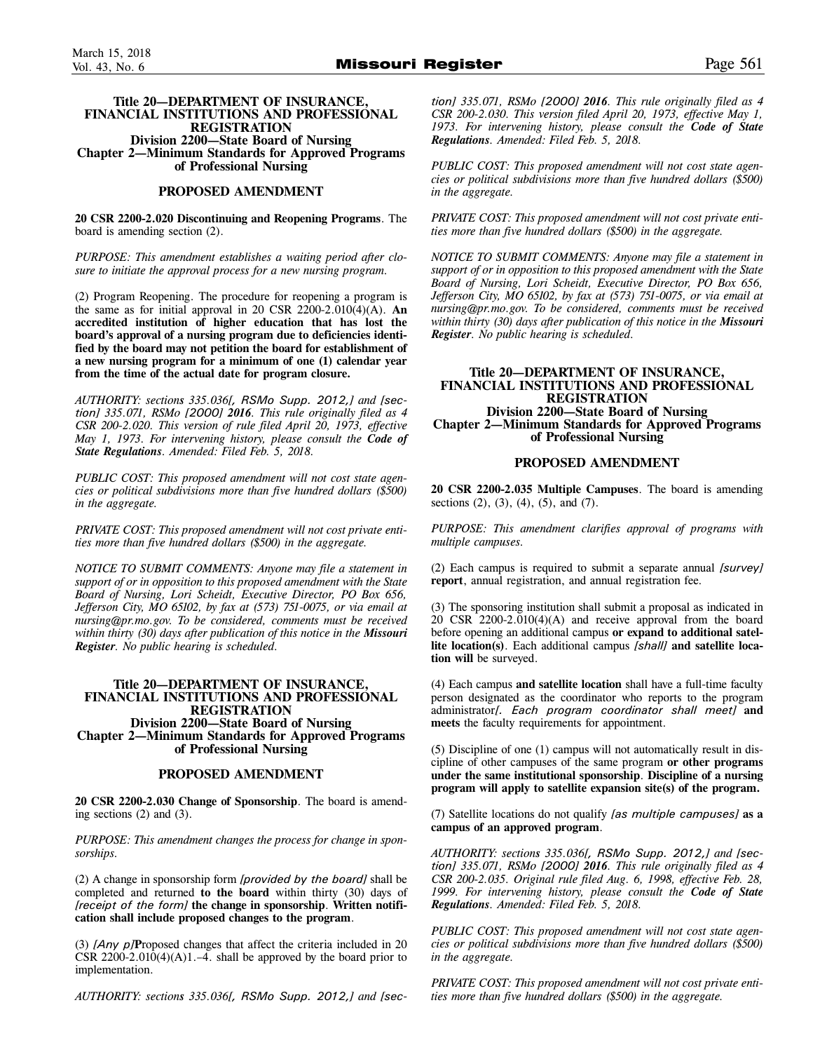## Title 20—DEPARTMENT OF INSURANCE, FINANCIAL INSTITUTIONS AND PROFESSIONAL REGISTRATION
### Division 2200—State Board of Nursing
### Chapter 2—Minimum Standards for Approved Programs of Professional Nursing

### PROPOSED AMENDMENT

**20 CSR 2200-2.020 Discontinuing and Reopening Programs**. The board is amending section (2).

*PURPOSE: This amendment establishes a waiting period after closure to initiate the approval process for a new nursing program.*

(2) Program Reopening. The procedure for reopening a program is the same as for initial approval in 20 CSR 2200-2.010(4)(A). **An accredited institution of higher education that has lost the board's approval of a nursing program due to deficiencies identified by the board may not petition the board for establishment of a new nursing program for a minimum of one (1) calendar year from the time of the actual date for program closure.**

*AUTHORITY: sections 335.036[, RSMo Supp. 2012,] and [section] 335.071, RSMo [2000] **2016**. This rule originally filed as 4 CSR 200-2.020. This version of rule filed April 20, 1973, effective May 1, 1973. For intervening history, please consult the **Code of State Regulations**. Amended: Filed Feb. 5, 2018.*

*PUBLIC COST: This proposed amendment will not cost state agencies or political subdivisions more than five hundred dollars ($500) in the aggregate.*

*PRIVATE COST: This proposed amendment will not cost private entities more than five hundred dollars ($500) in the aggregate.*

*NOTICE TO SUBMIT COMMENTS: Anyone may file a statement in support of or in opposition to this proposed amendment with the State Board of Nursing, Lori Scheidt, Executive Director, PO Box 656, Jefferson City, MO 65102, by fax at (573) 751-0075, or via email at nursing@pr.mo.gov. To be considered, comments must be received within thirty (30) days after publication of this notice in the **Missouri Register**. No public hearing is scheduled.*

## Title 20—DEPARTMENT OF INSURANCE, FINANCIAL INSTITUTIONS AND PROFESSIONAL REGISTRATION
### Division 2200—State Board of Nursing
### Chapter 2—Minimum Standards for Approved Programs of Professional Nursing

### PROPOSED AMENDMENT

**20 CSR 2200-2.030 Change of Sponsorship**. The board is amending sections (2) and (3).

*PURPOSE: This amendment changes the process for change in sponsorships.*

(2) A change in sponsorship form *[provided by the board]* shall be completed and returned **to the board** within thirty (30) days of *[receipt of the form]* **the change in sponsorship**. **Written notification shall include proposed changes to the program**.

(3) *[Any p]***P**roposed changes that affect the criteria included in 20 CSR 2200-2.010(4)(A)1.–4. shall be approved by the board prior to implementation.

*AUTHORITY: sections 335.036[, RSMo Supp. 2012,] and [section] 335.071, RSMo [2000] **2016**. This rule originally filed as 4 CSR 200-2.030. This version filed April 20, 1973, effective May 1, 1973. For intervening history, please consult the **Code of State Regulations**. Amended: Filed Feb. 5, 2018.*

*PUBLIC COST: This proposed amendment will not cost state agencies or political subdivisions more than five hundred dollars ($500) in the aggregate.*

*PRIVATE COST: This proposed amendment will not cost private entities more than five hundred dollars ($500) in the aggregate.*

*NOTICE TO SUBMIT COMMENTS: Anyone may file a statement in support of or in opposition to this proposed amendment with the State Board of Nursing, Lori Scheidt, Executive Director, PO Box 656, Jefferson City, MO 65102, by fax at (573) 751-0075, or via email at nursing@pr.mo.gov. To be considered, comments must be received within thirty (30) days after publication of this notice in the **Missouri Register**. No public hearing is scheduled.*

## Title 20—DEPARTMENT OF INSURANCE, FINANCIAL INSTITUTIONS AND PROFESSIONAL REGISTRATION
### Division 2200—State Board of Nursing
### Chapter 2—Minimum Standards for Approved Programs of Professional Nursing

### PROPOSED AMENDMENT

**20 CSR 2200-2.035 Multiple Campuses**. The board is amending sections (2), (3), (4), (5), and (7).

*PURPOSE: This amendment clarifies approval of programs with multiple campuses.*

(2) Each campus is required to submit a separate annual *[survey]* **report**, annual registration, and annual registration fee.

(3) The sponsoring institution shall submit a proposal as indicated in 20 CSR 2200-2.010(4)(A) and receive approval from the board before opening an additional campus **or expand to additional satellite location(s)**. Each additional campus *[shall]* **and satellite location will** be surveyed.

(4) Each campus **and satellite location** shall have a full-time faculty person designated as the coordinator who reports to the program administrator*[. Each program coordinator shall meet]* **and meets** the faculty requirements for appointment.

(5) Discipline of one (1) campus will not automatically result in discipline of other campuses of the same program **or other programs under the same institutional sponsorship**. **Discipline of a nursing program will apply to satellite expansion site(s) of the program.**

(7) Satellite locations do not qualify *[as multiple campuses]* **as a campus of an approved program**.

*AUTHORITY: sections 335.036[, RSMo Supp. 2012,] and [section] 335.071, RSMo [2000] **2016**. This rule originally filed as 4 CSR 200-2.035. Original rule filed Aug. 6, 1998, effective Feb. 28, 1999. For intervening history, please consult the **Code of State Regulations**. Amended: Filed Feb. 5, 2018.*

*PUBLIC COST: This proposed amendment will not cost state agencies or political subdivisions more than five hundred dollars ($500) in the aggregate.*

*PRIVATE COST: This proposed amendment will not cost private entities more than five hundred dollars ($500) in the aggregate.*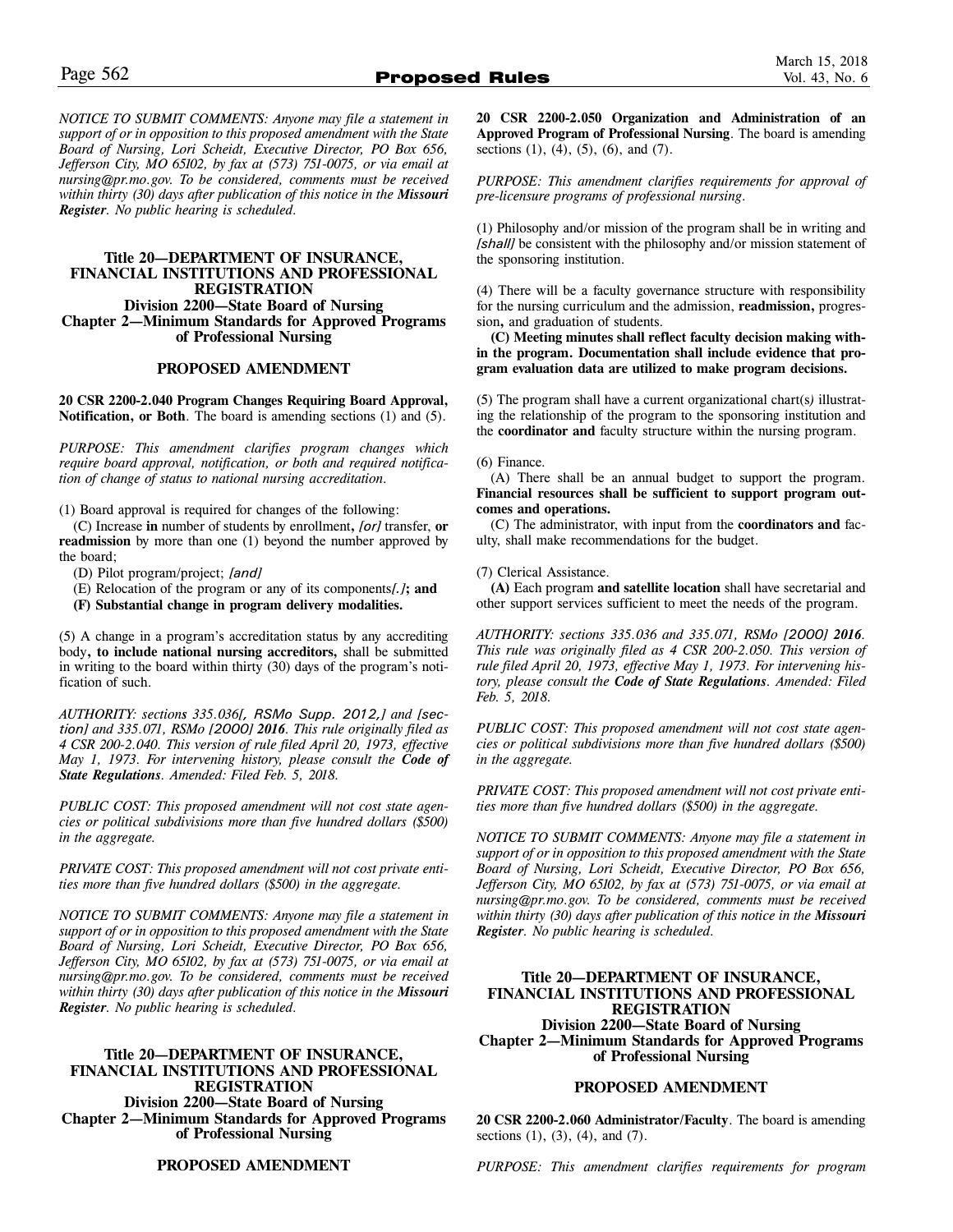*NOTICE TO SUBMIT COMMENTS: Anyone may file a statement in support of or in opposition to this proposed amendment with the State Board of Nursing, Lori Scheidt, Executive Director, PO Box 656, Jefferson City, MO 65102, by fax at (573) 751-0075, or via email at nursing@pr.mo.gov. To be considered, comments must be received within thirty (30) days after publication of this notice in the **Missouri Register**. No public hearing is scheduled.*

## Title 20—DEPARTMENT OF INSURANCE, FINANCIAL INSTITUTIONS AND PROFESSIONAL REGISTRATION
### Division 2200—State Board of Nursing
### Chapter 2—Minimum Standards for Approved Programs of Professional Nursing

### PROPOSED AMENDMENT

**20 CSR 2200-2.040 Program Changes Requiring Board Approval, Notification, or Both**. The board is amending sections (1) and (5).

*PURPOSE: This amendment clarifies program changes which require board approval, notification, or both and required notification of change of status to national nursing accreditation.*

(1) Board approval is required for changes of the following:

(C) Increase **in** number of students by enrollment**,** *[or]* transfer, **or readmission** by more than one (1) beyond the number approved by the board;

(D) Pilot program/project; *[and]*

(E) Relocation of the program or any of its components*[.]***; and**

**(F) Substantial change in program delivery modalities.**

(5) A change in a program's accreditation status by any accrediting body**, to include national nursing accreditors,** shall be submitted in writing to the board within thirty (30) days of the program's notification of such.

*AUTHORITY: sections 335.036[, RSMo Supp. 2012,] and [section] and 335.071, RSMo [2000] **2016**. This rule originally filed as 4 CSR 200-2.040. This version of rule filed April 20, 1973, effective May 1, 1973. For intervening history, please consult the **Code of State Regulations**. Amended: Filed Feb. 5, 2018.*

*PUBLIC COST: This proposed amendment will not cost state agencies or political subdivisions more than five hundred dollars ($500) in the aggregate.*

*PRIVATE COST: This proposed amendment will not cost private entities more than five hundred dollars ($500) in the aggregate.*

*NOTICE TO SUBMIT COMMENTS: Anyone may file a statement in support of or in opposition to this proposed amendment with the State Board of Nursing, Lori Scheidt, Executive Director, PO Box 656, Jefferson City, MO 65102, by fax at (573) 751-0075, or via email at nursing@pr.mo.gov. To be considered, comments must be received within thirty (30) days after publication of this notice in the **Missouri Register**. No public hearing is scheduled.*

## Title 20—DEPARTMENT OF INSURANCE, FINANCIAL INSTITUTIONS AND PROFESSIONAL REGISTRATION
### Division 2200—State Board of Nursing
### Chapter 2—Minimum Standards for Approved Programs of Professional Nursing

### PROPOSED AMENDMENT

**20 CSR 2200-2.050 Organization and Administration of an Approved Program of Professional Nursing**. The board is amending sections (1), (4), (5), (6), and (7).

*PURPOSE: This amendment clarifies requirements for approval of pre-licensure programs of professional nursing.*

(1) Philosophy and/or mission of the program shall be in writing and *[shall]* be consistent with the philosophy and/or mission statement of the sponsoring institution.

(4) There will be a faculty governance structure with responsibility for the nursing curriculum and the admission, **readmission,** progression**,** and graduation of students.

**(C) Meeting minutes shall reflect faculty decision making within the program. Documentation shall include evidence that program evaluation data are utilized to make program decisions.**

(5) The program shall have a current organizational chart(s*)* illustrating the relationship of the program to the sponsoring institution and the **coordinator and** faculty structure within the nursing program.

(6) Finance.

(A) There shall be an annual budget to support the program. **Financial resources shall be sufficient to support program outcomes and operations.**

(C) The administrator, with input from the **coordinators and** faculty, shall make recommendations for the budget.

(7) Clerical Assistance.

**(A)** Each program **and satellite location** shall have secretarial and other support services sufficient to meet the needs of the program.

*AUTHORITY: sections 335.036 and 335.071, RSMo [2000] **2016**. This rule was originally filed as 4 CSR 200-2.050. This version of rule filed April 20, 1973, effective May 1, 1973. For intervening history, please consult the **Code of State Regulations**. Amended: Filed Feb. 5, 2018.*

*PUBLIC COST: This proposed amendment will not cost state agencies or political subdivisions more than five hundred dollars ($500) in the aggregate.*

*PRIVATE COST: This proposed amendment will not cost private entities more than five hundred dollars ($500) in the aggregate.*

*NOTICE TO SUBMIT COMMENTS: Anyone may file a statement in support of or in opposition to this proposed amendment with the State Board of Nursing, Lori Scheidt, Executive Director, PO Box 656, Jefferson City, MO 65102, by fax at (573) 751-0075, or via email at nursing@pr.mo.gov. To be considered, comments must be received within thirty (30) days after publication of this notice in the **Missouri Register**. No public hearing is scheduled.*

## Title 20—DEPARTMENT OF INSURANCE, FINANCIAL INSTITUTIONS AND PROFESSIONAL REGISTRATION
### Division 2200—State Board of Nursing
### Chapter 2—Minimum Standards for Approved Programs of Professional Nursing

### PROPOSED AMENDMENT

**20 CSR 2200-2.060 Administrator/Faculty**. The board is amending sections (1), (3), (4), and (7).

*PURPOSE: This amendment clarifies requirements for program*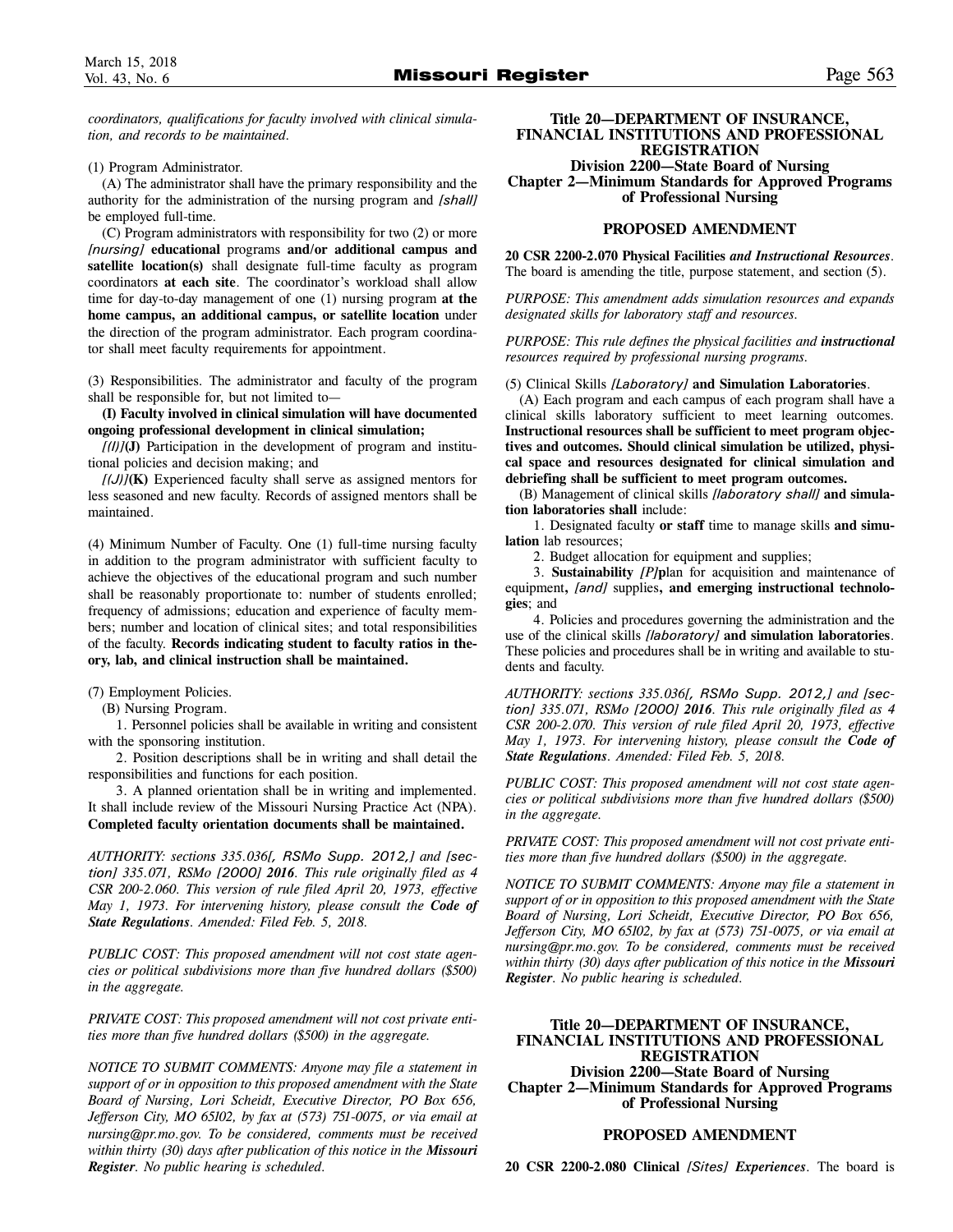*coordinators, qualifications for faculty involved with clinical simulation, and records to be maintained.*

(1) Program Administrator.

(A) The administrator shall have the primary responsibility and the authority for the administration of the nursing program and *[shall]* be employed full-time.

(C) Program administrators with responsibility for two (2) or more *[nursing]* **educational** programs **and/or additional campus and satellite location(s)** shall designate full-time faculty as program coordinators **at each site**. The coordinator's workload shall allow time for day-to-day management of one (1) nursing program **at the home campus, an additional campus, or satellite location** under the direction of the program administrator. Each program coordinator shall meet faculty requirements for appointment.

(3) Responsibilities. The administrator and faculty of the program shall be responsible for, but not limited to—

**(I) Faculty involved in clinical simulation will have documented ongoing professional development in clinical simulation;**

*[(I)]***(J)** Participation in the development of program and institutional policies and decision making; and

*[(J)]***(K)** Experienced faculty shall serve as assigned mentors for less seasoned and new faculty. Records of assigned mentors shall be maintained.

(4) Minimum Number of Faculty. One (1) full-time nursing faculty in addition to the program administrator with sufficient faculty to achieve the objectives of the educational program and such number shall be reasonably proportionate to: number of students enrolled; frequency of admissions; education and experience of faculty members; number and location of clinical sites; and total responsibilities of the faculty. **Records indicating student to faculty ratios in theory, lab, and clinical instruction shall be maintained.**

(7) Employment Policies.

(B) Nursing Program.

1. Personnel policies shall be available in writing and consistent with the sponsoring institution.

2. Position descriptions shall be in writing and shall detail the responsibilities and functions for each position.

3. A planned orientation shall be in writing and implemented. It shall include review of the Missouri Nursing Practice Act (NPA). **Completed faculty orientation documents shall be maintained.**

*AUTHORITY: sections 335.036[, RSMo Supp. 2012,] and [section] 335.071, RSMo [2000] **2016**. This rule originally filed as 4 CSR 200-2.060. This version of rule filed April 20, 1973, effective May 1, 1973. For intervening history, please consult the **Code of State Regulations**. Amended: Filed Feb. 5, 2018.*

*PUBLIC COST: This proposed amendment will not cost state agencies or political subdivisions more than five hundred dollars ($500) in the aggregate.*

*PRIVATE COST: This proposed amendment will not cost private entities more than five hundred dollars ($500) in the aggregate.*

*NOTICE TO SUBMIT COMMENTS: Anyone may file a statement in support of or in opposition to this proposed amendment with the State Board of Nursing, Lori Scheidt, Executive Director, PO Box 656, Jefferson City, MO 65102, by fax at (573) 751-0075, or via email at nursing@pr.mo.gov. To be considered, comments must be received within thirty (30) days after publication of this notice in the **Missouri Register**. No public hearing is scheduled.*

## Title 20—DEPARTMENT OF INSURANCE, FINANCIAL INSTITUTIONS AND PROFESSIONAL REGISTRATION
### Division 2200—State Board of Nursing
### Chapter 2—Minimum Standards for Approved Programs of Professional Nursing

### PROPOSED AMENDMENT

**20 CSR 2200-2.070 Physical Facilities *and Instructional Resources***. The board is amending the title, purpose statement, and section (5).

*PURPOSE: This amendment adds simulation resources and expands designated skills for laboratory staff and resources.*

*PURPOSE: This rule defines the physical facilities and **instructional** resources required by professional nursing programs.*

(5) Clinical Skills *[Laboratory]* **and Simulation Laboratories**.

(A) Each program and each campus of each program shall have a clinical skills laboratory sufficient to meet learning outcomes. **Instructional resources shall be sufficient to meet program objectives and outcomes. Should clinical simulation be utilized, physical space and resources designated for clinical simulation and debriefing shall be sufficient to meet program outcomes.**

(B) Management of clinical skills *[laboratory shall]* **and simulation laboratories shall** include:

1. Designated faculty **or staff** time to manage skills **and simulation** lab resources;

2. Budget allocation for equipment and supplies;

3. **Sustainability** *[P]***p**lan for acquisition and maintenance of equipment**,** *[and]* supplies**, and emerging instructional technologies**; and

4. Policies and procedures governing the administration and the use of the clinical skills *[laboratory]* **and simulation laboratories**. These policies and procedures shall be in writing and available to students and faculty.

*AUTHORITY: sections 335.036[, RSMo Supp. 2012,] and [section] 335.071, RSMo [2000] **2016**. This rule originally filed as 4 CSR 200-2.070. This version of rule filed April 20, 1973, effective May 1, 1973. For intervening history, please consult the **Code of State Regulations**. Amended: Filed Feb. 5, 2018.*

*PUBLIC COST: This proposed amendment will not cost state agencies or political subdivisions more than five hundred dollars ($500) in the aggregate.*

*PRIVATE COST: This proposed amendment will not cost private entities more than five hundred dollars ($500) in the aggregate.*

*NOTICE TO SUBMIT COMMENTS: Anyone may file a statement in support of or in opposition to this proposed amendment with the State Board of Nursing, Lori Scheidt, Executive Director, PO Box 656, Jefferson City, MO 65102, by fax at (573) 751-0075, or via email at nursing@pr.mo.gov. To be considered, comments must be received within thirty (30) days after publication of this notice in the **Missouri Register**. No public hearing is scheduled.*

## Title 20—DEPARTMENT OF INSURANCE, FINANCIAL INSTITUTIONS AND PROFESSIONAL REGISTRATION
### Division 2200—State Board of Nursing
### Chapter 2—Minimum Standards for Approved Programs of Professional Nursing

### PROPOSED AMENDMENT

**20 CSR 2200-2.080 Clinical *[Sites]* *Experiences***. The board is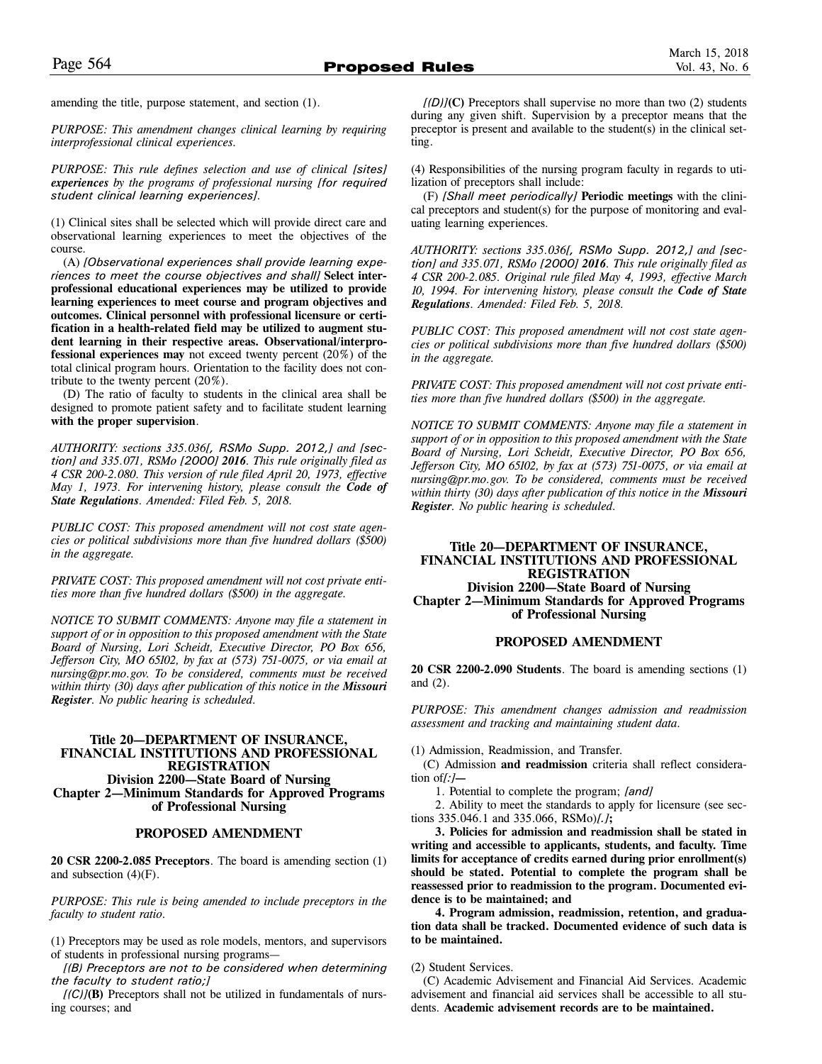amending the title, purpose statement, and section (1).

*PURPOSE: This amendment changes clinical learning by requiring interprofessional clinical experiences.*

*PURPOSE: This rule defines selection and use of clinical [sites] **experiences** by the programs of professional nursing [for required student clinical learning experiences].*

(1) Clinical sites shall be selected which will provide direct care and observational learning experiences to meet the objectives of the course.

(A) *[Observational experiences shall provide learning experiences to meet the course objectives and shall]* **Select interprofessional educational experiences may be utilized to provide learning experiences to meet course and program objectives and outcomes. Clinical personnel with professional licensure or certification in a health-related field may be utilized to augment student learning in their respective areas. Observational/interprofessional experiences may** not exceed twenty percent (20%) of the total clinical program hours. Orientation to the facility does not contribute to the twenty percent (20%).

(D) The ratio of faculty to students in the clinical area shall be designed to promote patient safety and to facilitate student learning **with the proper supervision**.

*AUTHORITY: sections 335.036[, RSMo Supp. 2012,] and [section] and 335.071, RSMo [2000] **2016**. This rule originally filed as 4 CSR 200-2.080. This version of rule filed April 20, 1973, effective May 1, 1973. For intervening history, please consult the **Code of State Regulations**. Amended: Filed Feb. 5, 2018.*

*PUBLIC COST: This proposed amendment will not cost state agencies or political subdivisions more than five hundred dollars ($500) in the aggregate.*

*PRIVATE COST: This proposed amendment will not cost private entities more than five hundred dollars ($500) in the aggregate.*

*NOTICE TO SUBMIT COMMENTS: Anyone may file a statement in support of or in opposition to this proposed amendment with the State Board of Nursing, Lori Scheidt, Executive Director, PO Box 656, Jefferson City, MO 65102, by fax at (573) 751-0075, or via email at nursing@pr.mo.gov. To be considered, comments must be received within thirty (30) days after publication of this notice in the **Missouri Register**. No public hearing is scheduled.*

## Title 20—DEPARTMENT OF INSURANCE, FINANCIAL INSTITUTIONS AND PROFESSIONAL REGISTRATION
## Division 2200—State Board of Nursing
## Chapter 2—Minimum Standards for Approved Programs of Professional Nursing

### PROPOSED AMENDMENT

**20 CSR 2200-2.085 Preceptors**. The board is amending section (1) and subsection (4)(F).

*PURPOSE: This rule is being amended to include preceptors in the faculty to student ratio.*

(1) Preceptors may be used as role models, mentors, and supervisors of students in professional nursing programs—

*[(B) Preceptors are not to be considered when determining the faculty to student ratio;]*

*[(C)]***(B)** Preceptors shall not be utilized in fundamentals of nursing courses; and

*[(D)]***(C)** Preceptors shall supervise no more than two (2) students during any given shift. Supervision by a preceptor means that the preceptor is present and available to the student(s) in the clinical setting.

(4) Responsibilities of the nursing program faculty in regards to utilization of preceptors shall include:

(F) *[Shall meet periodically]* **Periodic meetings** with the clinical preceptors and student(s) for the purpose of monitoring and evaluating learning experiences.

*AUTHORITY: sections 335.036[, RSMo Supp. 2012,] and [section] and 335.071, RSMo [2000] **2016**. This rule originally filed as 4 CSR 200-2.085. Original rule filed May 4, 1993, effective March 10, 1994. For intervening history, please consult the **Code of State Regulations**. Amended: Filed Feb. 5, 2018.*

*PUBLIC COST: This proposed amendment will not cost state agencies or political subdivisions more than five hundred dollars ($500) in the aggregate.*

*PRIVATE COST: This proposed amendment will not cost private entities more than five hundred dollars ($500) in the aggregate.*

*NOTICE TO SUBMIT COMMENTS: Anyone may file a statement in support of or in opposition to this proposed amendment with the State Board of Nursing, Lori Scheidt, Executive Director, PO Box 656, Jefferson City, MO 65102, by fax at (573) 751-0075, or via email at nursing@pr.mo.gov. To be considered, comments must be received within thirty (30) days after publication of this notice in the **Missouri Register**. No public hearing is scheduled.*

## Title 20—DEPARTMENT OF INSURANCE, FINANCIAL INSTITUTIONS AND PROFESSIONAL REGISTRATION
## Division 2200—State Board of Nursing
## Chapter 2—Minimum Standards for Approved Programs of Professional Nursing

### PROPOSED AMENDMENT

**20 CSR 2200-2.090 Students**. The board is amending sections (1) and (2).

*PURPOSE: This amendment changes admission and readmission assessment and tracking and maintaining student data.*

(1) Admission, Readmission, and Transfer.

(C) Admission **and readmission** criteria shall reflect consideration of*[:]***—**

1. Potential to complete the program; *[and]*

2. Ability to meet the standards to apply for licensure (see sections 335.046.1 and 335.066, RSMo)*[.]***;**

**3. Policies for admission and readmission shall be stated in writing and accessible to applicants, students, and faculty. Time limits for acceptance of credits earned during prior enrollment(s) should be stated. Potential to complete the program shall be reassessed prior to readmission to the program. Documented evidence is to be maintained; and**

**4. Program admission, readmission, retention, and graduation data shall be tracked. Documented evidence of such data is to be maintained.**

(2) Student Services.

(C) Academic Advisement and Financial Aid Services. Academic advisement and financial aid services shall be accessible to all students. **Academic advisement records are to be maintained.**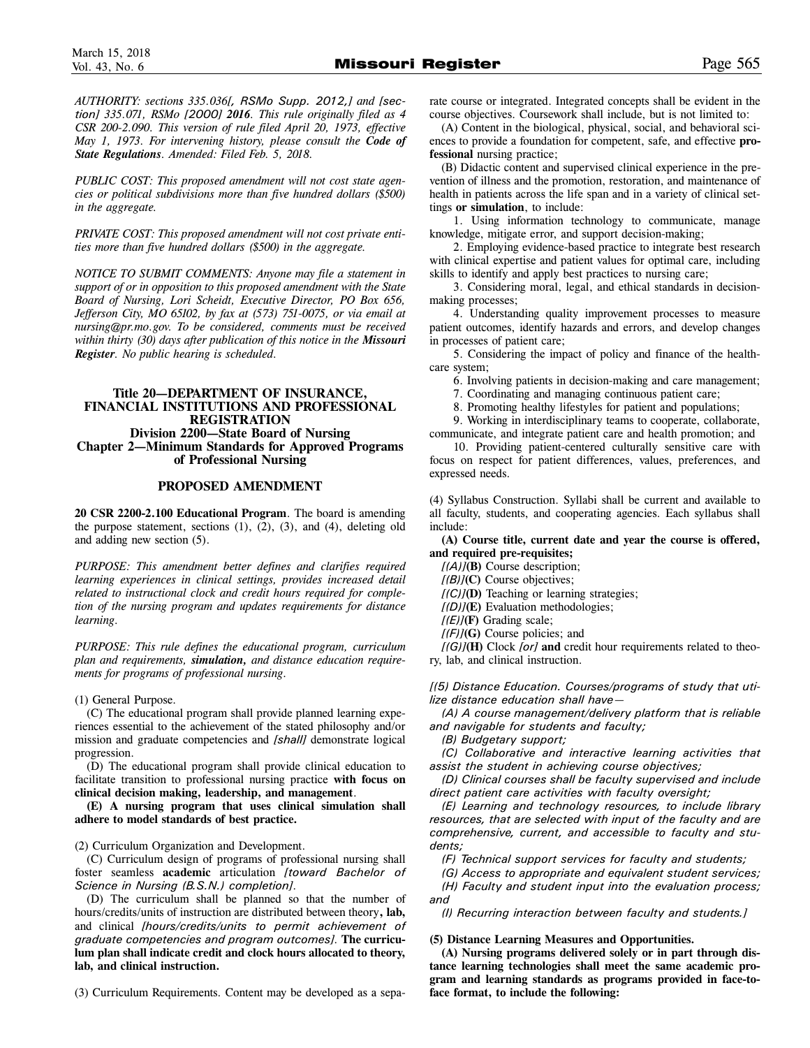*AUTHORITY: sections 335.036[, RSMo Supp. 2012,] and [section] 335.071, RSMo [2000] **2016**. This rule originally filed as 4 CSR 200-2.090. This version of rule filed April 20, 1973, effective May 1, 1973. For intervening history, please consult the **Code of State Regulations**. Amended: Filed Feb. 5, 2018.*

*PUBLIC COST: This proposed amendment will not cost state agencies or political subdivisions more than five hundred dollars ($500) in the aggregate.*

*PRIVATE COST: This proposed amendment will not cost private entities more than five hundred dollars ($500) in the aggregate.*

*NOTICE TO SUBMIT COMMENTS: Anyone may file a statement in support of or in opposition to this proposed amendment with the State Board of Nursing, Lori Scheidt, Executive Director, PO Box 656, Jefferson City, MO 65102, by fax at (573) 751-0075, or via email at nursing@pr.mo.gov. To be considered, comments must be received within thirty (30) days after publication of this notice in the **Missouri Register**. No public hearing is scheduled.*

## Title 20—DEPARTMENT OF INSURANCE, FINANCIAL INSTITUTIONS AND PROFESSIONAL REGISTRATION
### Division 2200—State Board of Nursing
### Chapter 2—Minimum Standards for Approved Programs of Professional Nursing

### PROPOSED AMENDMENT

**20 CSR 2200-2.100 Educational Program**. The board is amending the purpose statement, sections (1), (2), (3), and (4), deleting old and adding new section (5).

*PURPOSE: This amendment better defines and clarifies required learning experiences in clinical settings, provides increased detail related to instructional clock and credit hours required for completion of the nursing program and updates requirements for distance learning.*

*PURPOSE: This rule defines the educational program, curriculum plan and requirements, **simulation,** and distance education requirements for programs of professional nursing.*

(1) General Purpose.

(C) The educational program shall provide planned learning experiences essential to the achievement of the stated philosophy and/or mission and graduate competencies and *[shall]* demonstrate logical progression.

(D) The educational program shall provide clinical education to facilitate transition to professional nursing practice **with focus on clinical decision making, leadership, and management**.

**(E) A nursing program that uses clinical simulation shall adhere to model standards of best practice.**

(2) Curriculum Organization and Development.

(C) Curriculum design of programs of professional nursing shall foster seamless **academic** articulation *[toward Bachelor of Science in Nursing (B.S.N.) completion]*.

(D) The curriculum shall be planned so that the number of hours/credits/units of instruction are distributed between theory**, lab,** and clinical *[hours/credits/units to permit achievement of graduate competencies and program outcomes]*. **The curriculum plan shall indicate credit and clock hours allocated to theory, lab, and clinical instruction.**

(3) Curriculum Requirements. Content may be developed as a separate course or integrated. Integrated concepts shall be evident in the course objectives. Coursework shall include, but is not limited to:

(A) Content in the biological, physical, social, and behavioral sciences to provide a foundation for competent, safe, and effective **professional** nursing practice;

(B) Didactic content and supervised clinical experience in the prevention of illness and the promotion, restoration, and maintenance of health in patients across the life span and in a variety of clinical settings **or simulation**, to include:

1. Using information technology to communicate, manage knowledge, mitigate error, and support decision-making;
2. Employing evidence-based practice to integrate best research with clinical expertise and patient values for optimal care, including skills to identify and apply best practices to nursing care;
3. Considering moral, legal, and ethical standards in decision-making processes;
4. Understanding quality improvement processes to measure patient outcomes, identify hazards and errors, and develop changes in processes of patient care;
5. Considering the impact of policy and finance of the health-care system;
6. Involving patients in decision-making and care management;
7. Coordinating and managing continuous patient care;
8. Promoting healthy lifestyles for patient and populations;
9. Working in interdisciplinary teams to cooperate, collaborate, communicate, and integrate patient care and health promotion; and
10. Providing patient-centered culturally sensitive care with focus on respect for patient differences, values, preferences, and expressed needs.

(4) Syllabus Construction. Syllabi shall be current and available to all faculty, students, and cooperating agencies. Each syllabus shall include:

**(A) Course title, current date and year the course is offered, and required pre-requisites;**

*[(A)]***(B)** Course description;

*[(B)]***(C)** Course objectives;

*[(C)]***(D)** Teaching or learning strategies;

*[(D)]***(E)** Evaluation methodologies;

*[(E)]***(F)** Grading scale;

*[(F)]***(G)** Course policies; and

*[(G)]***(H)** Clock *[or]* **and** credit hour requirements related to theory, lab, and clinical instruction.

*[(5) Distance Education. Courses/programs of study that utilize distance education shall have—*

*(A) A course management/delivery platform that is reliable and navigable for students and faculty;*

*(B) Budgetary support;*

*(C) Collaborative and interactive learning activities that assist the student in achieving course objectives;*

*(D) Clinical courses shall be faculty supervised and include direct patient care activities with faculty oversight;*

*(E) Learning and technology resources, to include library resources, that are selected with input of the faculty and are comprehensive, current, and accessible to faculty and students;*

*(F) Technical support services for faculty and students;*

*(G) Access to appropriate and equivalent student services;*

*(H) Faculty and student input into the evaluation process; and*

*(I) Recurring interaction between faculty and students.]*

**(5) Distance Learning Measures and Opportunities.**

**(A) Nursing programs delivered solely or in part through distance learning technologies shall meet the same academic program and learning standards as programs provided in face-to-face format, to include the following:**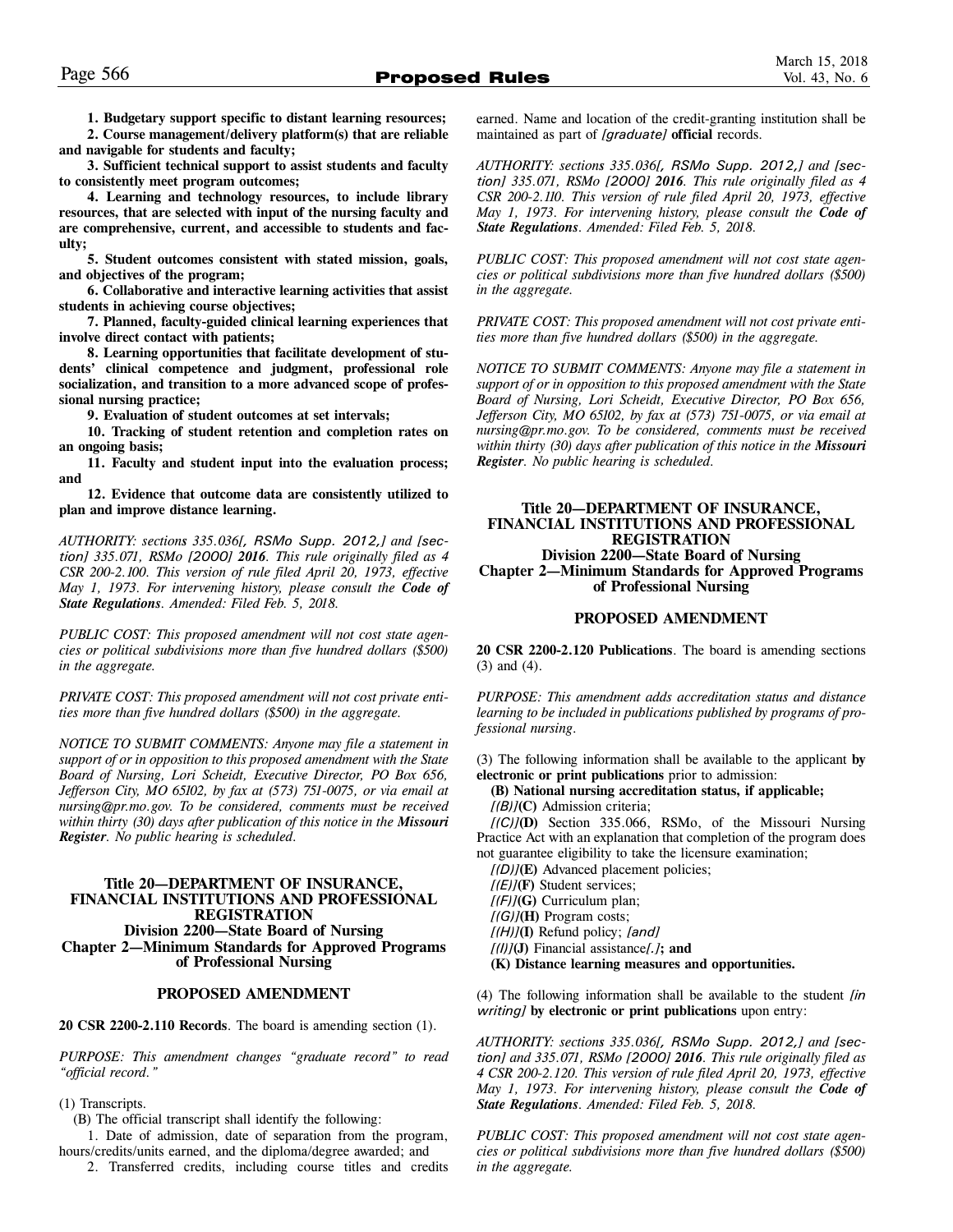**1. Budgetary support specific to distant learning resources;**

**2. Course management/delivery platform(s) that are reliable and navigable for students and faculty;**

**3. Sufficient technical support to assist students and faculty to consistently meet program outcomes;**

**4. Learning and technology resources, to include library resources, that are selected with input of the nursing faculty and are comprehensive, current, and accessible to students and faculty;**

**5. Student outcomes consistent with stated mission, goals, and objectives of the program;**

**6. Collaborative and interactive learning activities that assist students in achieving course objectives;**

**7. Planned, faculty-guided clinical learning experiences that involve direct contact with patients;**

**8. Learning opportunities that facilitate development of students' clinical competence and judgment, professional role socialization, and transition to a more advanced scope of professional nursing practice;**

**9. Evaluation of student outcomes at set intervals;**

**10. Tracking of student retention and completion rates on an ongoing basis;**

**11. Faculty and student input into the evaluation process; and**

**12. Evidence that outcome data are consistently utilized to plan and improve distance learning.**

*AUTHORITY: sections 335.036[, RSMo Supp. 2012,] and [section] 335.071, RSMo [2000] **2016**. This rule originally filed as 4 CSR 200-2.100. This version of rule filed April 20, 1973, effective May 1, 1973. For intervening history, please consult the **Code of State Regulations**. Amended: Filed Feb. 5, 2018.*

*PUBLIC COST: This proposed amendment will not cost state agencies or political subdivisions more than five hundred dollars ($500) in the aggregate.*

*PRIVATE COST: This proposed amendment will not cost private entities more than five hundred dollars ($500) in the aggregate.*

*NOTICE TO SUBMIT COMMENTS: Anyone may file a statement in support of or in opposition to this proposed amendment with the State Board of Nursing, Lori Scheidt, Executive Director, PO Box 656, Jefferson City, MO 65102, by fax at (573) 751-0075, or via email at nursing@pr.mo.gov. To be considered, comments must be received within thirty (30) days after publication of this notice in the **Missouri Register**. No public hearing is scheduled.*

## Title 20—DEPARTMENT OF INSURANCE, FINANCIAL INSTITUTIONS AND PROFESSIONAL REGISTRATION
## Division 2200—State Board of Nursing
## Chapter 2—Minimum Standards for Approved Programs of Professional Nursing

### PROPOSED AMENDMENT

**20 CSR 2200-2.110 Records**. The board is amending section (1).

*PURPOSE: This amendment changes "graduate record" to read "official record."*

(1) Transcripts.

(B) The official transcript shall identify the following:

1. Date of admission, date of separation from the program, hours/credits/units earned, and the diploma/degree awarded; and

2. Transferred credits, including course titles and credits earned. Name and location of the credit-granting institution shall be maintained as part of *[graduate]* **official** records.

*AUTHORITY: sections 335.036[, RSMo Supp. 2012,] and [section] 335.071, RSMo [2000] **2016**. This rule originally filed as 4 CSR 200-2.110. This version of rule filed April 20, 1973, effective May 1, 1973. For intervening history, please consult the **Code of State Regulations**. Amended: Filed Feb. 5, 2018.*

*PUBLIC COST: This proposed amendment will not cost state agencies or political subdivisions more than five hundred dollars ($500) in the aggregate.*

*PRIVATE COST: This proposed amendment will not cost private entities more than five hundred dollars ($500) in the aggregate.*

*NOTICE TO SUBMIT COMMENTS: Anyone may file a statement in support of or in opposition to this proposed amendment with the State Board of Nursing, Lori Scheidt, Executive Director, PO Box 656, Jefferson City, MO 65102, by fax at (573) 751-0075, or via email at nursing@pr.mo.gov. To be considered, comments must be received within thirty (30) days after publication of this notice in the **Missouri Register**. No public hearing is scheduled.*

## Title 20—DEPARTMENT OF INSURANCE, FINANCIAL INSTITUTIONS AND PROFESSIONAL REGISTRATION
## Division 2200—State Board of Nursing
## Chapter 2—Minimum Standards for Approved Programs of Professional Nursing

### PROPOSED AMENDMENT

**20 CSR 2200-2.120 Publications**. The board is amending sections (3) and (4).

*PURPOSE: This amendment adds accreditation status and distance learning to be included in publications published by programs of professional nursing.*

(3) The following information shall be available to the applicant **by electronic or print publications** prior to admission:

**(B) National nursing accreditation status, if applicable;**

*[(B)]***(C)** Admission criteria;

*[(C)]***(D)** Section 335.066, RSMo, of the Missouri Nursing Practice Act with an explanation that completion of the program does not guarantee eligibility to take the licensure examination;

*[(D)]***(E)** Advanced placement policies;

*[(E)]***(F)** Student services;

*[(F)]***(G)** Curriculum plan;

*[(G)]***(H)** Program costs;

*[(H)]***(I)** Refund policy; *[and]*

*[(I)]***(J)** Financial assistance*[.]***; and**

**(K) Distance learning measures and opportunities.**

(4) The following information shall be available to the student *[in writing]* **by electronic or print publications** upon entry:

*AUTHORITY: sections 335.036[, RSMo Supp. 2012,] and [section] and 335.071, RSMo [2000] **2016**. This rule originally filed as 4 CSR 200-2.120. This version of rule filed April 20, 1973, effective May 1, 1973. For intervening history, please consult the **Code of State Regulations**. Amended: Filed Feb. 5, 2018.*

*PUBLIC COST: This proposed amendment will not cost state agencies or political subdivisions more than five hundred dollars ($500) in the aggregate.*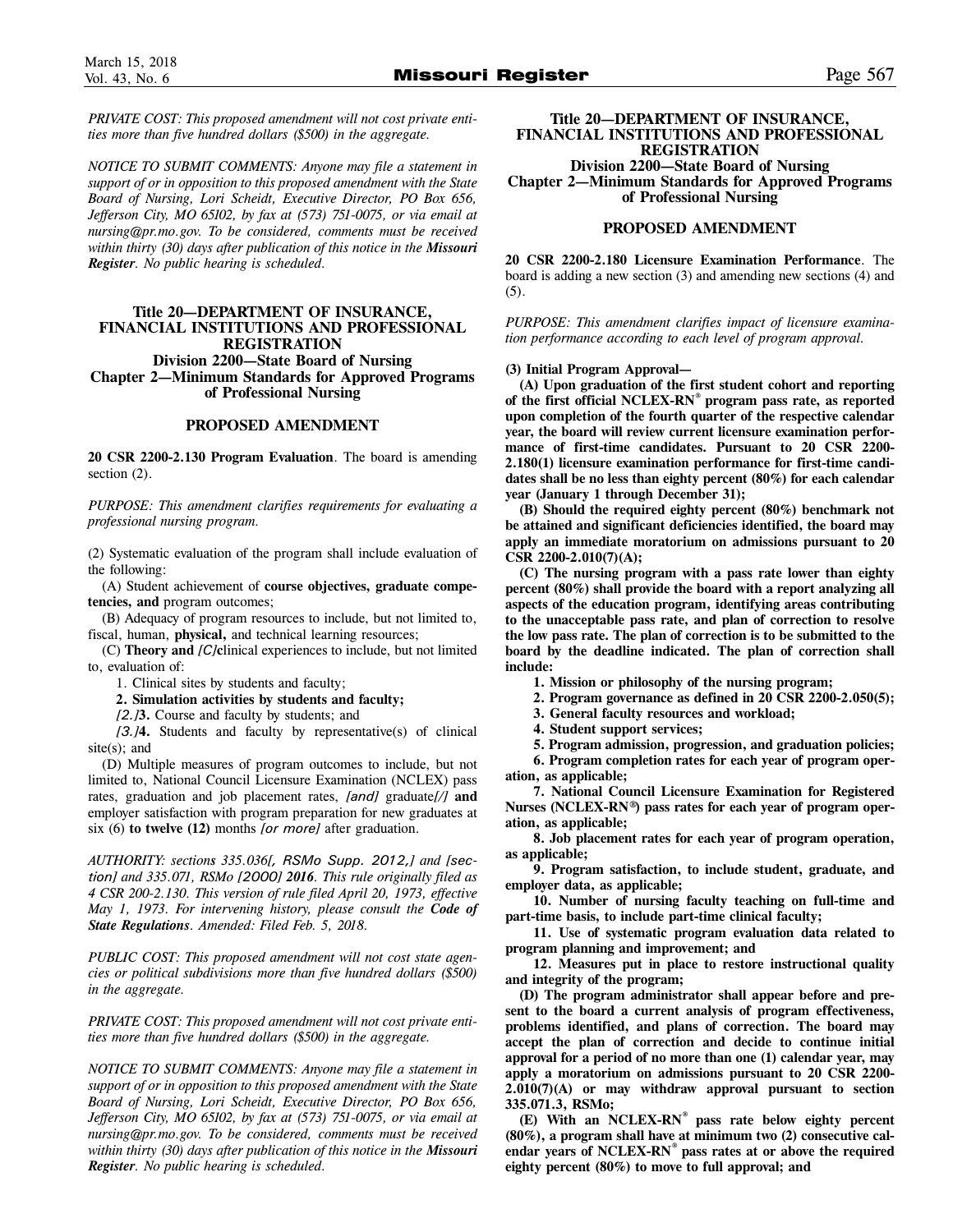*PRIVATE COST: This proposed amendment will not cost private entities more than five hundred dollars ($500) in the aggregate.*

*NOTICE TO SUBMIT COMMENTS: Anyone may file a statement in support of or in opposition to this proposed amendment with the State Board of Nursing, Lori Scheidt, Executive Director, PO Box 656, Jefferson City, MO 65102, by fax at (573) 751-0075, or via email at nursing@pr.mo.gov. To be considered, comments must be received within thirty (30) days after publication of this notice in the **Missouri Register**. No public hearing is scheduled.*

### Title 20—DEPARTMENT OF INSURANCE, FINANCIAL INSTITUTIONS AND PROFESSIONAL REGISTRATION
### Division 2200—State Board of Nursing
### Chapter 2—Minimum Standards for Approved Programs of Professional Nursing

### PROPOSED AMENDMENT

**20 CSR 2200-2.130 Program Evaluation**. The board is amending section (2).

*PURPOSE: This amendment clarifies requirements for evaluating a professional nursing program.*

(2) Systematic evaluation of the program shall include evaluation of the following:

(A) Student achievement of **course objectives, graduate competencies, and** program outcomes;

(B) Adequacy of program resources to include, but not limited to, fiscal, human, **physical,** and technical learning resources;

(C) **Theory and** *[C]***c**linical experiences to include, but not limited to, evaluation of:

1. Clinical sites by students and faculty;

**2. Simulation activities by students and faculty;**

*[2.]***3.** Course and faculty by students; and

*[3.]***4.** Students and faculty by representative(s) of clinical site(s); and

(D) Multiple measures of program outcomes to include, but not limited to, National Council Licensure Examination (NCLEX) pass rates, graduation and job placement rates, *[and]* graduate*[/]* **and** employer satisfaction with program preparation for new graduates at six (6) **to twelve (12)** months *[or more]* after graduation.

*AUTHORITY: sections 335.036[, RSMo Supp. 2012,] and [section] and 335.071, RSMo [2000] **2016**. This rule originally filed as 4 CSR 200-2.130. This version of rule filed April 20, 1973, effective May 1, 1973. For intervening history, please consult the **Code of State Regulations**. Amended: Filed Feb. 5, 2018.*

*PUBLIC COST: This proposed amendment will not cost state agencies or political subdivisions more than five hundred dollars ($500) in the aggregate.*

*PRIVATE COST: This proposed amendment will not cost private entities more than five hundred dollars ($500) in the aggregate.*

*NOTICE TO SUBMIT COMMENTS: Anyone may file a statement in support of or in opposition to this proposed amendment with the State Board of Nursing, Lori Scheidt, Executive Director, PO Box 656, Jefferson City, MO 65102, by fax at (573) 751-0075, or via email at nursing@pr.mo.gov. To be considered, comments must be received within thirty (30) days after publication of this notice in the **Missouri Register**. No public hearing is scheduled.*

### Title 20—DEPARTMENT OF INSURANCE, FINANCIAL INSTITUTIONS AND PROFESSIONAL REGISTRATION
### Division 2200—State Board of Nursing
### Chapter 2—Minimum Standards for Approved Programs of Professional Nursing

### PROPOSED AMENDMENT

**20 CSR 2200-2.180 Licensure Examination Performance**. The board is adding a new section (3) and amending new sections (4) and (5).

*PURPOSE: This amendment clarifies impact of licensure examination performance according to each level of program approval.*

**(3) Initial Program Approval—**

**(A) Upon graduation of the first student cohort and reporting of the first official NCLEX-RN® program pass rate, as reported upon completion of the fourth quarter of the respective calendar year, the board will review current licensure examination performance of first-time candidates. Pursuant to 20 CSR 2200-2.180(1) licensure examination performance for first-time candidates shall be no less than eighty percent (80%) for each calendar year (January 1 through December 31);**

**(B) Should the required eighty percent (80%) benchmark not be attained and significant deficiencies identified, the board may apply an immediate moratorium on admissions pursuant to 20 CSR 2200-2.010(7)(A);**

**(C) The nursing program with a pass rate lower than eighty percent (80%) shall provide the board with a report analyzing all aspects of the education program, identifying areas contributing to the unacceptable pass rate, and plan of correction to resolve the low pass rate. The plan of correction is to be submitted to the board by the deadline indicated. The plan of correction shall include:**

**1. Mission or philosophy of the nursing program;**

**2. Program governance as defined in 20 CSR 2200-2.050(5);**

**3. General faculty resources and workload;**

**4. Student support services;**

**5. Program admission, progression, and graduation policies;**

**6. Program completion rates for each year of program operation, as applicable;**

**7. National Council Licensure Examination for Registered Nurses (NCLEX-RN®) pass rates for each year of program operation, as applicable;**

**8. Job placement rates for each year of program operation, as applicable;**

**9. Program satisfaction, to include student, graduate, and employer data, as applicable;**

**10. Number of nursing faculty teaching on full-time and part-time basis, to include part-time clinical faculty;**

**11. Use of systematic program evaluation data related to program planning and improvement; and**

**12. Measures put in place to restore instructional quality and integrity of the program;**

**(D) The program administrator shall appear before and present to the board a current analysis of program effectiveness, problems identified, and plans of correction. The board may accept the plan of correction and decide to continue initial approval for a period of no more than one (1) calendar year, may apply a moratorium on admissions pursuant to 20 CSR 2200-2.010(7)(A) or may withdraw approval pursuant to section 335.071.3, RSMo;**

**(E) With an NCLEX-RN® pass rate below eighty percent (80%), a program shall have at minimum two (2) consecutive calendar years of NCLEX-RN® pass rates at or above the required eighty percent (80%) to move to full approval; and**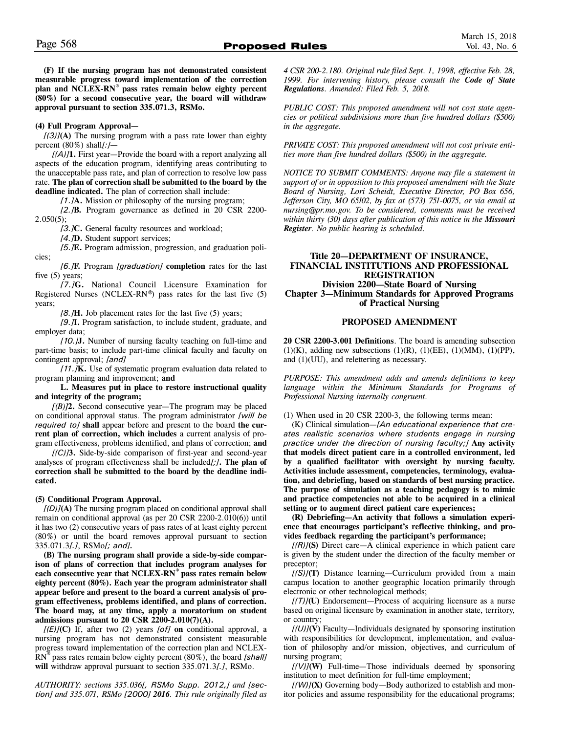**(F) If the nursing program has not demonstrated consistent measurable progress toward implementation of the correction plan and NCLEX-RN® pass rates remain below eighty percent (80%) for a second consecutive year, the board will withdraw approval pursuant to section 335.071.3, RSMo.**

**(4) Full Program Approval—**

*[(3)]***(A)** The nursing program with a pass rate lower than eighty percent (80%) shall*[:]*—

*[(A)]***1.** First year—Provide the board with a report analyzing all aspects of the education program, identifying areas contributing to the unacceptable pass rate**,** and plan of correction to resolve low pass rate. **The plan of correction shall be submitted to the board by the deadline indicated.** The plan of correction shall include:

*[1.]***A.** Mission or philosophy of the nursing program;

*[2.]***B.** Program governance as defined in 20 CSR 2200-2.050(5);

*[3.]***C.** General faculty resources and workload;

*[4.]***D.** Student support services;

*[5.]***E.** Program admission, progression, and graduation policies;

*[6.]***F.** Program *[graduation]* **completion** rates for the last five (5) years;

*[7.]***G.** National Council Licensure Examination for Registered Nurses (NCLEX-RN®) pass rates for the last five (5) years;

*[8.]***H.** Job placement rates for the last five (5) years;

*[9.]***I.** Program satisfaction, to include student, graduate, and employer data;

*[10.]***J.** Number of nursing faculty teaching on full-time and part-time basis; to include part-time clinical faculty and faculty on contingent approval; *[and]*

*[11.]***K.** Use of systematic program evaluation data related to program planning and improvement; **and**

**L. Measures put in place to restore instructional quality and integrity of the program;**

*[(B)]***2.** Second consecutive year—The program may be placed on conditional approval status. The program administrator *[will be required to]* **shall** appear before and present to the board **the current plan of correction, which includes** a current analysis of program effectiveness, problems identified, and plans of correction; **and**

*[(C)]***3.** Side-by-side comparison of first-year and second-year analyses of program effectiveness shall be included*[;]***. The plan of correction shall be submitted to the board by the deadline indicated.**

**(5) Conditional Program Approval.**

*[(D)]***(A)** The nursing program placed on conditional approval shall remain on conditional approval (as per 20 CSR 2200-2.010(6)) until it has two (2) consecutive years of pass rates of at least eighty percent (80%) or until the board removes approval pursuant to section 335.071.3*[.]*, RSMo*[; and]***.**

**(B) The nursing program shall provide a side-by-side comparison of plans of correction that includes program analyses for each consecutive year that NCLEX-RN® pass rates remain below eighty percent (80%). Each year the program administrator shall appear before and present to the board a current analysis of program effectiveness, problems identified, and plans of correction. The board may, at any time, apply a moratorium on student admissions pursuant to 20 CSR 2200-2.010(7)(A).**

*[(E)]***(C)** If, after two (2) years *[of]* **on** conditional approval, a nursing program has not demonstrated consistent measurable progress toward implementation of the correction plan and NCLEX-RN® pass rates remain below eighty percent (80%), the board *[shall]* **will** withdraw approval pursuant to section 335.071.3*[.]*, RSMo.

*AUTHORITY: sections 335.036[, RSMo Supp. 2012,] and [section] and 335.071, RSMo [2000]* ***2016****. This rule originally filed as 4 CSR 200-2.180. Original rule filed Sept. 1, 1998, effective Feb. 28, 1999. For intervening history, please consult the* ***Code of State Regulations****. Amended: Filed Feb. 5, 2018.*

*PUBLIC COST: This proposed amendment will not cost state agencies or political subdivisions more than five hundred dollars ($500) in the aggregate.*

*PRIVATE COST: This proposed amendment will not cost private entities more than five hundred dollars ($500) in the aggregate.*

*NOTICE TO SUBMIT COMMENTS: Anyone may file a statement in support of or in opposition to this proposed amendment with the State Board of Nursing, Lori Scheidt, Executive Director, PO Box 656, Jefferson City, MO 65102, by fax at (573) 751-0075, or via email at nursing@pr.mo.gov. To be considered, comments must be received within thirty (30) days after publication of this notice in the* ***Missouri Register****. No public hearing is scheduled.*

## Title 20—DEPARTMENT OF INSURANCE, FINANCIAL INSTITUTIONS AND PROFESSIONAL REGISTRATION
## Division 2200—State Board of Nursing
## Chapter 3—Minimum Standards for Approved Programs of Practical Nursing

### PROPOSED AMENDMENT

**20 CSR 2200-3.001 Definitions**. The board is amending subsection (1)(K), adding new subsections (1)(R), (1)(EE), (1)(MM), (1)(PP), and (1)(UU), and relettering as necessary.

*PURPOSE: This amendment adds and amends definitions to keep language within the Minimum Standards for Programs of Professional Nursing internally congruent.*

(1) When used in 20 CSR 2200-3, the following terms mean:

(K) Clinical simulation—*[An educational experience that creates realistic scenarios where students engage in nursing practice under the direction of nursing faculty;]* **Any activity that models direct patient care in a controlled environment, led by a qualified facilitator with oversight by nursing faculty. Activities include assessment, competencies, terminology, evaluation, and debriefing, based on standards of best nursing practice. The purpose of simulation as a teaching pedagogy is to mimic and practice competencies not able to be acquired in a clinical setting or to augment direct patient care experiences;**

**(R) Debriefing—An activity that follows a simulation experience that encourages participant's reflective thinking, and provides feedback regarding the participant's performance;**

*[(R)]***(S)** Direct care—A clinical experience in which patient care is given by the student under the direction of the faculty member or preceptor;

*[(S)]***(T)** Distance learning—Curriculum provided from a main campus location to another geographic location primarily through electronic or other technological methods;

*[(T)]***(U)** Endorsement—Process of acquiring licensure as a nurse based on original licensure by examination in another state, territory, or country;

*[(U)]***(V)** Faculty—Individuals designated by sponsoring institution with responsibilities for development, implementation, and evaluation of philosophy and/or mission, objectives, and curriculum of nursing program;

*[(V)]***(W)** Full-time—Those individuals deemed by sponsoring institution to meet definition for full-time employment;

*[(W)]***(X)** Governing body—Body authorized to establish and monitor policies and assume responsibility for the educational programs;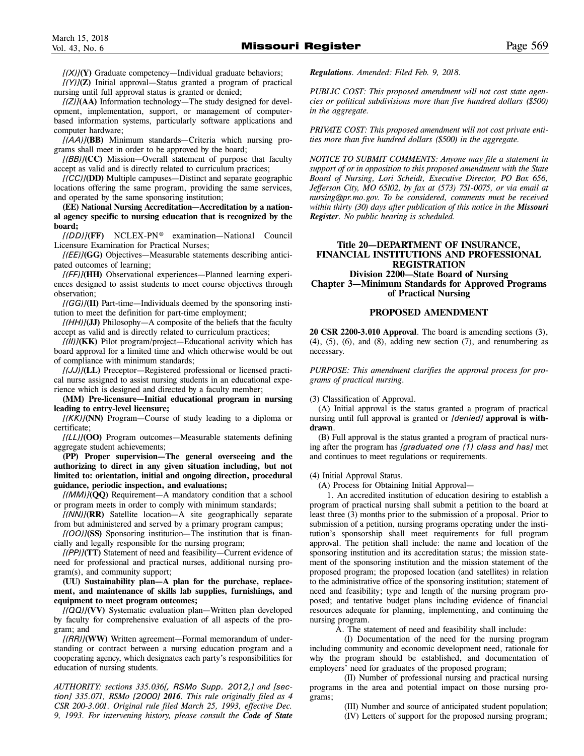*[(X)]***(Y)** Graduate competency—Individual graduate behaviors;

*[(Y)]***(Z)** Initial approval—Status granted a program of practical nursing until full approval status is granted or denied;

*[(Z)]***(AA)** Information technology—The study designed for development, implementation, support, or management of computer-based information systems, particularly software applications and computer hardware;

*[(AA)]***(BB)** Minimum standards—Criteria which nursing programs shall meet in order to be approved by the board;

*[(BB)]***(CC)** Mission—Overall statement of purpose that faculty accept as valid and is directly related to curriculum practices;

*[(CC)]***(DD)** Multiple campuses—Distinct and separate geographic locations offering the same program, providing the same services, and operated by the same sponsoring institution;

**(EE) National Nursing Accreditation—Accreditation by a national agency specific to nursing education that is recognized by the board;**

*[(DD)]***(FF)** NCLEX-PN® examination—National Council Licensure Examination for Practical Nurses;

*[(EE)]***(GG)** Objectives—Measurable statements describing anticipated outcomes of learning;

*[(FF)]***(HH)** Observational experiences—Planned learning experiences designed to assist students to meet course objectives through observation;

*[(GG)]***(II)** Part-time—Individuals deemed by the sponsoring institution to meet the definition for part-time employment;

*[(HH)]***(JJ)** Philosophy—A composite of the beliefs that the faculty accept as valid and is directly related to curriculum practices;

*[(II)]***(KK)** Pilot program/project—Educational activity which has board approval for a limited time and which otherwise would be out of compliance with minimum standards;

*[(JJ)]***(LL)** Preceptor—Registered professional or licensed practical nurse assigned to assist nursing students in an educational experience which is designed and directed by a faculty member;

**(MM) Pre-licensure—Initial educational program in nursing leading to entry-level licensure;**

*[(KK)]***(NN)** Program—Course of study leading to a diploma or certificate;

*[(LL)]***(OO)** Program outcomes—Measurable statements defining aggregate student achievements;

**(PP) Proper supervision—The general overseeing and the authorizing to direct in any given situation including, but not limited to: orientation, initial and ongoing direction, procedural guidance, periodic inspection, and evaluations;**

*[(MM)]***(QQ)** Requirement—A mandatory condition that a school or program meets in order to comply with minimum standards;

*[(NN)]***(RR)** Satellite location—A site geographically separate from but administered and served by a primary program campus;

*[(OO)]***(SS)** Sponsoring institution—The institution that is financially and legally responsible for the nursing program;

*[(PP)]***(TT)** Statement of need and feasibility—Current evidence of need for professional and practical nurses, additional nursing program(s), and community support;

**(UU) Sustainability plan—A plan for the purchase, replacement, and maintenance of skills lab supplies, furnishings, and equipment to meet program outcomes;**

*[(QQ)]***(VV)** Systematic evaluation plan—Written plan developed by faculty for comprehensive evaluation of all aspects of the program; and

*[(RR)]***(WW)** Written agreement—Formal memorandum of understanding or contract between a nursing education program and a cooperating agency, which designates each party's responsibilities for education of nursing students.

*AUTHORITY: sections 335.036[, RSMo Supp. 2012,] and [section] 335.071, RSMo [2000] **2016**. This rule originally filed as 4 CSR 200-3.001. Original rule filed March 25, 1993, effective Dec. 9, 1993. For intervening history, please consult the **Code of State Regulations**. Amended: Filed Feb. 9, 2018.*

*PUBLIC COST: This proposed amendment will not cost state agencies or political subdivisions more than five hundred dollars ($500) in the aggregate.*

*PRIVATE COST: This proposed amendment will not cost private entities more than five hundred dollars ($500) in the aggregate.*

*NOTICE TO SUBMIT COMMENTS: Anyone may file a statement in support of or in opposition to this proposed amendment with the State Board of Nursing, Lori Scheidt, Executive Director, PO Box 656, Jefferson City, MO 65102, by fax at (573) 751-0075, or via email at nursing@pr.mo.gov. To be considered, comments must be received within thirty (30) days after publication of this notice in the **Missouri Register**. No public hearing is scheduled.*

## Title 20—DEPARTMENT OF INSURANCE, FINANCIAL INSTITUTIONS AND PROFESSIONAL REGISTRATION
### Division 2200—State Board of Nursing
### Chapter 3—Minimum Standards for Approved Programs of Practical Nursing

### PROPOSED AMENDMENT

**20 CSR 2200-3.010 Approval**. The board is amending sections (3), (4), (5), (6), and (8), adding new section (7), and renumbering as necessary.

*PURPOSE: This amendment clarifies the approval process for programs of practical nursing.*

(3) Classification of Approval.

(A) Initial approval is the status granted a program of practical nursing until full approval is granted or *[denied]* **approval is withdrawn**.

(B) Full approval is the status granted a program of practical nursing after the program has *[graduated one (1) class and has]* met and continues to meet regulations or requirements.

(4) Initial Approval Status.

(A) Process for Obtaining Initial Approval—

1. An accredited institution of education desiring to establish a program of practical nursing shall submit a petition to the board at least three (3) months prior to the submission of a proposal. Prior to submission of a petition, nursing programs operating under the institution's sponsorship shall meet requirements for full program approval. The petition shall include: the name and location of the sponsoring institution and its accreditation status; the mission statement of the sponsoring institution and the mission statement of the proposed program; the proposed location (and satellites) in relation to the administrative office of the sponsoring institution; statement of need and feasibility; type and length of the nursing program proposed; and tentative budget plans including evidence of financial resources adequate for planning, implementing, and continuing the nursing program.

A. The statement of need and feasibility shall include:

(I) Documentation of the need for the nursing program including community and economic development need, rationale for why the program should be established, and documentation of employers' need for graduates of the proposed program;

(II) Number of professional nursing and practical nursing programs in the area and potential impact on those nursing programs;

(III) Number and source of anticipated student population;

(IV) Letters of support for the proposed nursing program;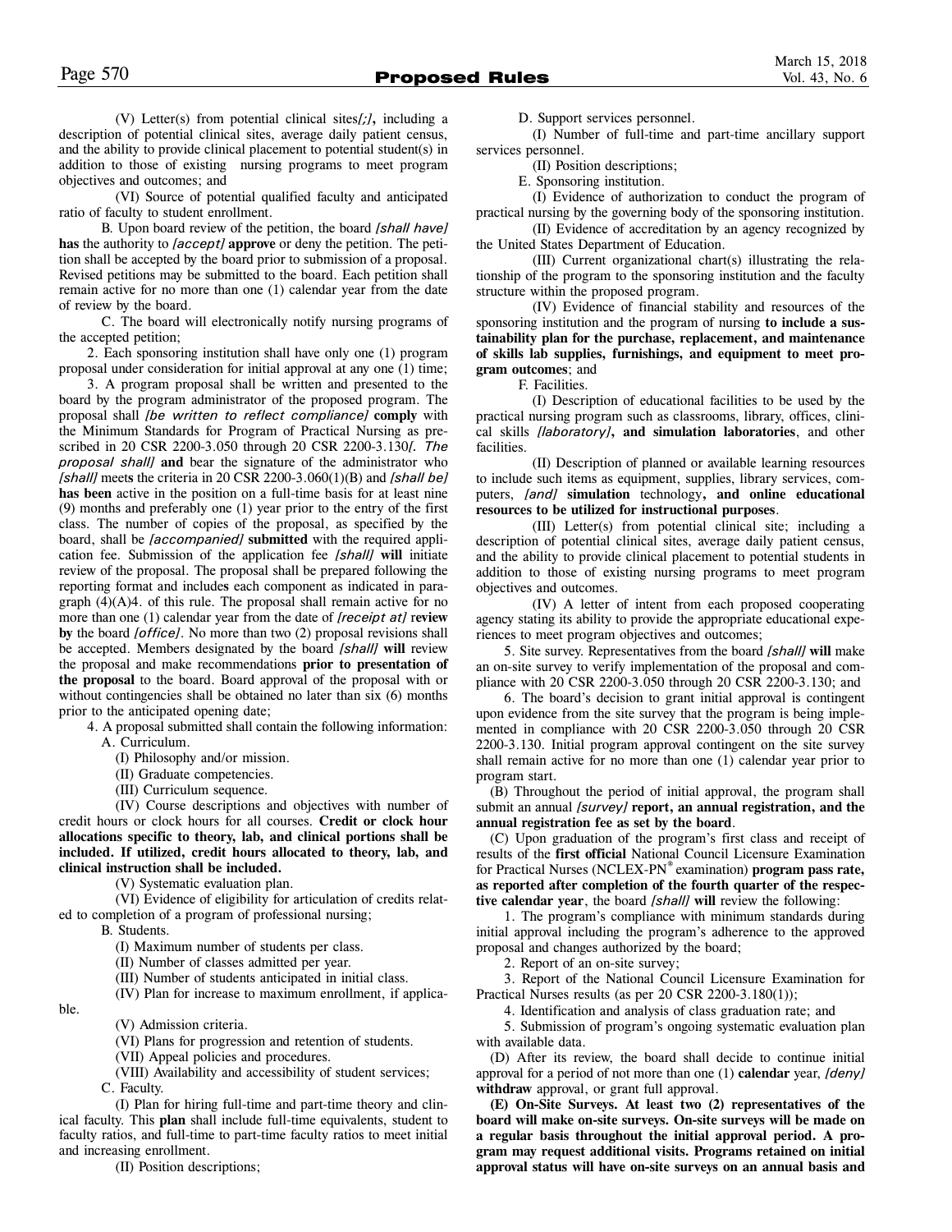(V) Letter(s) from potential clinical sites*[;]***,** including a description of potential clinical sites, average daily patient census, and the ability to provide clinical placement to potential student(s) in addition to those of existing nursing programs to meet program objectives and outcomes; and

(VI) Source of potential qualified faculty and anticipated ratio of faculty to student enrollment.

B. Upon board review of the petition, the board *[shall have]* **has** the authority to *[accept]* **approve** or deny the petition. The petition shall be accepted by the board prior to submission of a proposal. Revised petitions may be submitted to the board. Each petition shall remain active for no more than one (1) calendar year from the date of review by the board.

C. The board will electronically notify nursing programs of the accepted petition;

2. Each sponsoring institution shall have only one (1) program proposal under consideration for initial approval at any one (1) time;

3. A program proposal shall be written and presented to the board by the program administrator of the proposed program. The proposal shall *[be written to reflect compliance]* **comply** with the Minimum Standards for Program of Practical Nursing as prescribed in 20 CSR 2200-3.050 through 20 CSR 2200-3.130*[. The proposal shall]* **and** bear the signature of the administrator who *[shall]* meet**s** the criteria in 20 CSR 2200-3.060(1)(B) and *[shall be]* **has been** active in the position on a full-time basis for at least nine (9) months and preferably one (1) year prior to the entry of the first class. The number of copies of the proposal, as specified by the board, shall be *[accompanied]* **submitted** with the required application fee. Submission of the application fee *[shall]* **will** initiate review of the proposal. The proposal shall be prepared following the reporting format and include**s** each component as indicated in paragraph (4)(A)4. of this rule. The proposal shall remain active for no more than one (1) calendar year from the date of *[receipt at]* **review by** the board *[office]*. No more than two (2) proposal revisions shall be accepted. Members designated by the board *[shall]* **will** review the proposal and make recommendations **prior to presentation of the proposal** to the board. Board approval of the proposal with or without contingencies shall be obtained no later than six (6) months prior to the anticipated opening date;

4. A proposal submitted shall contain the following information:

A. Curriculum.

(I) Philosophy and/or mission.

(II) Graduate competencies.

(III) Curriculum sequence.

(IV) Course descriptions and objectives with number of credit hours or clock hours for all courses. **Credit or clock hour allocations specific to theory, lab, and clinical portions shall be included. If utilized, credit hours allocated to theory, lab, and clinical instruction shall be included.**

(V) Systematic evaluation plan.

(VI) Evidence of eligibility for articulation of credits related to completion of a program of professional nursing;

B. Students.

(I) Maximum number of students per class.

(II) Number of classes admitted per year.

(III) Number of students anticipated in initial class.

(IV) Plan for increase to maximum enrollment, if applicable.

(V) Admission criteria.

(VI) Plans for progression and retention of students.

(VII) Appeal policies and procedures.

(VIII) Availability and accessibility of student services;

C. Faculty.

(I) Plan for hiring full-time and part-time theory and clinical faculty. This **plan** shall include full-time equivalents, student to faculty ratios, and full-time to part-time faculty ratios to meet initial and increasing enrollment.

(II) Position descriptions;

D. Support services personnel.

(I) Number of full-time and part-time ancillary support services personnel.

(II) Position descriptions;

E. Sponsoring institution.

(I) Evidence of authorization to conduct the program of practical nursing by the governing body of the sponsoring institution.

(II) Evidence of accreditation by an agency recognized by the United States Department of Education.

(III) Current organizational chart(s) illustrating the relationship of the program to the sponsoring institution and the faculty structure within the proposed program.

(IV) Evidence of financial stability and resources of the sponsoring institution and the program of nursing **to include a sustainability plan for the purchase, replacement, and maintenance of skills lab supplies, furnishings, and equipment to meet program outcomes**; and

F. Facilities.

(I) Description of educational facilities to be used by the practical nursing program such as classrooms, library, offices, clinical skills *[laboratory]***, and simulation laboratories**, and other facilities.

(II) Description of planned or available learning resources to include such items as equipment, supplies, library services, computers, *[and]* **simulation** technology**, and online educational resources to be utilized for instructional purposes**.

(III) Letter(s) from potential clinical site; including a description of potential clinical sites, average daily patient census, and the ability to provide clinical placement to potential students in addition to those of existing nursing programs to meet program objectives and outcomes.

(IV) A letter of intent from each proposed cooperating agency stating its ability to provide the appropriate educational experiences to meet program objectives and outcomes;

5. Site survey. Representatives from the board *[shall]* **will** make an on-site survey to verify implementation of the proposal and compliance with 20 CSR 2200-3.050 through 20 CSR 2200-3.130; and

6. The board's decision to grant initial approval is contingent upon evidence from the site survey that the program is being implemented in compliance with 20 CSR 2200-3.050 through 20 CSR 2200-3.130. Initial program approval contingent on the site survey shall remain active for no more than one (1) calendar year prior to program start.

(B) Throughout the period of initial approval, the program shall submit an annual *[survey]* **report, an annual registration, and the annual registration fee as set by the board**.

(C) Upon graduation of the program's first class and receipt of results of the **first official** National Council Licensure Examination for Practical Nurses (NCLEX-PN® examination) **program pass rate, as reported after completion of the fourth quarter of the respective calendar year**, the board *[shall]* **will** review the following:

1. The program's compliance with minimum standards during initial approval including the program's adherence to the approved proposal and changes authorized by the board;

2. Report of an on-site survey;

3. Report of the National Council Licensure Examination for Practical Nurses results (as per 20 CSR 2200-3.180(1));

4. Identification and analysis of class graduation rate; and

5. Submission of program's ongoing systematic evaluation plan with available data.

(D) After its review, the board shall decide to continue initial approval for a period of not more than one (1) **calendar** year, *[deny]* **withdraw** approval, or grant full approval.

**(E) On-Site Surveys. At least two (2) representatives of the board will make on-site surveys. On-site surveys will be made on a regular basis throughout the initial approval period. A program may request additional visits. Programs retained on initial approval status will have on-site surveys on an annual basis and**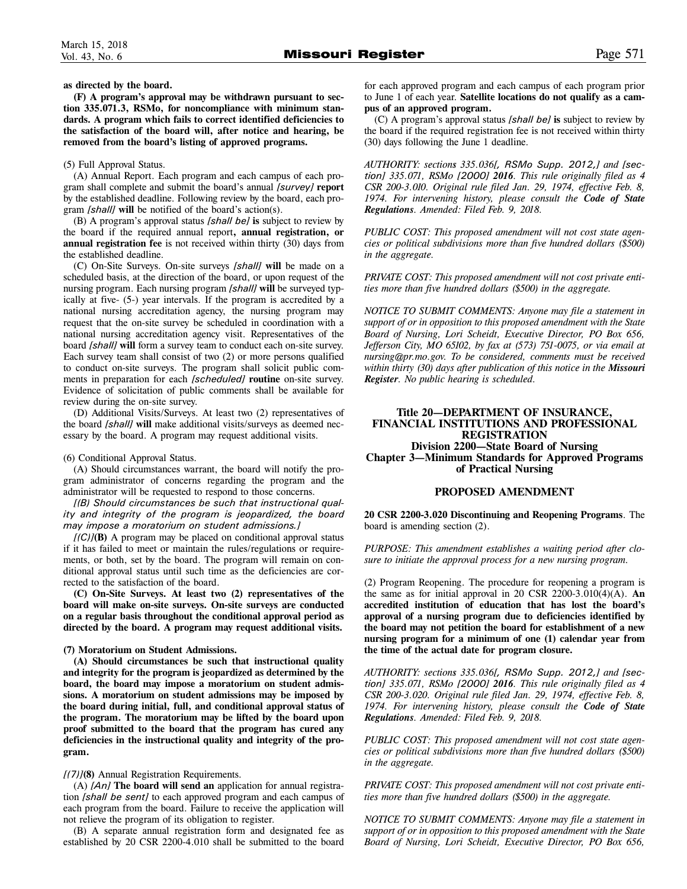**as directed by the board.**

**(F) A program's approval may be withdrawn pursuant to section 335.071.3, RSMo, for noncompliance with minimum standards. A program which fails to correct identified deficiencies to the satisfaction of the board will, after notice and hearing, be removed from the board's listing of approved programs.**

(5) Full Approval Status.

(A) Annual Report. Each program and each campus of each program shall complete and submit the board's annual *[survey]* **report** by the established deadline. Following review by the board, each program *[shall]* **will** be notified of the board's action(s).

(B) A program's approval status *[shall be]* **is** subject to review by the board if the required annual report**, annual registration, or annual registration fee** is not received within thirty (30) days from the established deadline.

(C) On-Site Surveys. On-site surveys *[shall]* **will** be made on a scheduled basis, at the direction of the board, or upon request of the nursing program. Each nursing program *[shall]* **will** be surveyed typically at five- (5-) year intervals. If the program is accredited by a national nursing accreditation agency, the nursing program may request that the on-site survey be scheduled in coordination with a national nursing accreditation agency visit. Representatives of the board *[shall]* **will** form a survey team to conduct each on-site survey. Each survey team shall consist of two (2) or more persons qualified to conduct on-site surveys. The program shall solicit public comments in preparation for each *[scheduled]* **routine** on-site survey. Evidence of solicitation of public comments shall be available for review during the on-site survey.

(D) Additional Visits/Surveys. At least two (2) representatives of the board *[shall]* **will** make additional visits/surveys as deemed necessary by the board. A program may request additional visits.

(6) Conditional Approval Status.

(A) Should circumstances warrant, the board will notify the program administrator of concerns regarding the program and the administrator will be requested to respond to those concerns.

*[(B) Should circumstances be such that instructional quality and integrity of the program is jeopardized, the board may impose a moratorium on student admissions.]*

*[(C)]***(B)** A program may be placed on conditional approval status if it has failed to meet or maintain the rules/regulations or requirements, or both, set by the board. The program will remain on conditional approval status until such time as the deficiencies are corrected to the satisfaction of the board.

**(C) On-Site Surveys. At least two (2) representatives of the board will make on-site surveys. On-site surveys are conducted on a regular basis throughout the conditional approval period as directed by the board. A program may request additional visits.**

**(7) Moratorium on Student Admissions.**

**(A) Should circumstances be such that instructional quality and integrity for the program is jeopardized as determined by the board, the board may impose a moratorium on student admissions. A moratorium on student admissions may be imposed by the board during initial, full, and conditional approval status of the program. The moratorium may be lifted by the board upon proof submitted to the board that the program has cured any deficiencies in the instructional quality and integrity of the program.**

*[(7)]***(8)** Annual Registration Requirements.

(A) *[An]* **The board will send an** application for annual registration *[shall be sent]* to each approved program and each campus of each program from the board. Failure to receive the application will not relieve the program of its obligation to register.

(B) A separate annual registration form and designated fee as established by 20 CSR 2200-4.010 shall be submitted to the board for each approved program and each campus of each program prior to June 1 of each year. **Satellite locations do not qualify as a campus of an approved program.**

(C) A program's approval status *[shall be]* **is** subject to review by the board if the required registration fee is not received within thirty (30) days following the June 1 deadline.

*AUTHORITY: sections 335.036[, RSMo Supp. 2012,] and [section] 335.071, RSMo [2000] **2016**. This rule originally filed as 4 CSR 200-3.010. Original rule filed Jan. 29, 1974, effective Feb. 8, 1974. For intervening history, please consult the **Code of State Regulations**. Amended: Filed Feb. 9, 2018.*

*PUBLIC COST: This proposed amendment will not cost state agencies or political subdivisions more than five hundred dollars ($500) in the aggregate.*

*PRIVATE COST: This proposed amendment will not cost private entities more than five hundred dollars ($500) in the aggregate.*

*NOTICE TO SUBMIT COMMENTS: Anyone may file a statement in support of or in opposition to this proposed amendment with the State Board of Nursing, Lori Scheidt, Executive Director, PO Box 656, Jefferson City, MO 65102, by fax at (573) 751-0075, or via email at nursing@pr.mo.gov. To be considered, comments must be received within thirty (30) days after publication of this notice in the **Missouri Register**. No public hearing is scheduled.*

## Title 20—DEPARTMENT OF INSURANCE, FINANCIAL INSTITUTIONS AND PROFESSIONAL REGISTRATION
## Division 2200—State Board of Nursing
## Chapter 3—Minimum Standards for Approved Programs of Practical Nursing

### PROPOSED AMENDMENT

**20 CSR 2200-3.020 Discontinuing and Reopening Programs**. The board is amending section (2).

*PURPOSE: This amendment establishes a waiting period after closure to initiate the approval process for a new nursing program.*

(2) Program Reopening. The procedure for reopening a program is the same as for initial approval in 20 CSR 2200-3.010(4)(A). **An accredited institution of education that has lost the board's approval of a nursing program due to deficiencies identified by the board may not petition the board for establishment of a new nursing program for a minimum of one (1) calendar year from the time of the actual date for program closure.**

*AUTHORITY: sections 335.036[, RSMo Supp. 2012,] and [section] 335.071, RSMo [2000] **2016**. This rule originally filed as 4 CSR 200-3.020. Original rule filed Jan. 29, 1974, effective Feb. 8, 1974. For intervening history, please consult the **Code of State Regulations**. Amended: Filed Feb. 9, 2018.*

*PUBLIC COST: This proposed amendment will not cost state agencies or political subdivisions more than five hundred dollars ($500) in the aggregate.*

*PRIVATE COST: This proposed amendment will not cost private entities more than five hundred dollars ($500) in the aggregate.*

*NOTICE TO SUBMIT COMMENTS: Anyone may file a statement in support of or in opposition to this proposed amendment with the State Board of Nursing, Lori Scheidt, Executive Director, PO Box 656,*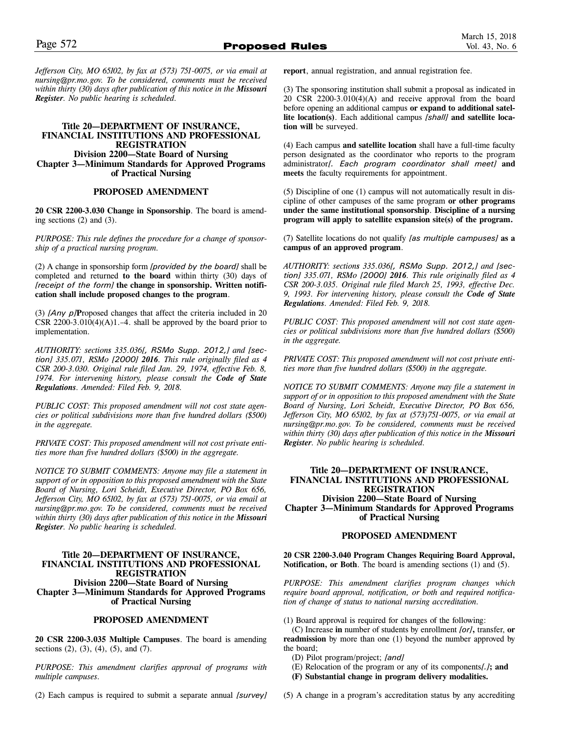*Jefferson City, MO 65102, by fax at (573) 751-0075, or via email at nursing@pr.mo.gov. To be considered, comments must be received within thirty (30) days after publication of this notice in the **Missouri Register**. No public hearing is scheduled.*

### Title 20—DEPARTMENT OF INSURANCE, FINANCIAL INSTITUTIONS AND PROFESSIONAL REGISTRATION
### Division 2200—State Board of Nursing
### Chapter 3—Minimum Standards for Approved Programs of Practical Nursing

#### PROPOSED AMENDMENT

**20 CSR 2200-3.030 Change in Sponsorship**. The board is amending sections (2) and (3).

*PURPOSE: This rule defines the procedure for a change of sponsorship of a practical nursing program.*

(2) A change in sponsorship form *[provided by the board]* shall be completed and returned **to the board** within thirty (30) days of *[receipt of the form]* **the change in sponsorship. Written notification shall include proposed changes to the program**.

(3) *[Any p]***P**roposed changes that affect the criteria included in 20 CSR 2200-3.010(4)(A)1.–4. shall be approved by the board prior to implementation.

*AUTHORITY: sections 335.036[, RSMo Supp. 2012,] and [section] 335.071, RSMo [2000] **2016**. This rule originally filed as 4 CSR 200-3.030. Original rule filed Jan. 29, 1974, effective Feb. 8, 1974. For intervening history, please consult the **Code of State Regulations**. Amended: Filed Feb. 9, 2018.*

*PUBLIC COST: This proposed amendment will not cost state agencies or political subdivisions more than five hundred dollars ($500) in the aggregate.*

*PRIVATE COST: This proposed amendment will not cost private entities more than five hundred dollars ($500) in the aggregate.*

*NOTICE TO SUBMIT COMMENTS: Anyone may file a statement in support of or in opposition to this proposed amendment with the State Board of Nursing, Lori Scheidt, Executive Director, PO Box 656, Jefferson City, MO 65102, by fax at (573) 751-0075, or via email at nursing@pr.mo.gov. To be considered, comments must be received within thirty (30) days after publication of this notice in the **Missouri Register**. No public hearing is scheduled.*

### Title 20—DEPARTMENT OF INSURANCE, FINANCIAL INSTITUTIONS AND PROFESSIONAL REGISTRATION
### Division 2200—State Board of Nursing
### Chapter 3—Minimum Standards for Approved Programs of Practical Nursing

#### PROPOSED AMENDMENT

**20 CSR 2200-3.035 Multiple Campuses**. The board is amending sections (2), (3), (4), (5), and (7).

*PURPOSE: This amendment clarifies approval of programs with multiple campuses.*

(2) Each campus is required to submit a separate annual *[survey]* **report**, annual registration, and annual registration fee.

(3) The sponsoring institution shall submit a proposal as indicated in 20 CSR 2200-3.010(4)(A) and receive approval from the board before opening an additional campus **or expand to additional satellite location(s)**. Each additional campus *[shall]* **and satellite location will** be surveyed.

(4) Each campus **and satellite location** shall have a full-time faculty person designated as the coordinator who reports to the program administrator*[. Each program coordinator shall meet]* **and meets** the faculty requirements for appointment.

(5) Discipline of one (1) campus will not automatically result in discipline of other campuses of the same program **or other programs under the same institutional sponsorship**. **Discipline of a nursing program will apply to satellite expansion site(s) of the program.**

(7) Satellite locations do not qualify *[as multiple campuses]* **as a campus of an approved program**.

*AUTHORITY: sections 335.036[, RSMo Supp. 2012,] and [section] 335.071, RSMo [2000] **2016**. This rule originally filed as 4 CSR 200-3.035. Original rule filed March 25, 1993, effective Dec. 9, 1993. For intervening history, please consult the **Code of State Regulations**. Amended: Filed Feb. 9, 2018.*

*PUBLIC COST: This proposed amendment will not cost state agencies or political subdivisions more than five hundred dollars ($500) in the aggregate.*

*PRIVATE COST: This proposed amendment will not cost private entities more than five hundred dollars ($500) in the aggregate.*

*NOTICE TO SUBMIT COMMENTS: Anyone may file a statement in support of or in opposition to this proposed amendment with the State Board of Nursing, Lori Scheidt, Executive Director, PO Box 656, Jefferson City, MO 65102, by fax at (573)751-0075, or via email at nursing@pr.mo.gov. To be considered, comments must be received within thirty (30) days after publication of this notice in the **Missouri Register**. No public hearing is scheduled.*

### Title 20—DEPARTMENT OF INSURANCE, FINANCIAL INSTITUTIONS AND PROFESSIONAL REGISTRATION
### Division 2200—State Board of Nursing
### Chapter 3—Minimum Standards for Approved Programs of Practical Nursing

#### PROPOSED AMENDMENT

**20 CSR 2200-3.040 Program Changes Requiring Board Approval, Notification, or Both**. The board is amending sections (1) and (5).

*PURPOSE: This amendment clarifies program changes which require board approval, notification, or both and required notification of change of status to national nursing accreditation.*

(1) Board approval is required for changes of the following:

(C) Increase **in** number of students by enrollment *[or]***,** transfer, **or readmission** by more than one (1) beyond the number approved by the board;

(D) Pilot program/project; *[and]*

(E) Relocation of the program or any of its components*[.]***; and**

**(F) Substantial change in program delivery modalities.**

(5) A change in a program's accreditation status by any accrediting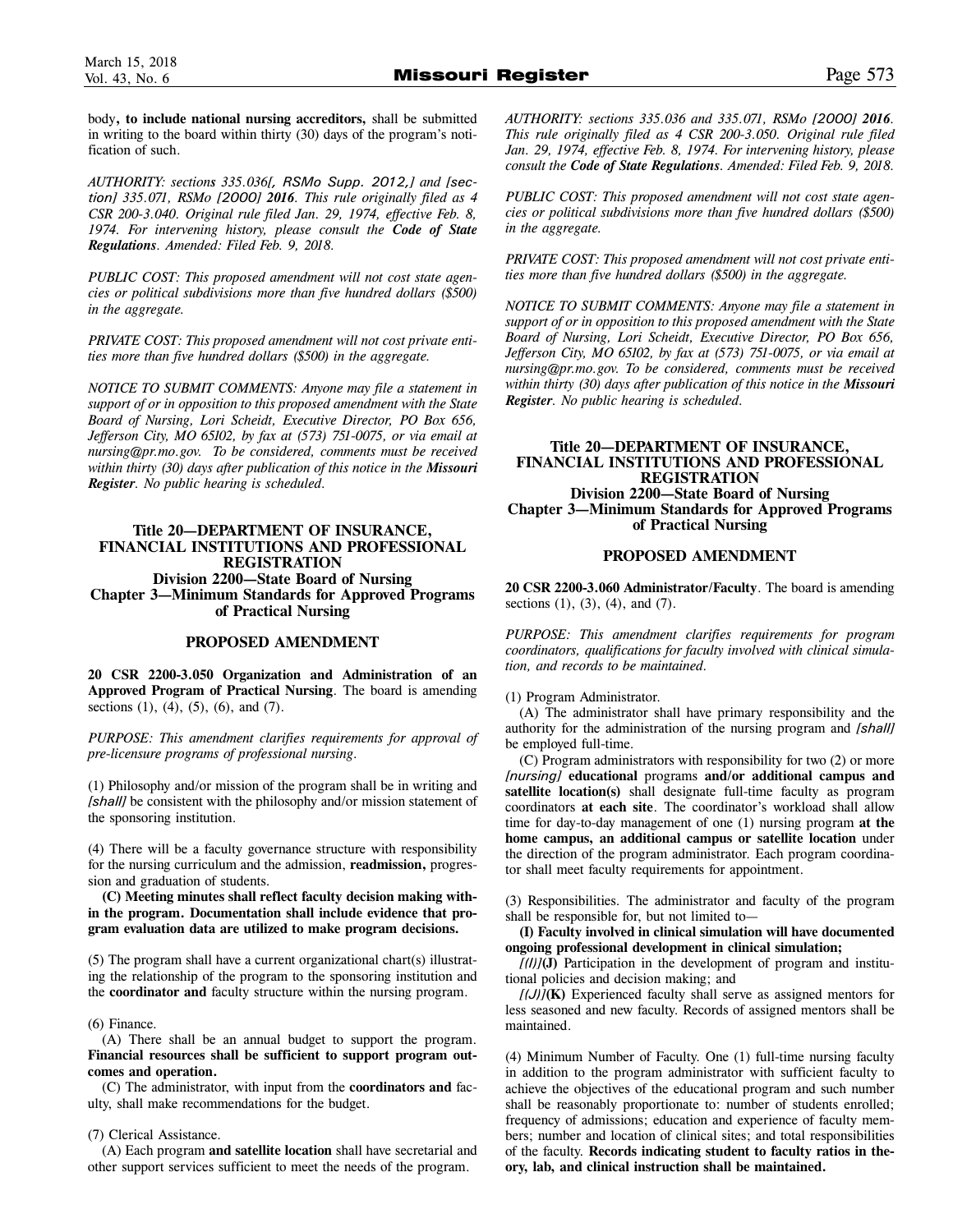body**, to include national nursing accreditors,** shall be submitted in writing to the board within thirty (30) days of the program's notification of such.

*AUTHORITY: sections 335.036[, RSMo Supp. 2012,] and [section] 335.071, RSMo [2000] **2016**. This rule originally filed as 4 CSR 200-3.040. Original rule filed Jan. 29, 1974, effective Feb. 8, 1974. For intervening history, please consult the **Code of State Regulations**. Amended: Filed Feb. 9, 2018.*

*PUBLIC COST: This proposed amendment will not cost state agencies or political subdivisions more than five hundred dollars ($500) in the aggregate.*

*PRIVATE COST: This proposed amendment will not cost private entities more than five hundred dollars ($500) in the aggregate.*

*NOTICE TO SUBMIT COMMENTS: Anyone may file a statement in support of or in opposition to this proposed amendment with the State Board of Nursing, Lori Scheidt, Executive Director, PO Box 656, Jefferson City, MO 65102, by fax at (573) 751-0075, or via email at nursing@pr.mo.gov. To be considered, comments must be received within thirty (30) days after publication of this notice in the **Missouri Register**. No public hearing is scheduled.*

## Title 20—DEPARTMENT OF INSURANCE, FINANCIAL INSTITUTIONS AND PROFESSIONAL REGISTRATION
### Division 2200—State Board of Nursing
### Chapter 3—Minimum Standards for Approved Programs of Practical Nursing

### PROPOSED AMENDMENT

**20 CSR 2200-3.050 Organization and Administration of an Approved Program of Practical Nursing**. The board is amending sections (1), (4), (5), (6), and (7).

*PURPOSE: This amendment clarifies requirements for approval of pre-licensure programs of professional nursing.*

(1) Philosophy and/or mission of the program shall be in writing and *[shall]* be consistent with the philosophy and/or mission statement of the sponsoring institution.

(4) There will be a faculty governance structure with responsibility for the nursing curriculum and the admission, **readmission,** progression and graduation of students.

**(C) Meeting minutes shall reflect faculty decision making within the program. Documentation shall include evidence that program evaluation data are utilized to make program decisions.**

(5) The program shall have a current organizational chart(s) illustrating the relationship of the program to the sponsoring institution and the **coordinator and** faculty structure within the nursing program.

(6) Finance.

(A) There shall be an annual budget to support the program. **Financial resources shall be sufficient to support program outcomes and operation.**

(C) The administrator, with input from the **coordinators and** faculty, shall make recommendations for the budget.

(7) Clerical Assistance.

(A) Each program **and satellite location** shall have secretarial and other support services sufficient to meet the needs of the program.

*AUTHORITY: sections 335.036 and 335.071, RSMo [2000] **2016**. This rule originally filed as 4 CSR 200-3.050. Original rule filed Jan. 29, 1974, effective Feb. 8, 1974. For intervening history, please consult the **Code of State Regulations**. Amended: Filed Feb. 9, 2018.*

*PUBLIC COST: This proposed amendment will not cost state agencies or political subdivisions more than five hundred dollars ($500) in the aggregate.*

*PRIVATE COST: This proposed amendment will not cost private entities more than five hundred dollars ($500) in the aggregate.*

*NOTICE TO SUBMIT COMMENTS: Anyone may file a statement in support of or in opposition to this proposed amendment with the State Board of Nursing, Lori Scheidt, Executive Director, PO Box 656, Jefferson City, MO 65102, by fax at (573) 751-0075, or via email at nursing@pr.mo.gov. To be considered, comments must be received within thirty (30) days after publication of this notice in the **Missouri Register**. No public hearing is scheduled.*

## Title 20—DEPARTMENT OF INSURANCE, FINANCIAL INSTITUTIONS AND PROFESSIONAL REGISTRATION
### Division 2200—State Board of Nursing
### Chapter 3—Minimum Standards for Approved Programs of Practical Nursing

### PROPOSED AMENDMENT

**20 CSR 2200-3.060 Administrator/Faculty**. The board is amending sections (1), (3), (4), and (7).

*PURPOSE: This amendment clarifies requirements for program coordinators, qualifications for faculty involved with clinical simulation, and records to be maintained.*

(1) Program Administrator.

(A) The administrator shall have primary responsibility and the authority for the administration of the nursing program and *[shall]* be employed full-time.

(C) Program administrators with responsibility for two (2) or more *[nursing]* **educational** programs **and/or additional campus and satellite location(s)** shall designate full-time faculty as program coordinators **at each site**. The coordinator's workload shall allow time for day-to-day management of one (1) nursing program **at the home campus, an additional campus or satellite location** under the direction of the program administrator. Each program coordinator shall meet faculty requirements for appointment.

(3) Responsibilities. The administrator and faculty of the program shall be responsible for, but not limited to—

**(I) Faculty involved in clinical simulation will have documented ongoing professional development in clinical simulation;**

*[(I)]***(J)** Participation in the development of program and institutional policies and decision making; and

*[(J)]***(K)** Experienced faculty shall serve as assigned mentors for less seasoned and new faculty. Records of assigned mentors shall be maintained.

(4) Minimum Number of Faculty. One (1) full-time nursing faculty in addition to the program administrator with sufficient faculty to achieve the objectives of the educational program and such number shall be reasonably proportionate to: number of students enrolled; frequency of admissions; education and experience of faculty members; number and location of clinical sites; and total responsibilities of the faculty. **Records indicating student to faculty ratios in theory, lab, and clinical instruction shall be maintained.**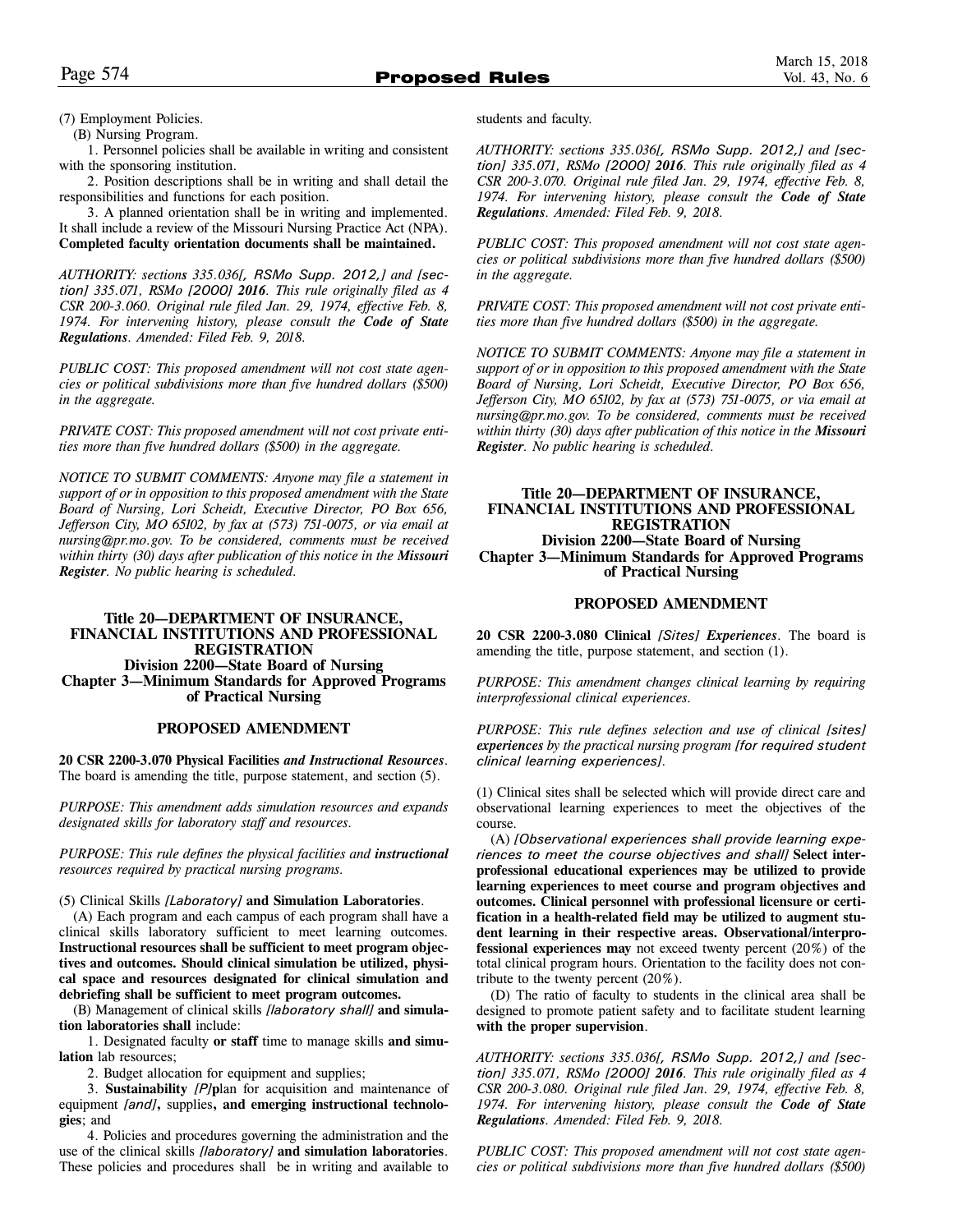(7) Employment Policies.

(B) Nursing Program.

1. Personnel policies shall be available in writing and consistent with the sponsoring institution.

2. Position descriptions shall be in writing and shall detail the responsibilities and functions for each position.

3. A planned orientation shall be in writing and implemented. It shall include a review of the Missouri Nursing Practice Act (NPA). **Completed faculty orientation documents shall be maintained.**

*AUTHORITY: sections 335.036[, RSMo Supp. 2012,] and [section] 335.071, RSMo [2000] **2016**. This rule originally filed as 4 CSR 200-3.060. Original rule filed Jan. 29, 1974, effective Feb. 8, 1974. For intervening history, please consult the **Code of State Regulations**. Amended: Filed Feb. 9, 2018.*

*PUBLIC COST: This proposed amendment will not cost state agencies or political subdivisions more than five hundred dollars ($500) in the aggregate.*

*PRIVATE COST: This proposed amendment will not cost private entities more than five hundred dollars ($500) in the aggregate.*

*NOTICE TO SUBMIT COMMENTS: Anyone may file a statement in support of or in opposition to this proposed amendment with the State Board of Nursing, Lori Scheidt, Executive Director, PO Box 656, Jefferson City, MO 65102, by fax at (573) 751-0075, or via email at nursing@pr.mo.gov. To be considered, comments must be received within thirty (30) days after publication of this notice in the **Missouri Register**. No public hearing is scheduled.*

## Title 20—DEPARTMENT OF INSURANCE, FINANCIAL INSTITUTIONS AND PROFESSIONAL REGISTRATION
## Division 2200—State Board of Nursing
## Chapter 3—Minimum Standards for Approved Programs of Practical Nursing

### PROPOSED AMENDMENT

**20 CSR 2200-3.070 Physical Facilities *and Instructional Resources*.** The board is amending the title, purpose statement, and section (5).

*PURPOSE: This amendment adds simulation resources and expands designated skills for laboratory staff and resources.*

*PURPOSE: This rule defines the physical facilities and **instructional** resources required by practical nursing programs.*

(5) Clinical Skills *[Laboratory]* **and Simulation Laboratories**.

(A) Each program and each campus of each program shall have a clinical skills laboratory sufficient to meet learning outcomes. **Instructional resources shall be sufficient to meet program objectives and outcomes. Should clinical simulation be utilized, physical space and resources designated for clinical simulation and debriefing shall be sufficient to meet program outcomes.**

(B) Management of clinical skills *[laboratory shall]* **and simulation laboratories shall** include:

1. Designated faculty **or staff** time to manage skills **and simulation** lab resources;

2. Budget allocation for equipment and supplies;

3. **Sustainability** *[P]***p**lan for acquisition and maintenance of equipment *[and]***,** supplies**, and emerging instructional technologies**; and

4. Policies and procedures governing the administration and the use of the clinical skills *[laboratory]* **and simulation laboratories**. These policies and procedures shall be in writing and available to students and faculty.

*AUTHORITY: sections 335.036[, RSMo Supp. 2012,] and [section] 335.071, RSMo [2000] **2016**. This rule originally filed as 4 CSR 200-3.070. Original rule filed Jan. 29, 1974, effective Feb. 8, 1974. For intervening history, please consult the **Code of State Regulations**. Amended: Filed Feb. 9, 2018.*

*PUBLIC COST: This proposed amendment will not cost state agencies or political subdivisions more than five hundred dollars ($500) in the aggregate.*

*PRIVATE COST: This proposed amendment will not cost private entities more than five hundred dollars ($500) in the aggregate.*

*NOTICE TO SUBMIT COMMENTS: Anyone may file a statement in support of or in opposition to this proposed amendment with the State Board of Nursing, Lori Scheidt, Executive Director, PO Box 656, Jefferson City, MO 65102, by fax at (573) 751-0075, or via email at nursing@pr.mo.gov. To be considered, comments must be received within thirty (30) days after publication of this notice in the **Missouri Register**. No public hearing is scheduled.*

## Title 20—DEPARTMENT OF INSURANCE, FINANCIAL INSTITUTIONS AND PROFESSIONAL REGISTRATION
## Division 2200—State Board of Nursing
## Chapter 3—Minimum Standards for Approved Programs of Practical Nursing

### PROPOSED AMENDMENT

**20 CSR 2200-3.080 Clinical *[Sites]* *Experiences*.** The board is amending the title, purpose statement, and section (1).

*PURPOSE: This amendment changes clinical learning by requiring interprofessional clinical experiences.*

*PURPOSE: This rule defines selection and use of clinical [sites] **experiences** by the practical nursing program [for required student clinical learning experiences].*

(1) Clinical sites shall be selected which will provide direct care and observational learning experiences to meet the objectives of the course.

(A) *[Observational experiences shall provide learning experiences to meet the course objectives and shall]* **Select interprofessional educational experiences may be utilized to provide learning experiences to meet course and program objectives and outcomes. Clinical personnel with professional licensure or certification in a health-related field may be utilized to augment student learning in their respective areas. Observational/interprofessional experiences may** not exceed twenty percent (20%) of the total clinical program hours. Orientation to the facility does not contribute to the twenty percent (20%).

(D) The ratio of faculty to students in the clinical area shall be designed to promote patient safety and to facilitate student learning **with the proper supervision**.

*AUTHORITY: sections 335.036[, RSMo Supp. 2012,] and [section] 335.071, RSMo [2000] **2016**. This rule originally filed as 4 CSR 200-3.080. Original rule filed Jan. 29, 1974, effective Feb. 8, 1974. For intervening history, please consult the **Code of State Regulations**. Amended: Filed Feb. 9, 2018.*

*PUBLIC COST: This proposed amendment will not cost state agencies or political subdivisions more than five hundred dollars ($500)*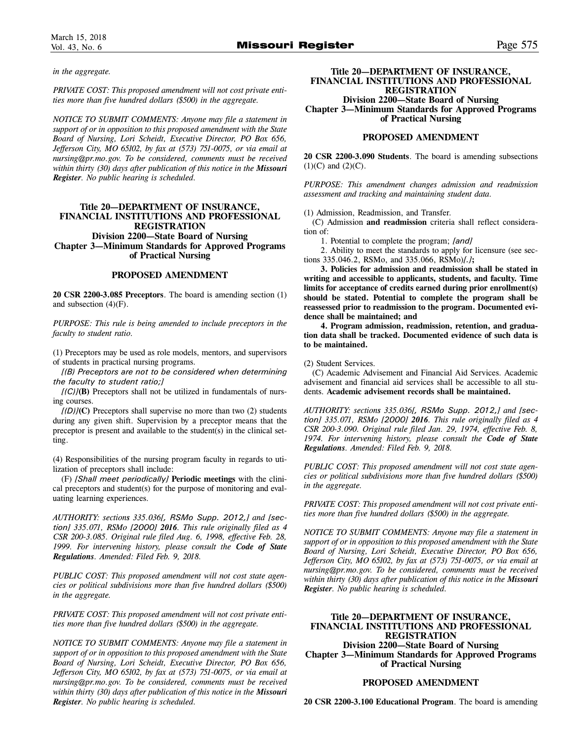*in the aggregate.*

*PRIVATE COST: This proposed amendment will not cost private entities more than five hundred dollars ($500) in the aggregate.*

*NOTICE TO SUBMIT COMMENTS: Anyone may file a statement in support of or in opposition to this proposed amendment with the State Board of Nursing, Lori Scheidt, Executive Director, PO Box 656, Jefferson City, MO 65102, by fax at (573) 751-0075, or via email at nursing@pr.mo.gov. To be considered, comments must be received within thirty (30) days after publication of this notice in the **Missouri Register**. No public hearing is scheduled.*

## Title 20—DEPARTMENT OF INSURANCE, FINANCIAL INSTITUTIONS AND PROFESSIONAL REGISTRATION
## Division 2200—State Board of Nursing
## Chapter 3—Minimum Standards for Approved Programs of Practical Nursing

### PROPOSED AMENDMENT

**20 CSR 2200-3.085 Preceptors**. The board is amending section (1) and subsection (4)(F).

*PURPOSE: This rule is being amended to include preceptors in the faculty to student ratio.*

(1) Preceptors may be used as role models, mentors, and supervisors of students in practical nursing programs.

*[(B) Preceptors are not to be considered when determining the faculty to student ratio;]*

*[(C)]***(B)** Preceptors shall not be utilized in fundamentals of nursing courses.

*[(D)]***(C)** Preceptors shall supervise no more than two (2) students during any given shift. Supervision by a preceptor means that the preceptor is present and available to the student(s) in the clinical setting.

(4) Responsibilities of the nursing program faculty in regards to utilization of preceptors shall include:

(F) *[Shall meet periodically]* **Periodic meetings** with the clinical preceptors and student(s) for the purpose of monitoring and evaluating learning experiences.

*AUTHORITY: sections 335.036[, RSMo Supp. 2012,] and [section] 335.071, RSMo [2000] **2016**. This rule originally filed as 4 CSR 200-3.085. Original rule filed Aug. 6, 1998, effective Feb. 28, 1999. For intervening history, please consult the **Code of State Regulations**. Amended: Filed Feb. 9, 2018.*

*PUBLIC COST: This proposed amendment will not cost state agencies or political subdivisions more than five hundred dollars ($500) in the aggregate.*

*PRIVATE COST: This proposed amendment will not cost private entities more than five hundred dollars ($500) in the aggregate.*

*NOTICE TO SUBMIT COMMENTS: Anyone may file a statement in support of or in opposition to this proposed amendment with the State Board of Nursing, Lori Scheidt, Executive Director, PO Box 656, Jefferson City, MO 65102, by fax at (573) 751-0075, or via email at nursing@pr.mo.gov. To be considered, comments must be received within thirty (30) days after publication of this notice in the **Missouri Register**. No public hearing is scheduled.*

## Title 20—DEPARTMENT OF INSURANCE, FINANCIAL INSTITUTIONS AND PROFESSIONAL REGISTRATION
## Division 2200—State Board of Nursing
## Chapter 3—Minimum Standards for Approved Programs of Practical Nursing

### PROPOSED AMENDMENT

**20 CSR 2200-3.090 Students**. The board is amending subsections (1)(C) and (2)(C).

*PURPOSE: This amendment changes admission and readmission assessment and tracking and maintaining student data.*

(1) Admission, Readmission, and Transfer.

(C) Admission **and readmission** criteria shall reflect consideration of:

1. Potential to complete the program; *[and]*

2. Ability to meet the standards to apply for licensure (see sections 335.046.2, RSMo, and 335.066, RSMo)*[.]***;**

**3. Policies for admission and readmission shall be stated in writing and accessible to applicants, students, and faculty. Time limits for acceptance of credits earned during prior enrollment(s) should be stated. Potential to complete the program shall be reassessed prior to readmission to the program. Documented evidence shall be maintained; and**

**4. Program admission, readmission, retention, and graduation data shall be tracked. Documented evidence of such data is to be maintained.**

(2) Student Services.

(C) Academic Advisement and Financial Aid Services. Academic advisement and financial aid services shall be accessible to all students. **Academic advisement records shall be maintained.**

*AUTHORITY: sections 335.036[, RSMo Supp. 2012,] and [section] 335.071, RSMo [2000] **2016**. This rule originally filed as 4 CSR 200-3.090. Original rule filed Jan. 29, 1974, effective Feb. 8, 1974. For intervening history, please consult the **Code of State Regulations**. Amended: Filed Feb. 9, 2018.*

*PUBLIC COST: This proposed amendment will not cost state agencies or political subdivisions more than five hundred dollars ($500) in the aggregate.*

*PRIVATE COST: This proposed amendment will not cost private entities more than five hundred dollars ($500) in the aggregate.*

*NOTICE TO SUBMIT COMMENTS: Anyone may file a statement in support of or in opposition to this proposed amendment with the State Board of Nursing, Lori Scheidt, Executive Director, PO Box 656, Jefferson City, MO 65102, by fax at (573) 751-0075, or via email at nursing@pr.mo.gov. To be considered, comments must be received within thirty (30) days after publication of this notice in the **Missouri Register**. No public hearing is scheduled.*

## Title 20—DEPARTMENT OF INSURANCE, FINANCIAL INSTITUTIONS AND PROFESSIONAL REGISTRATION
## Division 2200—State Board of Nursing
## Chapter 3—Minimum Standards for Approved Programs of Practical Nursing

### PROPOSED AMENDMENT

**20 CSR 2200-3.100 Educational Program**. The board is amending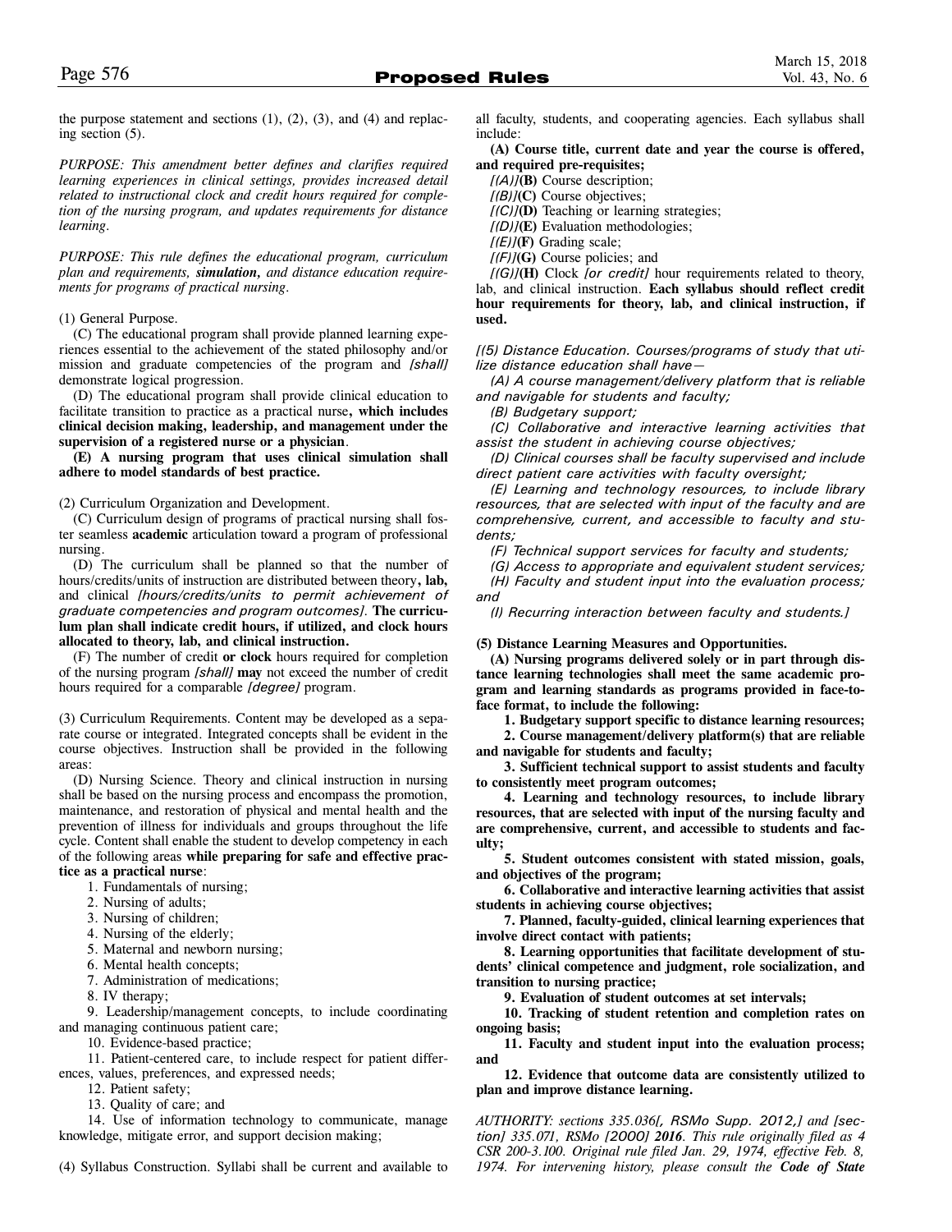the purpose statement and sections (1), (2), (3), and (4) and replacing section (5).

*PURPOSE: This amendment better defines and clarifies required learning experiences in clinical settings, provides increased detail related to instructional clock and credit hours required for completion of the nursing program, and updates requirements for distance learning.*

*PURPOSE: This rule defines the educational program, curriculum plan and requirements,* ***simulation,*** *and distance education requirements for programs of practical nursing.*

(1) General Purpose.

(C) The educational program shall provide planned learning experiences essential to the achievement of the stated philosophy and/or mission and graduate competencies of the program and *[shall]* demonstrate logical progression.

(D) The educational program shall provide clinical education to facilitate transition to practice as a practical nurse**, which includes clinical decision making, leadership, and management under the supervision of a registered nurse or a physician**.

**(E) A nursing program that uses clinical simulation shall adhere to model standards of best practice.**

(2) Curriculum Organization and Development.

(C) Curriculum design of programs of practical nursing shall foster seamless **academic** articulation toward a program of professional nursing.

(D) The curriculum shall be planned so that the number of hours/credits/units of instruction are distributed between theory**, lab,** and clinical *[hours/credits/units to permit achievement of graduate competencies and program outcomes]*. **The curriculum plan shall indicate credit hours, if utilized, and clock hours allocated to theory, lab, and clinical instruction.**

(F) The number of credit **or clock** hours required for completion of the nursing program *[shall]* **may** not exceed the number of credit hours required for a comparable *[degree]* program.

(3) Curriculum Requirements. Content may be developed as a separate course or integrated. Integrated concepts shall be evident in the course objectives. Instruction shall be provided in the following areas:

(D) Nursing Science. Theory and clinical instruction in nursing shall be based on the nursing process and encompass the promotion, maintenance, and restoration of physical and mental health and the prevention of illness for individuals and groups throughout the life cycle. Content shall enable the student to develop competency in each of the following areas **while preparing for safe and effective practice as a practical nurse**:

1. Fundamentals of nursing;
2. Nursing of adults;
3. Nursing of children;
4. Nursing of the elderly;
5. Maternal and newborn nursing;
6. Mental health concepts;
7. Administration of medications;
8. IV therapy;
9. Leadership/management concepts, to include coordinating and managing continuous patient care;
10. Evidence-based practice;
11. Patient-centered care, to include respect for patient differences, values, preferences, and expressed needs;
12. Patient safety;
13. Quality of care; and
14. Use of information technology to communicate, manage knowledge, mitigate error, and support decision making;

(4) Syllabus Construction. Syllabi shall be current and available to all faculty, students, and cooperating agencies. Each syllabus shall include:

**(A) Course title, current date and year the course is offered, and required pre-requisites;**

*[(A)]***(B)** Course description;

*[(B)]***(C)** Course objectives;

*[(C)]***(D)** Teaching or learning strategies;

*[(D)]***(E)** Evaluation methodologies;

*[(E)]***(F)** Grading scale;

*[(F)]***(G)** Course policies; and

*[(G)]***(H)** Clock *[or credit]* hour requirements related to theory, lab, and clinical instruction. **Each syllabus should reflect credit hour requirements for theory, lab, and clinical instruction, if used.**

*[(5) Distance Education. Courses/programs of study that utilize distance education shall have—*

*(A) A course management/delivery platform that is reliable and navigable for students and faculty;*

*(B) Budgetary support;*

*(C) Collaborative and interactive learning activities that assist the student in achieving course objectives;*

*(D) Clinical courses shall be faculty supervised and include direct patient care activities with faculty oversight;*

*(E) Learning and technology resources, to include library resources, that are selected with input of the faculty and are comprehensive, current, and accessible to faculty and students;*

*(F) Technical support services for faculty and students;*

*(G) Access to appropriate and equivalent student services;*

*(H) Faculty and student input into the evaluation process; and*

*(I) Recurring interaction between faculty and students.]*

**(5) Distance Learning Measures and Opportunities.**

**(A) Nursing programs delivered solely or in part through distance learning technologies shall meet the same academic program and learning standards as programs provided in face-to-face format, to include the following:**

**1. Budgetary support specific to distance learning resources;**

**2. Course management/delivery platform(s) that are reliable and navigable for students and faculty;**

**3. Sufficient technical support to assist students and faculty to consistently meet program outcomes;**

**4. Learning and technology resources, to include library resources, that are selected with input of the nursing faculty and are comprehensive, current, and accessible to students and faculty;**

**5. Student outcomes consistent with stated mission, goals, and objectives of the program;**

**6. Collaborative and interactive learning activities that assist students in achieving course objectives;**

**7. Planned, faculty-guided, clinical learning experiences that involve direct contact with patients;**

**8. Learning opportunities that facilitate development of students' clinical competence and judgment, role socialization, and transition to nursing practice;**

**9. Evaluation of student outcomes at set intervals;**

**10. Tracking of student retention and completion rates on ongoing basis;**

**11. Faculty and student input into the evaluation process; and**

**12. Evidence that outcome data are consistently utilized to plan and improve distance learning.**

*AUTHORITY: sections 335.036[, RSMo Supp. 2012,] and [section] 335.071, RSMo [2000]* ***2016****. This rule originally filed as 4 CSR 200-3.100. Original rule filed Jan. 29, 1974, effective Feb. 8, 1974. For intervening history, please consult the* ***Code of State***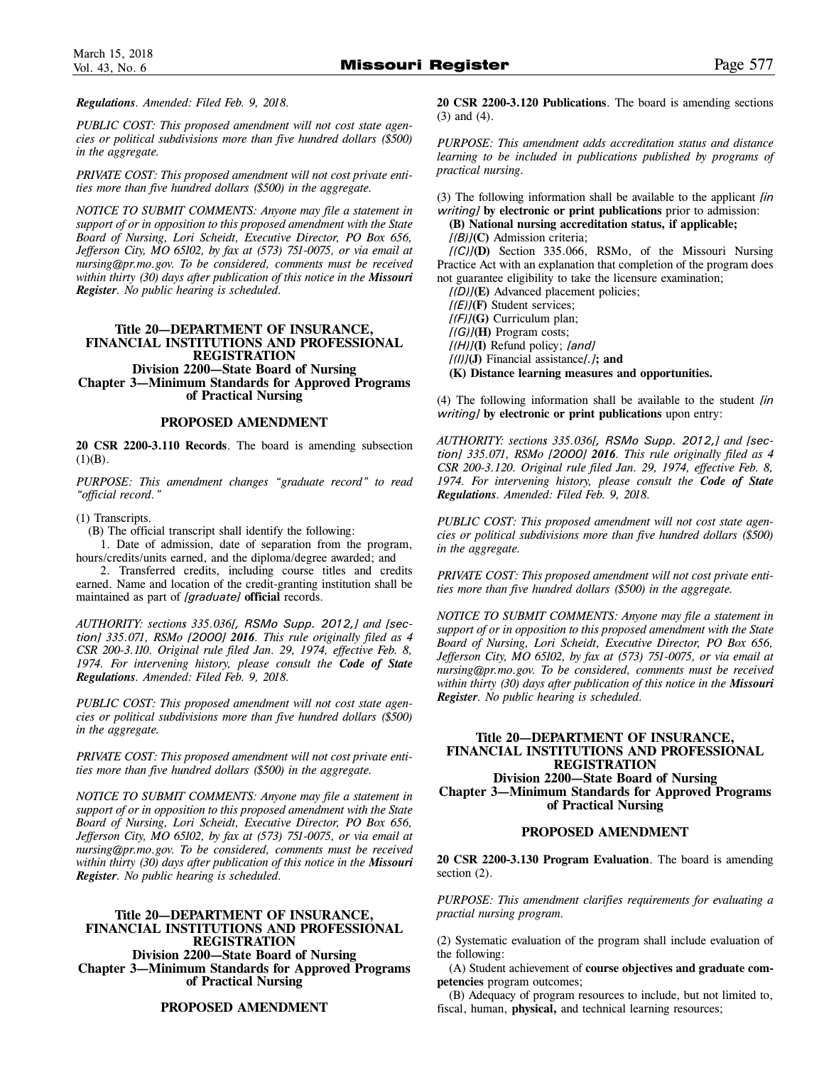*Regulations*. *Amended: Filed Feb. 9, 2018.*

*PUBLIC COST: This proposed amendment will not cost state agencies or political subdivisions more than five hundred dollars ($500) in the aggregate.*

*PRIVATE COST: This proposed amendment will not cost private entities more than five hundred dollars ($500) in the aggregate.*

*NOTICE TO SUBMIT COMMENTS: Anyone may file a statement in support of or in opposition to this proposed amendment with the State Board of Nursing, Lori Scheidt, Executive Director, PO Box 656, Jefferson City, MO 65102, by fax at (573) 751-0075, or via email at nursing@pr.mo.gov. To be considered, comments must be received within thirty (30) days after publication of this notice in the* ***Missouri Register****. No public hearing is scheduled.*

## Title 20—DEPARTMENT OF INSURANCE, FINANCIAL INSTITUTIONS AND PROFESSIONAL REGISTRATION
### Division 2200—State Board of Nursing
### Chapter 3—Minimum Standards for Approved Programs of Practical Nursing

### PROPOSED AMENDMENT

**20 CSR 2200-3.110 Records**. The board is amending subsection (1)(B).

*PURPOSE: This amendment changes "graduate record" to read "official record."*

(1) Transcripts.

(B) The official transcript shall identify the following:

1. Date of admission, date of separation from the program, hours/credits/units earned, and the diploma/degree awarded; and

2. Transferred credits, including course titles and credits earned. Name and location of the credit-granting institution shall be maintained as part of *[graduate]* **official** records.

*AUTHORITY: sections 335.036[, RSMo Supp. 2012,] and [section] 335.071, RSMo [2000] **2016**. This rule originally filed as 4 CSR 200-3.110. Original rule filed Jan. 29, 1974, effective Feb. 8, 1974. For intervening history, please consult the **Code of State Regulations**. Amended: Filed Feb. 9, 2018.*

*PUBLIC COST: This proposed amendment will not cost state agencies or political subdivisions more than five hundred dollars ($500) in the aggregate.*

*PRIVATE COST: This proposed amendment will not cost private entities more than five hundred dollars ($500) in the aggregate.*

*NOTICE TO SUBMIT COMMENTS: Anyone may file a statement in support of or in opposition to this proposed amendment with the State Board of Nursing, Lori Scheidt, Executive Director, PO Box 656, Jefferson City, MO 65102, by fax at (573) 751-0075, or via email at nursing@pr.mo.gov. To be considered, comments must be received within thirty (30) days after publication of this notice in the* ***Missouri Register****. No public hearing is scheduled.*

## Title 20—DEPARTMENT OF INSURANCE, FINANCIAL INSTITUTIONS AND PROFESSIONAL REGISTRATION
### Division 2200—State Board of Nursing
### Chapter 3—Minimum Standards for Approved Programs of Practical Nursing

### PROPOSED AMENDMENT

**20 CSR 2200-3.120 Publications**. The board is amending sections (3) and (4).

*PURPOSE: This amendment adds accreditation status and distance learning to be included in publications published by programs of practical nursing.*

(3) The following information shall be available to the applicant *[in writing]* **by electronic or print publications** prior to admission:

**(B) National nursing accreditation status, if applicable;**

*[(B)]***(C)** Admission criteria;

*[(C)]***(D)** Section 335.066, RSMo, of the Missouri Nursing Practice Act with an explanation that completion of the program does not guarantee eligibility to take the licensure examination;

*[(D)]***(E)** Advanced placement policies;

*[(E)]***(F)** Student services;

*[(F)]***(G)** Curriculum plan;

*[(G)]***(H)** Program costs;

*[(H)]***(I)** Refund policy; *[and]*

*[(I)]***(J)** Financial assistance*[.]***; and**

**(K) Distance learning measures and opportunities.**

(4) The following information shall be available to the student *[in writing]* **by electronic or print publications** upon entry:

*AUTHORITY: sections 335.036[, RSMo Supp. 2012,] and [section] 335.071, RSMo [2000] **2016**. This rule originally filed as 4 CSR 200-3.120. Original rule filed Jan. 29, 1974, effective Feb. 8, 1974. For intervening history, please consult the **Code of State Regulations**. Amended: Filed Feb. 9, 2018.*

*PUBLIC COST: This proposed amendment will not cost state agencies or political subdivisions more than five hundred dollars ($500) in the aggregate.*

*PRIVATE COST: This proposed amendment will not cost private entities more than five hundred dollars ($500) in the aggregate.*

*NOTICE TO SUBMIT COMMENTS: Anyone may file a statement in support of or in opposition to this proposed amendment with the State Board of Nursing, Lori Scheidt, Executive Director, PO Box 656, Jefferson City, MO 65102, by fax at (573) 751-0075, or via email at nursing@pr.mo.gov. To be considered, comments must be received within thirty (30) days after publication of this notice in the* ***Missouri Register****. No public hearing is scheduled.*

## Title 20—DEPARTMENT OF INSURANCE, FINANCIAL INSTITUTIONS AND PROFESSIONAL REGISTRATION
### Division 2200—State Board of Nursing
### Chapter 3—Minimum Standards for Approved Programs of Practical Nursing

### PROPOSED AMENDMENT

**20 CSR 2200-3.130 Program Evaluation**. The board is amending section (2).

*PURPOSE: This amendment clarifies requirements for evaluating a practial nursing program.*

(2) Systematic evaluation of the program shall include evaluation of the following:

(A) Student achievement of **course objectives and graduate competencies** program outcomes;

(B) Adequacy of program resources to include, but not limited to, fiscal, human, **physical,** and technical learning resources;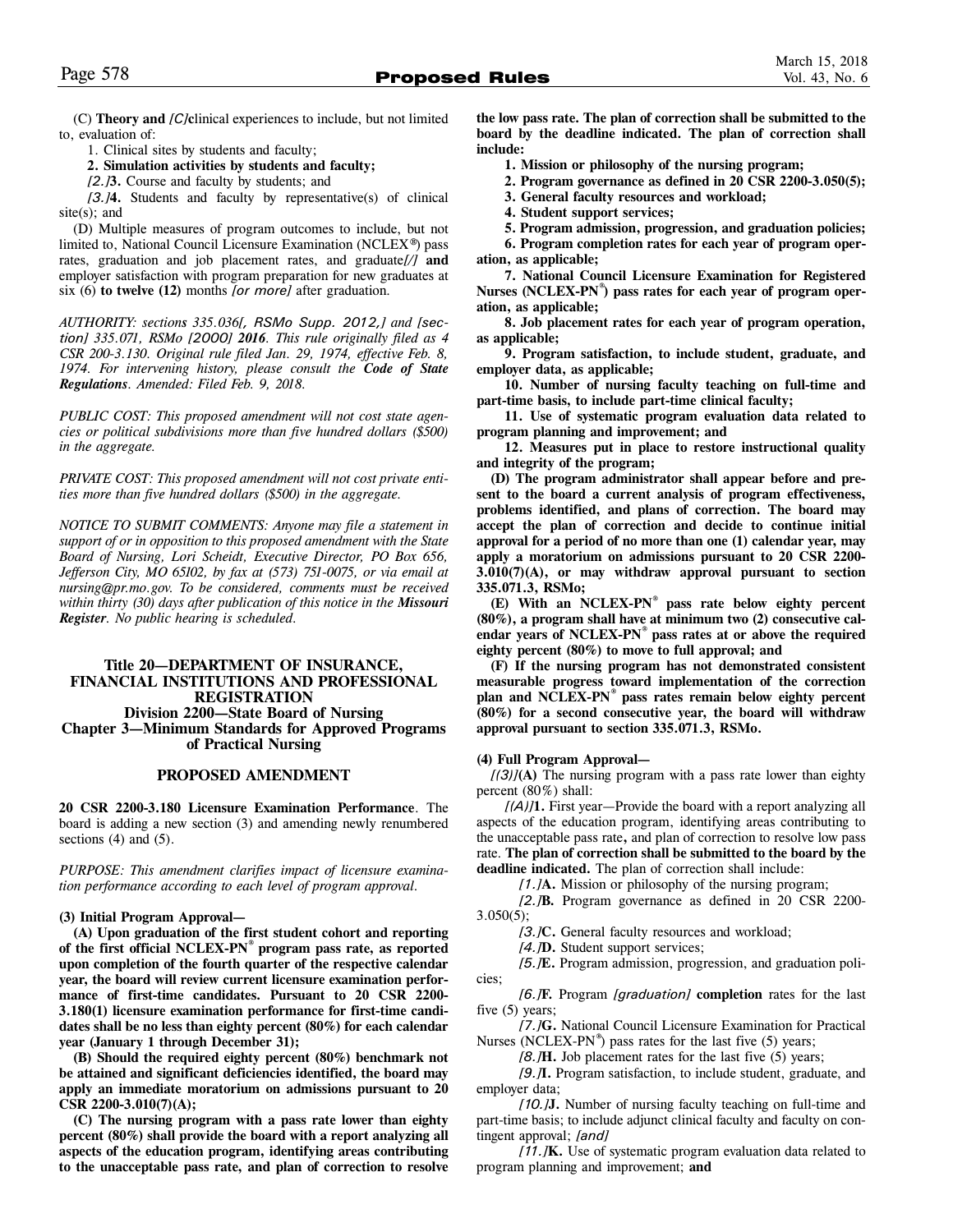(C) **Theory and** *[C]***c**linical experiences to include, but not limited to, evaluation of:

1. Clinical sites by students and faculty;

**2. Simulation activities by students and faculty;**

*[2.]***3.** Course and faculty by students; and

*[3.]***4.** Students and faculty by representative(s) of clinical site(s); and

(D) Multiple measures of program outcomes to include, but not limited to, National Council Licensure Examination (NCLEX®) pass rates, graduation and job placement rates, and graduate*[/]* **and** employer satisfaction with program preparation for new graduates at six (6) **to twelve (12)** months *[or more]* after graduation.

*AUTHORITY: sections 335.036[, RSMo Supp. 2012,] and [section] 335.071, RSMo [2000]* ***2016****. This rule originally filed as 4 CSR 200-3.130. Original rule filed Jan. 29, 1974, effective Feb. 8, 1974. For intervening history, please consult the* ***Code of State Regulations****. Amended: Filed Feb. 9, 2018.*

*PUBLIC COST: This proposed amendment will not cost state agencies or political subdivisions more than five hundred dollars ($500) in the aggregate.*

*PRIVATE COST: This proposed amendment will not cost private entities more than five hundred dollars ($500) in the aggregate.*

*NOTICE TO SUBMIT COMMENTS: Anyone may file a statement in support of or in opposition to this proposed amendment with the State Board of Nursing, Lori Scheidt, Executive Director, PO Box 656, Jefferson City, MO 65102, by fax at (573) 751-0075, or via email at nursing@pr.mo.gov. To be considered, comments must be received within thirty (30) days after publication of this notice in the* ***Missouri Register****. No public hearing is scheduled.*

## Title 20—DEPARTMENT OF INSURANCE, FINANCIAL INSTITUTIONS AND PROFESSIONAL REGISTRATION
## Division 2200—State Board of Nursing
## Chapter 3—Minimum Standards for Approved Programs of Practical Nursing

### PROPOSED AMENDMENT

**20 CSR 2200-3.180 Licensure Examination Performance**. The board is adding a new section (3) and amending newly renumbered sections (4) and (5).

*PURPOSE: This amendment clarifies impact of licensure examination performance according to each level of program approval.*

**(3) Initial Program Approval—**

**(A) Upon graduation of the first student cohort and reporting of the first official NCLEX-PN® program pass rate, as reported upon completion of the fourth quarter of the respective calendar year, the board will review current licensure examination performance of first-time candidates. Pursuant to 20 CSR 2200-3.180(1) licensure examination performance for first-time candidates shall be no less than eighty percent (80%) for each calendar year (January 1 through December 31);**

**(B) Should the required eighty percent (80%) benchmark not be attained and significant deficiencies identified, the board may apply an immediate moratorium on admissions pursuant to 20 CSR 2200-3.010(7)(A);**

**(C) The nursing program with a pass rate lower than eighty percent (80%) shall provide the board with a report analyzing all aspects of the education program, identifying areas contributing to the unacceptable pass rate, and plan of correction to resolve the low pass rate. The plan of correction shall be submitted to the board by the deadline indicated. The plan of correction shall include:**

**1. Mission or philosophy of the nursing program;**

**2. Program governance as defined in 20 CSR 2200-3.050(5);**

**3. General faculty resources and workload;**

**4. Student support services;**

**5. Program admission, progression, and graduation policies;**

**6. Program completion rates for each year of program operation, as applicable;**

**7. National Council Licensure Examination for Registered Nurses (NCLEX-PN®) pass rates for each year of program operation, as applicable;**

**8. Job placement rates for each year of program operation, as applicable;**

**9. Program satisfaction, to include student, graduate, and employer data, as applicable;**

**10. Number of nursing faculty teaching on full-time and part-time basis, to include part-time clinical faculty;**

**11. Use of systematic program evaluation data related to program planning and improvement; and**

**12. Measures put in place to restore instructional quality and integrity of the program;**

**(D) The program administrator shall appear before and present to the board a current analysis of program effectiveness, problems identified, and plans of correction. The board may accept the plan of correction and decide to continue initial approval for a period of no more than one (1) calendar year, may apply a moratorium on admissions pursuant to 20 CSR 2200-3.010(7)(A), or may withdraw approval pursuant to section 335.071.3, RSMo;**

**(E) With an NCLEX-PN® pass rate below eighty percent (80%), a program shall have at minimum two (2) consecutive calendar years of NCLEX-PN® pass rates at or above the required eighty percent (80%) to move to full approval; and**

**(F) If the nursing program has not demonstrated consistent measurable progress toward implementation of the correction plan and NCLEX-PN® pass rates remain below eighty percent (80%) for a second consecutive year, the board will withdraw approval pursuant to section 335.071.3, RSMo.**

**(4) Full Program Approval—**

*[(3)]***(A)** The nursing program with a pass rate lower than eighty percent (80%) shall:

*[(A)]***1.** First year—Provide the board with a report analyzing all aspects of the education program, identifying areas contributing to the unacceptable pass rate**,** and plan of correction to resolve low pass rate. **The plan of correction shall be submitted to the board by the deadline indicated.** The plan of correction shall include:

*[1.]***A.** Mission or philosophy of the nursing program;

*[2.]***B.** Program governance as defined in 20 CSR 2200-3.050(5);

*[3.]***C.** General faculty resources and workload;

*[4.]***D.** Student support services;

*[5.]***E.** Program admission, progression, and graduation policies;

*[6.]***F.** Program *[graduation]* **completion** rates for the last five (5) years;

*[7.]***G.** National Council Licensure Examination for Practical Nurses (NCLEX-PN®) pass rates for the last five (5) years;

*[8.]***H.** Job placement rates for the last five (5) years;

*[9.]***I.** Program satisfaction, to include student, graduate, and employer data;

*[10.]***J.** Number of nursing faculty teaching on full-time and part-time basis; to include adjunct clinical faculty and faculty on contingent approval; *[and]*

*[11.]***K.** Use of systematic program evaluation data related to program planning and improvement; **and**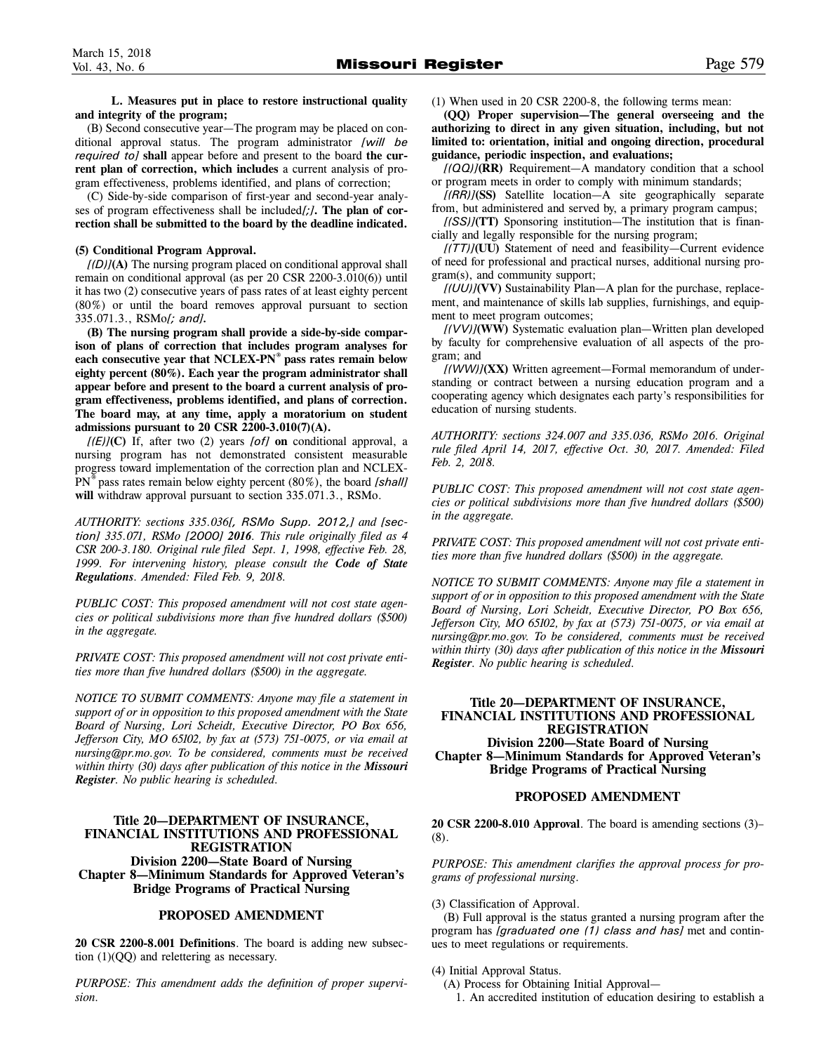**L. Measures put in place to restore instructional quality and integrity of the program;**

(B) Second consecutive year—The program may be placed on conditional approval status. The program administrator *[will be required to]* **shall** appear before and present to the board **the current plan of correction, which includes** a current analysis of program effectiveness, problems identified, and plans of correction;

(C) Side-by-side comparison of first-year and second-year analyses of program effectiveness shall be included*[;]*. **The plan of correction shall be submitted to the board by the deadline indicated.**

**(5) Conditional Program Approval.**

*[(D)]***(A)** The nursing program placed on conditional approval shall remain on conditional approval (as per 20 CSR 2200-3.010(6)) until it has two (2) consecutive years of pass rates of at least eighty percent (80%) or until the board removes approval pursuant to section 335.071.3., RSMo*[; and]*.

**(B) The nursing program shall provide a side-by-side comparison of plans of correction that includes program analyses for each consecutive year that NCLEX-PN® pass rates remain below eighty percent (80%). Each year the program administrator shall appear before and present to the board a current analysis of program effectiveness, problems identified, and plans of correction. The board may, at any time, apply a moratorium on student admissions pursuant to 20 CSR 2200-3.010(7)(A).**

*[(E)]***(C)** If, after two (2) years *[of]* **on** conditional approval, a nursing program has not demonstrated consistent measurable progress toward implementation of the correction plan and NCLEX-PN® pass rates remain below eighty percent (80%), the board *[shall]* **will** withdraw approval pursuant to section 335.071.3., RSMo.

*AUTHORITY: sections 335.036[, RSMo Supp. 2012,] and [section] 335.071, RSMo [2000] **2016**. This rule originally filed as 4 CSR 200-3.180. Original rule filed Sept. 1, 1998, effective Feb. 28, 1999. For intervening history, please consult the **Code of State Regulations**. Amended: Filed Feb. 9, 2018.*

*PUBLIC COST: This proposed amendment will not cost state agencies or political subdivisions more than five hundred dollars ($500) in the aggregate.*

*PRIVATE COST: This proposed amendment will not cost private entities more than five hundred dollars ($500) in the aggregate.*

*NOTICE TO SUBMIT COMMENTS: Anyone may file a statement in support of or in opposition to this proposed amendment with the State Board of Nursing, Lori Scheidt, Executive Director, PO Box 656, Jefferson City, MO 65102, by fax at (573) 751-0075, or via email at nursing@pr.mo.gov. To be considered, comments must be received within thirty (30) days after publication of this notice in the **Missouri Register**. No public hearing is scheduled.*

## Title 20—DEPARTMENT OF INSURANCE, FINANCIAL INSTITUTIONS AND PROFESSIONAL REGISTRATION
### Division 2200—State Board of Nursing
### Chapter 8—Minimum Standards for Approved Veteran's Bridge Programs of Practical Nursing

### PROPOSED AMENDMENT

**20 CSR 2200-8.001 Definitions**. The board is adding new subsection (1)(QQ) and relettering as necessary.

*PURPOSE: This amendment adds the definition of proper supervision.*

(1) When used in 20 CSR 2200-8, the following terms mean:

**(QQ) Proper supervision—The general overseeing and the authorizing to direct in any given situation, including, but not limited to: orientation, initial and ongoing direction, procedural guidance, periodic inspection, and evaluations;**

*[(QQ)]***(RR)** Requirement—A mandatory condition that a school or program meets in order to comply with minimum standards;

*[(RR)]***(SS)** Satellite location—A site geographically separate from, but administered and served by, a primary program campus;

*[(SS)]***(TT)** Sponsoring institution—The institution that is financially and legally responsible for the nursing program;

*[(TT)]***(UU)** Statement of need and feasibility—Current evidence of need for professional and practical nurses, additional nursing program(s), and community support;

*[(UU)]***(VV)** Sustainability Plan—A plan for the purchase, replacement, and maintenance of skills lab supplies, furnishings, and equipment to meet program outcomes;

*[(VV)]***(WW)** Systematic evaluation plan—Written plan developed by faculty for comprehensive evaluation of all aspects of the program; and

*[(WW)]***(XX)** Written agreement—Formal memorandum of understanding or contract between a nursing education program and a cooperating agency which designates each party's responsibilities for education of nursing students.

*AUTHORITY: sections 324.007 and 335.036, RSMo 2016. Original rule filed April 14, 2017, effective Oct. 30, 2017. Amended: Filed Feb. 2, 2018.*

*PUBLIC COST: This proposed amendment will not cost state agencies or political subdivisions more than five hundred dollars ($500) in the aggregate.*

*PRIVATE COST: This proposed amendment will not cost private entities more than five hundred dollars ($500) in the aggregate.*

*NOTICE TO SUBMIT COMMENTS: Anyone may file a statement in support of or in opposition to this proposed amendment with the State Board of Nursing, Lori Scheidt, Executive Director, PO Box 656, Jefferson City, MO 65102, by fax at (573) 751-0075, or via email at nursing@pr.mo.gov. To be considered, comments must be received within thirty (30) days after publication of this notice in the **Missouri Register**. No public hearing is scheduled.*

## Title 20—DEPARTMENT OF INSURANCE, FINANCIAL INSTITUTIONS AND PROFESSIONAL REGISTRATION
### Division 2200—State Board of Nursing
### Chapter 8—Minimum Standards for Approved Veteran's Bridge Programs of Practical Nursing

### PROPOSED AMENDMENT

**20 CSR 2200-8.010 Approval**. The board is amending sections (3)–(8).

*PURPOSE: This amendment clarifies the approval process for programs of professional nursing.*

(3) Classification of Approval.

(B) Full approval is the status granted a nursing program after the program has *[graduated one (1) class and has]* met and continues to meet regulations or requirements.

(4) Initial Approval Status.

(A) Process for Obtaining Initial Approval—

1. An accredited institution of education desiring to establish a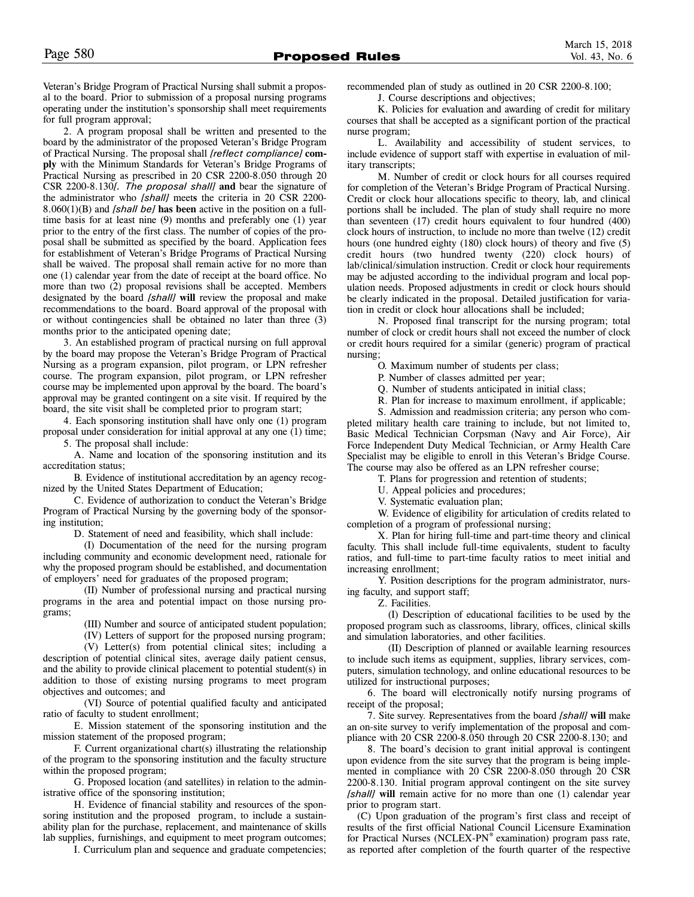Veteran's Bridge Program of Practical Nursing shall submit a proposal to the board. Prior to submission of a proposal nursing programs operating under the institution's sponsorship shall meet requirements for full program approval;

2. A program proposal shall be written and presented to the board by the administrator of the proposed Veteran's Bridge Program of Practical Nursing. The proposal shall *[reflect compliance]* **comply** with the Minimum Standards for Veteran's Bridge Programs of Practical Nursing as prescribed in 20 CSR 2200-8.050 through 20 CSR 2200-8.130*[. The proposal shall]* **and** bear the signature of the administrator who *[shall]* meet**s** the criteria in 20 CSR 2200-8.060(1)(B) and *[shall be]* **has been** active in the position on a full-time basis for at least nine (9) months and preferably one (1) year prior to the entry of the first class. The number of copies of the proposal shall be submitted as specified by the board. Application fees for establishment of Veteran's Bridge Programs of Practical Nursing shall be waived. The proposal shall remain active for no more than one (1) calendar year from the date of receipt at the board office. No more than two (2) proposal revisions shall be accepted. Members designated by the board *[shall]* **will** review the proposal and make recommendations to the board. Board approval of the proposal with or without contingencies shall be obtained no later than three (3) months prior to the anticipated opening date;

3. An established program of practical nursing on full approval by the board may propose the Veteran's Bridge Program of Practical Nursing as a program expansion, pilot program, or LPN refresher course. The program expansion, pilot program, or LPN refresher course may be implemented upon approval by the board. The board's approval may be granted contingent on a site visit. If required by the board, the site visit shall be completed prior to program start;

4. Each sponsoring institution shall have only one (1) program proposal under consideration for initial approval at any one (1) time;

5. The proposal shall include:

A. Name and location of the sponsoring institution and its accreditation status;

B. Evidence of institutional accreditation by an agency recognized by the United States Department of Education;

C. Evidence of authorization to conduct the Veteran's Bridge Program of Practical Nursing by the governing body of the sponsoring institution;

D. Statement of need and feasibility, which shall include:

(I) Documentation of the need for the nursing program including community and economic development need, rationale for why the proposed program should be established, and documentation of employers' need for graduates of the proposed program;

(II) Number of professional nursing and practical nursing programs in the area and potential impact on those nursing programs;

(III) Number and source of anticipated student population;

(IV) Letters of support for the proposed nursing program;

(V) Letter(s) from potential clinical sites; including a description of potential clinical sites, average daily patient census, and the ability to provide clinical placement to potential student(s) in addition to those of existing nursing programs to meet program objectives and outcomes; and

(VI) Source of potential qualified faculty and anticipated ratio of faculty to student enrollment;

E. Mission statement of the sponsoring institution and the mission statement of the proposed program;

F. Current organizational chart(s) illustrating the relationship of the program to the sponsoring institution and the faculty structure within the proposed program;

G. Proposed location (and satellites) in relation to the administrative office of the sponsoring institution;

H. Evidence of financial stability and resources of the sponsoring institution and the proposed program, to include a sustainability plan for the purchase, replacement, and maintenance of skills lab supplies, furnishings, and equipment to meet program outcomes;

I. Curriculum plan and sequence and graduate competencies; recommended plan of study as outlined in 20 CSR 2200-8.100;

J. Course descriptions and objectives;

K. Policies for evaluation and awarding of credit for military courses that shall be accepted as a significant portion of the practical nurse program;

L. Availability and accessibility of student services, to include evidence of support staff with expertise in evaluation of military transcripts;

M. Number of credit or clock hours for all courses required for completion of the Veteran's Bridge Program of Practical Nursing. Credit or clock hour allocations specific to theory, lab, and clinical portions shall be included. The plan of study shall require no more than seventeen (17) credit hours equivalent to four hundred (400) clock hours of instruction, to include no more than twelve (12) credit hours (one hundred eighty (180) clock hours) of theory and five (5) credit hours (two hundred twenty (220) clock hours) of lab/clinical/simulation instruction. Credit or clock hour requirements may be adjusted according to the individual program and local population needs. Proposed adjustments in credit or clock hours should be clearly indicated in the proposal. Detailed justification for variation in credit or clock hour allocations shall be included;

N. Proposed final transcript for the nursing program; total number of clock or credit hours shall not exceed the number of clock or credit hours required for a similar (generic) program of practical nursing;

O. Maximum number of students per class;

P. Number of classes admitted per year;

Q. Number of students anticipated in initial class;

R. Plan for increase to maximum enrollment, if applicable;

S. Admission and readmission criteria; any person who completed military health care training to include, but not limited to, Basic Medical Technician Corpsman (Navy and Air Force), Air Force Independent Duty Medical Technician, or Army Health Care Specialist may be eligible to enroll in this Veteran's Bridge Course. The course may also be offered as an LPN refresher course;

T. Plans for progression and retention of students;

U. Appeal policies and procedures;

V. Systematic evaluation plan;

W. Evidence of eligibility for articulation of credits related to completion of a program of professional nursing;

X. Plan for hiring full-time and part-time theory and clinical faculty. This shall include full-time equivalents, student to faculty ratios, and full-time to part-time faculty ratios to meet initial and increasing enrollment;

Y. Position descriptions for the program administrator, nursing faculty, and support staff;

Z. Facilities.

(I) Description of educational facilities to be used by the proposed program such as classrooms, library, offices, clinical skills and simulation laboratories, and other facilities.

(II) Description of planned or available learning resources to include such items as equipment, supplies, library services, computers, simulation technology, and online educational resources to be utilized for instructional purposes;

6. The board will electronically notify nursing programs of receipt of the proposal;

7. Site survey. Representatives from the board *[shall]* **will** make an on-site survey to verify implementation of the proposal and compliance with 20 CSR 2200-8.050 through 20 CSR 2200-8.130; and

8. The board's decision to grant initial approval is contingent upon evidence from the site survey that the program is being implemented in compliance with 20 CSR 2200-8.050 through 20 CSR 2200-8.130. Initial program approval contingent on the site survey *[shall]* **will** remain active for no more than one (1) calendar year prior to program start.

(C) Upon graduation of the program's first class and receipt of results of the first official National Council Licensure Examination for Practical Nurses (NCLEX-PN® examination) program pass rate, as reported after completion of the fourth quarter of the respective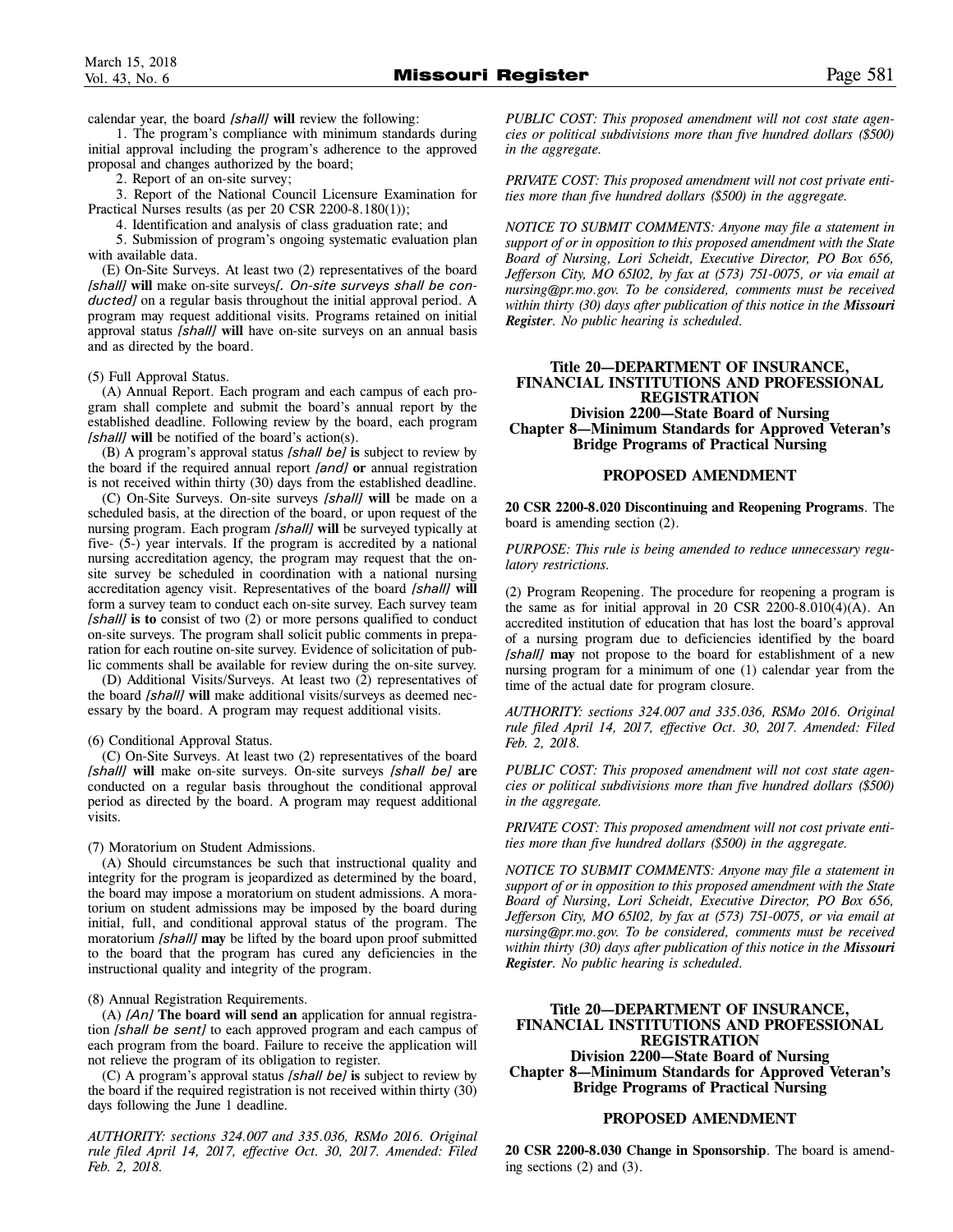calendar year, the board *[shall]* **will** review the following:

1. The program's compliance with minimum standards during initial approval including the program's adherence to the approved proposal and changes authorized by the board;

2. Report of an on-site survey;

3. Report of the National Council Licensure Examination for Practical Nurses results (as per 20 CSR 2200-8.180(1));

4. Identification and analysis of class graduation rate; and

5. Submission of program's ongoing systematic evaluation plan with available data.

(E) On-Site Surveys. At least two (2) representatives of the board *[shall]* **will** make on-site surveys*[. On-site surveys shall be conducted]* on a regular basis throughout the initial approval period. A program may request additional visits. Programs retained on initial approval status *[shall]* **will** have on-site surveys on an annual basis and as directed by the board.

(5) Full Approval Status.

(A) Annual Report. Each program and each campus of each program shall complete and submit the board's annual report by the established deadline. Following review by the board, each program *[shall]* **will** be notified of the board's action(s).

(B) A program's approval status *[shall be]* **is** subject to review by the board if the required annual report *[and]* **or** annual registration is not received within thirty (30) days from the established deadline.

(C) On-Site Surveys. On-site surveys *[shall]* **will** be made on a scheduled basis, at the direction of the board, or upon request of the nursing program. Each program *[shall]* **will** be surveyed typically at five- (5-) year intervals. If the program is accredited by a national nursing accreditation agency, the program may request that the on-site survey be scheduled in coordination with a national nursing accreditation agency visit. Representatives of the board *[shall]* **will** form a survey team to conduct each on-site survey. Each survey team *[shall]* **is to** consist of two (2) or more persons qualified to conduct on-site surveys. The program shall solicit public comments in preparation for each routine on-site survey. Evidence of solicitation of public comments shall be available for review during the on-site survey.

(D) Additional Visits/Surveys. At least two (2) representatives of the board *[shall]* **will** make additional visits/surveys as deemed necessary by the board. A program may request additional visits.

(6) Conditional Approval Status.

(C) On-Site Surveys. At least two (2) representatives of the board *[shall]* **will** make on-site surveys. On-site surveys *[shall be]* **are** conducted on a regular basis throughout the conditional approval period as directed by the board. A program may request additional visits.

(7) Moratorium on Student Admissions.

(A) Should circumstances be such that instructional quality and integrity for the program is jeopardized as determined by the board, the board may impose a moratorium on student admissions. A moratorium on student admissions may be imposed by the board during initial, full, and conditional approval status of the program. The moratorium *[shall]* **may** be lifted by the board upon proof submitted to the board that the program has cured any deficiencies in the instructional quality and integrity of the program.

(8) Annual Registration Requirements.

(A) *[An]* **The board will send an** application for annual registration *[shall be sent]* to each approved program and each campus of each program from the board. Failure to receive the application will not relieve the program of its obligation to register.

(C) A program's approval status *[shall be]* **is** subject to review by the board if the required registration is not received within thirty (30) days following the June 1 deadline.

*AUTHORITY: sections 324.007 and 335.036, RSMo 2016. Original rule filed April 14, 2017, effective Oct. 30, 2017. Amended: Filed Feb. 2, 2018.*

*PUBLIC COST: This proposed amendment will not cost state agencies or political subdivisions more than five hundred dollars ($500) in the aggregate.*

*PRIVATE COST: This proposed amendment will not cost private entities more than five hundred dollars ($500) in the aggregate.*

*NOTICE TO SUBMIT COMMENTS: Anyone may file a statement in support of or in opposition to this proposed amendment with the State Board of Nursing, Lori Scheidt, Executive Director, PO Box 656, Jefferson City, MO 65102, by fax at (573) 751-0075, or via email at nursing@pr.mo.gov. To be considered, comments must be received within thirty (30) days after publication of this notice in the* ***Missouri Register****. No public hearing is scheduled.*

## Title 20—DEPARTMENT OF INSURANCE, FINANCIAL INSTITUTIONS AND PROFESSIONAL REGISTRATION
## Division 2200—State Board of Nursing
## Chapter 8—Minimum Standards for Approved Veteran's Bridge Programs of Practical Nursing

### PROPOSED AMENDMENT

**20 CSR 2200-8.020 Discontinuing and Reopening Programs**. The board is amending section (2).

*PURPOSE: This rule is being amended to reduce unnecessary regulatory restrictions.*

(2) Program Reopening. The procedure for reopening a program is the same as for initial approval in 20 CSR 2200-8.010(4)(A). An accredited institution of education that has lost the board's approval of a nursing program due to deficiencies identified by the board *[shall]* **may** not propose to the board for establishment of a new nursing program for a minimum of one (1) calendar year from the time of the actual date for program closure.

*AUTHORITY: sections 324.007 and 335.036, RSMo 2016. Original rule filed April 14, 2017, effective Oct. 30, 2017. Amended: Filed Feb. 2, 2018.*

*PUBLIC COST: This proposed amendment will not cost state agencies or political subdivisions more than five hundred dollars ($500) in the aggregate.*

*PRIVATE COST: This proposed amendment will not cost private entities more than five hundred dollars ($500) in the aggregate.*

*NOTICE TO SUBMIT COMMENTS: Anyone may file a statement in support of or in opposition to this proposed amendment with the State Board of Nursing, Lori Scheidt, Executive Director, PO Box 656, Jefferson City, MO 65102, by fax at (573) 751-0075, or via email at nursing@pr.mo.gov. To be considered, comments must be received within thirty (30) days after publication of this notice in the* ***Missouri Register****. No public hearing is scheduled.*

## Title 20—DEPARTMENT OF INSURANCE, FINANCIAL INSTITUTIONS AND PROFESSIONAL REGISTRATION
## Division 2200—State Board of Nursing
## Chapter 8—Minimum Standards for Approved Veteran's Bridge Programs of Practical Nursing

### PROPOSED AMENDMENT

**20 CSR 2200-8.030 Change in Sponsorship**. The board is amending sections (2) and (3).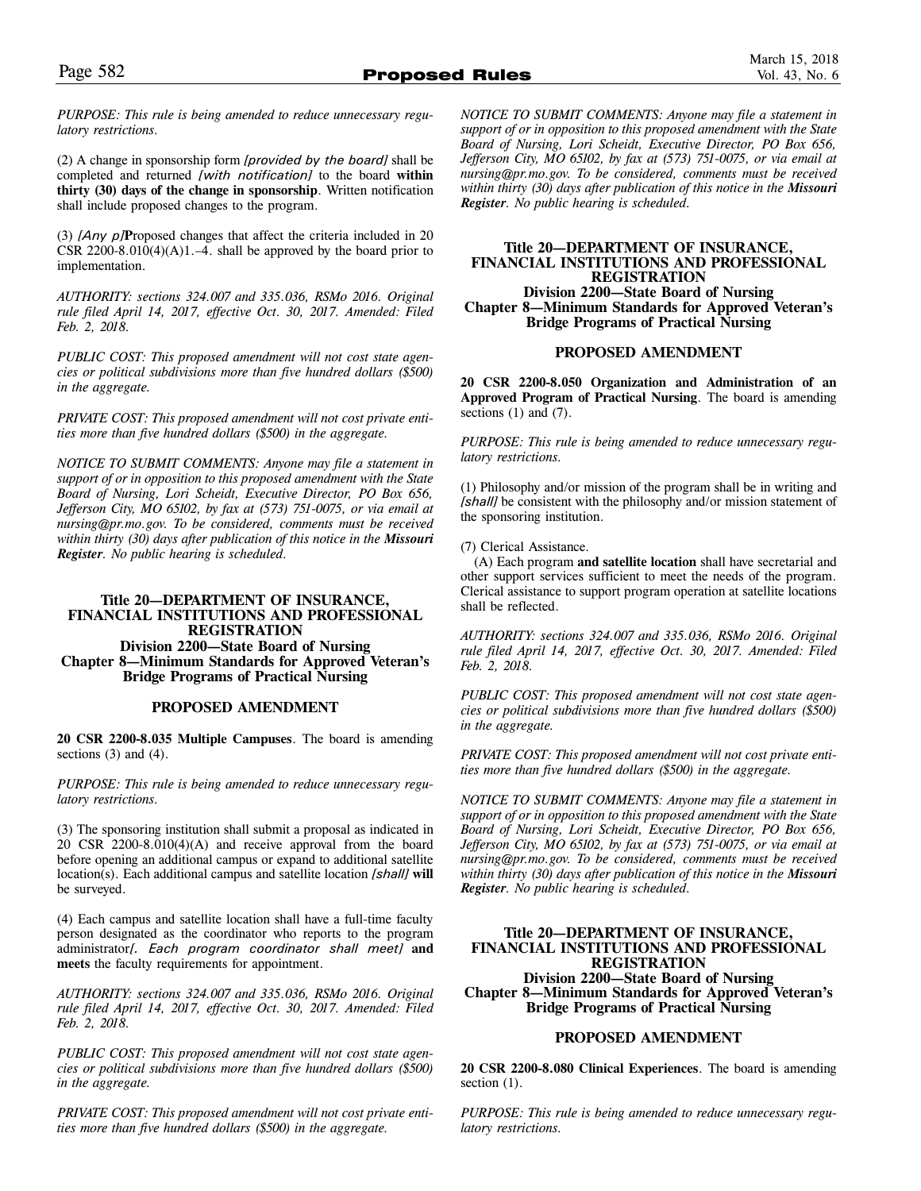*PURPOSE: This rule is being amended to reduce unnecessary regulatory restrictions.*

(2) A change in sponsorship form *[provided by the board]* shall be completed and returned *[with notification]* to the board **within thirty (30) days of the change in sponsorship**. Written notification shall include proposed changes to the program.

(3) *[Any p]***P**roposed changes that affect the criteria included in 20 CSR 2200-8.010(4)(A)1.–4. shall be approved by the board prior to implementation.

*AUTHORITY: sections 324.007 and 335.036, RSMo 2016. Original rule filed April 14, 2017, effective Oct. 30, 2017. Amended: Filed Feb. 2, 2018.*

*PUBLIC COST: This proposed amendment will not cost state agencies or political subdivisions more than five hundred dollars ($500) in the aggregate.*

*PRIVATE COST: This proposed amendment will not cost private entities more than five hundred dollars ($500) in the aggregate.*

*NOTICE TO SUBMIT COMMENTS: Anyone may file a statement in support of or in opposition to this proposed amendment with the State Board of Nursing, Lori Scheidt, Executive Director, PO Box 656, Jefferson City, MO 65102, by fax at (573) 751-0075, or via email at nursing@pr.mo.gov. To be considered, comments must be received within thirty (30) days after publication of this notice in the* ***Missouri Register****. No public hearing is scheduled.*

## Title 20—DEPARTMENT OF INSURANCE, FINANCIAL INSTITUTIONS AND PROFESSIONAL REGISTRATION
### Division 2200—State Board of Nursing
### Chapter 8—Minimum Standards for Approved Veteran's Bridge Programs of Practical Nursing

#### PROPOSED AMENDMENT

**20 CSR 2200-8.035 Multiple Campuses**. The board is amending sections (3) and (4).

*PURPOSE: This rule is being amended to reduce unnecessary regulatory restrictions.*

(3) The sponsoring institution shall submit a proposal as indicated in 20 CSR 2200-8.010(4)(A) and receive approval from the board before opening an additional campus or expand to additional satellite location(s). Each additional campus and satellite location *[shall]* **will** be surveyed.

(4) Each campus and satellite location shall have a full-time faculty person designated as the coordinator who reports to the program administrator*[. Each program coordinator shall meet]* **and meets** the faculty requirements for appointment.

*AUTHORITY: sections 324.007 and 335.036, RSMo 2016. Original rule filed April 14, 2017, effective Oct. 30, 2017. Amended: Filed Feb. 2, 2018.*

*PUBLIC COST: This proposed amendment will not cost state agencies or political subdivisions more than five hundred dollars ($500) in the aggregate.*

*PRIVATE COST: This proposed amendment will not cost private entities more than five hundred dollars ($500) in the aggregate.*

*NOTICE TO SUBMIT COMMENTS: Anyone may file a statement in support of or in opposition to this proposed amendment with the State Board of Nursing, Lori Scheidt, Executive Director, PO Box 656, Jefferson City, MO 65102, by fax at (573) 751-0075, or via email at nursing@pr.mo.gov. To be considered, comments must be received within thirty (30) days after publication of this notice in the* ***Missouri Register****. No public hearing is scheduled.*

## Title 20—DEPARTMENT OF INSURANCE, FINANCIAL INSTITUTIONS AND PROFESSIONAL REGISTRATION
### Division 2200—State Board of Nursing
### Chapter 8—Minimum Standards for Approved Veteran's Bridge Programs of Practical Nursing

#### PROPOSED AMENDMENT

**20 CSR 2200-8.050 Organization and Administration of an Approved Program of Practical Nursing**. The board is amending sections (1) and (7).

*PURPOSE: This rule is being amended to reduce unnecessary regulatory restrictions.*

(1) Philosophy and/or mission of the program shall be in writing and *[shall]* be consistent with the philosophy and/or mission statement of the sponsoring institution.

(7) Clerical Assistance.

(A) Each program **and satellite location** shall have secretarial and other support services sufficient to meet the needs of the program. Clerical assistance to support program operation at satellite locations shall be reflected.

*AUTHORITY: sections 324.007 and 335.036, RSMo 2016. Original rule filed April 14, 2017, effective Oct. 30, 2017. Amended: Filed Feb. 2, 2018.*

*PUBLIC COST: This proposed amendment will not cost state agencies or political subdivisions more than five hundred dollars ($500) in the aggregate.*

*PRIVATE COST: This proposed amendment will not cost private entities more than five hundred dollars ($500) in the aggregate.*

*NOTICE TO SUBMIT COMMENTS: Anyone may file a statement in support of or in opposition to this proposed amendment with the State Board of Nursing, Lori Scheidt, Executive Director, PO Box 656, Jefferson City, MO 65102, by fax at (573) 751-0075, or via email at nursing@pr.mo.gov. To be considered, comments must be received within thirty (30) days after publication of this notice in the* ***Missouri Register****. No public hearing is scheduled.*

## Title 20—DEPARTMENT OF INSURANCE, FINANCIAL INSTITUTIONS AND PROFESSIONAL REGISTRATION
### Division 2200—State Board of Nursing
### Chapter 8—Minimum Standards for Approved Veteran's Bridge Programs of Practical Nursing

#### PROPOSED AMENDMENT

**20 CSR 2200-8.080 Clinical Experiences**. The board is amending section (1).

*PURPOSE: This rule is being amended to reduce unnecessary regulatory restrictions.*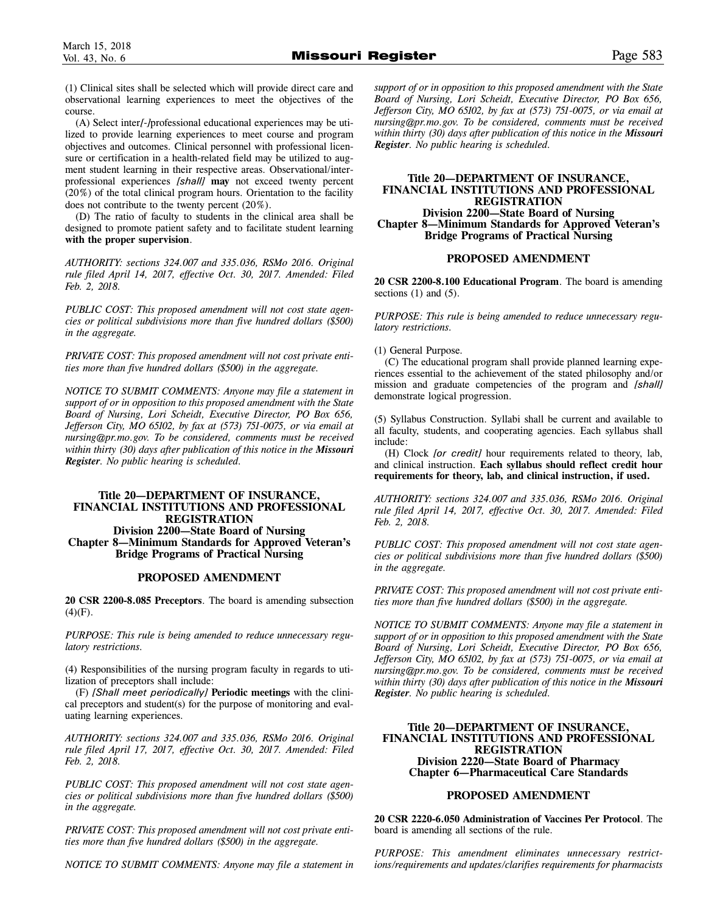(1) Clinical sites shall be selected which will provide direct care and observational learning experiences to meet the objectives of the course.

(A) Select inter*[-]*professional educational experiences may be utilized to provide learning experiences to meet course and program objectives and outcomes. Clinical personnel with professional licensure or certification in a health-related field may be utilized to augment student learning in their respective areas. Observational/interprofessional experiences *[shall]* **may** not exceed twenty percent (20%) of the total clinical program hours. Orientation to the facility does not contribute to the twenty percent (20%).

(D) The ratio of faculty to students in the clinical area shall be designed to promote patient safety and to facilitate student learning **with the proper supervision**.

*AUTHORITY: sections 324.007 and 335.036, RSMo 2016. Original rule filed April 14, 2017, effective Oct. 30, 2017. Amended: Filed Feb. 2, 2018.*

*PUBLIC COST: This proposed amendment will not cost state agencies or political subdivisions more than five hundred dollars ($500) in the aggregate.*

*PRIVATE COST: This proposed amendment will not cost private entities more than five hundred dollars ($500) in the aggregate.*

*NOTICE TO SUBMIT COMMENTS: Anyone may file a statement in support of or in opposition to this proposed amendment with the State Board of Nursing, Lori Scheidt, Executive Director, PO Box 656, Jefferson City, MO 65102, by fax at (573) 751-0075, or via email at nursing@pr.mo.gov. To be considered, comments must be received within thirty (30) days after publication of this notice in the* ***Missouri Register****. No public hearing is scheduled.*

## Title 20—DEPARTMENT OF INSURANCE, FINANCIAL INSTITUTIONS AND PROFESSIONAL REGISTRATION
## Division 2200—State Board of Nursing
## Chapter 8—Minimum Standards for Approved Veteran's Bridge Programs of Practical Nursing

### PROPOSED AMENDMENT

**20 CSR 2200-8.085 Preceptors**. The board is amending subsection (4)(F).

*PURPOSE: This rule is being amended to reduce unnecessary regulatory restrictions.*

(4) Responsibilities of the nursing program faculty in regards to utilization of preceptors shall include:

(F) *[Shall meet periodically]* **Periodic meetings** with the clinical preceptors and student(s) for the purpose of monitoring and evaluating learning experiences.

*AUTHORITY: sections 324.007 and 335.036, RSMo 2016. Original rule filed April 17, 2017, effective Oct. 30, 2017. Amended: Filed Feb. 2, 2018.*

*PUBLIC COST: This proposed amendment will not cost state agencies or political subdivisions more than five hundred dollars ($500) in the aggregate.*

*PRIVATE COST: This proposed amendment will not cost private entities more than five hundred dollars ($500) in the aggregate.*

*NOTICE TO SUBMIT COMMENTS: Anyone may file a statement in support of or in opposition to this proposed amendment with the State Board of Nursing, Lori Scheidt, Executive Director, PO Box 656, Jefferson City, MO 65102, by fax at (573) 751-0075, or via email at nursing@pr.mo.gov. To be considered, comments must be received within thirty (30) days after publication of this notice in the* ***Missouri Register****. No public hearing is scheduled.*

## Title 20—DEPARTMENT OF INSURANCE, FINANCIAL INSTITUTIONS AND PROFESSIONAL REGISTRATION
## Division 2200—State Board of Nursing
## Chapter 8—Minimum Standards for Approved Veteran's Bridge Programs of Practical Nursing

### PROPOSED AMENDMENT

**20 CSR 2200-8.100 Educational Program**. The board is amending sections (1) and (5).

*PURPOSE: This rule is being amended to reduce unnecessary regulatory restrictions.*

(1) General Purpose.

(C) The educational program shall provide planned learning experiences essential to the achievement of the stated philosophy and/or mission and graduate competencies of the program and *[shall]* demonstrate logical progression.

(5) Syllabus Construction. Syllabi shall be current and available to all faculty, students, and cooperating agencies. Each syllabus shall include:

(H) Clock *[or credit]* hour requirements related to theory, lab, and clinical instruction. **Each syllabus should reflect credit hour requirements for theory, lab, and clinical instruction, if used.**

*AUTHORITY: sections 324.007 and 335.036, RSMo 2016. Original rule filed April 14, 2017, effective Oct. 30, 2017. Amended: Filed Feb. 2, 2018.*

*PUBLIC COST: This proposed amendment will not cost state agencies or political subdivisions more than five hundred dollars ($500) in the aggregate.*

*PRIVATE COST: This proposed amendment will not cost private entities more than five hundred dollars ($500) in the aggregate.*

*NOTICE TO SUBMIT COMMENTS: Anyone may file a statement in support of or in opposition to this proposed amendment with the State Board of Nursing, Lori Scheidt, Executive Director, PO Box 656, Jefferson City, MO 65102, by fax at (573) 751-0075, or via email at nursing@pr.mo.gov. To be considered, comments must be received within thirty (30) days after publication of this notice in the* ***Missouri Register****. No public hearing is scheduled.*

## Title 20—DEPARTMENT OF INSURANCE, FINANCIAL INSTITUTIONS AND PROFESSIONAL REGISTRATION
## Division 2220—State Board of Pharmacy
## Chapter 6—Pharmaceutical Care Standards

### PROPOSED AMENDMENT

**20 CSR 2220-6.050 Administration of Vaccines Per Protocol**. The board is amending all sections of the rule.

*PURPOSE: This amendment eliminates unnecessary restrictions/requirements and updates/clarifies requirements for pharmacists*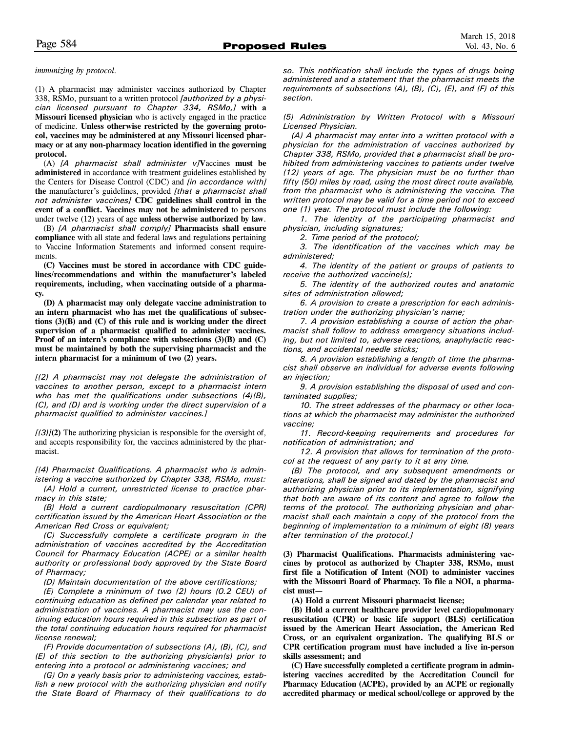*immunizing by protocol.*

(1) A pharmacist may administer vaccines authorized by Chapter 338, RSMo, pursuant to a written protocol *[authorized by a physician licensed pursuant to Chapter 334, RSMo,]* **with a Missouri licensed physician** who is actively engaged in the practice of medicine. **Unless otherwise restricted by the governing protocol, vaccines may be administered at any Missouri licensed pharmacy or at any non-pharmacy location identified in the governing protocol.**

(A) *[A pharmacist shall administer v]***V**accines **must be administered** in accordance with treatment guidelines established by the Centers for Disease Control (CDC) and *[in accordance with]* **the** manufacturer's guidelines, provided *[that a pharmacist shall not administer vaccines]* **CDC guidelines shall control in the event of a conflict. Vaccines may not be administered** to persons under twelve (12) years of age **unless otherwise authorized by law**.

(B) *[A pharmacist shall comply]* **Pharmacists shall ensure compliance** with all state and federal laws and regulations pertaining to Vaccine Information Statements and informed consent requirements.

**(C) Vaccines must be stored in accordance with CDC guidelines/recommendations and within the manufacturer's labeled requirements, including, when vaccinating outside of a pharmacy.**

**(D) A pharmacist may only delegate vaccine administration to an intern pharmacist who has met the qualifications of subsections (3)(B) and (C) of this rule and is working under the direct supervision of a pharmacist qualified to administer vaccines. Proof of an intern's compliance with subsections (3)(B) and (C) must be maintained by both the supervising pharmacist and the intern pharmacist for a minimum of two (2) years.**

*[(2) A pharmacist may not delegate the administration of vaccines to another person, except to a pharmacist intern who has met the qualifications under subsections (4)(B), (C), and (D) and is working under the direct supervision of a pharmacist qualified to administer vaccines.]*

*[(3)]***(2)** The authorizing physician is responsible for the oversight of, and accepts responsibility for, the vaccines administered by the pharmacist.

*[(4) Pharmacist Qualifications. A pharmacist who is administering a vaccine authorized by Chapter 338, RSMo, must:*

*(A) Hold a current, unrestricted license to practice pharmacy in this state;*

*(B) Hold a current cardiopulmonary resuscitation (CPR) certification issued by the American Heart Association or the American Red Cross or equivalent;*

*(C) Successfully complete a certificate program in the administration of vaccines accredited by the Accreditation Council for Pharmacy Education (ACPE) or a similar health authority or professional body approved by the State Board of Pharmacy;*

*(D) Maintain documentation of the above certifications;*

*(E) Complete a minimum of two (2) hours (0.2 CEU) of continuing education as defined per calendar year related to administration of vaccines. A pharmacist may use the continuing education hours required in this subsection as part of the total continuing education hours required for pharmacist license renewal;*

*(F) Provide documentation of subsections (A), (B), (C), and (E) of this section to the authorizing physician(s) prior to entering into a protocol or administering vaccines; and*

*(G) On a yearly basis prior to administering vaccines, establish a new protocol with the authorizing physician and notify the State Board of Pharmacy of their qualifications to do so. This notification shall include the types of drugs being administered and a statement that the pharmacist meets the requirements of subsections (A), (B), (C), (E), and (F) of this section.*

*(5) Administration by Written Protocol with a Missouri Licensed Physician.*

*(A) A pharmacist may enter into a written protocol with a physician for the administration of vaccines authorized by Chapter 338, RSMo, provided that a pharmacist shall be prohibited from administering vaccines to patients under twelve (12) years of age. The physician must be no further than fifty (50) miles by road, using the most direct route available, from the pharmacist who is administering the vaccine. The written protocol may be valid for a time period not to exceed one (1) year. The protocol must include the following:*

*1. The identity of the participating pharmacist and physician, including signatures;*

*2. Time period of the protocol;*

*3. The identification of the vaccines which may be administered;*

*4. The identity of the patient or groups of patients to receive the authorized vaccine(s);*

*5. The identity of the authorized routes and anatomic sites of administration allowed;*

*6. A provision to create a prescription for each administration under the authorizing physician's name;*

*7. A provision establishing a course of action the pharmacist shall follow to address emergency situations including, but not limited to, adverse reactions, anaphylactic reactions, and accidental needle sticks;*

*8. A provision establishing a length of time the pharmacist shall observe an individual for adverse events following an injection;*

*9. A provision establishing the disposal of used and contaminated supplies;*

*10. The street addresses of the pharmacy or other locations at which the pharmacist may administer the authorized vaccine;*

*11. Record-keeping requirements and procedures for notification of administration; and*

*12. A provision that allows for termination of the protocol at the request of any party to it at any time.*

*(B) The protocol, and any subsequent amendments or alterations, shall be signed and dated by the pharmacist and authorizing physician prior to its implementation, signifying that both are aware of its content and agree to follow the terms of the protocol. The authorizing physician and pharmacist shall each maintain a copy of the protocol from the beginning of implementation to a minimum of eight (8) years after termination of the protocol.]*

**(3) Pharmacist Qualifications. Pharmacists administering vaccines by protocol as authorized by Chapter 338, RSMo, must first file a Notification of Intent (NOI) to administer vaccines with the Missouri Board of Pharmacy. To file a NOI, a pharmacist must—**

**(A) Hold a current Missouri pharmacist license;**

**(B) Hold a current healthcare provider level cardiopulmonary resuscitation (CPR) or basic life support (BLS) certification issued by the American Heart Association, the American Red Cross, or an equivalent organization. The qualifying BLS or CPR certification program must have included a live in-person skills assessment; and**

**(C) Have successfully completed a certificate program in administering vaccines accredited by the Accreditation Council for Pharmacy Education (ACPE), provided by an ACPE or regionally accredited pharmacy or medical school/college or approved by the**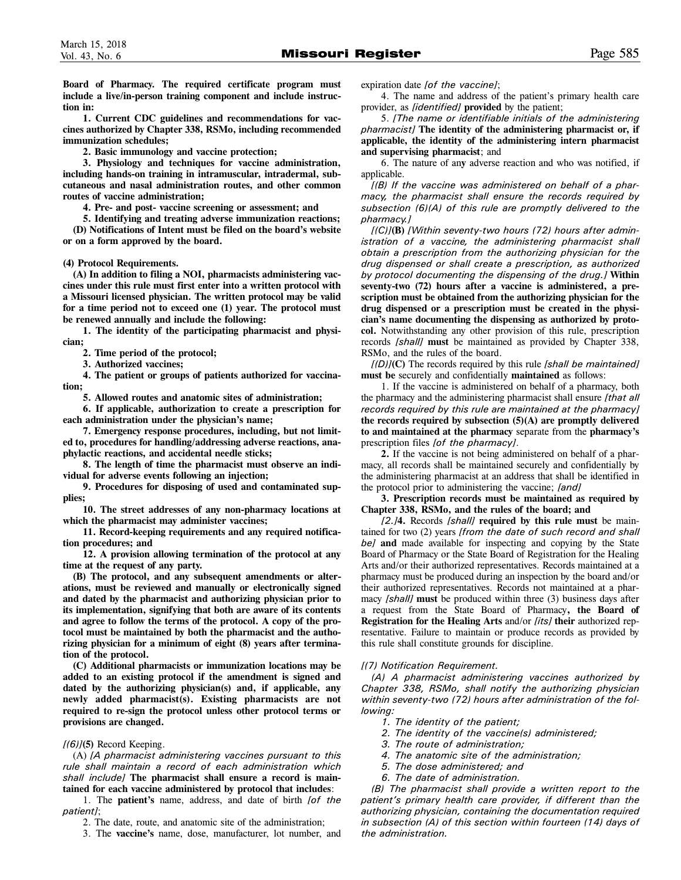**Board of Pharmacy. The required certificate program must include a live/in-person training component and include instruction in:**

**1. Current CDC guidelines and recommendations for vaccines authorized by Chapter 338, RSMo, including recommended immunization schedules;**

**2. Basic immunology and vaccine protection;**

**3. Physiology and techniques for vaccine administration, including hands-on training in intramuscular, intradermal, subcutaneous and nasal administration routes, and other common routes of vaccine administration;**

**4. Pre- and post- vaccine screening or assessment; and**

**5. Identifying and treating adverse immunization reactions;**

**(D) Notifications of Intent must be filed on the board's website or on a form approved by the board.**

**(4) Protocol Requirements.**

**(A) In addition to filing a NOI, pharmacists administering vaccines under this rule must first enter into a written protocol with a Missouri licensed physician. The written protocol may be valid for a time period not to exceed one (1) year. The protocol must be renewed annually and include the following:**

**1. The identity of the participating pharmacist and physician;**

**2. Time period of the protocol;**

**3. Authorized vaccines;**

**4. The patient or groups of patients authorized for vaccination;**

**5. Allowed routes and anatomic sites of administration;**

**6. If applicable, authorization to create a prescription for each administration under the physician's name;**

**7. Emergency response procedures, including, but not limited to, procedures for handling/addressing adverse reactions, anaphylactic reactions, and accidental needle sticks;**

**8. The length of time the pharmacist must observe an individual for adverse events following an injection;**

**9. Procedures for disposing of used and contaminated supplies;**

**10. The street addresses of any non-pharmacy locations at which the pharmacist may administer vaccines;**

**11. Record-keeping requirements and any required notification procedures; and**

**12. A provision allowing termination of the protocol at any time at the request of any party.**

**(B) The protocol, and any subsequent amendments or alterations, must be reviewed and manually or electronically signed and dated by the pharmacist and authorizing physician prior to its implementation, signifying that both are aware of its contents and agree to follow the terms of the protocol. A copy of the protocol must be maintained by both the pharmacist and the authorizing physician for a minimum of eight (8) years after termination of the protocol.**

**(C) Additional pharmacists or immunization locations may be added to an existing protocol if the amendment is signed and dated by the authorizing physician(s) and, if applicable, any newly added pharmacist(s). Existing pharmacists are not required to re-sign the protocol unless other protocol terms or provisions are changed.**

*[(6)]***(5)** Record Keeping.

(A) *[A pharmacist administering vaccines pursuant to this rule shall maintain a record of each administration which shall include]* **The pharmacist shall ensure a record is maintained for each vaccine administered by protocol that includes**:

1. The **patient's** name, address, and date of birth *[of the patient]*;

2. The date, route, and anatomic site of the administration;

3. The **vaccine's** name, dose, manufacturer, lot number, and expiration date *[of the vaccine]*;

4. The name and address of the patient's primary health care provider, as *[identified]* **provided** by the patient;

5. *[The name or identifiable initials of the administering pharmacist]* **The identity of the administering pharmacist or, if applicable, the identity of the administering intern pharmacist and supervising pharmacist**; and

6. The nature of any adverse reaction and who was notified, if applicable.

*[(B) If the vaccine was administered on behalf of a pharmacy, the pharmacist shall ensure the records required by subsection (6)(A) of this rule are promptly delivered to the pharmacy.]*

*[(C)]***(B)** *[Within seventy-two hours (72) hours after administration of a vaccine, the administering pharmacist shall obtain a prescription from the authorizing physician for the drug dispensed or shall create a prescription, as authorized by protocol documenting the dispensing of the drug.]* **Within seventy-two (72) hours after a vaccine is administered, a prescription must be obtained from the authorizing physician for the drug dispensed or a prescription must be created in the physician's name documenting the dispensing as authorized by protocol.** Notwithstanding any other provision of this rule, prescription records *[shall]* **must** be maintained as provided by Chapter 338, RSMo, and the rules of the board.

*[(D)]***(C)** The records required by this rule *[shall be maintained]* **must be** securely and confidentially **maintained** as follows:

1. If the vaccine is administered on behalf of a pharmacy, both the pharmacy and the administering pharmacist shall ensure *[that all records required by this rule are maintained at the pharmacy]* **the records required by subsection (5)(A) are promptly delivered to and maintained at the pharmacy** separate from the **pharmacy's** prescription files *[of the pharmacy]*.

**2.** If the vaccine is not being administered on behalf of a pharmacy, all records shall be maintained securely and confidentially by the administering pharmacist at an address that shall be identified in the protocol prior to administering the vaccine; *[and]*

**3. Prescription records must be maintained as required by Chapter 338, RSMo, and the rules of the board; and**

*[2.]***4.** Records *[shall]* **required by this rule must** be maintained for two (2) years *[from the date of such record and shall be]* **and** made available for inspecting and copying by the State Board of Pharmacy or the State Board of Registration for the Healing Arts and/or their authorized representatives. Records maintained at a pharmacy must be produced during an inspection by the board and/or their authorized representatives. Records not maintained at a pharmacy *[shall]* **must** be produced within three (3) business days after a request from the State Board of Pharmacy**, the Board of Registration for the Healing Arts** and/or *[its]* **their** authorized representative. Failure to maintain or produce records as provided by this rule shall constitute grounds for discipline.

*[(7) Notification Requirement.*

*(A) A pharmacist administering vaccines authorized by Chapter 338, RSMo, shall notify the authorizing physician within seventy-two (72) hours after administration of the following:*

*1. The identity of the patient;*

*2. The identity of the vaccine(s) administered;*

*3. The route of administration;*

*4. The anatomic site of the administration;*

*5. The dose administered; and*

*6. The date of administration.*

*(B) The pharmacist shall provide a written report to the patient's primary health care provider, if different than the authorizing physician, containing the documentation required in subsection (A) of this section within fourteen (14) days of the administration.*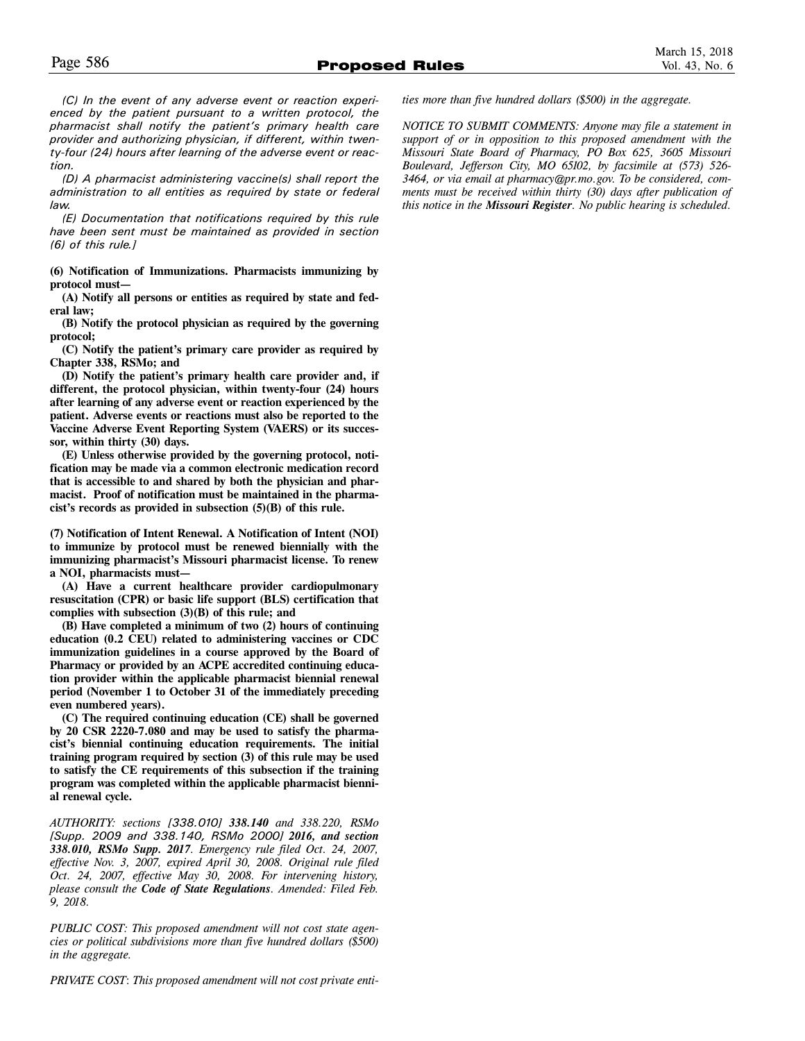*(C) In the event of any adverse event or reaction experienced by the patient pursuant to a written protocol, the pharmacist shall notify the patient's primary health care provider and authorizing physician, if different, within twenty-four (24) hours after learning of the adverse event or reaction.*

*(D) A pharmacist administering vaccine(s) shall report the administration to all entities as required by state or federal law.*

*(E) Documentation that notifications required by this rule have been sent must be maintained as provided in section (6) of this rule.]*

**(6) Notification of Immunizations. Pharmacists immunizing by protocol must—**

**(A) Notify all persons or entities as required by state and federal law;**

**(B) Notify the protocol physician as required by the governing protocol;**

**(C) Notify the patient's primary care provider as required by Chapter 338, RSMo; and**

**(D) Notify the patient's primary health care provider and, if different, the protocol physician, within twenty-four (24) hours after learning of any adverse event or reaction experienced by the patient. Adverse events or reactions must also be reported to the Vaccine Adverse Event Reporting System (VAERS) or its successor, within thirty (30) days.**

**(E) Unless otherwise provided by the governing protocol, notification may be made via a common electronic medication record that is accessible to and shared by both the physician and pharmacist. Proof of notification must be maintained in the pharmacist's records as provided in subsection (5)(B) of this rule.**

**(7) Notification of Intent Renewal. A Notification of Intent (NOI) to immunize by protocol must be renewed biennially with the immunizing pharmacist's Missouri pharmacist license. To renew a NOI, pharmacists must—**

**(A) Have a current healthcare provider cardiopulmonary resuscitation (CPR) or basic life support (BLS) certification that complies with subsection (3)(B) of this rule; and**

**(B) Have completed a minimum of two (2) hours of continuing education (0.2 CEU) related to administering vaccines or CDC immunization guidelines in a course approved by the Board of Pharmacy or provided by an ACPE accredited continuing education provider within the applicable pharmacist biennial renewal period (November 1 to October 31 of the immediately preceding even numbered years).**

**(C) The required continuing education (CE) shall be governed by 20 CSR 2220-7.080 and may be used to satisfy the pharmacist's biennial continuing education requirements. The initial training program required by section (3) of this rule may be used to satisfy the CE requirements of this subsection if the training program was completed within the applicable pharmacist biennial renewal cycle.**

*AUTHORITY: sections [338.010] **338.140** and 338.220, RSMo [Supp. 2009 and 338.140, RSMo 2000] **2016, and section 338.010, RSMo Supp. 2017**. Emergency rule filed Oct. 24, 2007, effective Nov. 3, 2007, expired April 30, 2008. Original rule filed Oct. 24, 2007, effective May 30, 2008. For intervening history, please consult the **Code of State Regulations**. Amended: Filed Feb. 9, 2018.*

*PUBLIC COST: This proposed amendment will not cost state agencies or political subdivisions more than five hundred dollars ($500) in the aggregate.*

*PRIVATE COST: This proposed amendment will not cost private entities more than five hundred dollars ($500) in the aggregate.*

*NOTICE TO SUBMIT COMMENTS: Anyone may file a statement in support of or in opposition to this proposed amendment with the Missouri State Board of Pharmacy, PO Box 625, 3605 Missouri Boulevard, Jefferson City, MO 65102, by facsimile at (573) 526-3464, or via email at pharmacy@pr.mo.gov. To be considered, comments must be received within thirty (30) days after publication of this notice in the **Missouri Register**. No public hearing is scheduled.*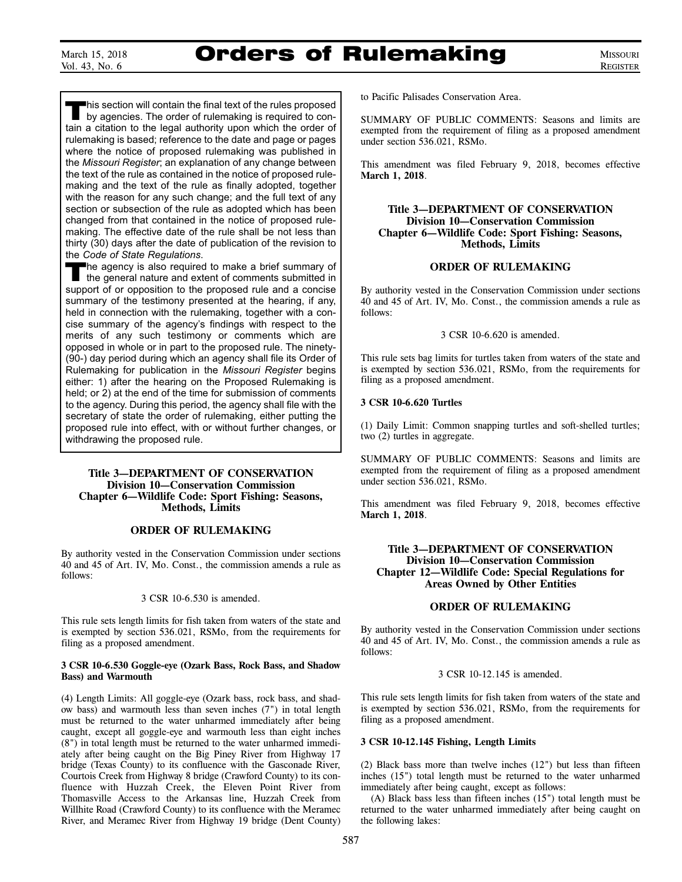**T**his section will contain the final text of the rules proposed by agencies. The order of rulemaking is required to contain a citation to the legal authority upon which the order of rulemaking is based; reference to the date and page or pages where the notice of proposed rulemaking was published in the *Missouri Register*; an explanation of any change between the text of the rule as contained in the notice of proposed rulemaking and the text of the rule as finally adopted, together with the reason for any such change; and the full text of any section or subsection of the rule as adopted which has been changed from that contained in the notice of proposed rulemaking. The effective date of the rule shall be not less than thirty (30) days after the date of publication of the revision to the *Code of State Regulations*.

**T**he agency is also required to make a brief summary of the general nature and extent of comments submitted in support of or opposition to the proposed rule and a concise summary of the testimony presented at the hearing, if any, held in connection with the rulemaking, together with a concise summary of the agency's findings with respect to the merits of any such testimony or comments which are opposed in whole or in part to the proposed rule. The ninety-(90-) day period during which an agency shall file its Order of Rulemaking for publication in the *Missouri Register* begins either: 1) after the hearing on the Proposed Rulemaking is held; or 2) at the end of the time for submission of comments to the agency. During this period, the agency shall file with the secretary of state the order of rulemaking, either putting the proposed rule into effect, with or without further changes, or withdrawing the proposed rule.

**Title 3—DEPARTMENT OF CONSERVATION**
**Division 10—Conservation Commission**
**Chapter 6—Wildlife Code: Sport Fishing: Seasons, Methods, Limits**

**ORDER OF RULEMAKING**

By authority vested in the Conservation Commission under sections 40 and 45 of Art. IV, Mo. Const., the commission amends a rule as follows:

3 CSR 10-6.530 is amended.

This rule sets length limits for fish taken from waters of the state and is exempted by section 536.021, RSMo, from the requirements for filing as a proposed amendment.

**3 CSR 10-6.530 Goggle-eye (Ozark Bass, Rock Bass, and Shadow Bass) and Warmouth**

(4) Length Limits: All goggle-eye (Ozark bass, rock bass, and shadow bass) and warmouth less than seven inches (7") in total length must be returned to the water unharmed immediately after being caught, except all goggle-eye and warmouth less than eight inches (8") in total length must be returned to the water unharmed immediately after being caught on the Big Piney River from Highway 17 bridge (Texas County) to its confluence with the Gasconade River, Courtois Creek from Highway 8 bridge (Crawford County) to its confluence with Huzzah Creek, the Eleven Point River from Thomasville Access to the Arkansas line, Huzzah Creek from Willhite Road (Crawford County) to its confluence with the Meramec River, and Meramec River from Highway 19 bridge (Dent County) to Pacific Palisades Conservation Area.

SUMMARY OF PUBLIC COMMENTS: Seasons and limits are exempted from the requirement of filing as a proposed amendment under section 536.021, RSMo.

This amendment was filed February 9, 2018, becomes effective **March 1, 2018**.

**Title 3—DEPARTMENT OF CONSERVATION**
**Division 10—Conservation Commission**
**Chapter 6—Wildlife Code: Sport Fishing: Seasons, Methods, Limits**

**ORDER OF RULEMAKING**

By authority vested in the Conservation Commission under sections 40 and 45 of Art. IV, Mo. Const., the commission amends a rule as follows:

3 CSR 10-6.620 is amended.

This rule sets bag limits for turtles taken from waters of the state and is exempted by section 536.021, RSMo, from the requirements for filing as a proposed amendment.

**3 CSR 10-6.620 Turtles**

(1) Daily Limit: Common snapping turtles and soft-shelled turtles; two (2) turtles in aggregate.

SUMMARY OF PUBLIC COMMENTS: Seasons and limits are exempted from the requirement of filing as a proposed amendment under section 536.021, RSMo.

This amendment was filed February 9, 2018, becomes effective **March 1, 2018**.

**Title 3—DEPARTMENT OF CONSERVATION**
**Division 10—Conservation Commission**
**Chapter 12—Wildlife Code: Special Regulations for Areas Owned by Other Entities**

**ORDER OF RULEMAKING**

By authority vested in the Conservation Commission under sections 40 and 45 of Art. IV, Mo. Const., the commission amends a rule as follows:

3 CSR 10-12.145 is amended.

This rule sets length limits for fish taken from waters of the state and is exempted by section 536.021, RSMo, from the requirements for filing as a proposed amendment.

**3 CSR 10-12.145 Fishing, Length Limits**

(2) Black bass more than twelve inches (12") but less than fifteen inches (15") total length must be returned to the water unharmed immediately after being caught, except as follows:

(A) Black bass less than fifteen inches (15") total length must be returned to the water unharmed immediately after being caught on the following lakes: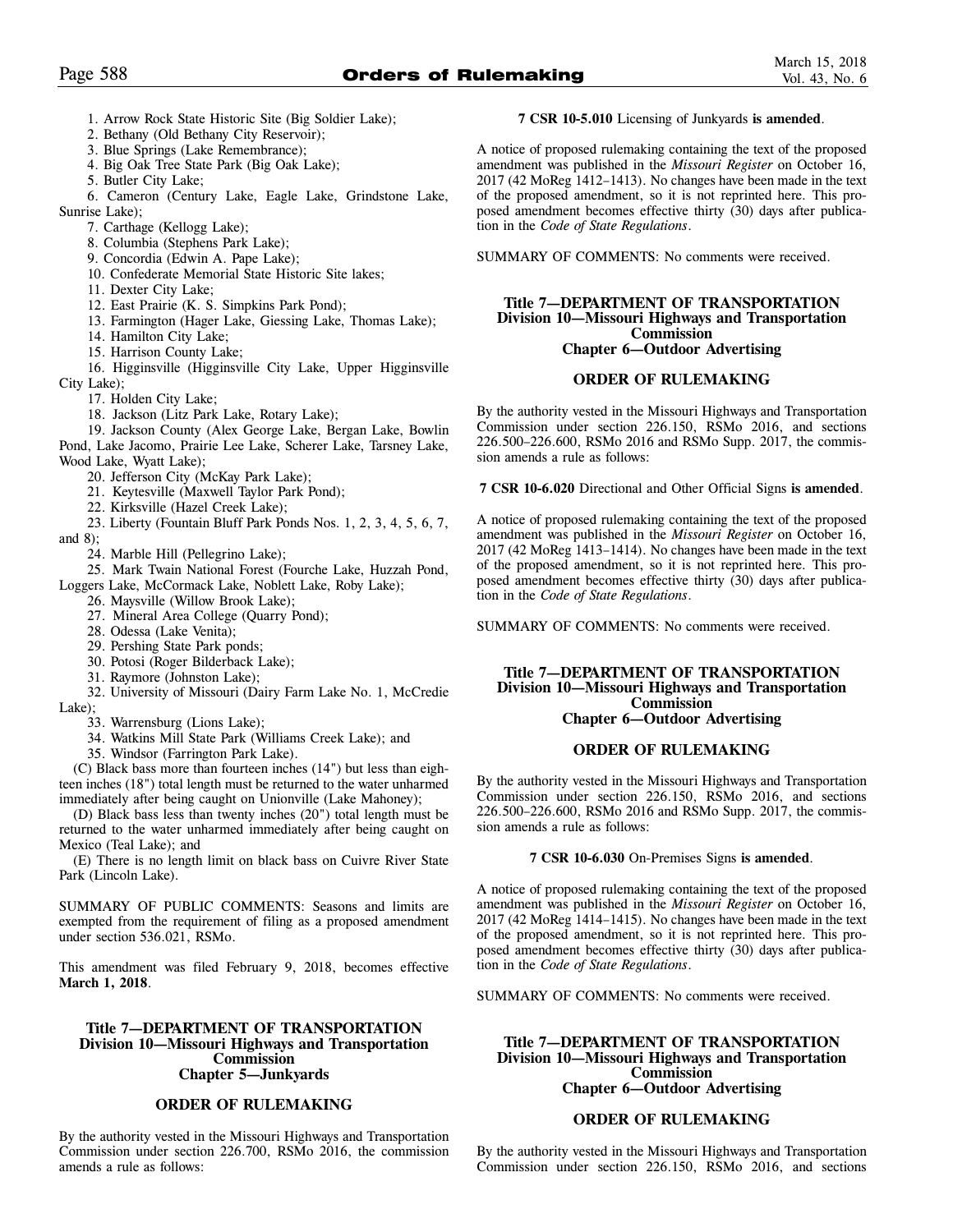1. Arrow Rock State Historic Site (Big Soldier Lake);
2. Bethany (Old Bethany City Reservoir);
3. Blue Springs (Lake Remembrance);
4. Big Oak Tree State Park (Big Oak Lake);
5. Butler City Lake;
6. Cameron (Century Lake, Eagle Lake, Grindstone Lake, Sunrise Lake);
7. Carthage (Kellogg Lake);
8. Columbia (Stephens Park Lake);
9. Concordia (Edwin A. Pape Lake);
10. Confederate Memorial State Historic Site lakes;
11. Dexter City Lake;
12. East Prairie (K. S. Simpkins Park Pond);
13. Farmington (Hager Lake, Giessing Lake, Thomas Lake);
14. Hamilton City Lake;
15. Harrison County Lake;
16. Higginsville (Higginsville City Lake, Upper Higginsville City Lake);
17. Holden City Lake;
18. Jackson (Litz Park Lake, Rotary Lake);
19. Jackson County (Alex George Lake, Bergan Lake, Bowlin Pond, Lake Jacomo, Prairie Lee Lake, Scherer Lake, Tarsney Lake, Wood Lake, Wyatt Lake);
20. Jefferson City (McKay Park Lake);
21. Keytesville (Maxwell Taylor Park Pond);
22. Kirksville (Hazel Creek Lake);
23. Liberty (Fountain Bluff Park Ponds Nos. 1, 2, 3, 4, 5, 6, 7, and 8);
24. Marble Hill (Pellegrino Lake);
25. Mark Twain National Forest (Fourche Lake, Huzzah Pond, Loggers Lake, McCormack Lake, Noblett Lake, Roby Lake);
26. Maysville (Willow Brook Lake);
27. Mineral Area College (Quarry Pond);
28. Odessa (Lake Venita);
29. Pershing State Park ponds;
30. Potosi (Roger Bilderback Lake);
31. Raymore (Johnston Lake);
32. University of Missouri (Dairy Farm Lake No. 1, McCredie Lake);
33. Warrensburg (Lions Lake);
34. Watkins Mill State Park (Williams Creek Lake); and
35. Windsor (Farrington Park Lake).

(C) Black bass more than fourteen inches (14") but less than eighteen inches (18") total length must be returned to the water unharmed immediately after being caught on Unionville (Lake Mahoney);

(D) Black bass less than twenty inches (20") total length must be returned to the water unharmed immediately after being caught on Mexico (Teal Lake); and

(E) There is no length limit on black bass on Cuivre River State Park (Lincoln Lake).

SUMMARY OF PUBLIC COMMENTS: Seasons and limits are exempted from the requirement of filing as a proposed amendment under section 536.021, RSMo.

This amendment was filed February 9, 2018, becomes effective **March 1, 2018**.

### Title 7—DEPARTMENT OF TRANSPORTATION
### Division 10—Missouri Highways and Transportation Commission
### Chapter 5—Junkyards

### ORDER OF RULEMAKING

By the authority vested in the Missouri Highways and Transportation Commission under section 226.700, RSMo 2016, the commission amends a rule as follows:

**7 CSR 10-5.010** Licensing of Junkyards **is amended**.

A notice of proposed rulemaking containing the text of the proposed amendment was published in the *Missouri Register* on October 16, 2017 (42 MoReg 1412–1413). No changes have been made in the text of the proposed amendment, so it is not reprinted here. This proposed amendment becomes effective thirty (30) days after publication in the *Code of State Regulations*.

SUMMARY OF COMMENTS: No comments were received.

### Title 7—DEPARTMENT OF TRANSPORTATION
### Division 10—Missouri Highways and Transportation Commission
### Chapter 6—Outdoor Advertising

### ORDER OF RULEMAKING

By the authority vested in the Missouri Highways and Transportation Commission under section 226.150, RSMo 2016, and sections 226.500–226.600, RSMo 2016 and RSMo Supp. 2017, the commission amends a rule as follows:

**7 CSR 10-6.020** Directional and Other Official Signs **is amended**.

A notice of proposed rulemaking containing the text of the proposed amendment was published in the *Missouri Register* on October 16, 2017 (42 MoReg 1413–1414). No changes have been made in the text of the proposed amendment, so it is not reprinted here. This proposed amendment becomes effective thirty (30) days after publication in the *Code of State Regulations*.

SUMMARY OF COMMENTS: No comments were received.

### Title 7—DEPARTMENT OF TRANSPORTATION
### Division 10—Missouri Highways and Transportation Commission
### Chapter 6—Outdoor Advertising

### ORDER OF RULEMAKING

By the authority vested in the Missouri Highways and Transportation Commission under section 226.150, RSMo 2016, and sections 226.500–226.600, RSMo 2016 and RSMo Supp. 2017, the commission amends a rule as follows:

**7 CSR 10-6.030** On-Premises Signs **is amended**.

A notice of proposed rulemaking containing the text of the proposed amendment was published in the *Missouri Register* on October 16, 2017 (42 MoReg 1414–1415). No changes have been made in the text of the proposed amendment, so it is not reprinted here. This proposed amendment becomes effective thirty (30) days after publication in the *Code of State Regulations*.

SUMMARY OF COMMENTS: No comments were received.

### Title 7—DEPARTMENT OF TRANSPORTATION
### Division 10—Missouri Highways and Transportation Commission
### Chapter 6—Outdoor Advertising

### ORDER OF RULEMAKING

By the authority vested in the Missouri Highways and Transportation Commission under section 226.150, RSMo 2016, and sections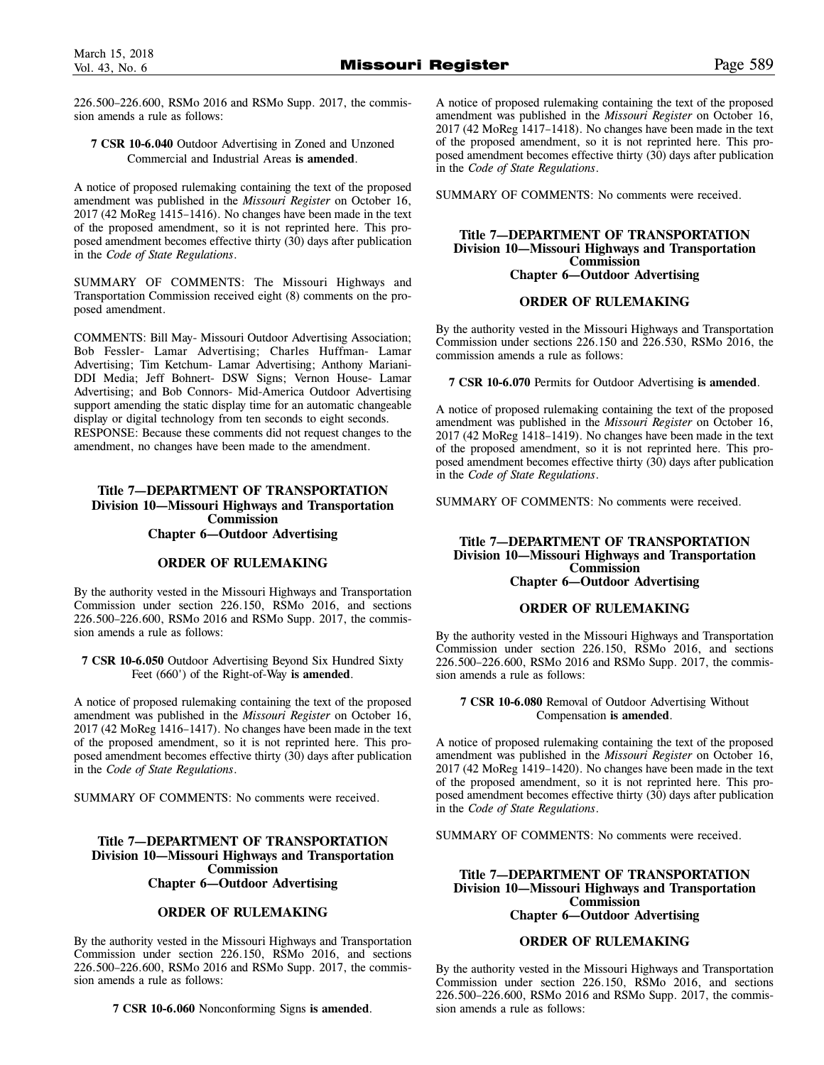226.500–226.600, RSMo 2016 and RSMo Supp. 2017, the commission amends a rule as follows:

**7 CSR 10-6.040** Outdoor Advertising in Zoned and Unzoned Commercial and Industrial Areas **is amended**.

A notice of proposed rulemaking containing the text of the proposed amendment was published in the *Missouri Register* on October 16, 2017 (42 MoReg 1415–1416). No changes have been made in the text of the proposed amendment, so it is not reprinted here. This proposed amendment becomes effective thirty (30) days after publication in the *Code of State Regulations*.

SUMMARY OF COMMENTS: The Missouri Highways and Transportation Commission received eight (8) comments on the proposed amendment.

COMMENTS: Bill May- Missouri Outdoor Advertising Association; Bob Fessler- Lamar Advertising; Charles Huffman- Lamar Advertising; Tim Ketchum- Lamar Advertising; Anthony Mariani- DDI Media; Jeff Bohnert- DSW Signs; Vernon House- Lamar Advertising; and Bob Connors- Mid-America Outdoor Advertising support amending the static display time for an automatic changeable display or digital technology from ten seconds to eight seconds.
RESPONSE: Because these comments did not request changes to the amendment, no changes have been made to the amendment.

**Title 7—DEPARTMENT OF TRANSPORTATION**
**Division 10—Missouri Highways and Transportation Commission**
**Chapter 6—Outdoor Advertising**

**ORDER OF RULEMAKING**

By the authority vested in the Missouri Highways and Transportation Commission under section 226.150, RSMo 2016, and sections 226.500–226.600, RSMo 2016 and RSMo Supp. 2017, the commission amends a rule as follows:

**7 CSR 10-6.050** Outdoor Advertising Beyond Six Hundred Sixty Feet (660') of the Right-of-Way **is amended**.

A notice of proposed rulemaking containing the text of the proposed amendment was published in the *Missouri Register* on October 16, 2017 (42 MoReg 1416–1417). No changes have been made in the text of the proposed amendment, so it is not reprinted here. This proposed amendment becomes effective thirty (30) days after publication in the *Code of State Regulations*.

SUMMARY OF COMMENTS: No comments were received.

**Title 7—DEPARTMENT OF TRANSPORTATION**
**Division 10—Missouri Highways and Transportation Commission**
**Chapter 6—Outdoor Advertising**

**ORDER OF RULEMAKING**

By the authority vested in the Missouri Highways and Transportation Commission under section 226.150, RSMo 2016, and sections 226.500–226.600, RSMo 2016 and RSMo Supp. 2017, the commission amends a rule as follows:

**7 CSR 10-6.060** Nonconforming Signs **is amended**.

A notice of proposed rulemaking containing the text of the proposed amendment was published in the *Missouri Register* on October 16, 2017 (42 MoReg 1417–1418). No changes have been made in the text of the proposed amendment, so it is not reprinted here. This proposed amendment becomes effective thirty (30) days after publication in the *Code of State Regulations*.

SUMMARY OF COMMENTS: No comments were received.

**Title 7—DEPARTMENT OF TRANSPORTATION**
**Division 10—Missouri Highways and Transportation Commission**
**Chapter 6—Outdoor Advertising**

**ORDER OF RULEMAKING**

By the authority vested in the Missouri Highways and Transportation Commission under sections 226.150 and 226.530, RSMo 2016, the commission amends a rule as follows:

**7 CSR 10-6.070** Permits for Outdoor Advertising **is amended**.

A notice of proposed rulemaking containing the text of the proposed amendment was published in the *Missouri Register* on October 16, 2017 (42 MoReg 1418–1419). No changes have been made in the text of the proposed amendment, so it is not reprinted here. This proposed amendment becomes effective thirty (30) days after publication in the *Code of State Regulations*.

SUMMARY OF COMMENTS: No comments were received.

**Title 7—DEPARTMENT OF TRANSPORTATION**
**Division 10—Missouri Highways and Transportation Commission**
**Chapter 6—Outdoor Advertising**

**ORDER OF RULEMAKING**

By the authority vested in the Missouri Highways and Transportation Commission under section 226.150, RSMo 2016, and sections 226.500–226.600, RSMo 2016 and RSMo Supp. 2017, the commission amends a rule as follows:

**7 CSR 10-6.080** Removal of Outdoor Advertising Without Compensation **is amended**.

A notice of proposed rulemaking containing the text of the proposed amendment was published in the *Missouri Register* on October 16, 2017 (42 MoReg 1419–1420). No changes have been made in the text of the proposed amendment, so it is not reprinted here. This proposed amendment becomes effective thirty (30) days after publication in the *Code of State Regulations*.

SUMMARY OF COMMENTS: No comments were received.

**Title 7—DEPARTMENT OF TRANSPORTATION**
**Division 10—Missouri Highways and Transportation Commission**
**Chapter 6—Outdoor Advertising**

**ORDER OF RULEMAKING**

By the authority vested in the Missouri Highways and Transportation Commission under section 226.150, RSMo 2016, and sections 226.500–226.600, RSMo 2016 and RSMo Supp. 2017, the commission amends a rule as follows: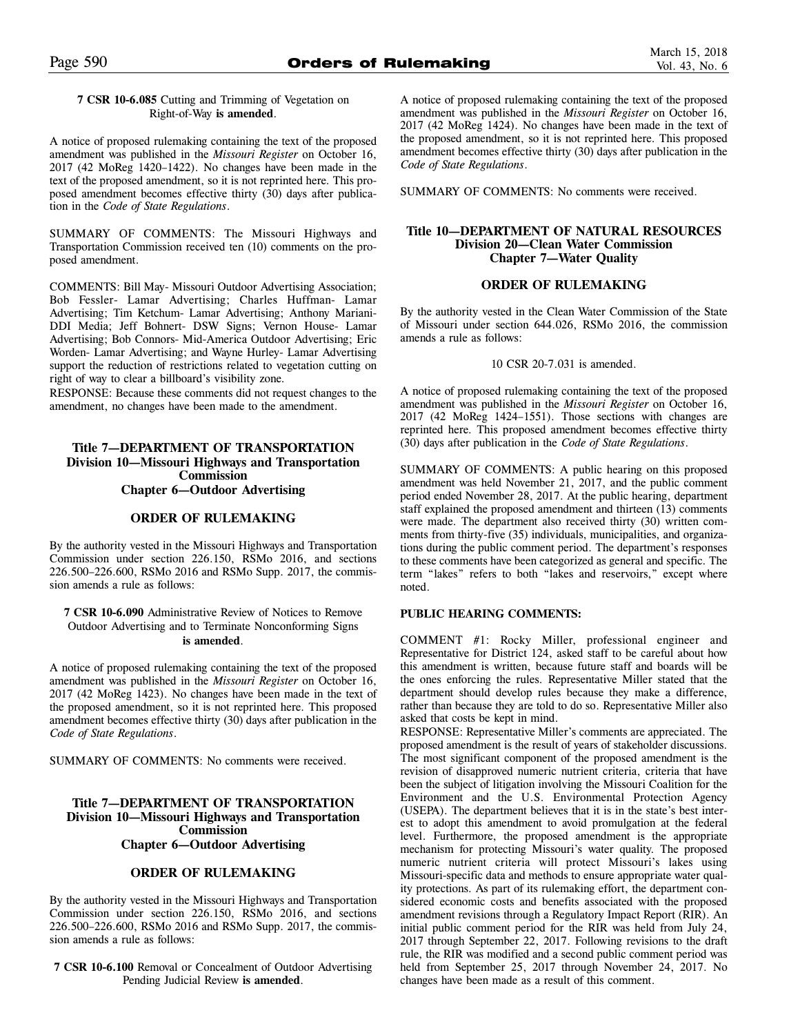**7 CSR 10-6.085** Cutting and Trimming of Vegetation on Right-of-Way **is amended**.

A notice of proposed rulemaking containing the text of the proposed amendment was published in the *Missouri Register* on October 16, 2017 (42 MoReg 1420–1422). No changes have been made in the text of the proposed amendment, so it is not reprinted here. This proposed amendment becomes effective thirty (30) days after publication in the *Code of State Regulations*.

SUMMARY OF COMMENTS: The Missouri Highways and Transportation Commission received ten (10) comments on the proposed amendment.

COMMENTS: Bill May- Missouri Outdoor Advertising Association; Bob Fessler- Lamar Advertising; Charles Huffman- Lamar Advertising; Tim Ketchum- Lamar Advertising; Anthony Mariani- DDI Media; Jeff Bohnert- DSW Signs; Vernon House- Lamar Advertising; Bob Connors- Mid-America Outdoor Advertising; Eric Worden- Lamar Advertising; and Wayne Hurley- Lamar Advertising support the reduction of restrictions related to vegetation cutting on right of way to clear a billboard's visibility zone.
RESPONSE: Because these comments did not request changes to the amendment, no changes have been made to the amendment.

## Title 7—DEPARTMENT OF TRANSPORTATION
## Division 10—Missouri Highways and Transportation Commission
## Chapter 6—Outdoor Advertising

### ORDER OF RULEMAKING

By the authority vested in the Missouri Highways and Transportation Commission under section 226.150, RSMo 2016, and sections 226.500–226.600, RSMo 2016 and RSMo Supp. 2017, the commission amends a rule as follows:

**7 CSR 10-6.090** Administrative Review of Notices to Remove Outdoor Advertising and to Terminate Nonconforming Signs **is amended**.

A notice of proposed rulemaking containing the text of the proposed amendment was published in the *Missouri Register* on October 16, 2017 (42 MoReg 1423). No changes have been made in the text of the proposed amendment, so it is not reprinted here. This proposed amendment becomes effective thirty (30) days after publication in the *Code of State Regulations*.

SUMMARY OF COMMENTS: No comments were received.

## Title 7—DEPARTMENT OF TRANSPORTATION
## Division 10—Missouri Highways and Transportation Commission
## Chapter 6—Outdoor Advertising

### ORDER OF RULEMAKING

By the authority vested in the Missouri Highways and Transportation Commission under section 226.150, RSMo 2016, and sections 226.500–226.600, RSMo 2016 and RSMo Supp. 2017, the commission amends a rule as follows:

**7 CSR 10-6.100** Removal or Concealment of Outdoor Advertising Pending Judicial Review **is amended**.

A notice of proposed rulemaking containing the text of the proposed amendment was published in the *Missouri Register* on October 16, 2017 (42 MoReg 1424). No changes have been made in the text of the proposed amendment, so it is not reprinted here. This proposed amendment becomes effective thirty (30) days after publication in the *Code of State Regulations*.

SUMMARY OF COMMENTS: No comments were received.

## Title 10—DEPARTMENT OF NATURAL RESOURCES
## Division 20—Clean Water Commission
## Chapter 7—Water Quality

### ORDER OF RULEMAKING

By the authority vested in the Clean Water Commission of the State of Missouri under section 644.026, RSMo 2016, the commission amends a rule as follows:

10 CSR 20-7.031 is amended.

A notice of proposed rulemaking containing the text of the proposed amendment was published in the *Missouri Register* on October 16, 2017 (42 MoReg 1424–1551). Those sections with changes are reprinted here. This proposed amendment becomes effective thirty (30) days after publication in the *Code of State Regulations*.

SUMMARY OF COMMENTS: A public hearing on this proposed amendment was held November 21, 2017, and the public comment period ended November 28, 2017. At the public hearing, department staff explained the proposed amendment and thirteen (13) comments were made. The department also received thirty (30) written comments from thirty-five (35) individuals, municipalities, and organizations during the public comment period. The department's responses to these comments have been categorized as general and specific. The term "lakes" refers to both "lakes and reservoirs," except where noted.

**PUBLIC HEARING COMMENTS:**

COMMENT #1: Rocky Miller, professional engineer and Representative for District 124, asked staff to be careful about how this amendment is written, because future staff and boards will be the ones enforcing the rules. Representative Miller stated that the department should develop rules because they make a difference, rather than because they are told to do so. Representative Miller also asked that costs be kept in mind.
RESPONSE: Representative Miller's comments are appreciated. The proposed amendment is the result of years of stakeholder discussions. The most significant component of the proposed amendment is the revision of disapproved numeric nutrient criteria, criteria that have been the subject of litigation involving the Missouri Coalition for the Environment and the U.S. Environmental Protection Agency (USEPA). The department believes that it is in the state's best interest to adopt this amendment to avoid promulgation at the federal level. Furthermore, the proposed amendment is the appropriate mechanism for protecting Missouri's water quality. The proposed numeric nutrient criteria will protect Missouri's lakes using Missouri-specific data and methods to ensure appropriate water quality protections. As part of its rulemaking effort, the department considered economic costs and benefits associated with the proposed amendment revisions through a Regulatory Impact Report (RIR). An initial public comment period for the RIR was held from July 24, 2017 through September 22, 2017. Following revisions to the draft rule, the RIR was modified and a second public comment period was held from September 25, 2017 through November 24, 2017. No changes have been made as a result of this comment.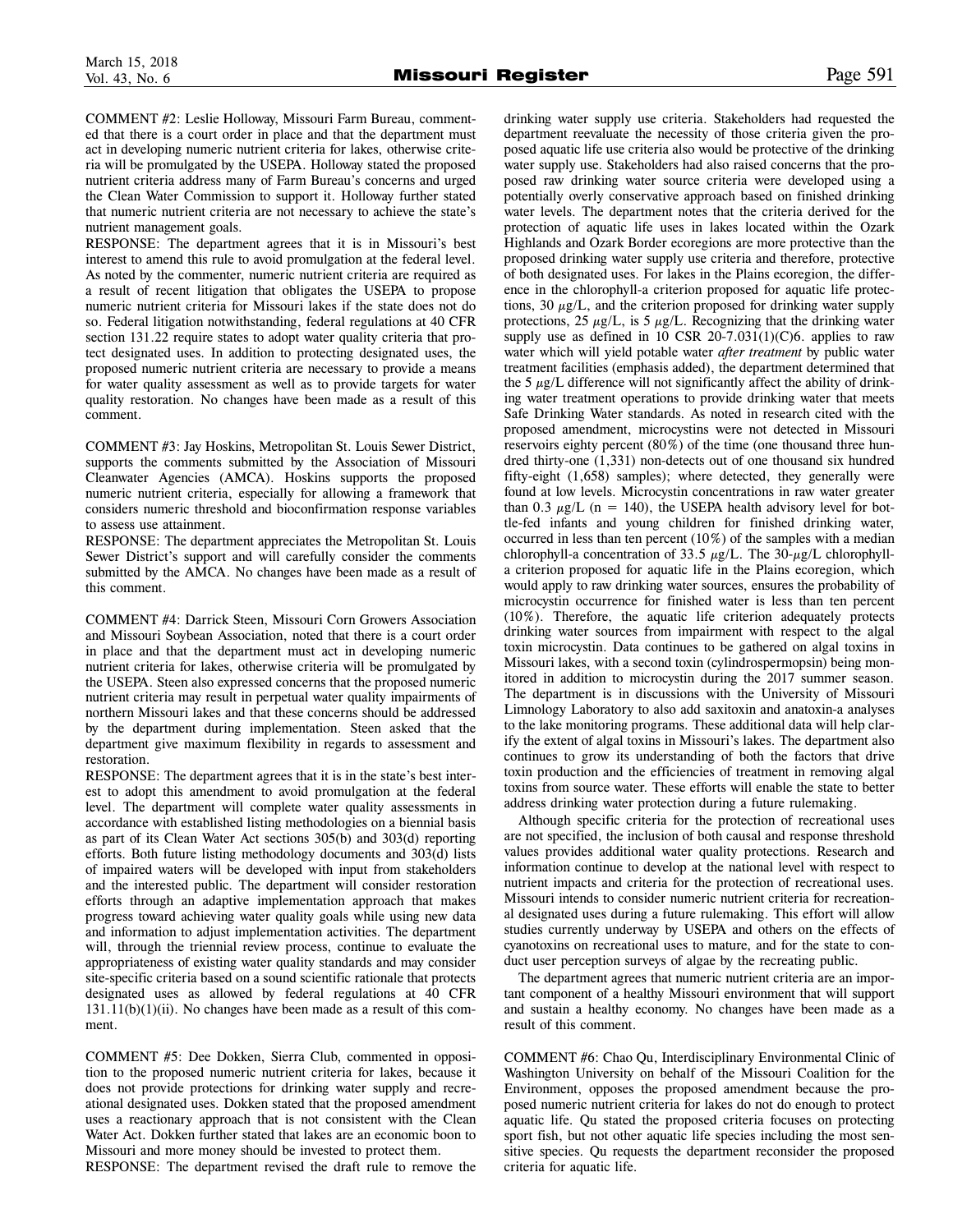COMMENT #2: Leslie Holloway, Missouri Farm Bureau, commented that there is a court order in place and that the department must act in developing numeric nutrient criteria for lakes, otherwise criteria will be promulgated by the USEPA. Holloway stated the proposed nutrient criteria address many of Farm Bureau's concerns and urged the Clean Water Commission to support it. Holloway further stated that numeric nutrient criteria are not necessary to achieve the state's nutrient management goals.

RESPONSE: The department agrees that it is in Missouri's best interest to amend this rule to avoid promulgation at the federal level. As noted by the commenter, numeric nutrient criteria are required as a result of recent litigation that obligates the USEPA to propose numeric nutrient criteria for Missouri lakes if the state does not do so. Federal litigation notwithstanding, federal regulations at 40 CFR section 131.22 require states to adopt water quality criteria that protect designated uses. In addition to protecting designated uses, the proposed numeric nutrient criteria are necessary to provide a means for water quality assessment as well as to provide targets for water quality restoration. No changes have been made as a result of this comment.

COMMENT #3: Jay Hoskins, Metropolitan St. Louis Sewer District, supports the comments submitted by the Association of Missouri Cleanwater Agencies (AMCA). Hoskins supports the proposed numeric nutrient criteria, especially for allowing a framework that considers numeric threshold and bioconfirmation response variables to assess use attainment.

RESPONSE: The department appreciates the Metropolitan St. Louis Sewer District's support and will carefully consider the comments submitted by the AMCA. No changes have been made as a result of this comment.

COMMENT #4: Darrick Steen, Missouri Corn Growers Association and Missouri Soybean Association, noted that there is a court order in place and that the department must act in developing numeric nutrient criteria for lakes, otherwise criteria will be promulgated by the USEPA. Steen also expressed concerns that the proposed numeric nutrient criteria may result in perpetual water quality impairments of northern Missouri lakes and that these concerns should be addressed by the department during implementation. Steen asked that the department give maximum flexibility in regards to assessment and restoration.

RESPONSE: The department agrees that it is in the state's best interest to adopt this amendment to avoid promulgation at the federal level. The department will complete water quality assessments in accordance with established listing methodologies on a biennial basis as part of its Clean Water Act sections 305(b) and 303(d) reporting efforts. Both future listing methodology documents and 303(d) lists of impaired waters will be developed with input from stakeholders and the interested public. The department will consider restoration efforts through an adaptive implementation approach that makes progress toward achieving water quality goals while using new data and information to adjust implementation activities. The department will, through the triennial review process, continue to evaluate the appropriateness of existing water quality standards and may consider site-specific criteria based on a sound scientific rationale that protects designated uses as allowed by federal regulations at 40 CFR 131.11(b)(1)(ii). No changes have been made as a result of this comment.

COMMENT #5: Dee Dokken, Sierra Club, commented in opposition to the proposed numeric nutrient criteria for lakes, because it does not provide protections for drinking water supply and recreational designated uses. Dokken stated that the proposed amendment uses a reactionary approach that is not consistent with the Clean Water Act. Dokken further stated that lakes are an economic boon to Missouri and more money should be invested to protect them.

RESPONSE: The department revised the draft rule to remove the drinking water supply use criteria. Stakeholders had requested the department reevaluate the necessity of those criteria given the proposed aquatic life use criteria also would be protective of the drinking water supply use. Stakeholders had also raised concerns that the proposed raw drinking water source criteria were developed using a potentially overly conservative approach based on finished drinking water levels. The department notes that the criteria derived for the protection of aquatic life uses in lakes located within the Ozark Highlands and Ozark Border ecoregions are more protective than the proposed drinking water supply use criteria and therefore, protective of both designated uses. For lakes in the Plains ecoregion, the difference in the chlorophyll-a criterion proposed for aquatic life protections, 30 $\mu$g/L, and the criterion proposed for drinking water supply protections, 25 $\mu$g/L, is 5 $\mu$g/L. Recognizing that the drinking water supply use as defined in 10 CSR 20-7.031(1)(C)6. applies to raw water which will yield potable water *after treatment* by public water treatment facilities (emphasis added), the department determined that the 5 $\mu$g/L difference will not significantly affect the ability of drinking water treatment operations to provide drinking water that meets Safe Drinking Water standards. As noted in research cited with the proposed amendment, microcystins were not detected in Missouri reservoirs eighty percent (80%) of the time (one thousand three hundred thirty-one (1,331) non-detects out of one thousand six hundred fifty-eight (1,658) samples); where detected, they generally were found at low levels. Microcystin concentrations in raw water greater than 0.3 $\mu$g/L (n = 140), the USEPA health advisory level for bottle-fed infants and young children for finished drinking water, occurred in less than ten percent (10%) of the samples with a median chlorophyll-a concentration of 33.5 $\mu$g/L. The 30-$\mu$g/L chlorophyll-a criterion proposed for aquatic life in the Plains ecoregion, which would apply to raw drinking water sources, ensures the probability of microcystin occurrence for finished water is less than ten percent (10%). Therefore, the aquatic life criterion adequately protects drinking water sources from impairment with respect to the algal toxin microcystin. Data continues to be gathered on algal toxins in Missouri lakes, with a second toxin (cylindrospermopsin) being monitored in addition to microcystin during the 2017 summer season. The department is in discussions with the University of Missouri Limnology Laboratory to also add saxitoxin and anatoxin-a analyses to the lake monitoring programs. These additional data will help clarify the extent of algal toxins in Missouri's lakes. The department also continues to grow its understanding of both the factors that drive toxin production and the efficiencies of treatment in removing algal toxins from source water. These efforts will enable the state to better address drinking water protection during a future rulemaking.

Although specific criteria for the protection of recreational uses are not specified, the inclusion of both causal and response threshold values provides additional water quality protections. Research and information continue to develop at the national level with respect to nutrient impacts and criteria for the protection of recreational uses. Missouri intends to consider numeric nutrient criteria for recreational designated uses during a future rulemaking. This effort will allow studies currently underway by USEPA and others on the effects of cyanotoxins on recreational uses to mature, and for the state to conduct user perception surveys of algae by the recreating public.

The department agrees that numeric nutrient criteria are an important component of a healthy Missouri environment that will support and sustain a healthy economy. No changes have been made as a result of this comment.

COMMENT #6: Chao Qu, Interdisciplinary Environmental Clinic of Washington University on behalf of the Missouri Coalition for the Environment, opposes the proposed amendment because the proposed numeric nutrient criteria for lakes do not do enough to protect aquatic life. Qu stated the proposed criteria focuses on protecting sport fish, but not other aquatic life species including the most sensitive species. Qu requests the department reconsider the proposed criteria for aquatic life.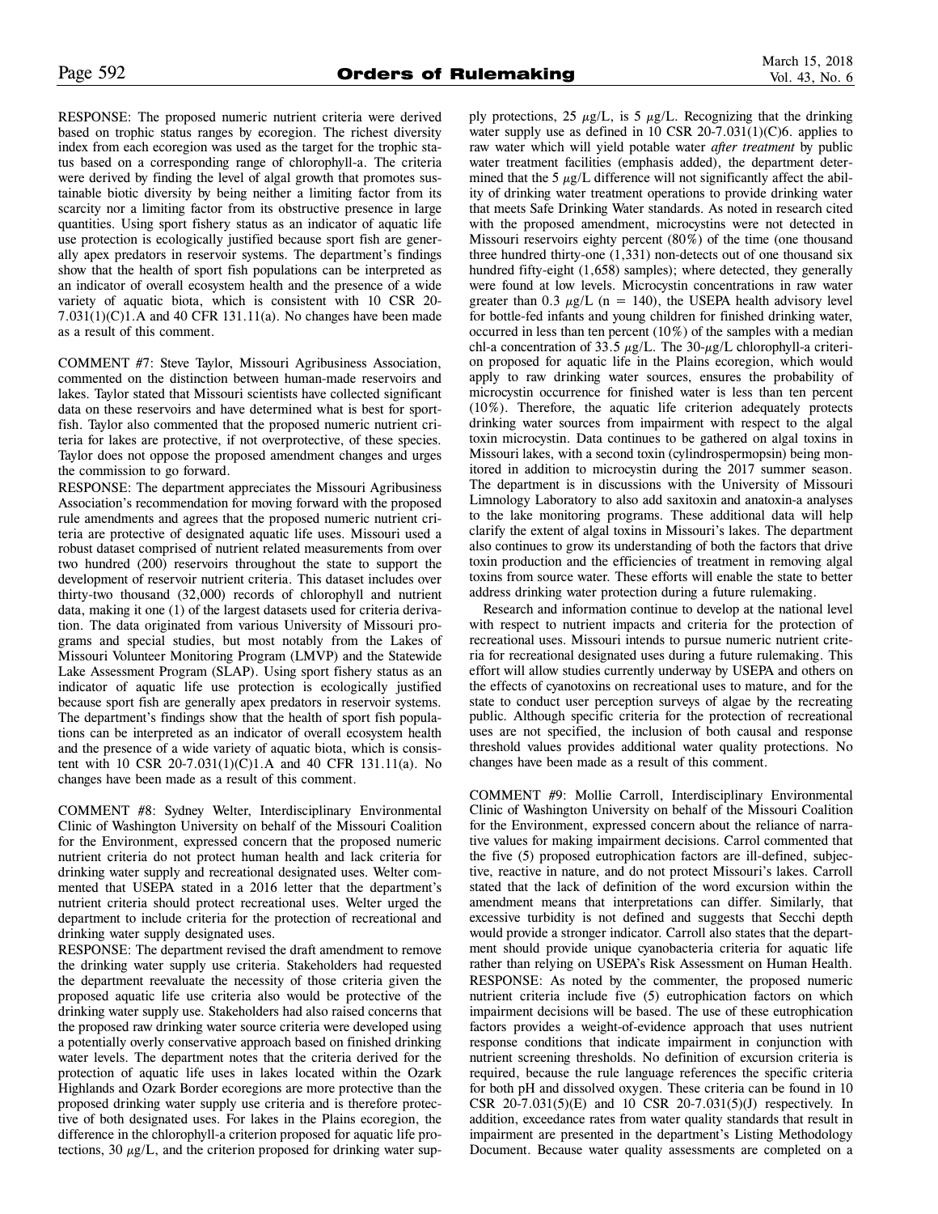RESPONSE: The proposed numeric nutrient criteria were derived based on trophic status ranges by ecoregion. The richest diversity index from each ecoregion was used as the target for the trophic status based on a corresponding range of chlorophyll-a. The criteria were derived by finding the level of algal growth that promotes sustainable biotic diversity by being neither a limiting factor from its scarcity nor a limiting factor from its obstructive presence in large quantities. Using sport fishery status as an indicator of aquatic life use protection is ecologically justified because sport fish are generally apex predators in reservoir systems. The department's findings show that the health of sport fish populations can be interpreted as an indicator of overall ecosystem health and the presence of a wide variety of aquatic biota, which is consistent with 10 CSR 20-7.031(1)(C)1.A and 40 CFR 131.11(a). No changes have been made as a result of this comment.

COMMENT #7: Steve Taylor, Missouri Agribusiness Association, commented on the distinction between human-made reservoirs and lakes. Taylor stated that Missouri scientists have collected significant data on these reservoirs and have determined what is best for sportfish. Taylor also commented that the proposed numeric nutrient criteria for lakes are protective, if not overprotective, of these species. Taylor does not oppose the proposed amendment changes and urges the commission to go forward.

RESPONSE: The department appreciates the Missouri Agribusiness Association's recommendation for moving forward with the proposed rule amendments and agrees that the proposed numeric nutrient criteria are protective of designated aquatic life uses. Missouri used a robust dataset comprised of nutrient related measurements from over two hundred (200) reservoirs throughout the state to support the development of reservoir nutrient criteria. This dataset includes over thirty-two thousand (32,000) records of chlorophyll and nutrient data, making it one (1) of the largest datasets used for criteria derivation. The data originated from various University of Missouri programs and special studies, but most notably from the Lakes of Missouri Volunteer Monitoring Program (LMVP) and the Statewide Lake Assessment Program (SLAP). Using sport fishery status as an indicator of aquatic life use protection is ecologically justified because sport fish are generally apex predators in reservoir systems. The department's findings show that the health of sport fish populations can be interpreted as an indicator of overall ecosystem health and the presence of a wide variety of aquatic biota, which is consistent with 10 CSR 20-7.031(1)(C)1.A and 40 CFR 131.11(a). No changes have been made as a result of this comment.

COMMENT #8: Sydney Welter, Interdisciplinary Environmental Clinic of Washington University on behalf of the Missouri Coalition for the Environment, expressed concern that the proposed numeric nutrient criteria do not protect human health and lack criteria for drinking water supply and recreational designated uses. Welter commented that USEPA stated in a 2016 letter that the department's nutrient criteria should protect recreational uses. Welter urged the department to include criteria for the protection of recreational and drinking water supply designated uses.

RESPONSE: The department revised the draft amendment to remove the drinking water supply use criteria. Stakeholders had requested the department reevaluate the necessity of those criteria given the proposed aquatic life use criteria also would be protective of the drinking water supply use. Stakeholders had also raised concerns that the proposed raw drinking water source criteria were developed using a potentially overly conservative approach based on finished drinking water levels. The department notes that the criteria derived for the protection of aquatic life uses in lakes located within the Ozark Highlands and Ozark Border ecoregions are more protective than the proposed drinking water supply use criteria and is therefore protective of both designated uses. For lakes in the Plains ecoregion, the difference in the chlorophyll-a criterion proposed for aquatic life protections, 30 $\mu$g/L, and the criterion proposed for drinking water supply protections, 25 $\mu$g/L, is 5 $\mu$g/L. Recognizing that the drinking water supply use as defined in 10 CSR 20-7.031(1)(C)6. applies to raw water which will yield potable water *after treatment* by public water treatment facilities (emphasis added), the department determined that the 5 $\mu$g/L difference will not significantly affect the ability of drinking water treatment operations to provide drinking water that meets Safe Drinking Water standards. As noted in research cited with the proposed amendment, microcystins were not detected in Missouri reservoirs eighty percent (80%) of the time (one thousand three hundred thirty-one (1,331) non-detects out of one thousand six hundred fifty-eight (1,658) samples); where detected, they generally were found at low levels. Microcystin concentrations in raw water greater than 0.3 $\mu$g/L (n = 140), the USEPA health advisory level for bottle-fed infants and young children for finished drinking water, occurred in less than ten percent (10%) of the samples with a median chl-a concentration of 33.5 $\mu$g/L. The 30-$\mu$g/L chlorophyll-a criterion proposed for aquatic life in the Plains ecoregion, which would apply to raw drinking water sources, ensures the probability of microcystin occurrence for finished water is less than ten percent (10%). Therefore, the aquatic life criterion adequately protects drinking water sources from impairment with respect to the algal toxin microcystin. Data continues to be gathered on algal toxins in Missouri lakes, with a second toxin (cylindrospermopsin) being monitored in addition to microcystin during the 2017 summer season. The department is in discussions with the University of Missouri Limnology Laboratory to also add saxitoxin and anatoxin-a analyses to the lake monitoring programs. These additional data will help clarify the extent of algal toxins in Missouri's lakes. The department also continues to grow its understanding of both the factors that drive toxin production and the efficiencies of treatment in removing algal toxins from source water. These efforts will enable the state to better address drinking water protection during a future rulemaking.

Research and information continue to develop at the national level with respect to nutrient impacts and criteria for the protection of recreational uses. Missouri intends to pursue numeric nutrient criteria for recreational designated uses during a future rulemaking. This effort will allow studies currently underway by USEPA and others on the effects of cyanotoxins on recreational uses to mature, and for the state to conduct user perception surveys of algae by the recreating public. Although specific criteria for the protection of recreational uses are not specified, the inclusion of both causal and response threshold values provides additional water quality protections. No changes have been made as a result of this comment.

COMMENT #9: Mollie Carroll, Interdisciplinary Environmental Clinic of Washington University on behalf of the Missouri Coalition for the Environment, expressed concern about the reliance of narrative values for making impairment decisions. Carroll commented that the five (5) proposed eutrophication factors are ill-defined, subjective, reactive in nature, and do not protect Missouri's lakes. Carroll stated that the lack of definition of the word excursion within the amendment means that interpretations can differ. Similarly, that excessive turbidity is not defined and suggests that Secchi depth would provide a stronger indicator. Carroll also states that the department should provide unique cyanobacteria criteria for aquatic life rather than relying on USEPA's Risk Assessment on Human Health.

RESPONSE: As noted by the commenter, the proposed numeric nutrient criteria include five (5) eutrophication factors on which impairment decisions will be based. The use of these eutrophication factors provides a weight-of-evidence approach that uses nutrient response conditions that indicate impairment in conjunction with nutrient screening thresholds. No definition of excursion criteria is required, because the rule language references the specific criteria for both pH and dissolved oxygen. These criteria can be found in 10 CSR 20-7.031(5)(E) and 10 CSR 20-7.031(5)(J) respectively. In addition, exceedance rates from water quality standards that result in impairment are presented in the department's Listing Methodology Document. Because water quality assessments are completed on a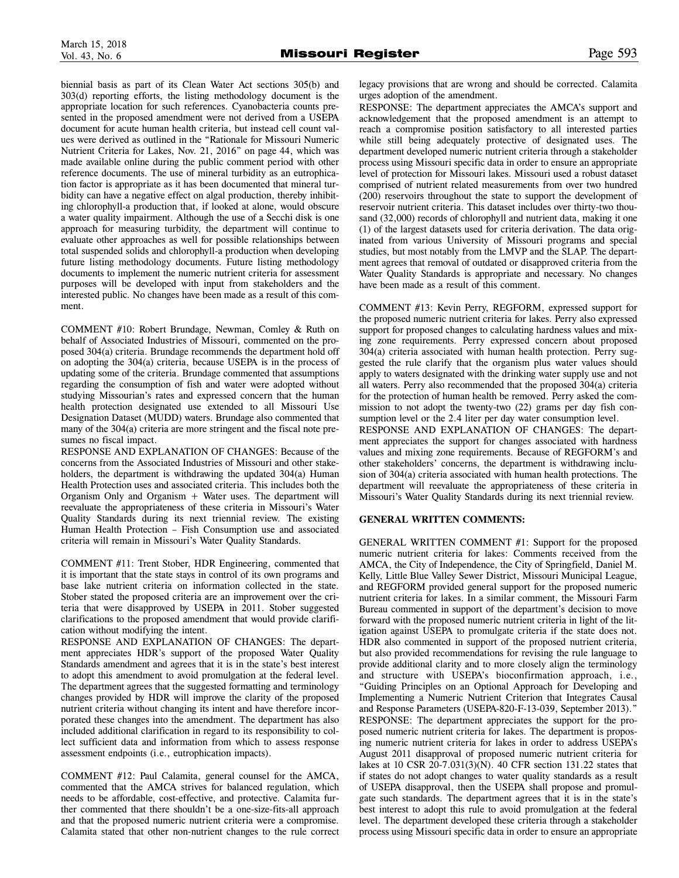biennial basis as part of its Clean Water Act sections 305(b) and 303(d) reporting efforts, the listing methodology document is the appropriate location for such references. Cyanobacteria counts presented in the proposed amendment were not derived from a USEPA document for acute human health criteria, but instead cell count values were derived as outlined in the "Rationale for Missouri Numeric Nutrient Criteria for Lakes, Nov. 21, 2016" on page 44, which was made available online during the public comment period with other reference documents. The use of mineral turbidity as an eutrophication factor is appropriate as it has been documented that mineral turbidity can have a negative effect on algal production, thereby inhibiting chlorophyll-a production that, if looked at alone, would obscure a water quality impairment. Although the use of a Secchi disk is one approach for measuring turbidity, the department will continue to evaluate other approaches as well for possible relationships between total suspended solids and chlorophyll-a production when developing future listing methodology documents. Future listing methodology documents to implement the numeric nutrient criteria for assessment purposes will be developed with input from stakeholders and the interested public. No changes have been made as a result of this comment.

COMMENT #10: Robert Brundage, Newman, Comley & Ruth on behalf of Associated Industries of Missouri, commented on the proposed 304(a) criteria. Brundage recommends the department hold off on adopting the 304(a) criteria, because USEPA is in the process of updating some of the criteria. Brundage commented that assumptions regarding the consumption of fish and water were adopted without studying Missourian's rates and expressed concern that the human health protection designated use extended to all Missouri Use Designation Dataset (MUDD) waters. Brundage also commented that many of the 304(a) criteria are more stringent and the fiscal note presumes no fiscal impact.

RESPONSE AND EXPLANATION OF CHANGES: Because of the concerns from the Associated Industries of Missouri and other stakeholders, the department is withdrawing the updated 304(a) Human Health Protection uses and associated criteria. This includes both the Organism Only and Organism + Water uses. The department will reevaluate the appropriateness of these criteria in Missouri's Water Quality Standards during its next triennial review. The existing Human Health Protection – Fish Consumption use and associated criteria will remain in Missouri's Water Quality Standards.

COMMENT #11: Trent Stober, HDR Engineering, commented that it is important that the state stays in control of its own programs and base lake nutrient criteria on information collected in the state. Stober stated the proposed criteria are an improvement over the criteria that were disapproved by USEPA in 2011. Stober suggested clarifications to the proposed amendment that would provide clarification without modifying the intent.

RESPONSE AND EXPLANATION OF CHANGES: The department appreciates HDR's support of the proposed Water Quality Standards amendment and agrees that it is in the state's best interest to adopt this amendment to avoid promulgation at the federal level. The department agrees that the suggested formatting and terminology changes provided by HDR will improve the clarity of the proposed nutrient criteria without changing its intent and have therefore incorporated these changes into the amendment. The department has also included additional clarification in regard to its responsibility to collect sufficient data and information from which to assess response assessment endpoints (i.e., eutrophication impacts).

COMMENT #12: Paul Calamita, general counsel for the AMCA, commented that the AMCA strives for balanced regulation, which needs to be affordable, cost-effective, and protective. Calamita further commented that there shouldn't be a one-size-fits-all approach and that the proposed numeric nutrient criteria were a compromise. Calamita stated that other non-nutrient changes to the rule correct legacy provisions that are wrong and should be corrected. Calamita urges adoption of the amendment.

RESPONSE: The department appreciates the AMCA's support and acknowledgement that the proposed amendment is an attempt to reach a compromise position satisfactory to all interested parties while still being adequately protective of designated uses. The department developed numeric nutrient criteria through a stakeholder process using Missouri specific data in order to ensure an appropriate level of protection for Missouri lakes. Missouri used a robust dataset comprised of nutrient related measurements from over two hundred (200) reservoirs throughout the state to support the development of reservoir nutrient criteria. This dataset includes over thirty-two thousand (32,000) records of chlorophyll and nutrient data, making it one (1) of the largest datasets used for criteria derivation. The data originated from various University of Missouri programs and special studies, but most notably from the LMVP and the SLAP. The department agrees that removal of outdated or disapproved criteria from the Water Quality Standards is appropriate and necessary. No changes have been made as a result of this comment.

COMMENT #13: Kevin Perry, REGFORM, expressed support for the proposed numeric nutrient criteria for lakes. Perry also expressed support for proposed changes to calculating hardness values and mixing zone requirements. Perry expressed concern about proposed 304(a) criteria associated with human health protection. Perry suggested the rule clarify that the organism plus water values should apply to waters designated with the drinking water supply use and not all waters. Perry also recommended that the proposed 304(a) criteria for the protection of human health be removed. Perry asked the commission to not adopt the twenty-two (22) grams per day fish consumption level or the 2.4 liter per day water consumption level.

RESPONSE AND EXPLANATION OF CHANGES: The department appreciates the support for changes associated with hardness values and mixing zone requirements. Because of REGFORM's and other stakeholders' concerns, the department is withdrawing inclusion of 304(a) criteria associated with human health protections. The department will reevaluate the appropriateness of these criteria in Missouri's Water Quality Standards during its next triennial review.

**GENERAL WRITTEN COMMENTS:**

GENERAL WRITTEN COMMENT #1: Support for the proposed numeric nutrient criteria for lakes: Comments received from the AMCA, the City of Independence, the City of Springfield, Daniel M. Kelly, Little Blue Valley Sewer District, Missouri Municipal League, and REGFORM provided general support for the proposed numeric nutrient criteria for lakes. In a similar comment, the Missouri Farm Bureau commented in support of the department's decision to move forward with the proposed numeric nutrient criteria in light of the litigation against USEPA to promulgate criteria if the state does not. HDR also commented in support of the proposed nutrient criteria, but also provided recommendations for revising the rule language to provide additional clarity and to more closely align the terminology and structure with USEPA's bioconfirmation approach, i.e., "Guiding Principles on an Optional Approach for Developing and Implementing a Numeric Nutrient Criterion that Integrates Causal and Response Parameters (USEPA-820-F-13-039, September 2013)."

RESPONSE: The department appreciates the support for the proposed numeric nutrient criteria for lakes. The department is proposing numeric nutrient criteria for lakes in order to address USEPA's August 2011 disapproval of proposed numeric nutrient criteria for lakes at 10 CSR 20-7.031(3)(N). 40 CFR section 131.22 states that if states do not adopt changes to water quality standards as a result of USEPA disapproval, then the USEPA shall propose and promulgate such standards. The department agrees that it is in the state's best interest to adopt this rule to avoid promulgation at the federal level. The department developed these criteria through a stakeholder process using Missouri specific data in order to ensure an appropriate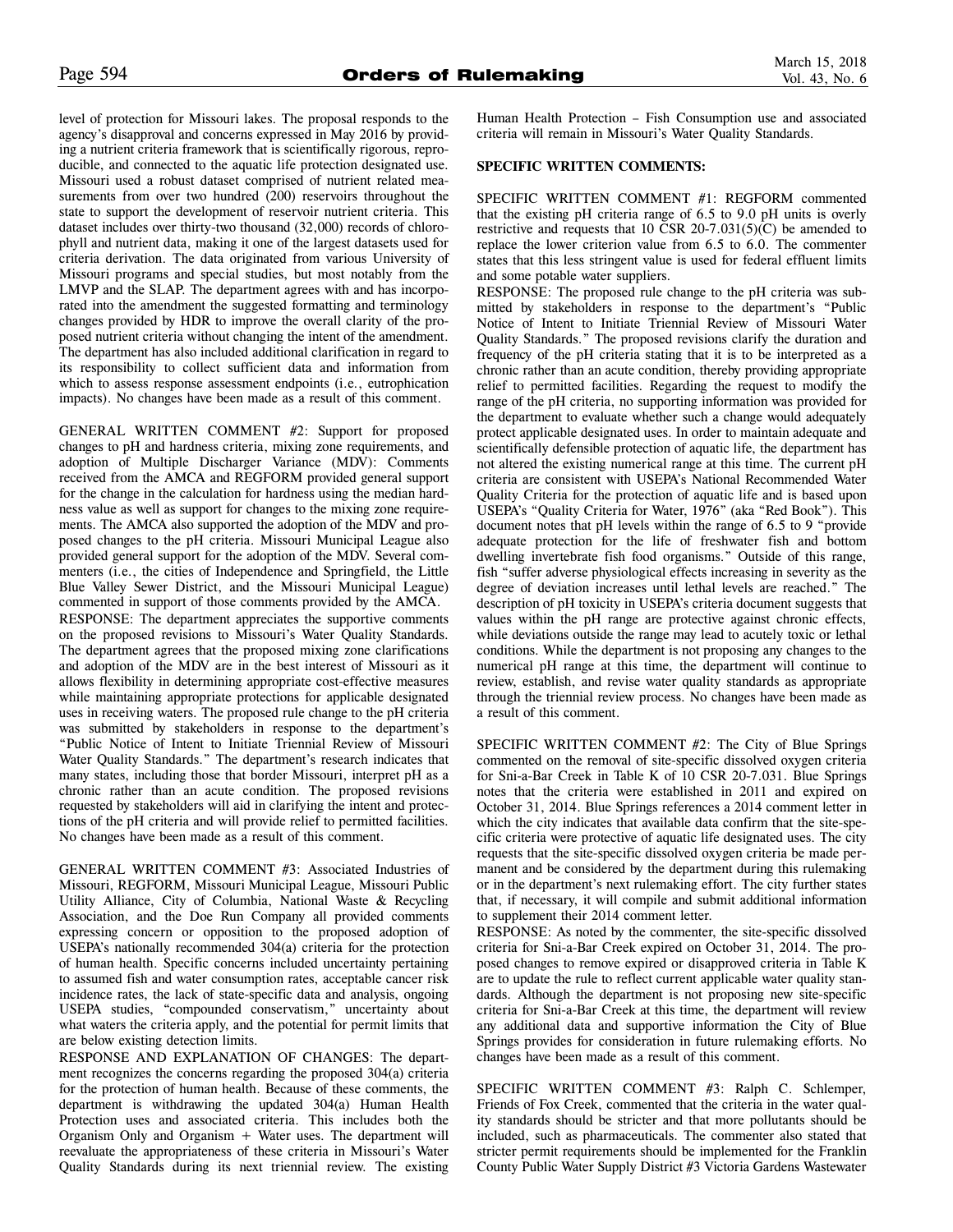level of protection for Missouri lakes. The proposal responds to the agency's disapproval and concerns expressed in May 2016 by providing a nutrient criteria framework that is scientifically rigorous, reproducible, and connected to the aquatic life protection designated use. Missouri used a robust dataset comprised of nutrient related measurements from over two hundred (200) reservoirs throughout the state to support the development of reservoir nutrient criteria. This dataset includes over thirty-two thousand (32,000) records of chlorophyll and nutrient data, making it one of the largest datasets used for criteria derivation. The data originated from various University of Missouri programs and special studies, but most notably from the LMVP and the SLAP. The department agrees with and has incorporated into the amendment the suggested formatting and terminology changes provided by HDR to improve the overall clarity of the proposed nutrient criteria without changing the intent of the amendment. The department has also included additional clarification in regard to its responsibility to collect sufficient data and information from which to assess response assessment endpoints (i.e., eutrophication impacts). No changes have been made as a result of this comment.

GENERAL WRITTEN COMMENT #2: Support for proposed changes to pH and hardness criteria, mixing zone requirements, and adoption of Multiple Discharger Variance (MDV): Comments received from the AMCA and REGFORM provided general support for the change in the calculation for hardness using the median hardness value as well as support for changes to the mixing zone requirements. The AMCA also supported the adoption of the MDV and proposed changes to the pH criteria. Missouri Municipal League also provided general support for the adoption of the MDV. Several commenters (i.e., the cities of Independence and Springfield, the Little Blue Valley Sewer District, and the Missouri Municipal League) commented in support of those comments provided by the AMCA.

RESPONSE: The department appreciates the supportive comments on the proposed revisions to Missouri's Water Quality Standards. The department agrees that the proposed mixing zone clarifications and adoption of the MDV are in the best interest of Missouri as it allows flexibility in determining appropriate cost-effective measures while maintaining appropriate protections for applicable designated uses in receiving waters. The proposed rule change to the pH criteria was submitted by stakeholders in response to the department's "Public Notice of Intent to Initiate Triennial Review of Missouri Water Quality Standards." The department's research indicates that many states, including those that border Missouri, interpret pH as a chronic rather than an acute condition. The proposed revisions requested by stakeholders will aid in clarifying the intent and protections of the pH criteria and will provide relief to permitted facilities. No changes have been made as a result of this comment.

GENERAL WRITTEN COMMENT #3: Associated Industries of Missouri, REGFORM, Missouri Municipal League, Missouri Public Utility Alliance, City of Columbia, National Waste & Recycling Association, and the Doe Run Company all provided comments expressing concern or opposition to the proposed adoption of USEPA's nationally recommended 304(a) criteria for the protection of human health. Specific concerns included uncertainty pertaining to assumed fish and water consumption rates, acceptable cancer risk incidence rates, the lack of state-specific data and analysis, ongoing USEPA studies, "compounded conservatism," uncertainty about what waters the criteria apply, and the potential for permit limits that are below existing detection limits.

RESPONSE AND EXPLANATION OF CHANGES: The department recognizes the concerns regarding the proposed 304(a) criteria for the protection of human health. Because of these comments, the department is withdrawing the updated 304(a) Human Health Protection uses and associated criteria. This includes both the Organism Only and Organism + Water uses. The department will reevaluate the appropriateness of these criteria in Missouri's Water Quality Standards during its next triennial review. The existing Human Health Protection – Fish Consumption use and associated criteria will remain in Missouri's Water Quality Standards.

**SPECIFIC WRITTEN COMMENTS:**

SPECIFIC WRITTEN COMMENT #1: REGFORM commented that the existing pH criteria range of 6.5 to 9.0 pH units is overly restrictive and requests that 10 CSR 20-7.031(5)(C) be amended to replace the lower criterion value from 6.5 to 6.0. The commenter states that this less stringent value is used for federal effluent limits and some potable water suppliers.

RESPONSE: The proposed rule change to the pH criteria was submitted by stakeholders in response to the department's "Public Notice of Intent to Initiate Triennial Review of Missouri Water Quality Standards." The proposed revisions clarify the duration and frequency of the pH criteria stating that it is to be interpreted as a chronic rather than an acute condition, thereby providing appropriate relief to permitted facilities. Regarding the request to modify the range of the pH criteria, no supporting information was provided for the department to evaluate whether such a change would adequately protect applicable designated uses. In order to maintain adequate and scientifically defensible protection of aquatic life, the department has not altered the existing numerical range at this time. The current pH criteria are consistent with USEPA's National Recommended Water Quality Criteria for the protection of aquatic life and is based upon USEPA's "Quality Criteria for Water, 1976" (aka "Red Book"). This document notes that pH levels within the range of 6.5 to 9 "provide adequate protection for the life of freshwater fish and bottom dwelling invertebrate fish food organisms." Outside of this range, fish "suffer adverse physiological effects increasing in severity as the degree of deviation increases until lethal levels are reached." The description of pH toxicity in USEPA's criteria document suggests that values within the pH range are protective against chronic effects, while deviations outside the range may lead to acutely toxic or lethal conditions. While the department is not proposing any changes to the numerical pH range at this time, the department will continue to review, establish, and revise water quality standards as appropriate through the triennial review process. No changes have been made as a result of this comment.

SPECIFIC WRITTEN COMMENT #2: The City of Blue Springs commented on the removal of site-specific dissolved oxygen criteria for Sni-a-Bar Creek in Table K of 10 CSR 20-7.031. Blue Springs notes that the criteria were established in 2011 and expired on October 31, 2014. Blue Springs references a 2014 comment letter in which the city indicates that available data confirm that the site-specific criteria were protective of aquatic life designated uses. The city requests that the site-specific dissolved oxygen criteria be made permanent and be considered by the department during this rulemaking or in the department's next rulemaking effort. The city further states that, if necessary, it will compile and submit additional information to supplement their 2014 comment letter.

RESPONSE: As noted by the commenter, the site-specific dissolved criteria for Sni-a-Bar Creek expired on October 31, 2014. The proposed changes to remove expired or disapproved criteria in Table K are to update the rule to reflect current applicable water quality standards. Although the department is not proposing new site-specific criteria for Sni-a-Bar Creek at this time, the department will review any additional data and supportive information the City of Blue Springs provides for consideration in future rulemaking efforts. No changes have been made as a result of this comment.

SPECIFIC WRITTEN COMMENT #3: Ralph C. Schlemper, Friends of Fox Creek, commented that the criteria in the water quality standards should be stricter and that more pollutants should be included, such as pharmaceuticals. The commenter also stated that stricter permit requirements should be implemented for the Franklin County Public Water Supply District #3 Victoria Gardens Wastewater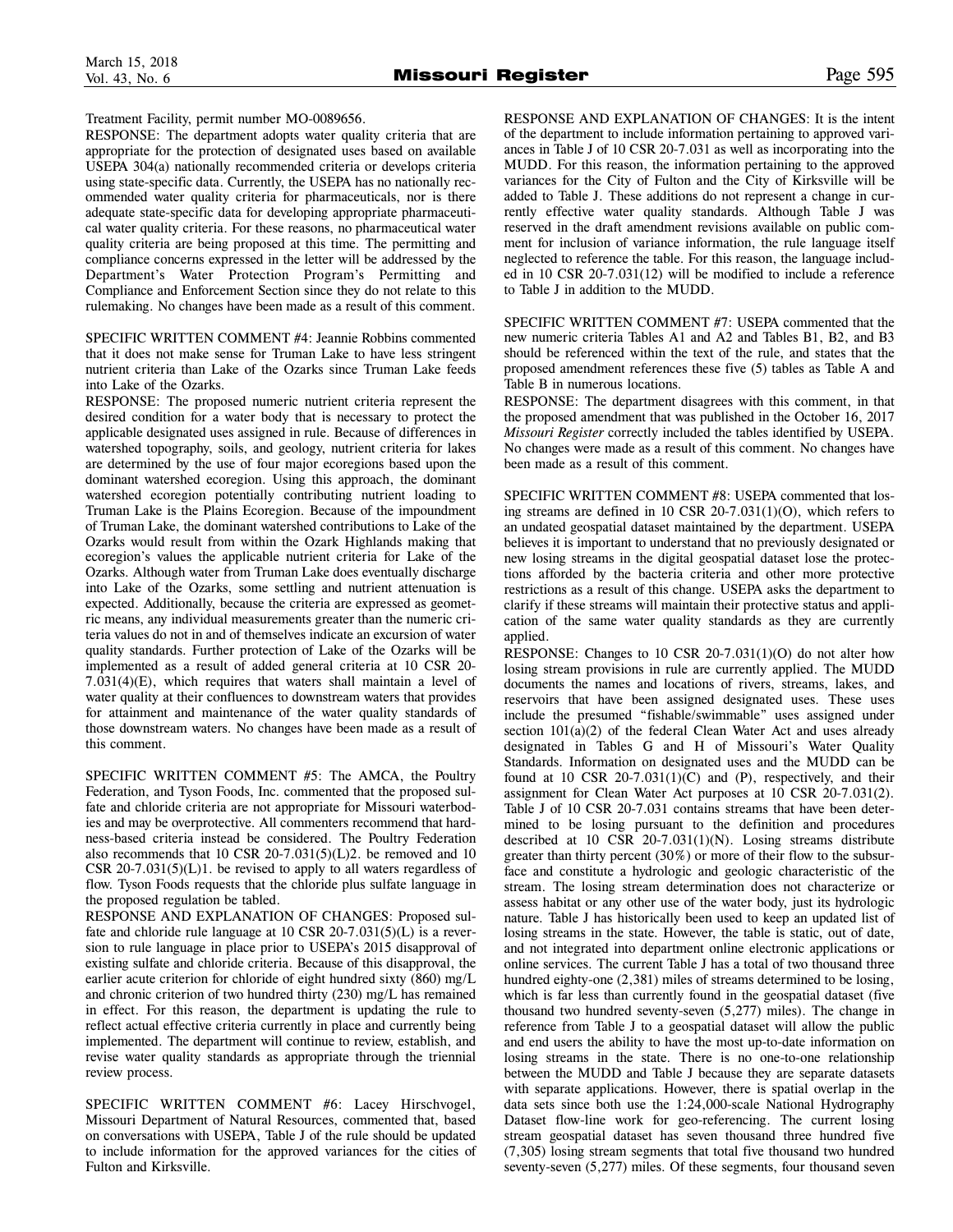Treatment Facility, permit number MO-0089656.

RESPONSE: The department adopts water quality criteria that are appropriate for the protection of designated uses based on available USEPA 304(a) nationally recommended criteria or develops criteria using state-specific data. Currently, the USEPA has no nationally recommended water quality criteria for pharmaceuticals, nor is there adequate state-specific data for developing appropriate pharmaceutical water quality criteria. For these reasons, no pharmaceutical water quality criteria are being proposed at this time. The permitting and compliance concerns expressed in the letter will be addressed by the Department's Water Protection Program's Permitting and Compliance and Enforcement Section since they do not relate to this rulemaking. No changes have been made as a result of this comment.

SPECIFIC WRITTEN COMMENT #4: Jeannie Robbins commented that it does not make sense for Truman Lake to have less stringent nutrient criteria than Lake of the Ozarks since Truman Lake feeds into Lake of the Ozarks.

RESPONSE: The proposed numeric nutrient criteria represent the desired condition for a water body that is necessary to protect the applicable designated uses assigned in rule. Because of differences in watershed topography, soils, and geology, nutrient criteria for lakes are determined by the use of four major ecoregions based upon the dominant watershed ecoregion. Using this approach, the dominant watershed ecoregion potentially contributing nutrient loading to Truman Lake is the Plains Ecoregion. Because of the impoundment of Truman Lake, the dominant watershed contributions to Lake of the Ozarks would result from within the Ozark Highlands making that ecoregion's values the applicable nutrient criteria for Lake of the Ozarks. Although water from Truman Lake does eventually discharge into Lake of the Ozarks, some settling and nutrient attenuation is expected. Additionally, because the criteria are expressed as geometric means, any individual measurements greater than the numeric criteria values do not in and of themselves indicate an excursion of water quality standards. Further protection of Lake of the Ozarks will be implemented as a result of added general criteria at 10 CSR 20-7.031(4)(E), which requires that waters shall maintain a level of water quality at their confluences to downstream waters that provides for attainment and maintenance of the water quality standards of those downstream waters. No changes have been made as a result of this comment.

SPECIFIC WRITTEN COMMENT #5: The AMCA, the Poultry Federation, and Tyson Foods, Inc. commented that the proposed sulfate and chloride criteria are not appropriate for Missouri waterbodies and may be overprotective. All commenters recommend that hardness-based criteria instead be considered. The Poultry Federation also recommends that 10 CSR 20-7.031(5)(L)2. be removed and 10 CSR 20-7.031(5)(L)1. be revised to apply to all waters regardless of flow. Tyson Foods requests that the chloride plus sulfate language in the proposed regulation be tabled.

RESPONSE AND EXPLANATION OF CHANGES: Proposed sulfate and chloride rule language at 10 CSR 20-7.031(5)(L) is a reversion to rule language in place prior to USEPA's 2015 disapproval of existing sulfate and chloride criteria. Because of this disapproval, the earlier acute criterion for chloride of eight hundred sixty (860) mg/L and chronic criterion of two hundred thirty (230) mg/L has remained in effect. For this reason, the department is updating the rule to reflect actual effective criteria currently in place and currently being implemented. The department will continue to review, establish, and revise water quality standards as appropriate through the triennial review process.

SPECIFIC WRITTEN COMMENT #6: Lacey Hirschvogel, Missouri Department of Natural Resources, commented that, based on conversations with USEPA, Table J of the rule should be updated to include information for the approved variances for the cities of Fulton and Kirksville.

RESPONSE AND EXPLANATION OF CHANGES: It is the intent of the department to include information pertaining to approved variances in Table J of 10 CSR 20-7.031 as well as incorporating into the MUDD. For this reason, the information pertaining to the approved variances for the City of Fulton and the City of Kirksville will be added to Table J. These additions do not represent a change in currently effective water quality standards. Although Table J was reserved in the draft amendment revisions available on public comment for inclusion of variance information, the rule language itself neglected to reference the table. For this reason, the language included in 10 CSR 20-7.031(12) will be modified to include a reference to Table J in addition to the MUDD.

SPECIFIC WRITTEN COMMENT #7: USEPA commented that the new numeric criteria Tables A1 and A2 and Tables B1, B2, and B3 should be referenced within the text of the rule, and states that the proposed amendment references these five (5) tables as Table A and Table B in numerous locations.

RESPONSE: The department disagrees with this comment, in that the proposed amendment that was published in the October 16, 2017 *Missouri Register* correctly included the tables identified by USEPA. No changes were made as a result of this comment. No changes have been made as a result of this comment.

SPECIFIC WRITTEN COMMENT #8: USEPA commented that losing streams are defined in 10 CSR 20-7.031(1)(O), which refers to an undated geospatial dataset maintained by the department. USEPA believes it is important to understand that no previously designated or new losing streams in the digital geospatial dataset lose the protections afforded by the bacteria criteria and other more protective restrictions as a result of this change. USEPA asks the department to clarify if these streams will maintain their protective status and application of the same water quality standards as they are currently applied.

RESPONSE: Changes to 10 CSR 20-7.031(1)(O) do not alter how losing stream provisions in rule are currently applied. The MUDD documents the names and locations of rivers, streams, lakes, and reservoirs that have been assigned designated uses. These uses include the presumed "fishable/swimmable" uses assigned under section 101(a)(2) of the federal Clean Water Act and uses already designated in Tables G and H of Missouri's Water Quality Standards. Information on designated uses and the MUDD can be found at 10 CSR 20-7.031(1)(C) and (P), respectively, and their assignment for Clean Water Act purposes at 10 CSR 20-7.031(2). Table J of 10 CSR 20-7.031 contains streams that have been determined to be losing pursuant to the definition and procedures described at 10 CSR 20-7.031(1)(N). Losing streams distribute greater than thirty percent (30%) or more of their flow to the subsurface and constitute a hydrologic and geologic characteristic of the stream. The losing stream determination does not characterize or assess habitat or any other use of the water body, just its hydrologic nature. Table J has historically been used to keep an updated list of losing streams in the state. However, the table is static, out of date, and not integrated into department online electronic applications or online services. The current Table J has a total of two thousand three hundred eighty-one (2,381) miles of streams determined to be losing, which is far less than currently found in the geospatial dataset (five thousand two hundred seventy-seven (5,277) miles). The change in reference from Table J to a geospatial dataset will allow the public and end users the ability to have the most up-to-date information on losing streams in the state. There is no one-to-one relationship between the MUDD and Table J because they are separate datasets with separate applications. However, there is spatial overlap in the data sets since both use the 1:24,000-scale National Hydrography Dataset flow-line work for geo-referencing. The current losing stream geospatial dataset has seven thousand three hundred five (7,305) losing stream segments that total five thousand two hundred seventy-seven (5,277) miles. Of these segments, four thousand seven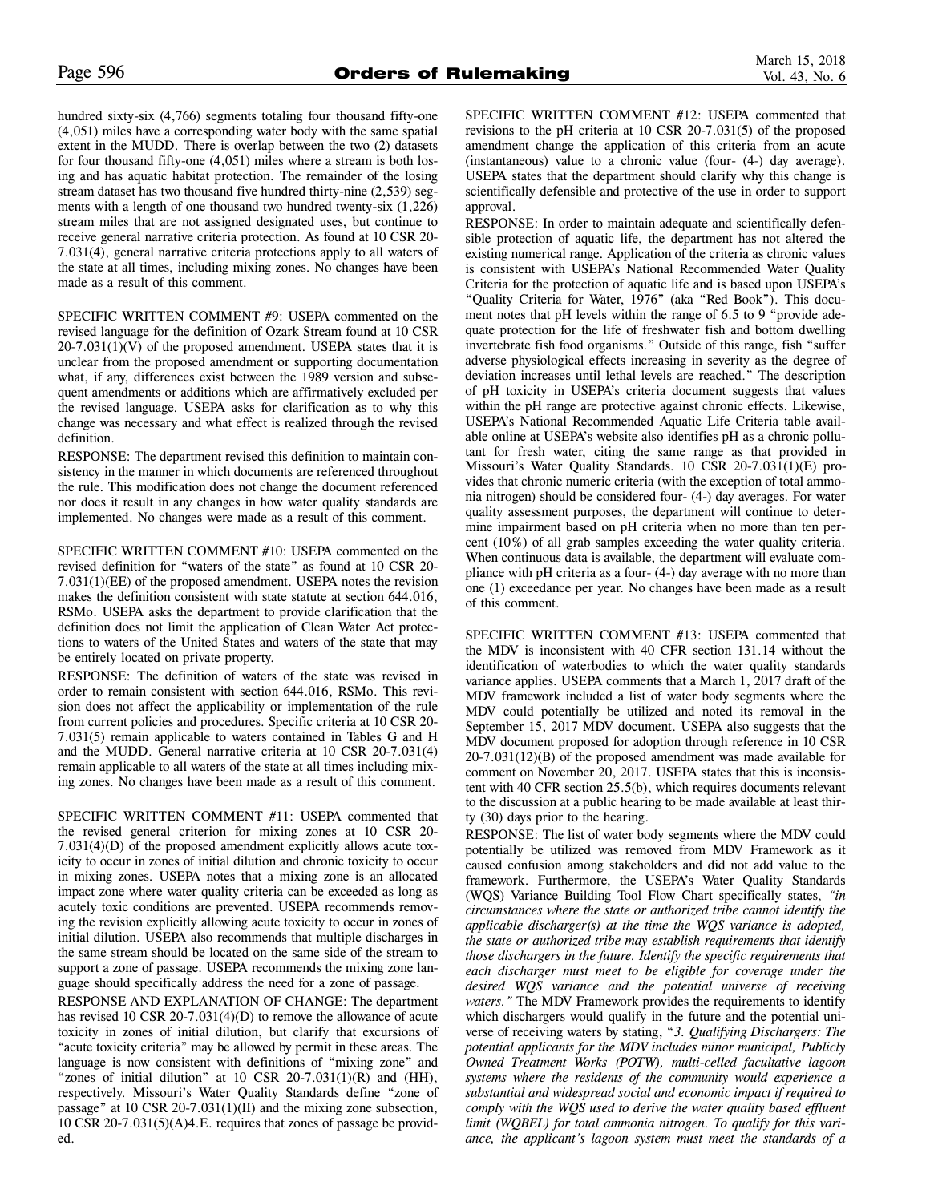hundred sixty-six (4,766) segments totaling four thousand fifty-one (4,051) miles have a corresponding water body with the same spatial extent in the MUDD. There is overlap between the two (2) datasets for four thousand fifty-one (4,051) miles where a stream is both losing and has aquatic habitat protection. The remainder of the losing stream dataset has two thousand five hundred thirty-nine (2,539) segments with a length of one thousand two hundred twenty-six (1,226) stream miles that are not assigned designated uses, but continue to receive general narrative criteria protection. As found at 10 CSR 20-7.031(4), general narrative criteria protections apply to all waters of the state at all times, including mixing zones. No changes have been made as a result of this comment.

SPECIFIC WRITTEN COMMENT #9: USEPA commented on the revised language for the definition of Ozark Stream found at 10 CSR 20-7.031(1)(V) of the proposed amendment. USEPA states that it is unclear from the proposed amendment or supporting documentation what, if any, differences exist between the 1989 version and subsequent amendments or additions which are affirmatively excluded per the revised language. USEPA asks for clarification as to why this change was necessary and what effect is realized through the revised definition.

RESPONSE: The department revised this definition to maintain consistency in the manner in which documents are referenced throughout the rule. This modification does not change the document referenced nor does it result in any changes in how water quality standards are implemented. No changes were made as a result of this comment.

SPECIFIC WRITTEN COMMENT #10: USEPA commented on the revised definition for "waters of the state" as found at 10 CSR 20-7.031(1)(EE) of the proposed amendment. USEPA notes the revision makes the definition consistent with state statute at section 644.016, RSMo. USEPA asks the department to provide clarification that the definition does not limit the application of Clean Water Act protections to waters of the United States and waters of the state that may be entirely located on private property.

RESPONSE: The definition of waters of the state was revised in order to remain consistent with section 644.016, RSMo. This revision does not affect the applicability or implementation of the rule from current policies and procedures. Specific criteria at 10 CSR 20-7.031(5) remain applicable to waters contained in Tables G and H and the MUDD. General narrative criteria at 10 CSR 20-7.031(4) remain applicable to all waters of the state at all times including mixing zones. No changes have been made as a result of this comment.

SPECIFIC WRITTEN COMMENT #11: USEPA commented that the revised general criterion for mixing zones at 10 CSR 20-7.031(4)(D) of the proposed amendment explicitly allows acute toxicity to occur in zones of initial dilution and chronic toxicity to occur in mixing zones. USEPA notes that a mixing zone is an allocated impact zone where water quality criteria can be exceeded as long as acutely toxic conditions are prevented. USEPA recommends removing the revision explicitly allowing acute toxicity to occur in zones of initial dilution. USEPA also recommends that multiple discharges in the same stream should be located on the same side of the stream to support a zone of passage. USEPA recommends the mixing zone language should specifically address the need for a zone of passage.

RESPONSE AND EXPLANATION OF CHANGE: The department has revised 10 CSR 20-7.031(4)(D) to remove the allowance of acute toxicity in zones of initial dilution, but clarify that excursions of "acute toxicity criteria" may be allowed by permit in these areas. The language is now consistent with definitions of "mixing zone" and "zones of initial dilution" at 10 CSR 20-7.031(1)(R) and (HH), respectively. Missouri's Water Quality Standards define "zone of passage" at 10 CSR 20-7.031(1)(II) and the mixing zone subsection, 10 CSR 20-7.031(5)(A)4.E. requires that zones of passage be provided.

SPECIFIC WRITTEN COMMENT #12: USEPA commented that revisions to the pH criteria at 10 CSR 20-7.031(5) of the proposed amendment change the application of this criteria from an acute (instantaneous) value to a chronic value (four- (4-) day average). USEPA states that the department should clarify why this change is scientifically defensible and protective of the use in order to support approval.

RESPONSE: In order to maintain adequate and scientifically defensible protection of aquatic life, the department has not altered the existing numerical range. Application of the criteria as chronic values is consistent with USEPA's National Recommended Water Quality Criteria for the protection of aquatic life and is based upon USEPA's "Quality Criteria for Water, 1976" (aka "Red Book"). This document notes that pH levels within the range of 6.5 to 9 "provide adequate protection for the life of freshwater fish and bottom dwelling invertebrate fish food organisms." Outside of this range, fish "suffer adverse physiological effects increasing in severity as the degree of deviation increases until lethal levels are reached." The description of pH toxicity in USEPA's criteria document suggests that values within the pH range are protective against chronic effects. Likewise, USEPA's National Recommended Aquatic Life Criteria table available online at USEPA's website also identifies pH as a chronic pollutant for fresh water, citing the same range as that provided in Missouri's Water Quality Standards. 10 CSR 20-7.031(1)(E) provides that chronic numeric criteria (with the exception of total ammonia nitrogen) should be considered four- (4-) day averages. For water quality assessment purposes, the department will continue to determine impairment based on pH criteria when no more than ten percent (10%) of all grab samples exceeding the water quality criteria. When continuous data is available, the department will evaluate compliance with pH criteria as a four- (4-) day average with no more than one (1) exceedance per year. No changes have been made as a result of this comment.

SPECIFIC WRITTEN COMMENT #13: USEPA commented that the MDV is inconsistent with 40 CFR section 131.14 without the identification of waterbodies to which the water quality standards variance applies. USEPA comments that a March 1, 2017 draft of the MDV framework included a list of water body segments where the MDV could potentially be utilized and noted its removal in the September 15, 2017 MDV document. USEPA also suggests that the MDV document proposed for adoption through reference in 10 CSR 20-7.031(12)(B) of the proposed amendment was made available for comment on November 20, 2017. USEPA states that this is inconsistent with 40 CFR section 25.5(b), which requires documents relevant to the discussion at a public hearing to be made available at least thirty (30) days prior to the hearing.

RESPONSE: The list of water body segments where the MDV could potentially be utilized was removed from MDV Framework as it caused confusion among stakeholders and did not add value to the framework. Furthermore, the USEPA's Water Quality Standards (WQS) Variance Building Tool Flow Chart specifically states, *"in circumstances where the state or authorized tribe cannot identify the applicable discharger(s) at the time the WQS variance is adopted, the state or authorized tribe may establish requirements that identify those dischargers in the future. Identify the specific requirements that each discharger must meet to be eligible for coverage under the desired WQS variance and the potential universe of receiving waters."* The MDV Framework provides the requirements to identify which dischargers would qualify in the future and the potential universe of receiving waters by stating, "*3. Qualifying Dischargers: The potential applicants for the MDV includes minor municipal, Publicly Owned Treatment Works (POTW), multi-celled facultative lagoon systems where the residents of the community would experience a substantial and widespread social and economic impact if required to comply with the WQS used to derive the water quality based effluent limit (WQBEL) for total ammonia nitrogen. To qualify for this variance, the applicant's lagoon system must meet the standards of a*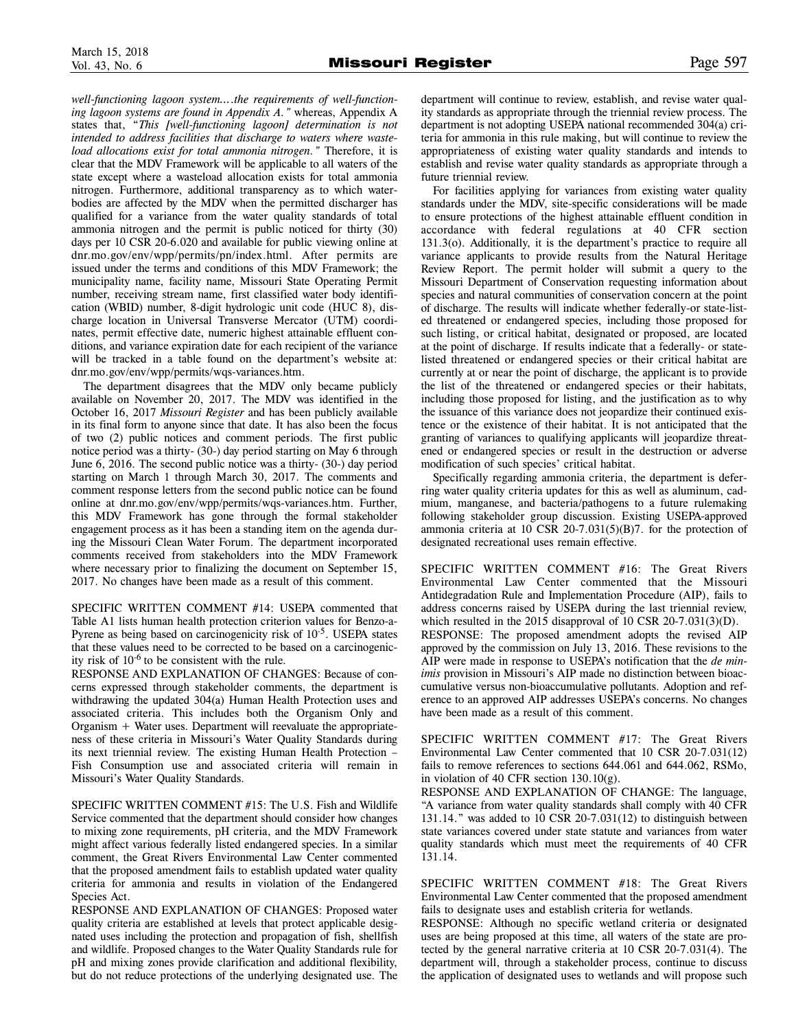*well-functioning lagoon system.…the requirements of well-functioning lagoon systems are found in Appendix A."* whereas, Appendix A states that, "*This [well-functioning lagoon] determination is not intended to address facilities that discharge to waters where wasteload allocations exist for total ammonia nitrogen."* Therefore, it is clear that the MDV Framework will be applicable to all waters of the state except where a wasteload allocation exists for total ammonia nitrogen. Furthermore, additional transparency as to which waterbodies are affected by the MDV when the permitted discharger has qualified for a variance from the water quality standards of total ammonia nitrogen and the permit is public noticed for thirty (30) days per 10 CSR 20-6.020 and available for public viewing online at dnr.mo.gov/env/wpp/permits/pn/index.html. After permits are issued under the terms and conditions of this MDV Framework; the municipality name, facility name, Missouri State Operating Permit number, receiving stream name, first classified water body identification (WBID) number, 8-digit hydrologic unit code (HUC 8), discharge location in Universal Transverse Mercator (UTM) coordinates, permit effective date, numeric highest attainable effluent conditions, and variance expiration date for each recipient of the variance will be tracked in a table found on the department's website at: dnr.mo.gov/env/wpp/permits/wqs-variances.htm.

The department disagrees that the MDV only became publicly available on November 20, 2017. The MDV was identified in the October 16, 2017 *Missouri Register* and has been publicly available in its final form to anyone since that date. It has also been the focus of two (2) public notices and comment periods. The first public notice period was a thirty- (30-) day period starting on May 6 through June 6, 2016. The second public notice was a thirty- (30-) day period starting on March 1 through March 30, 2017. The comments and comment response letters from the second public notice can be found online at dnr.mo.gov/env/wpp/permits/wqs-variances.htm. Further, this MDV Framework has gone through the formal stakeholder engagement process as it has been a standing item on the agenda during the Missouri Clean Water Forum. The department incorporated comments received from stakeholders into the MDV Framework where necessary prior to finalizing the document on September 15, 2017. No changes have been made as a result of this comment.

SPECIFIC WRITTEN COMMENT #14: USEPA commented that Table A1 lists human health protection criterion values for Benzo-a-Pyrene as being based on carcinogenicity risk of $10^{-5}$. USEPA states that these values need to be corrected to be based on a carcinogenicity risk of $10^{-6}$ to be consistent with the rule.

RESPONSE AND EXPLANATION OF CHANGES: Because of concerns expressed through stakeholder comments, the department is withdrawing the updated 304(a) Human Health Protection uses and associated criteria. This includes both the Organism Only and Organism + Water uses. Department will reevaluate the appropriateness of these criteria in Missouri's Water Quality Standards during its next triennial review. The existing Human Health Protection – Fish Consumption use and associated criteria will remain in Missouri's Water Quality Standards.

SPECIFIC WRITTEN COMMENT #15: The U.S. Fish and Wildlife Service commented that the department should consider how changes to mixing zone requirements, pH criteria, and the MDV Framework might affect various federally listed endangered species. In a similar comment, the Great Rivers Environmental Law Center commented that the proposed amendment fails to establish updated water quality criteria for ammonia and results in violation of the Endangered Species Act.

RESPONSE AND EXPLANATION OF CHANGES: Proposed water quality criteria are established at levels that protect applicable designated uses including the protection and propagation of fish, shellfish and wildlife. Proposed changes to the Water Quality Standards rule for pH and mixing zones provide clarification and additional flexibility, but do not reduce protections of the underlying designated use. The department will continue to review, establish, and revise water quality standards as appropriate through the triennial review process. The department is not adopting USEPA national recommended 304(a) criteria for ammonia in this rule making, but will continue to review the appropriateness of existing water quality standards and intends to establish and revise water quality standards as appropriate through a future triennial review.

For facilities applying for variances from existing water quality standards under the MDV, site-specific considerations will be made to ensure protections of the highest attainable effluent condition in accordance with federal regulations at 40 CFR section 131.3(o). Additionally, it is the department's practice to require all variance applicants to provide results from the Natural Heritage Review Report. The permit holder will submit a query to the Missouri Department of Conservation requesting information about species and natural communities of conservation concern at the point of discharge. The results will indicate whether federally-or state-listed threatened or endangered species, including those proposed for such listing, or critical habitat, designated or proposed, are located at the point of discharge. If results indicate that a federally- or state-listed threatened or endangered species or their critical habitat are currently at or near the point of discharge, the applicant is to provide the list of the threatened or endangered species or their habitats, including those proposed for listing, and the justification as to why the issuance of this variance does not jeopardize their continued existence or the existence of their habitat. It is not anticipated that the granting of variances to qualifying applicants will jeopardize threatened or endangered species or result in the destruction or adverse modification of such species' critical habitat.

Specifically regarding ammonia criteria, the department is deferring water quality criteria updates for this as well as aluminum, cadmium, manganese, and bacteria/pathogens to a future rulemaking following stakeholder group discussion. Existing USEPA-approved ammonia criteria at 10 CSR 20-7.031(5)(B)7. for the protection of designated recreational uses remain effective.

SPECIFIC WRITTEN COMMENT #16: The Great Rivers Environmental Law Center commented that the Missouri Antidegradation Rule and Implementation Procedure (AIP), fails to address concerns raised by USEPA during the last triennial review, which resulted in the 2015 disapproval of 10 CSR 20-7.031(3)(D).

RESPONSE: The proposed amendment adopts the revised AIP approved by the commission on July 13, 2016. These revisions to the AIP were made in response to USEPA's notification that the *de minimis* provision in Missouri's AIP made no distinction between bioaccumulative versus non-bioaccumulative pollutants. Adoption and reference to an approved AIP addresses USEPA's concerns. No changes have been made as a result of this comment.

SPECIFIC WRITTEN COMMENT #17: The Great Rivers Environmental Law Center commented that 10 CSR 20-7.031(12) fails to remove references to sections 644.061 and 644.062, RSMo, in violation of 40 CFR section 130.10(g).

RESPONSE AND EXPLANATION OF CHANGE: The language, "A variance from water quality standards shall comply with 40 CFR 131.14." was added to 10 CSR 20-7.031(12) to distinguish between state variances covered under state statute and variances from water quality standards which must meet the requirements of 40 CFR 131.14.

SPECIFIC WRITTEN COMMENT #18: The Great Rivers Environmental Law Center commented that the proposed amendment fails to designate uses and establish criteria for wetlands.

RESPONSE: Although no specific wetland criteria or designated uses are being proposed at this time, all waters of the state are protected by the general narrative criteria at 10 CSR 20-7.031(4). The department will, through a stakeholder process, continue to discuss the application of designated uses to wetlands and will propose such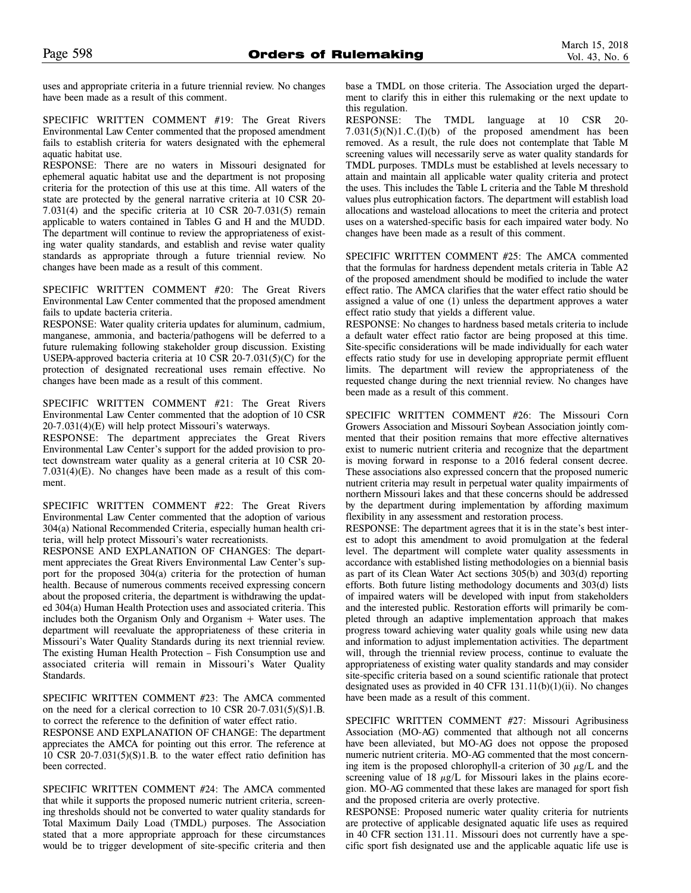uses and appropriate criteria in a future triennial review. No changes have been made as a result of this comment.

SPECIFIC WRITTEN COMMENT #19: The Great Rivers Environmental Law Center commented that the proposed amendment fails to establish criteria for waters designated with the ephemeral aquatic habitat use.

RESPONSE: There are no waters in Missouri designated for ephemeral aquatic habitat use and the department is not proposing criteria for the protection of this use at this time. All waters of the state are protected by the general narrative criteria at 10 CSR 20-7.031(4) and the specific criteria at 10 CSR 20-7.031(5) remain applicable to waters contained in Tables G and H and the MUDD. The department will continue to review the appropriateness of existing water quality standards, and establish and revise water quality standards as appropriate through a future triennial review. No changes have been made as a result of this comment.

SPECIFIC WRITTEN COMMENT #20: The Great Rivers Environmental Law Center commented that the proposed amendment fails to update bacteria criteria.

RESPONSE: Water quality criteria updates for aluminum, cadmium, manganese, ammonia, and bacteria/pathogens will be deferred to a future rulemaking following stakeholder group discussion. Existing USEPA-approved bacteria criteria at 10 CSR 20-7.031(5)(C) for the protection of designated recreational uses remain effective. No changes have been made as a result of this comment.

SPECIFIC WRITTEN COMMENT #21: The Great Rivers Environmental Law Center commented that the adoption of 10 CSR 20-7.031(4)(E) will help protect Missouri's waterways.

RESPONSE: The department appreciates the Great Rivers Environmental Law Center's support for the added provision to protect downstream water quality as a general criteria at 10 CSR 20-7.031(4)(E). No changes have been made as a result of this comment.

SPECIFIC WRITTEN COMMENT #22: The Great Rivers Environmental Law Center commented that the adoption of various 304(a) National Recommended Criteria, especially human health criteria, will help protect Missouri's water recreationists.

RESPONSE AND EXPLANATION OF CHANGES: The department appreciates the Great Rivers Environmental Law Center's support for the proposed 304(a) criteria for the protection of human health. Because of numerous comments received expressing concern about the proposed criteria, the department is withdrawing the updated 304(a) Human Health Protection uses and associated criteria. This includes both the Organism Only and Organism + Water uses. The department will reevaluate the appropriateness of these criteria in Missouri's Water Quality Standards during its next triennial review. The existing Human Health Protection – Fish Consumption use and associated criteria will remain in Missouri's Water Quality Standards.

SPECIFIC WRITTEN COMMENT #23: The AMCA commented on the need for a clerical correction to 10 CSR 20-7.031(5)(S)1.B. to correct the reference to the definition of water effect ratio.

RESPONSE AND EXPLANATION OF CHANGE: The department appreciates the AMCA for pointing out this error. The reference at 10 CSR 20-7.031(5)(S)1.B. to the water effect ratio definition has been corrected.

SPECIFIC WRITTEN COMMENT #24: The AMCA commented that while it supports the proposed numeric nutrient criteria, screening thresholds should not be converted to water quality standards for Total Maximum Daily Load (TMDL) purposes. The Association stated that a more appropriate approach for these circumstances would be to trigger development of site-specific criteria and then base a TMDL on those criteria. The Association urged the department to clarify this in either this rulemaking or the next update to this regulation.

RESPONSE: The TMDL language at 10 CSR 20-7.031(5)(N)1.C.(I)(b) of the proposed amendment has been removed. As a result, the rule does not contemplate that Table M screening values will necessarily serve as water quality standards for TMDL purposes. TMDLs must be established at levels necessary to attain and maintain all applicable water quality criteria and protect the uses. This includes the Table L criteria and the Table M threshold values plus eutrophication factors. The department will establish load allocations and wasteload allocations to meet the criteria and protect uses on a watershed-specific basis for each impaired water body. No changes have been made as a result of this comment.

SPECIFIC WRITTEN COMMENT #25: The AMCA commented that the formulas for hardness dependent metals criteria in Table A2 of the proposed amendment should be modified to include the water effect ratio. The AMCA clarifies that the water effect ratio should be assigned a value of one (1) unless the department approves a water effect ratio study that yields a different value.

RESPONSE: No changes to hardness based metals criteria to include a default water effect ratio factor are being proposed at this time. Site-specific considerations will be made individually for each water effects ratio study for use in developing appropriate permit effluent limits. The department will review the appropriateness of the requested change during the next triennial review. No changes have been made as a result of this comment.

SPECIFIC WRITTEN COMMENT #26: The Missouri Corn Growers Association and Missouri Soybean Association jointly commented that their position remains that more effective alternatives exist to numeric nutrient criteria and recognize that the department is moving forward in response to a 2016 federal consent decree. These associations also expressed concern that the proposed numeric nutrient criteria may result in perpetual water quality impairments of northern Missouri lakes and that these concerns should be addressed by the department during implementation by affording maximum flexibility in any assessment and restoration process.

RESPONSE: The department agrees that it is in the state's best interest to adopt this amendment to avoid promulgation at the federal level. The department will complete water quality assessments in accordance with established listing methodologies on a biennial basis as part of its Clean Water Act sections 305(b) and 303(d) reporting efforts. Both future listing methodology documents and 303(d) lists of impaired waters will be developed with input from stakeholders and the interested public. Restoration efforts will primarily be completed through an adaptive implementation approach that makes progress toward achieving water quality goals while using new data and information to adjust implementation activities. The department will, through the triennial review process, continue to evaluate the appropriateness of existing water quality standards and may consider site-specific criteria based on a sound scientific rationale that protect designated uses as provided in 40 CFR 131.11(b)(1)(ii). No changes have been made as a result of this comment.

SPECIFIC WRITTEN COMMENT #27: Missouri Agribusiness Association (MO-AG) commented that although not all concerns have been alleviated, but MO-AG does not oppose the proposed numeric nutrient criteria. MO-AG commented that the most concerning item is the proposed chlorophyll-a criterion of 30 $\mu$g/L and the screening value of 18 $\mu$g/L for Missouri lakes in the plains ecoregion. MO-AG commented that these lakes are managed for sport fish and the proposed criteria are overly protective.

RESPONSE: Proposed numeric water quality criteria for nutrients are protective of applicable designated aquatic life uses as required in 40 CFR section 131.11. Missouri does not currently have a specific sport fish designated use and the applicable aquatic life use is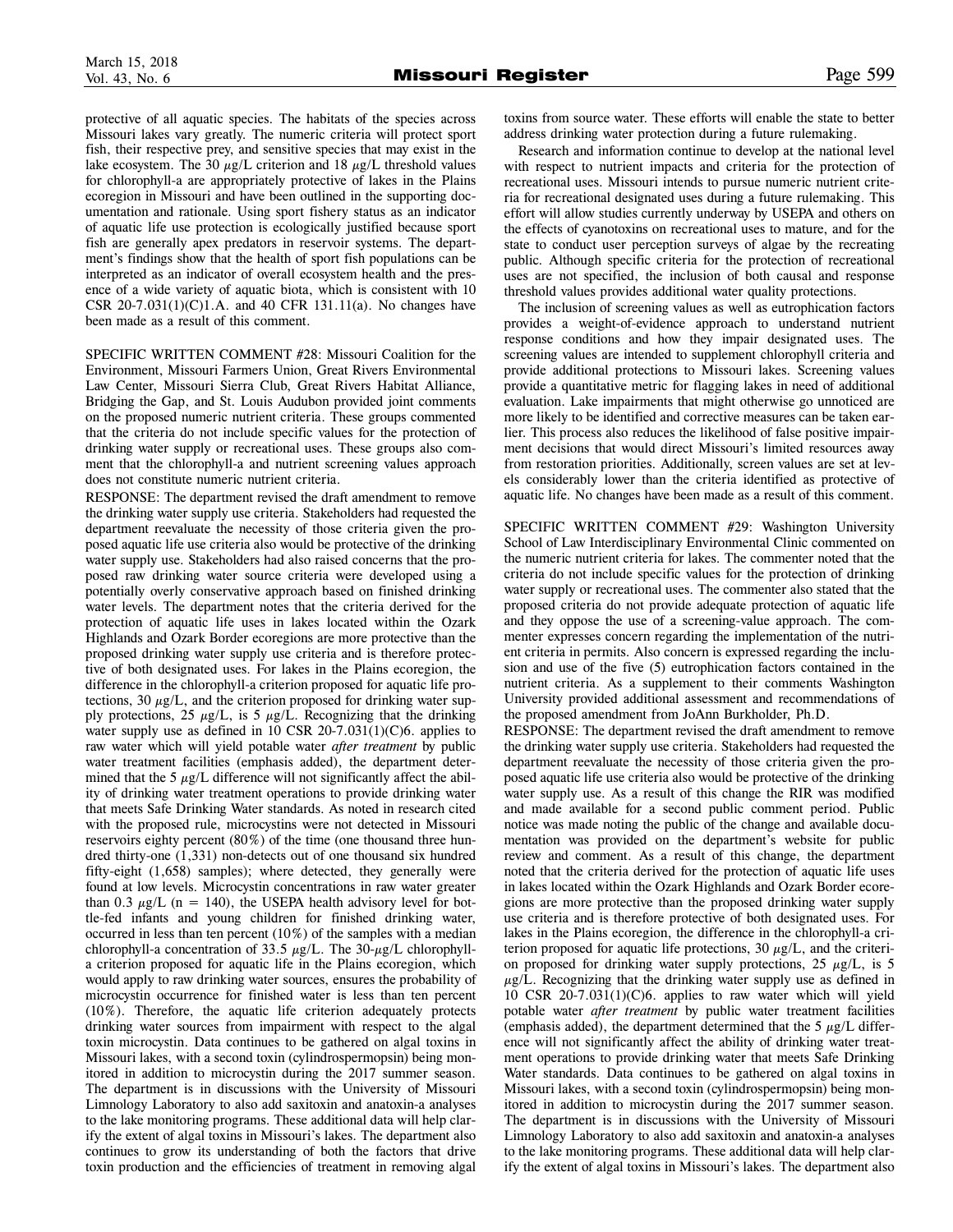protective of all aquatic species. The habitats of the species across Missouri lakes vary greatly. The numeric criteria will protect sport fish, their respective prey, and sensitive species that may exist in the lake ecosystem. The 30 $\mu$g/L criterion and 18 $\mu$g/L threshold values for chlorophyll-a are appropriately protective of lakes in the Plains ecoregion in Missouri and have been outlined in the supporting documentation and rationale. Using sport fishery status as an indicator of aquatic life use protection is ecologically justified because sport fish are generally apex predators in reservoir systems. The department's findings show that the health of sport fish populations can be interpreted as an indicator of overall ecosystem health and the presence of a wide variety of aquatic biota, which is consistent with 10 CSR 20-7.031(1)(C)1.A. and 40 CFR 131.11(a). No changes have been made as a result of this comment.

SPECIFIC WRITTEN COMMENT #28: Missouri Coalition for the Environment, Missouri Farmers Union, Great Rivers Environmental Law Center, Missouri Sierra Club, Great Rivers Habitat Alliance, Bridging the Gap, and St. Louis Audubon provided joint comments on the proposed numeric nutrient criteria. These groups commented that the criteria do not include specific values for the protection of drinking water supply or recreational uses. These groups also comment that the chlorophyll-a and nutrient screening values approach does not constitute numeric nutrient criteria.

RESPONSE: The department revised the draft amendment to remove the drinking water supply use criteria. Stakeholders had requested the department reevaluate the necessity of those criteria given the proposed aquatic life use criteria also would be protective of the drinking water supply use. Stakeholders had also raised concerns that the proposed raw drinking water source criteria were developed using a potentially overly conservative approach based on finished drinking water levels. The department notes that the criteria derived for the protection of aquatic life uses in lakes located within the Ozark Highlands and Ozark Border ecoregions are more protective than the proposed drinking water supply use criteria and is therefore protective of both designated uses. For lakes in the Plains ecoregion, the difference in the chlorophyll-a criterion proposed for aquatic life protections, 30 $\mu$g/L, and the criterion proposed for drinking water supply protections, 25 $\mu$g/L, is 5 $\mu$g/L. Recognizing that the drinking water supply use as defined in 10 CSR 20-7.031(1)(C)6. applies to raw water which will yield potable water *after treatment* by public water treatment facilities (emphasis added), the department determined that the 5 $\mu$g/L difference will not significantly affect the ability of drinking water treatment operations to provide drinking water that meets Safe Drinking Water standards. As noted in research cited with the proposed rule, microcystins were not detected in Missouri reservoirs eighty percent (80%) of the time (one thousand three hundred thirty-one (1,331) non-detects out of one thousand six hundred fifty-eight (1,658) samples); where detected, they generally were found at low levels. Microcystin concentrations in raw water greater than 0.3 $\mu$g/L (n = 140), the USEPA health advisory level for bottle-fed infants and young children for finished drinking water, occurred in less than ten percent (10%) of the samples with a median chlorophyll-a concentration of 33.5 $\mu$g/L. The 30-$\mu$g/L chlorophyll-a criterion proposed for aquatic life in the Plains ecoregion, which would apply to raw drinking water sources, ensures the probability of microcystin occurrence for finished water is less than ten percent (10%). Therefore, the aquatic life criterion adequately protects drinking water sources from impairment with respect to the algal toxin microcystin. Data continues to be gathered on algal toxins in Missouri lakes, with a second toxin (cylindrospermopsin) being monitored in addition to microcystin during the 2017 summer season. The department is in discussions with the University of Missouri Limnology Laboratory to also add saxitoxin and anatoxin-a analyses to the lake monitoring programs. These additional data will help clarify the extent of algal toxins in Missouri's lakes. The department also continues to grow its understanding of both the factors that drive toxin production and the efficiencies of treatment in removing algal toxins from source water. These efforts will enable the state to better address drinking water protection during a future rulemaking.

Research and information continue to develop at the national level with respect to nutrient impacts and criteria for the protection of recreational uses. Missouri intends to pursue numeric nutrient criteria for recreational designated uses during a future rulemaking. This effort will allow studies currently underway by USEPA and others on the effects of cyanotoxins on recreational uses to mature, and for the state to conduct user perception surveys of algae by the recreating public. Although specific criteria for the protection of recreational uses are not specified, the inclusion of both causal and response threshold values provides additional water quality protections.

The inclusion of screening values as well as eutrophication factors provides a weight-of-evidence approach to understand nutrient response conditions and how they impair designated uses. The screening values are intended to supplement chlorophyll criteria and provide additional protections to Missouri lakes. Screening values provide a quantitative metric for flagging lakes in need of additional evaluation. Lake impairments that might otherwise go unnoticed are more likely to be identified and corrective measures can be taken earlier. This process also reduces the likelihood of false positive impairment decisions that would direct Missouri's limited resources away from restoration priorities. Additionally, screen values are set at levels considerably lower than the criteria identified as protective of aquatic life. No changes have been made as a result of this comment.

SPECIFIC WRITTEN COMMENT #29: Washington University School of Law Interdisciplinary Environmental Clinic commented on the numeric nutrient criteria for lakes. The commenter noted that the criteria do not include specific values for the protection of drinking water supply or recreational uses. The commenter also stated that the proposed criteria do not provide adequate protection of aquatic life and they oppose the use of a screening-value approach. The commenter expresses concern regarding the implementation of the nutrient criteria in permits. Also concern is expressed regarding the inclusion and use of the five (5) eutrophication factors contained in the nutrient criteria. As a supplement to their comments Washington University provided additional assessment and recommendations of the proposed amendment from JoAnn Burkholder, Ph.D.

RESPONSE: The department revised the draft amendment to remove the drinking water supply use criteria. Stakeholders had requested the department reevaluate the necessity of those criteria given the proposed aquatic life use criteria also would be protective of the drinking water supply use. As a result of this change the RIR was modified and made available for a second public comment period. Public notice was made noting the public of the change and available documentation was provided on the department's website for public review and comment. As a result of this change, the department noted that the criteria derived for the protection of aquatic life uses in lakes located within the Ozark Highlands and Ozark Border ecoregions are more protective than the proposed drinking water supply use criteria and is therefore protective of both designated uses. For lakes in the Plains ecoregion, the difference in the chlorophyll-a criterion proposed for aquatic life protections, 30 $\mu$g/L, and the criterion proposed for drinking water supply protections, 25 $\mu$g/L, is 5 $\mu$g/L. Recognizing that the drinking water supply use as defined in 10 CSR 20-7.031(1)(C)6. applies to raw water which will yield potable water *after treatment* by public water treatment facilities (emphasis added), the department determined that the 5 $\mu$g/L difference will not significantly affect the ability of drinking water treatment operations to provide drinking water that meets Safe Drinking Water standards. Data continues to be gathered on algal toxins in Missouri lakes, with a second toxin (cylindrospermopsin) being monitored in addition to microcystin during the 2017 summer season. The department is in discussions with the University of Missouri Limnology Laboratory to also add saxitoxin and anatoxin-a analyses to the lake monitoring programs. These additional data will help clarify the extent of algal toxins in Missouri's lakes. The department also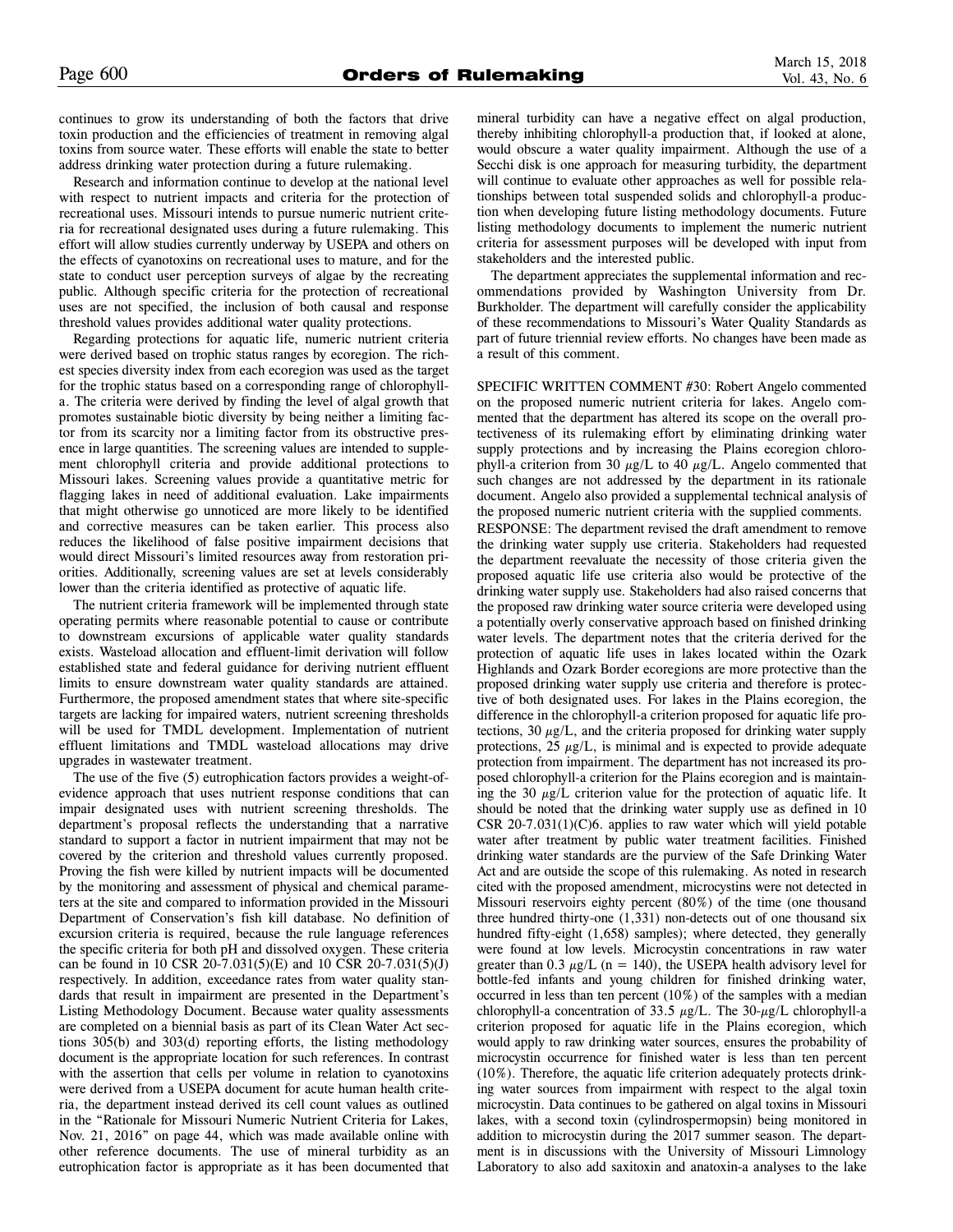continues to grow its understanding of both the factors that drive toxin production and the efficiencies of treatment in removing algal toxins from source water. These efforts will enable the state to better address drinking water protection during a future rulemaking.

Research and information continue to develop at the national level with respect to nutrient impacts and criteria for the protection of recreational uses. Missouri intends to pursue numeric nutrient criteria for recreational designated uses during a future rulemaking. This effort will allow studies currently underway by USEPA and others on the effects of cyanotoxins on recreational uses to mature, and for the state to conduct user perception surveys of algae by the recreating public. Although specific criteria for the protection of recreational uses are not specified, the inclusion of both causal and response threshold values provides additional water quality protections.

Regarding protections for aquatic life, numeric nutrient criteria were derived based on trophic status ranges by ecoregion. The richest species diversity index from each ecoregion was used as the target for the trophic status based on a corresponding range of chlorophyll-a. The criteria were derived by finding the level of algal growth that promotes sustainable biotic diversity by being neither a limiting factor from its scarcity nor a limiting factor from its obstructive presence in large quantities. The screening values are intended to supplement chlorophyll criteria and provide additional protections to Missouri lakes. Screening values provide a quantitative metric for flagging lakes in need of additional evaluation. Lake impairments that might otherwise go unnoticed are more likely to be identified and corrective measures can be taken earlier. This process also reduces the likelihood of false positive impairment decisions that would direct Missouri's limited resources away from restoration priorities. Additionally, screening values are set at levels considerably lower than the criteria identified as protective of aquatic life.

The nutrient criteria framework will be implemented through state operating permits where reasonable potential to cause or contribute to downstream excursions of applicable water quality standards exists. Wasteload allocation and effluent-limit derivation will follow established state and federal guidance for deriving nutrient effluent limits to ensure downstream water quality standards are attained. Furthermore, the proposed amendment states that where site-specific targets are lacking for impaired waters, nutrient screening thresholds will be used for TMDL development. Implementation of nutrient effluent limitations and TMDL wasteload allocations may drive upgrades in wastewater treatment.

The use of the five (5) eutrophication factors provides a weight-of-evidence approach that uses nutrient response conditions that can impair designated uses with nutrient screening thresholds. The department's proposal reflects the understanding that a narrative standard to support a factor in nutrient impairment that may not be covered by the criterion and threshold values currently proposed. Proving the fish were killed by nutrient impacts will be documented by the monitoring and assessment of physical and chemical parameters at the site and compared to information provided in the Missouri Department of Conservation's fish kill database. No definition of excursion criteria is required, because the rule language references the specific criteria for both pH and dissolved oxygen. These criteria can be found in 10 CSR 20-7.031(5)(E) and 10 CSR 20-7.031(5)(J) respectively. In addition, exceedance rates from water quality standards that result in impairment are presented in the Department's Listing Methodology Document. Because water quality assessments are completed on a biennial basis as part of its Clean Water Act sections 305(b) and 303(d) reporting efforts, the listing methodology document is the appropriate location for such references. In contrast with the assertion that cells per volume in relation to cyanotoxins were derived from a USEPA document for acute human health criteria, the department instead derived its cell count values as outlined in the "Rationale for Missouri Numeric Nutrient Criteria for Lakes, Nov. 21, 2016" on page 44, which was made available online with other reference documents. The use of mineral turbidity as an eutrophication factor is appropriate as it has been documented that mineral turbidity can have a negative effect on algal production, thereby inhibiting chlorophyll-a production that, if looked at alone, would obscure a water quality impairment. Although the use of a Secchi disk is one approach for measuring turbidity, the department will continue to evaluate other approaches as well for possible relationships between total suspended solids and chlorophyll-a production when developing future listing methodology documents. Future listing methodology documents to implement the numeric nutrient criteria for assessment purposes will be developed with input from stakeholders and the interested public.

The department appreciates the supplemental information and recommendations provided by Washington University from Dr. Burkholder. The department will carefully consider the applicability of these recommendations to Missouri's Water Quality Standards as part of future triennial review efforts. No changes have been made as a result of this comment.

SPECIFIC WRITTEN COMMENT #30: Robert Angelo commented on the proposed numeric nutrient criteria for lakes. Angelo commented that the department has altered its scope on the overall protectiveness of its rulemaking effort by eliminating drinking water supply protections and by increasing the Plains ecoregion chlorophyll-a criterion from 30 μg/L to 40 μg/L. Angelo commented that such changes are not addressed by the department in its rationale document. Angelo also provided a supplemental technical analysis of the proposed numeric nutrient criteria with the supplied comments.

RESPONSE: The department revised the draft amendment to remove the drinking water supply use criteria. Stakeholders had requested the department reevaluate the necessity of those criteria given the proposed aquatic life use criteria also would be protective of the drinking water supply use. Stakeholders had also raised concerns that the proposed raw drinking water source criteria were developed using a potentially overly conservative approach based on finished drinking water levels. The department notes that the criteria derived for the protection of aquatic life uses in lakes located within the Ozark Highlands and Ozark Border ecoregions are more protective than the proposed drinking water supply use criteria and therefore is protective of both designated uses. For lakes in the Plains ecoregion, the difference in the chlorophyll-a criterion proposed for aquatic life protections, 30 μg/L, and the criteria proposed for drinking water supply protections, 25 μg/L, is minimal and is expected to provide adequate protection from impairment. The department has not increased its proposed chlorophyll-a criterion for the Plains ecoregion and is maintaining the 30 μg/L criterion value for the protection of aquatic life. It should be noted that the drinking water supply use as defined in 10 CSR 20-7.031(1)(C)6. applies to raw water which will yield potable water after treatment by public water treatment facilities. Finished drinking water standards are the purview of the Safe Drinking Water Act and are outside the scope of this rulemaking. As noted in research cited with the proposed amendment, microcystins were not detected in Missouri reservoirs eighty percent (80%) of the time (one thousand three hundred thirty-one (1,331) non-detects out of one thousand six hundred fifty-eight (1,658) samples); where detected, they generally were found at low levels. Microcystin concentrations in raw water greater than 0.3 μg/L (n = 140), the USEPA health advisory level for bottle-fed infants and young children for finished drinking water, occurred in less than ten percent (10%) of the samples with a median chlorophyll-a concentration of 33.5 μg/L. The 30-μg/L chlorophyll-a criterion proposed for aquatic life in the Plains ecoregion, which would apply to raw drinking water sources, ensures the probability of microcystin occurrence for finished water is less than ten percent (10%). Therefore, the aquatic life criterion adequately protects drinking water sources from impairment with respect to the algal toxin microcystin. Data continues to be gathered on algal toxins in Missouri lakes, with a second toxin (cylindrospermopsin) being monitored in addition to microcystin during the 2017 summer season. The department is in discussions with the University of Missouri Limnology Laboratory to also add saxitoxin and anatoxin-a analyses to the lake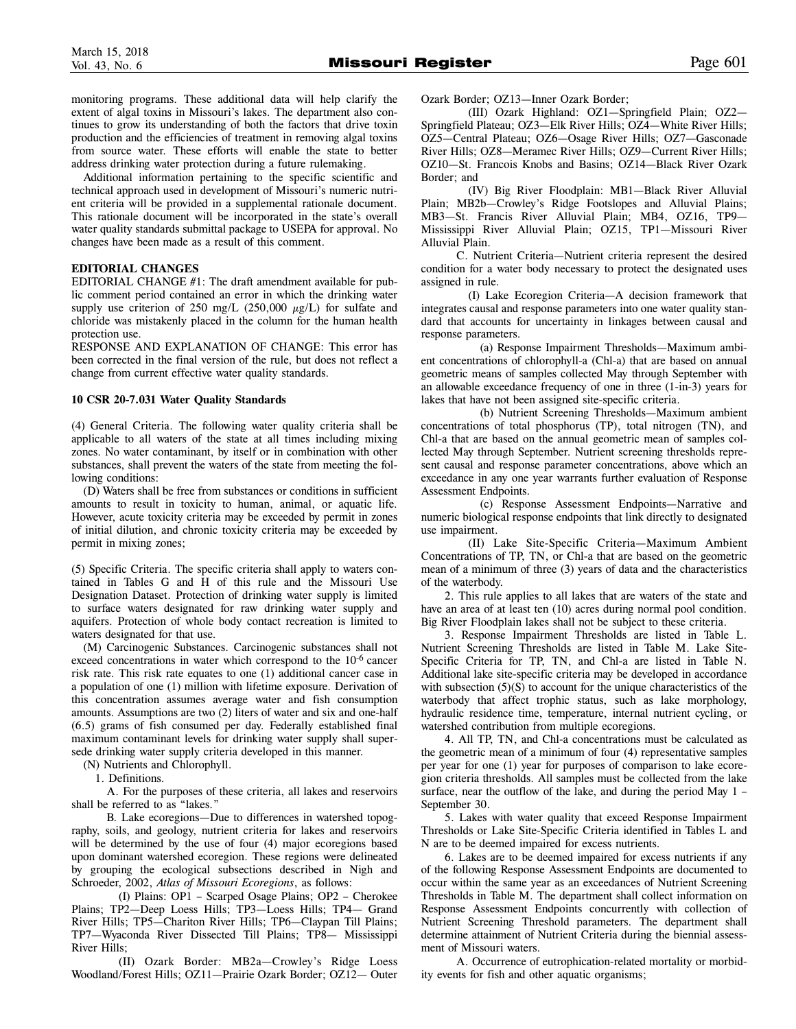monitoring programs. These additional data will help clarify the extent of algal toxins in Missouri's lakes. The department also continues to grow its understanding of both the factors that drive toxin production and the efficiencies of treatment in removing algal toxins from source water. These efforts will enable the state to better address drinking water protection during a future rulemaking.

Additional information pertaining to the specific scientific and technical approach used in development of Missouri's numeric nutrient criteria will be provided in a supplemental rationale document. This rationale document will be incorporated in the state's overall water quality standards submittal package to USEPA for approval. No changes have been made as a result of this comment.

**EDITORIAL CHANGES**

EDITORIAL CHANGE #1: The draft amendment available for public comment period contained an error in which the drinking water supply use criterion of 250 mg/L (250,000 $\mu$g/L) for sulfate and chloride was mistakenly placed in the column for the human health protection use.

RESPONSE AND EXPLANATION OF CHANGE: This error has been corrected in the final version of the rule, but does not reflect a change from current effective water quality standards.

**10 CSR 20-7.031 Water Quality Standards**

(4) General Criteria. The following water quality criteria shall be applicable to all waters of the state at all times including mixing zones. No water contaminant, by itself or in combination with other substances, shall prevent the waters of the state from meeting the following conditions:

(D) Waters shall be free from substances or conditions in sufficient amounts to result in toxicity to human, animal, or aquatic life. However, acute toxicity criteria may be exceeded by permit in zones of initial dilution, and chronic toxicity criteria may be exceeded by permit in mixing zones;

(5) Specific Criteria. The specific criteria shall apply to waters contained in Tables G and H of this rule and the Missouri Use Designation Dataset. Protection of drinking water supply is limited to surface waters designated for raw drinking water supply and aquifers. Protection of whole body contact recreation is limited to waters designated for that use.

(M) Carcinogenic Substances. Carcinogenic substances shall not exceed concentrations in water which correspond to the $10^{-6}$ cancer risk rate. This risk rate equates to one (1) additional cancer case in a population of one (1) million with lifetime exposure. Derivation of this concentration assumes average water and fish consumption amounts. Assumptions are two (2) liters of water and six and one-half (6.5) grams of fish consumed per day. Federally established final maximum contaminant levels for drinking water supply shall supersede drinking water supply criteria developed in this manner.

(N) Nutrients and Chlorophyll.

1. Definitions.

A. For the purposes of these criteria, all lakes and reservoirs shall be referred to as "lakes."

B. Lake ecoregions—Due to differences in watershed topography, soils, and geology, nutrient criteria for lakes and reservoirs will be determined by the use of four (4) major ecoregions based upon dominant watershed ecoregion. These regions were delineated by grouping the ecological subsections described in Nigh and Schroeder, 2002, *Atlas of Missouri Ecoregions*, as follows:

(I) Plains: OP1 – Scarped Osage Plains; OP2 – Cherokee Plains; TP2—Deep Loess Hills; TP3—Loess Hills; TP4— Grand River Hills; TP5—Chariton River Hills; TP6—Claypan Till Plains; TP7—Wyaconda River Dissected Till Plains; TP8— Mississippi River Hills;

(II) Ozark Border: MB2a—Crowley's Ridge Loess Woodland/Forest Hills; OZ11—Prairie Ozark Border; OZ12— Outer Ozark Border; OZ13—Inner Ozark Border;

(III) Ozark Highland: OZ1—Springfield Plain; OZ2—Springfield Plateau; OZ3—Elk River Hills; OZ4—White River Hills; OZ5—Central Plateau; OZ6—Osage River Hills; OZ7—Gasconade River Hills; OZ8—Meramec River Hills; OZ9—Current River Hills; OZ10—St. Francois Knobs and Basins; OZ14—Black River Ozark Border; and

(IV) Big River Floodplain: MB1—Black River Alluvial Plain; MB2b—Crowley's Ridge Footslopes and Alluvial Plains; MB3—St. Francis River Alluvial Plain; MB4, OZ16, TP9—Mississippi River Alluvial Plain; OZ15, TP1—Missouri River Alluvial Plain.

C. Nutrient Criteria—Nutrient criteria represent the desired condition for a water body necessary to protect the designated uses assigned in rule.

(I) Lake Ecoregion Criteria—A decision framework that integrates causal and response parameters into one water quality standard that accounts for uncertainty in linkages between causal and response parameters.

(a) Response Impairment Thresholds—Maximum ambient concentrations of chlorophyll-a (Chl-a) that are based on annual geometric means of samples collected May through September with an allowable exceedance frequency of one in three (1-in-3) years for lakes that have not been assigned site-specific criteria.

(b) Nutrient Screening Thresholds—Maximum ambient concentrations of total phosphorus (TP), total nitrogen (TN), and Chl-a that are based on the annual geometric mean of samples collected May through September. Nutrient screening thresholds represent causal and response parameter concentrations, above which an exceedance in any one year warrants further evaluation of Response Assessment Endpoints.

(c) Response Assessment Endpoints—Narrative and numeric biological response endpoints that link directly to designated use impairment.

(II) Lake Site-Specific Criteria—Maximum Ambient Concentrations of TP, TN, or Chl-a that are based on the geometric mean of a minimum of three (3) years of data and the characteristics of the waterbody.

2. This rule applies to all lakes that are waters of the state and have an area of at least ten (10) acres during normal pool condition. Big River Floodplain lakes shall not be subject to these criteria.

3. Response Impairment Thresholds are listed in Table L. Nutrient Screening Thresholds are listed in Table M. Lake Site-Specific Criteria for TP, TN, and Chl-a are listed in Table N. Additional lake site-specific criteria may be developed in accordance with subsection (5)(S) to account for the unique characteristics of the waterbody that affect trophic status, such as lake morphology, hydraulic residence time, temperature, internal nutrient cycling, or watershed contribution from multiple ecoregions.

4. All TP, TN, and Chl-a concentrations must be calculated as the geometric mean of a minimum of four (4) representative samples per year for one (1) year for purposes of comparison to lake ecoregion criteria thresholds. All samples must be collected from the lake surface, near the outflow of the lake, and during the period May 1 – September 30.

5. Lakes with water quality that exceed Response Impairment Thresholds or Lake Site-Specific Criteria identified in Tables L and N are to be deemed impaired for excess nutrients.

6. Lakes are to be deemed impaired for excess nutrients if any of the following Response Assessment Endpoints are documented to occur within the same year as an exceedances of Nutrient Screening Thresholds in Table M. The department shall collect information on Response Assessment Endpoints concurrently with collection of Nutrient Screening Threshold parameters. The department shall determine attainment of Nutrient Criteria during the biennial assessment of Missouri waters.

A. Occurrence of eutrophication-related mortality or morbidity events for fish and other aquatic organisms;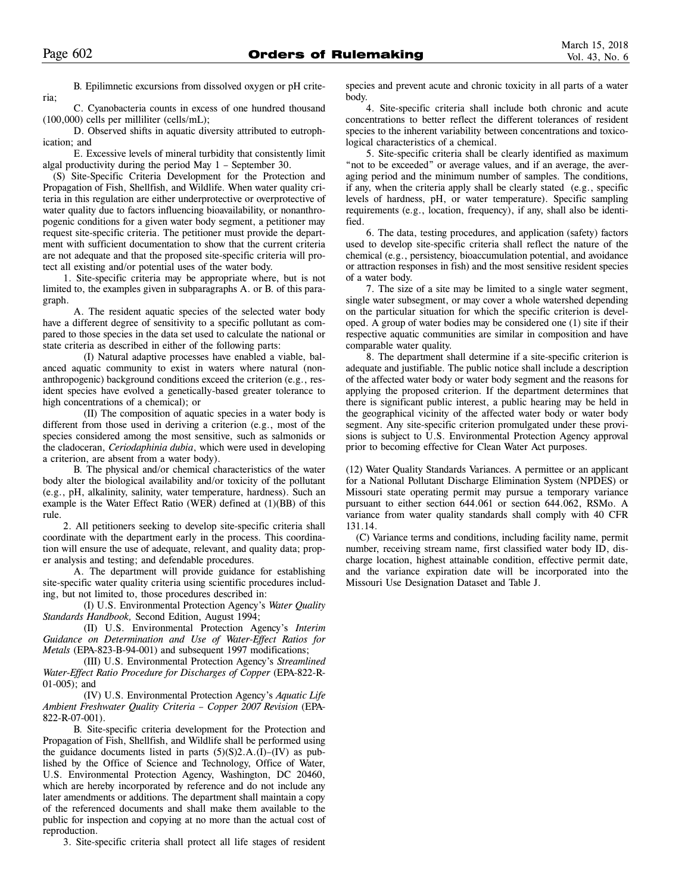B. Epilimnetic excursions from dissolved oxygen or pH criteria;

C. Cyanobacteria counts in excess of one hundred thousand (100,000) cells per milliliter (cells/mL);

D. Observed shifts in aquatic diversity attributed to eutrophication; and

E. Excessive levels of mineral turbidity that consistently limit algal productivity during the period May 1 – September 30.

(S) Site-Specific Criteria Development for the Protection and Propagation of Fish, Shellfish, and Wildlife. When water quality criteria in this regulation are either underprotective or overprotective of water quality due to factors influencing bioavailability, or nonanthropogenic conditions for a given water body segment, a petitioner may request site-specific criteria. The petitioner must provide the department with sufficient documentation to show that the current criteria are not adequate and that the proposed site-specific criteria will protect all existing and/or potential uses of the water body.

1. Site-specific criteria may be appropriate where, but is not limited to, the examples given in subparagraphs A. or B. of this paragraph.

A. The resident aquatic species of the selected water body have a different degree of sensitivity to a specific pollutant as compared to those species in the data set used to calculate the national or state criteria as described in either of the following parts:

(I) Natural adaptive processes have enabled a viable, balanced aquatic community to exist in waters where natural (nonanthropogenic) background conditions exceed the criterion (e.g., resident species have evolved a genetically-based greater tolerance to high concentrations of a chemical); or

(II) The composition of aquatic species in a water body is different from those used in deriving a criterion (e.g., most of the species considered among the most sensitive, such as salmonids or the cladoceran, *Ceriodaphinia dubia*, which were used in developing a criterion, are absent from a water body).

B. The physical and/or chemical characteristics of the water body alter the biological availability and/or toxicity of the pollutant (e.g., pH, alkalinity, salinity, water temperature, hardness). Such an example is the Water Effect Ratio (WER) defined at (1)(BB) of this rule.

2. All petitioners seeking to develop site-specific criteria shall coordinate with the department early in the process. This coordination will ensure the use of adequate, relevant, and quality data; proper analysis and testing; and defendable procedures.

A. The department will provide guidance for establishing site-specific water quality criteria using scientific procedures including, but not limited to, those procedures described in:

(I) U.S. Environmental Protection Agency's *Water Quality Standards Handbook,* Second Edition, August 1994;

(II) U.S. Environmental Protection Agency's *Interim Guidance on Determination and Use of Water-Effect Ratios for Metals* (EPA-823-B-94-001) and subsequent 1997 modifications;

(III) U.S. Environmental Protection Agency's *Streamlined Water-Effect Ratio Procedure for Discharges of Copper* (EPA-822-R-01-005); and

(IV) U.S. Environmental Protection Agency's *Aquatic Life Ambient Freshwater Quality Criteria – Copper 2007 Revision* (EPA-822-R-07-001).

B. Site-specific criteria development for the Protection and Propagation of Fish, Shellfish, and Wildlife shall be performed using the guidance documents listed in parts (5)(S)2.A.(I)–(IV) as published by the Office of Science and Technology, Office of Water, U.S. Environmental Protection Agency, Washington, DC 20460, which are hereby incorporated by reference and do not include any later amendments or additions. The department shall maintain a copy of the referenced documents and shall make them available to the public for inspection and copying at no more than the actual cost of reproduction.

3. Site-specific criteria shall protect all life stages of resident species and prevent acute and chronic toxicity in all parts of a water body.

4. Site-specific criteria shall include both chronic and acute concentrations to better reflect the different tolerances of resident species to the inherent variability between concentrations and toxicological characteristics of a chemical.

5. Site-specific criteria shall be clearly identified as maximum "not to be exceeded" or average values, and if an average, the averaging period and the minimum number of samples. The conditions, if any, when the criteria apply shall be clearly stated (e.g., specific levels of hardness, pH, or water temperature). Specific sampling requirements (e.g., location, frequency), if any, shall also be identified.

6. The data, testing procedures, and application (safety) factors used to develop site-specific criteria shall reflect the nature of the chemical (e.g., persistency, bioaccumulation potential, and avoidance or attraction responses in fish) and the most sensitive resident species of a water body.

7. The size of a site may be limited to a single water segment, single water subsegment, or may cover a whole watershed depending on the particular situation for which the specific criterion is developed. A group of water bodies may be considered one (1) site if their respective aquatic communities are similar in composition and have comparable water quality.

8. The department shall determine if a site-specific criterion is adequate and justifiable. The public notice shall include a description of the affected water body or water body segment and the reasons for applying the proposed criterion. If the department determines that there is significant public interest, a public hearing may be held in the geographical vicinity of the affected water body or water body segment. Any site-specific criterion promulgated under these provisions is subject to U.S. Environmental Protection Agency approval prior to becoming effective for Clean Water Act purposes.

(12) Water Quality Standards Variances. A permittee or an applicant for a National Pollutant Discharge Elimination System (NPDES) or Missouri state operating permit may pursue a temporary variance pursuant to either section 644.061 or section 644.062, RSMo. A variance from water quality standards shall comply with 40 CFR 131.14.

(C) Variance terms and conditions, including facility name, permit number, receiving stream name, first classified water body ID, discharge location, highest attainable condition, effective permit date, and the variance expiration date will be incorporated into the Missouri Use Designation Dataset and Table J.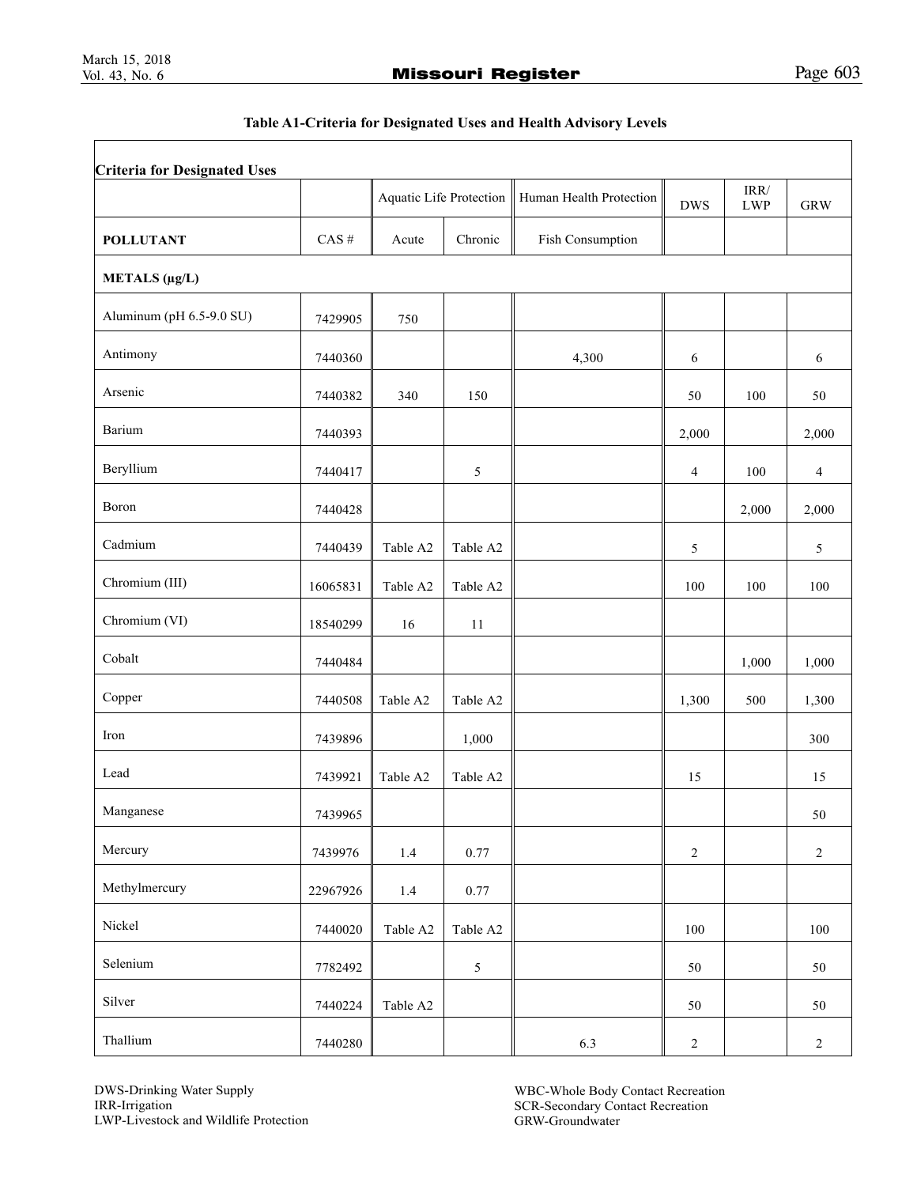**Table A1-Criteria for Designated Uses and Health Advisory Levels**

| Criteria for Designated Uses | | | | | | | |
|---|---|---|---|---|---|---|---|
| | | Aquatic Life Protection | | Human Health Protection | DWS | IRR/ LWP | GRW |
| **POLLUTANT** | CAS # | Acute | Chronic | Fish Consumption | | | |
| **METALS (µg/L)** | | | | | | | |
| Aluminum (pH 6.5-9.0 SU) | 7429905 | 750 | | | | | |
| Antimony | 7440360 | | | 4,300 | 6 | | 6 |
| Arsenic | 7440382 | 340 | 150 | | 50 | 100 | 50 |
| Barium | 7440393 | | | | 2,000 | | 2,000 |
| Beryllium | 7440417 | | 5 | | 4 | 100 | 4 |
| Boron | 7440428 | | | | | 2,000 | 2,000 |
| Cadmium | 7440439 | Table A2 | Table A2 | | 5 | | 5 |
| Chromium (III) | 16065831 | Table A2 | Table A2 | | 100 | 100 | 100 |
| Chromium (VI) | 18540299 | 16 | 11 | | | | |
| Cobalt | 7440484 | | | | | 1,000 | 1,000 |
| Copper | 7440508 | Table A2 | Table A2 | | 1,300 | 500 | 1,300 |
| Iron | 7439896 | | 1,000 | | | | 300 |
| Lead | 7439921 | Table A2 | Table A2 | | 15 | | 15 |
| Manganese | 7439965 | | | | | | 50 |
| Mercury | 7439976 | 1.4 | 0.77 | | 2 | | 2 |
| Methylmercury | 22967926 | 1.4 | 0.77 | | | | |
| Nickel | 7440020 | Table A2 | Table A2 | | 100 | | 100 |
| Selenium | 7782492 | | 5 | | 50 | | 50 |
| Silver | 7440224 | Table A2 | | | 50 | | 50 |
| Thallium | 7440280 | | | 6.3 | 2 | | 2 |

DWS-Drinking Water Supply
IRR-Irrigation
LWP-Livestock and Wildlife Protection

WBC-Whole Body Contact Recreation
SCR-Secondary Contact Recreation
GRW-Groundwater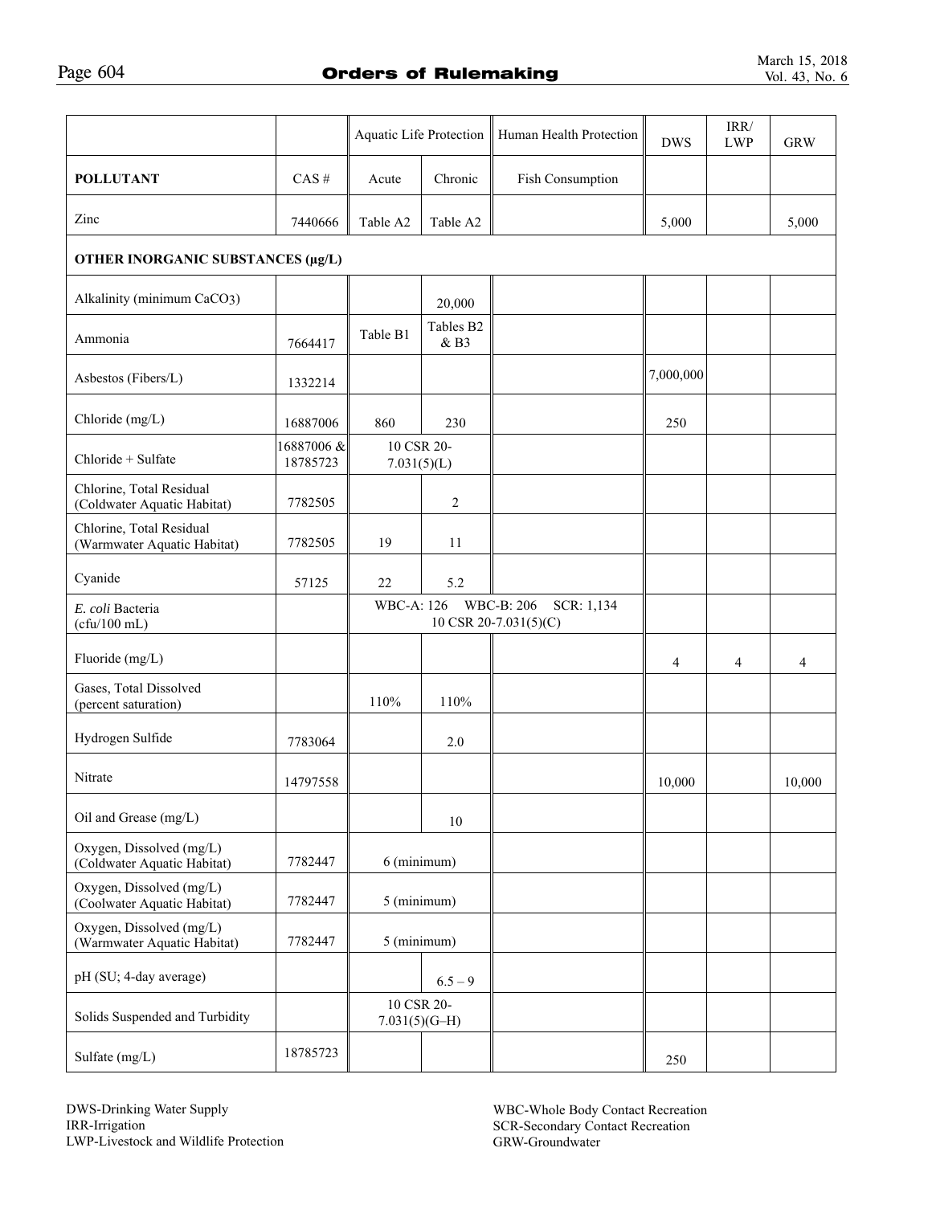| | | Aquatic Life Protection | | Human Health Protection | DWS | IRR/ LWP | GRW |
|---|---|---|---|---|---|---|---|
| **POLLUTANT** | CAS # | Acute | Chronic | Fish Consumption | | | |
| Zinc | 7440666 | Table A2 | Table A2 | | 5,000 | | 5,000 |
| **OTHER INORGANIC SUBSTANCES (μg/L)** | | | | | | | |
| Alkalinity (minimum $CaCO_3$) | | | 20,000 | | | | |
| Ammonia | 7664417 | Table B1 | Tables B2 & B3 | | | | |
| Asbestos (Fibers/L) | 1332214 | | | | 7,000,000 | | |
| Chloride (mg/L) | 16887006 | 860 | 230 | | 250 | | |
| Chloride + Sulfate | 16887006 & 18785723 | 10 CSR 20-7.031(5)(L) | | | | | |
| Chlorine, Total Residual (Coldwater Aquatic Habitat) | 7782505 | | 2 | | | | |
| Chlorine, Total Residual (Warmwater Aquatic Habitat) | 7782505 | 19 | 11 | | | | |
| Cyanide | 57125 | 22 | 5.2 | | | | |
| *E. coli* Bacteria (cfu/100 mL) | | WBC-A: 126 WBC-B: 206 SCR: 1,134 10 CSR 20-7.031(5)(C) | | | | | |
| Fluoride (mg/L) | | | | | 4 | 4 | 4 |
| Gases, Total Dissolved (percent saturation) | | 110% | 110% | | | | |
| Hydrogen Sulfide | 7783064 | | 2.0 | | | | |
| Nitrate | 14797558 | | | | 10,000 | | 10,000 |
| Oil and Grease (mg/L) | | | 10 | | | | |
| Oxygen, Dissolved (mg/L) (Coldwater Aquatic Habitat) | 7782447 | 6 (minimum) | | | | | |
| Oxygen, Dissolved (mg/L) (Coolwater Aquatic Habitat) | 7782447 | 5 (minimum) | | | | | |
| Oxygen, Dissolved (mg/L) (Warmwater Aquatic Habitat) | 7782447 | 5 (minimum) | | | | | |
| pH (SU; 4-day average) | | | 6.5 – 9 | | | | |
| Solids Suspended and Turbidity | | 10 CSR 20-7.031(5)(G–H) | | | | | |
| Sulfate (mg/L) | 18785723 | | | | 250 | | |

DWS-Drinking Water Supply
IRR-Irrigation
LWP-Livestock and Wildlife Protection

WBC-Whole Body Contact Recreation
SCR-Secondary Contact Recreation
GRW-Groundwater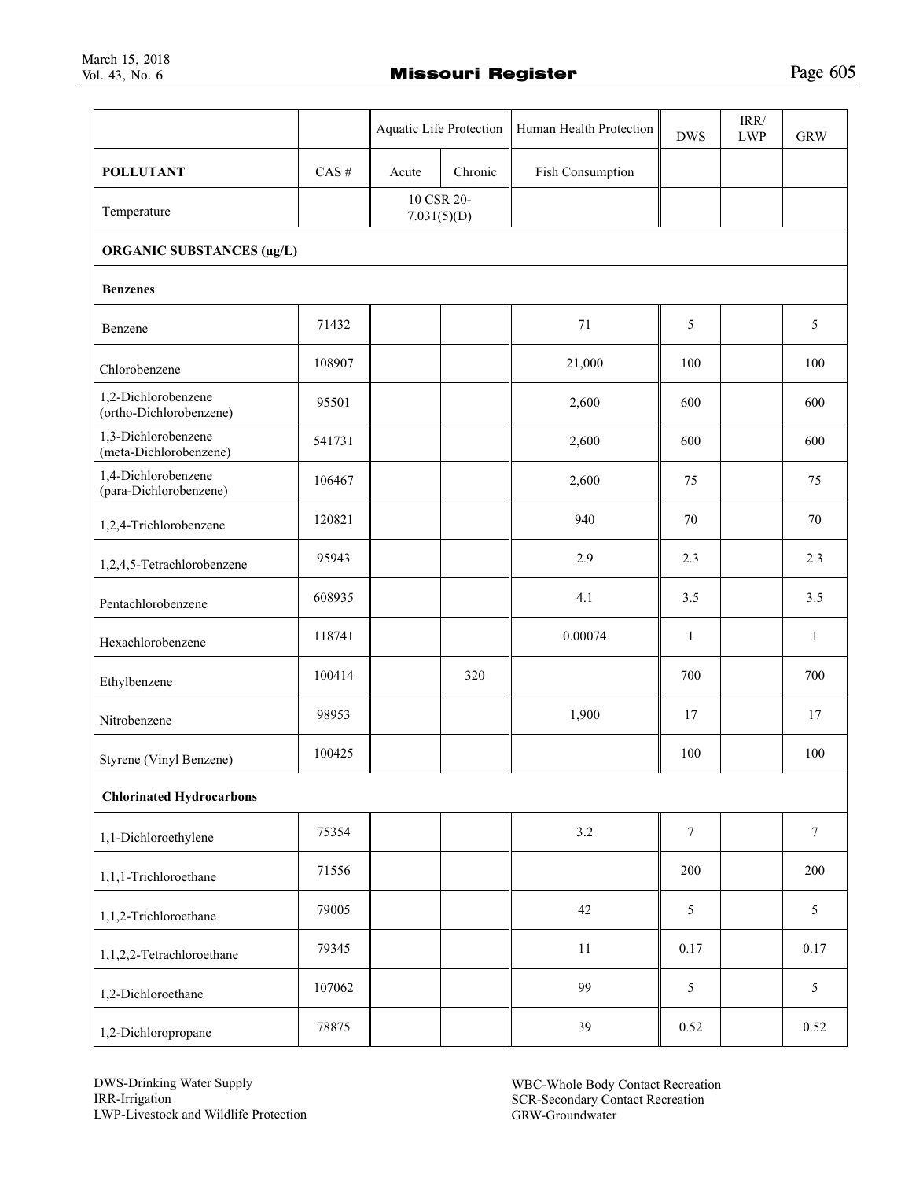| | | Aquatic Life Protection | | Human Health Protection | DWS | IRR/ LWP | GRW |
|---|---|---|---|---|---|---|---|
| **POLLUTANT** | CAS # | Acute | Chronic | Fish Consumption | | | |
| Temperature | | 10 CSR 20-7.031(5)(D) | | | | | |
| **ORGANIC SUBSTANCES (µg/L)** | | | | | | | |
| **Benzenes** | | | | | | | |
| Benzene | 71432 | | | 71 | 5 | | 5 |
| Chlorobenzene | 108907 | | | 21,000 | 100 | | 100 |
| 1,2-Dichlorobenzene (ortho-Dichlorobenzene) | 95501 | | | 2,600 | 600 | | 600 |
| 1,3-Dichlorobenzene (meta-Dichlorobenzene) | 541731 | | | 2,600 | 600 | | 600 |
| 1,4-Dichlorobenzene (para-Dichlorobenzene) | 106467 | | | 2,600 | 75 | | 75 |
| 1,2,4-Trichlorobenzene | 120821 | | | 940 | 70 | | 70 |
| 1,2,4,5-Tetrachlorobenzene | 95943 | | | 2.9 | 2.3 | | 2.3 |
| Pentachlorobenzene | 608935 | | | 4.1 | 3.5 | | 3.5 |
| Hexachlorobenzene | 118741 | | | 0.00074 | 1 | | 1 |
| Ethylbenzene | 100414 | | 320 | | 700 | | 700 |
| Nitrobenzene | 98953 | | | 1,900 | 17 | | 17 |
| Styrene (Vinyl Benzene) | 100425 | | | | 100 | | 100 |
| **Chlorinated Hydrocarbons** | | | | | | | |
| 1,1-Dichloroethylene | 75354 | | | 3.2 | 7 | | 7 |
| 1,1,1-Trichloroethane | 71556 | | | | 200 | | 200 |
| 1,1,2-Trichloroethane | 79005 | | | 42 | 5 | | 5 |
| 1,1,2,2-Tetrachloroethane | 79345 | | | 11 | 0.17 | | 0.17 |
| 1,2-Dichloroethane | 107062 | | | 99 | 5 | | 5 |
| 1,2-Dichloropropane | 78875 | | | 39 | 0.52 | | 0.52 |

DWS-Drinking Water Supply
IRR-Irrigation
LWP-Livestock and Wildlife Protection

WBC-Whole Body Contact Recreation
SCR-Secondary Contact Recreation
GRW-Groundwater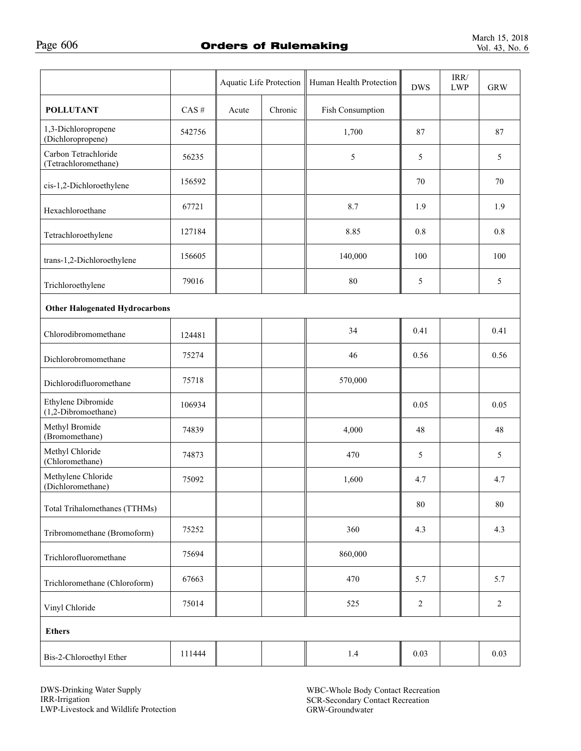| | | Aquatic Life Protection | | Human Health Protection | DWS | IRR/ LWP | GRW |
|---|---|---|---|---|---|---|---|
| **POLLUTANT** | CAS # | Acute | Chronic | Fish Consumption | | | |
| 1,3-Dichloropropene (Dichloropropene) | 542756 | | | 1,700 | 87 | | 87 |
| Carbon Tetrachloride (Tetrachloromethane) | 56235 | | | 5 | 5 | | 5 |
| cis-1,2-Dichloroethylene | 156592 | | | | 70 | | 70 |
| Hexachloroethane | 67721 | | | 8.7 | 1.9 | | 1.9 |
| Tetrachloroethylene | 127184 | | | 8.85 | 0.8 | | 0.8 |
| trans-1,2-Dichloroethylene | 156605 | | | 140,000 | 100 | | 100 |
| Trichloroethylene | 79016 | | | 80 | 5 | | 5 |
| **Other Halogenated Hydrocarbons** | | | | | | | |
| Chlorodibromomethane | 124481 | | | 34 | 0.41 | | 0.41 |
| Dichlorobromomethane | 75274 | | | 46 | 0.56 | | 0.56 |
| Dichlorodifluoromethane | 75718 | | | 570,000 | | | |
| Ethylene Dibromide (1,2-Dibromoethane) | 106934 | | | | 0.05 | | 0.05 |
| Methyl Bromide (Bromomethane) | 74839 | | | 4,000 | 48 | | 48 |
| Methyl Chloride (Chloromethane) | 74873 | | | 470 | 5 | | 5 |
| Methylene Chloride (Dichloromethane) | 75092 | | | 1,600 | 4.7 | | 4.7 |
| Total Trihalomethanes (TTHMs) | | | | | 80 | | 80 |
| Tribromomethane (Bromoform) | 75252 | | | 360 | 4.3 | | 4.3 |
| Trichlorofluoromethane | 75694 | | | 860,000 | | | |
| Trichloromethane (Chloroform) | 67663 | | | 470 | 5.7 | | 5.7 |
| Vinyl Chloride | 75014 | | | 525 | 2 | | 2 |
| **Ethers** | | | | | | | |
| Bis-2-Chloroethyl Ether | 111444 | | | 1.4 | 0.03 | | 0.03 |

DWS-Drinking Water Supply
IRR-Irrigation
LWP-Livestock and Wildlife Protection

WBC-Whole Body Contact Recreation
SCR-Secondary Contact Recreation
GRW-Groundwater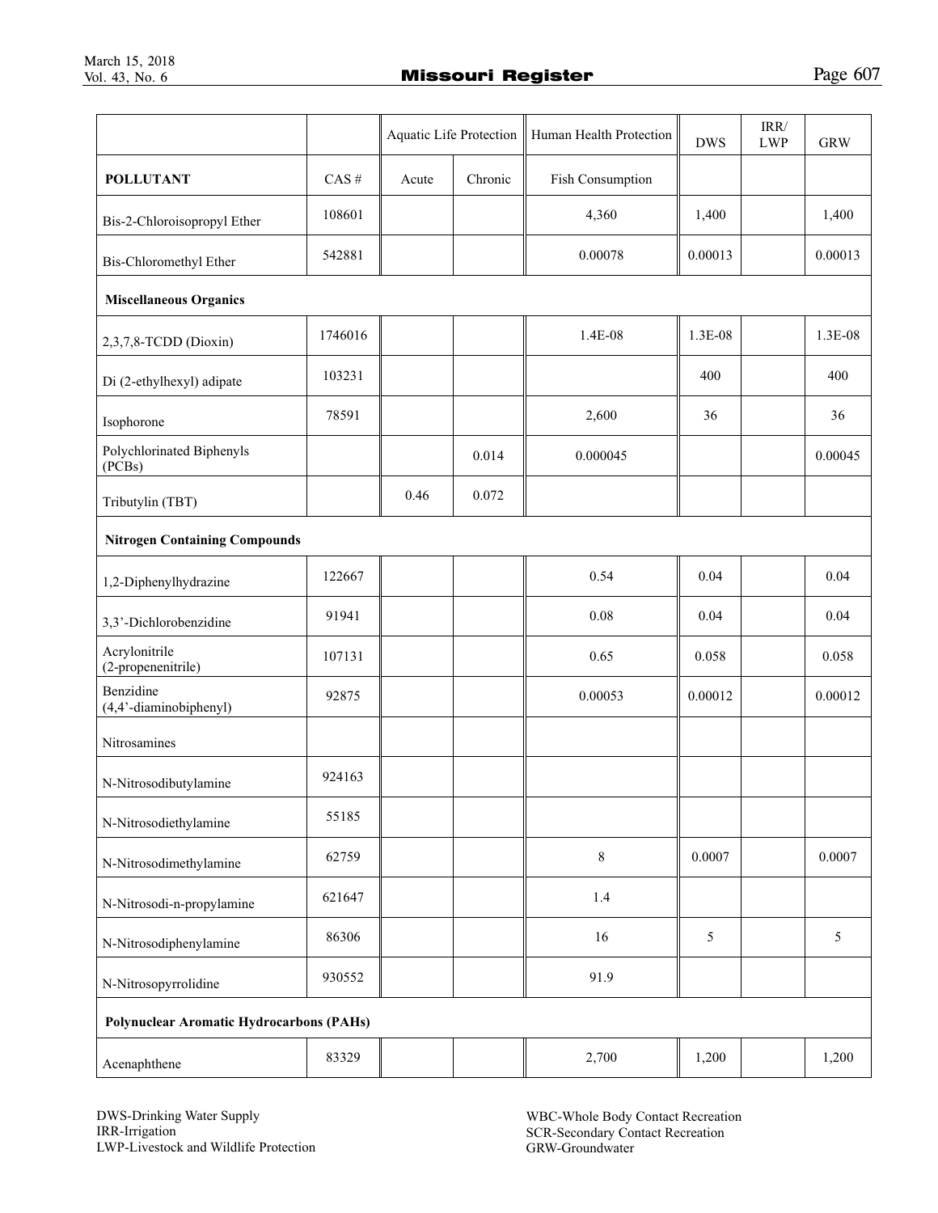| | | Aquatic Life Protection | | Human Health Protection | DWS | IRR/ LWP | GRW |
|---|---|---|---|---|---|---|---|
| **POLLUTANT** | CAS # | Acute | Chronic | Fish Consumption | | | |
| Bis-2-Chloroisopropyl Ether | 108601 | | | 4,360 | 1,400 | | 1,400 |
| Bis-Chloromethyl Ether | 542881 | | | 0.00078 | 0.00013 | | 0.00013 |
| **Miscellaneous Organics** | | | | | | | |
| 2,3,7,8-TCDD (Dioxin) | 1746016 | | | 1.4E-08 | 1.3E-08 | | 1.3E-08 |
| Di (2-ethylhexyl) adipate | 103231 | | | | 400 | | 400 |
| Isophorone | 78591 | | | 2,600 | 36 | | 36 |
| Polychlorinated Biphenyls (PCBs) | | | 0.014 | 0.000045 | | | 0.00045 |
| Tributylin (TBT) | | 0.46 | 0.072 | | | | |
| **Nitrogen Containing Compounds** | | | | | | | |
| 1,2-Diphenylhydrazine | 122667 | | | 0.54 | 0.04 | | 0.04 |
| 3,3'-Dichlorobenzidine | 91941 | | | 0.08 | 0.04 | | 0.04 |
| Acrylonitrile (2-propenenitrile) | 107131 | | | 0.65 | 0.058 | | 0.058 |
| Benzidine (4,4'-diaminobiphenyl) | 92875 | | | 0.00053 | 0.00012 | | 0.00012 |
| Nitrosamines | | | | | | | |
| N-Nitrosodibutylamine | 924163 | | | | | | |
| N-Nitrosodiethylamine | 55185 | | | | | | |
| N-Nitrosodimethylamine | 62759 | | | 8 | 0.0007 | | 0.0007 |
| N-Nitrosodi-n-propylamine | 621647 | | | 1.4 | | | |
| N-Nitrosodiphenylamine | 86306 | | | 16 | 5 | | 5 |
| N-Nitrosopyrrolidine | 930552 | | | 91.9 | | | |
| **Polynuclear Aromatic Hydrocarbons (PAHs)** | | | | | | | |
| Acenaphthene | 83329 | | | 2,700 | 1,200 | | 1,200 |

DWS-Drinking Water Supply
IRR-Irrigation
LWP-Livestock and Wildlife Protection

WBC-Whole Body Contact Recreation
SCR-Secondary Contact Recreation
GRW-Groundwater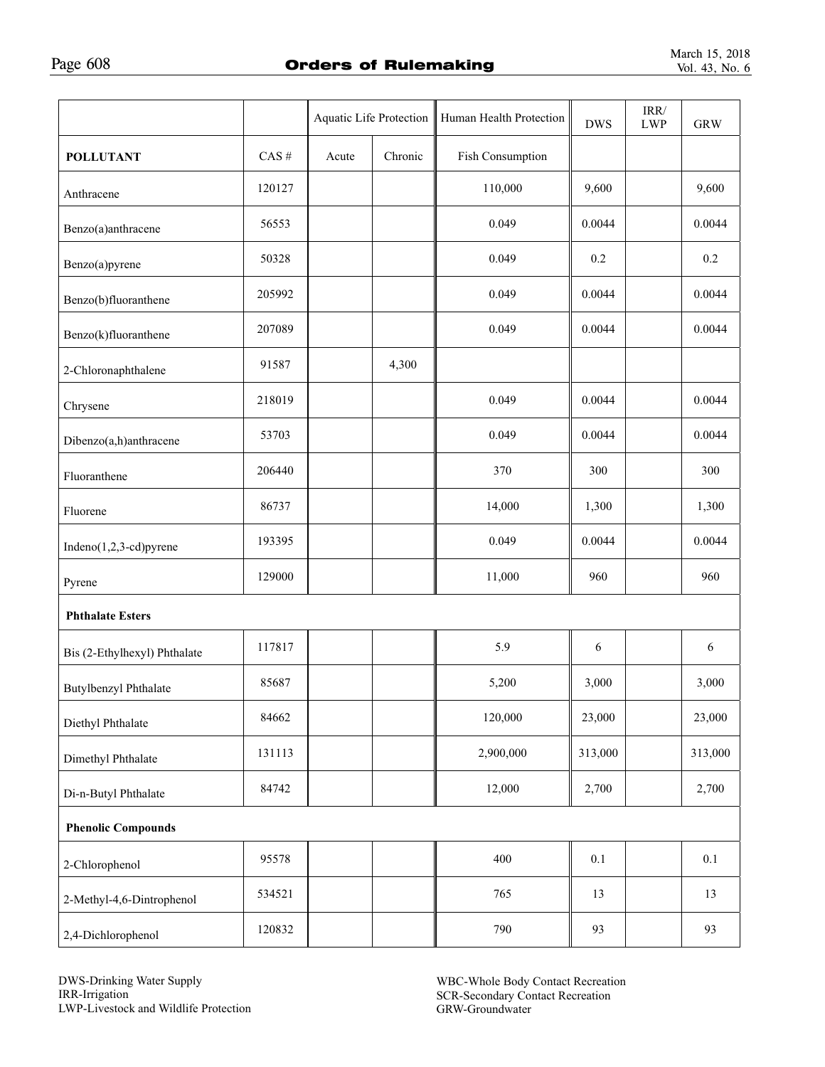| | | Aquatic Life Protection | | Human Health Protection | DWS | IRR/ LWP | GRW |
|---|---|---|---|---|---|---|---|
| **POLLUTANT** | CAS # | Acute | Chronic | Fish Consumption | | | |
| Anthracene | 120127 | | | 110,000 | 9,600 | | 9,600 |
| Benzo(a)anthracene | 56553 | | | 0.049 | 0.0044 | | 0.0044 |
| Benzo(a)pyrene | 50328 | | | 0.049 | 0.2 | | 0.2 |
| Benzo(b)fluoranthene | 205992 | | | 0.049 | 0.0044 | | 0.0044 |
| Benzo(k)fluoranthene | 207089 | | | 0.049 | 0.0044 | | 0.0044 |
| 2-Chloronaphthalene | 91587 | | 4,300 | | | | |
| Chrysene | 218019 | | | 0.049 | 0.0044 | | 0.0044 |
| Dibenzo(a,h)anthracene | 53703 | | | 0.049 | 0.0044 | | 0.0044 |
| Fluoranthene | 206440 | | | 370 | 300 | | 300 |
| Fluorene | 86737 | | | 14,000 | 1,300 | | 1,300 |
| Indeno(1,2,3-cd)pyrene | 193395 | | | 0.049 | 0.0044 | | 0.0044 |
| Pyrene | 129000 | | | 11,000 | 960 | | 960 |
| **Phthalate Esters** | | | | | | | |
| Bis (2-Ethylhexyl) Phthalate | 117817 | | | 5.9 | 6 | | 6 |
| Butylbenzyl Phthalate | 85687 | | | 5,200 | 3,000 | | 3,000 |
| Diethyl Phthalate | 84662 | | | 120,000 | 23,000 | | 23,000 |
| Dimethyl Phthalate | 131113 | | | 2,900,000 | 313,000 | | 313,000 |
| Di-n-Butyl Phthalate | 84742 | | | 12,000 | 2,700 | | 2,700 |
| **Phenolic Compounds** | | | | | | | |
| 2-Chlorophenol | 95578 | | | 400 | 0.1 | | 0.1 |
| 2-Methyl-4,6-Dintrophenol | 534521 | | | 765 | 13 | | 13 |
| 2,4-Dichlorophenol | 120832 | | | 790 | 93 | | 93 |

DWS-Drinking Water Supply
IRR-Irrigation
LWP-Livestock and Wildlife Protection

WBC-Whole Body Contact Recreation
SCR-Secondary Contact Recreation
GRW-Groundwater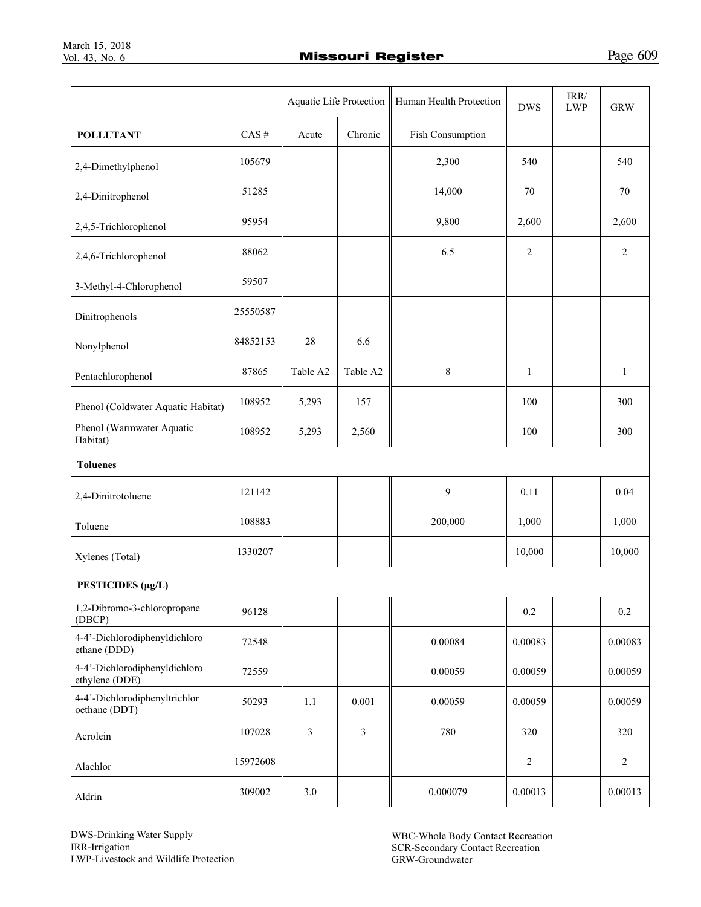| | | Aquatic Life Protection | | Human Health Protection | DWS | IRR/ LWP | GRW |
|---|---|---|---|---|---|---|---|
| **POLLUTANT** | CAS # | Acute | Chronic | Fish Consumption | | | |
| 2,4-Dimethylphenol | 105679 | | | 2,300 | 540 | | 540 |
| 2,4-Dinitrophenol | 51285 | | | 14,000 | 70 | | 70 |
| 2,4,5-Trichlorophenol | 95954 | | | 9,800 | 2,600 | | 2,600 |
| 2,4,6-Trichlorophenol | 88062 | | | 6.5 | 2 | | 2 |
| 3-Methyl-4-Chlorophenol | 59507 | | | | | | |
| Dinitrophenols | 25550587 | | | | | | |
| Nonylphenol | 84852153 | 28 | 6.6 | | | | |
| Pentachlorophenol | 87865 | Table A2 | Table A2 | 8 | 1 | | 1 |
| Phenol (Coldwater Aquatic Habitat) | 108952 | 5,293 | 157 | | 100 | | 300 |
| Phenol (Warmwater Aquatic Habitat) | 108952 | 5,293 | 2,560 | | 100 | | 300 |
| **Toluenes** | | | | | | | |
| 2,4-Dinitrotoluene | 121142 | | | 9 | 0.11 | | 0.04 |
| Toluene | 108883 | | | 200,000 | 1,000 | | 1,000 |
| Xylenes (Total) | 1330207 | | | | 10,000 | | 10,000 |
| **PESTICIDES (µg/L)** | | | | | | | |
| 1,2-Dibromo-3-chloropropane (DBCP) | 96128 | | | | 0.2 | | 0.2 |
| 4-4'-Dichlorodiphenyldichloro ethane (DDD) | 72548 | | | 0.00084 | 0.00083 | | 0.00083 |
| 4-4'-Dichlorodiphenyldichloro ethylene (DDE) | 72559 | | | 0.00059 | 0.00059 | | 0.00059 |
| 4-4'-Dichlorodiphenyltrichlor oethane (DDT) | 50293 | 1.1 | 0.001 | 0.00059 | 0.00059 | | 0.00059 |
| Acrolein | 107028 | 3 | 3 | 780 | 320 | | 320 |
| Alachlor | 15972608 | | | | 2 | | 2 |
| Aldrin | 309002 | 3.0 | | 0.000079 | 0.00013 | | 0.00013 |

DWS-Drinking Water Supply
IRR-Irrigation
LWP-Livestock and Wildlife Protection

WBC-Whole Body Contact Recreation
SCR-Secondary Contact Recreation
GRW-Groundwater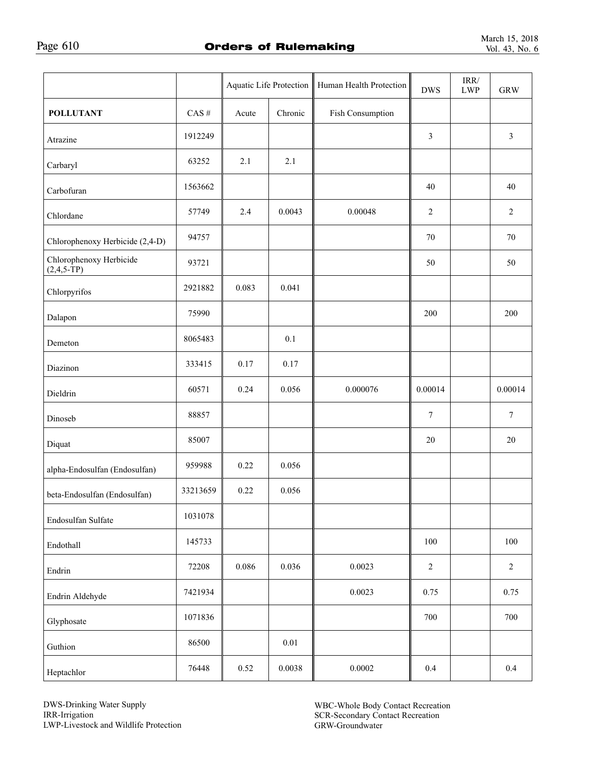| | | Aquatic Life Protection | | Human Health Protection | DWS | IRR/ LWP | GRW |
|---|---|---|---|---|---|---|---|
| **POLLUTANT** | CAS # | Acute | Chronic | Fish Consumption | | | |
| Atrazine | 1912249 | | | | 3 | | 3 |
| Carbaryl | 63252 | 2.1 | 2.1 | | | | |
| Carbofuran | 1563662 | | | | 40 | | 40 |
| Chlordane | 57749 | 2.4 | 0.0043 | 0.00048 | 2 | | 2 |
| Chlorophenoxy Herbicide (2,4-D) | 94757 | | | | 70 | | 70 |
| Chlorophenoxy Herbicide (2,4,5-TP) | 93721 | | | | 50 | | 50 |
| Chlorpyrifos | 2921882 | 0.083 | 0.041 | | | | |
| Dalapon | 75990 | | | | 200 | | 200 |
| Demeton | 8065483 | | 0.1 | | | | |
| Diazinon | 333415 | 0.17 | 0.17 | | | | |
| Dieldrin | 60571 | 0.24 | 0.056 | 0.000076 | 0.00014 | | 0.00014 |
| Dinoseb | 88857 | | | | 7 | | 7 |
| Diquat | 85007 | | | | 20 | | 20 |
| alpha-Endosulfan (Endosulfan) | 959988 | 0.22 | 0.056 | | | | |
| beta-Endosulfan (Endosulfan) | 33213659 | 0.22 | 0.056 | | | | |
| Endosulfan Sulfate | 1031078 | | | | | | |
| Endothall | 145733 | | | | 100 | | 100 |
| Endrin | 72208 | 0.086 | 0.036 | 0.0023 | 2 | | 2 |
| Endrin Aldehyde | 7421934 | | | 0.0023 | 0.75 | | 0.75 |
| Glyphosate | 1071836 | | | | 700 | | 700 |
| Guthion | 86500 | | 0.01 | | | | |
| Heptachlor | 76448 | 0.52 | 0.0038 | 0.0002 | 0.4 | | 0.4 |

DWS-Drinking Water Supply
IRR-Irrigation
LWP-Livestock and Wildlife Protection

WBC-Whole Body Contact Recreation
SCR-Secondary Contact Recreation
GRW-Groundwater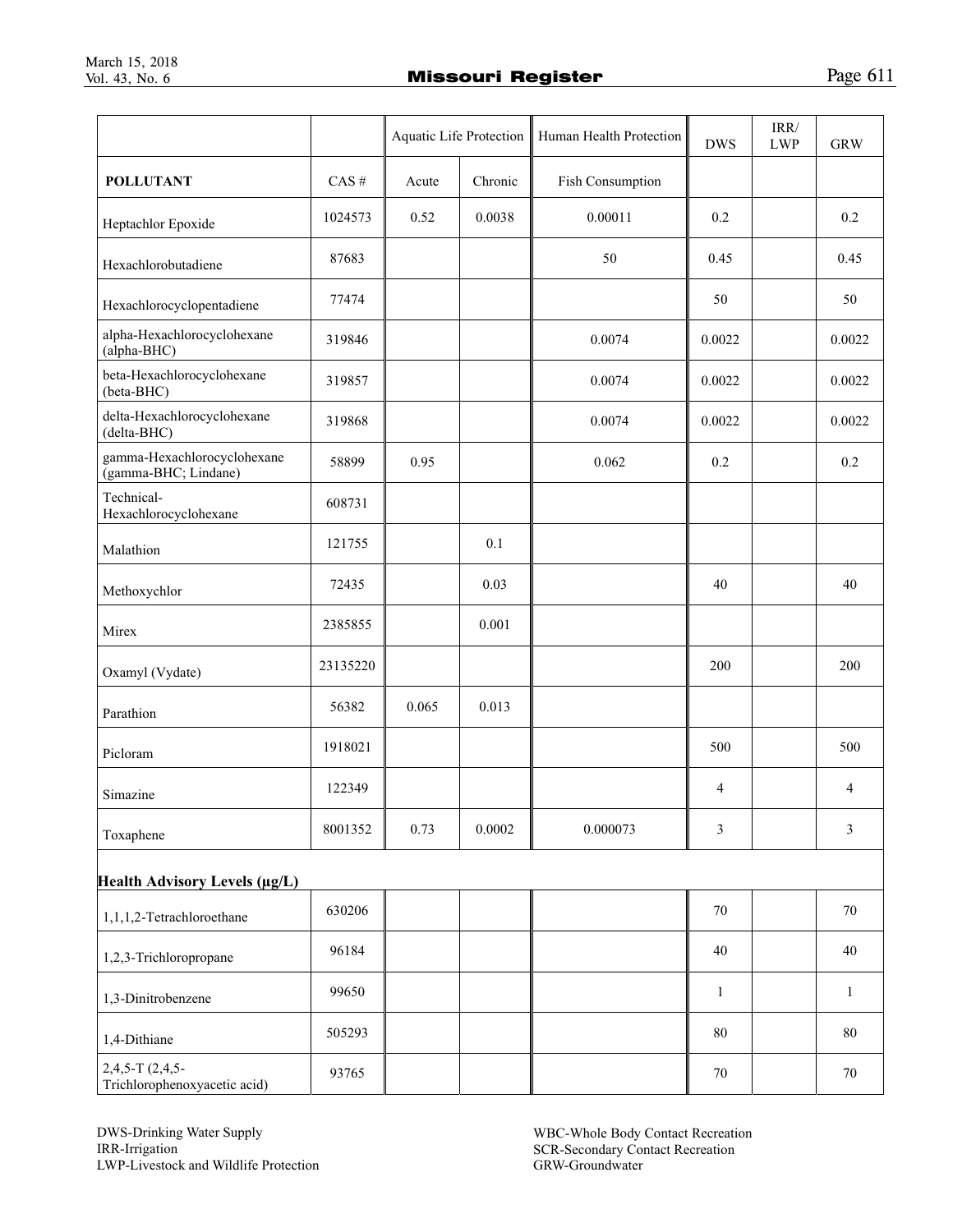| | | Aquatic Life Protection | | Human Health Protection | DWS | IRR/ LWP | GRW |
|---|---|---|---|---|---|---|---|
| **POLLUTANT** | CAS # | Acute | Chronic | Fish Consumption | | | |
| Heptachlor Epoxide | 1024573 | 0.52 | 0.0038 | 0.00011 | 0.2 | | 0.2 |
| Hexachlorobutadiene | 87683 | | | 50 | 0.45 | | 0.45 |
| Hexachlorocyclopentadiene | 77474 | | | | 50 | | 50 |
| alpha-Hexachlorocyclohexane (alpha-BHC) | 319846 | | | 0.0074 | 0.0022 | | 0.0022 |
| beta-Hexachlorocyclohexane (beta-BHC) | 319857 | | | 0.0074 | 0.0022 | | 0.0022 |
| delta-Hexachlorocyclohexane (delta-BHC) | 319868 | | | 0.0074 | 0.0022 | | 0.0022 |
| gamma-Hexachlorocyclohexane (gamma-BHC; Lindane) | 58899 | 0.95 | | 0.062 | 0.2 | | 0.2 |
| Technical-Hexachlorocyclohexane | 608731 | | | | | | |
| Malathion | 121755 | | 0.1 | | | | |
| Methoxychlor | 72435 | | 0.03 | | 40 | | 40 |
| Mirex | 2385855 | | 0.001 | | | | |
| Oxamyl (Vydate) | 23135220 | | | | 200 | | 200 |
| Parathion | 56382 | 0.065 | 0.013 | | | | |
| Picloram | 1918021 | | | | 500 | | 500 |
| Simazine | 122349 | | | | 4 | | 4 |
| Toxaphene | 8001352 | 0.73 | 0.0002 | 0.000073 | 3 | | 3 |
| **Health Advisory Levels (µg/L)** | | | | | | | |
| 1,1,1,2-Tetrachloroethane | 630206 | | | | 70 | | 70 |
| 1,2,3-Trichloropropane | 96184 | | | | 40 | | 40 |
| 1,3-Dinitrobenzene | 99650 | | | | 1 | | 1 |
| 1,4-Dithiane | 505293 | | | | 80 | | 80 |
| 2,4,5-T (2,4,5-Trichlorophenoxyacetic acid) | 93765 | | | | 70 | | 70 |

DWS-Drinking Water Supply
IRR-Irrigation
LWP-Livestock and Wildlife Protection

WBC-Whole Body Contact Recreation
SCR-Secondary Contact Recreation
GRW-Groundwater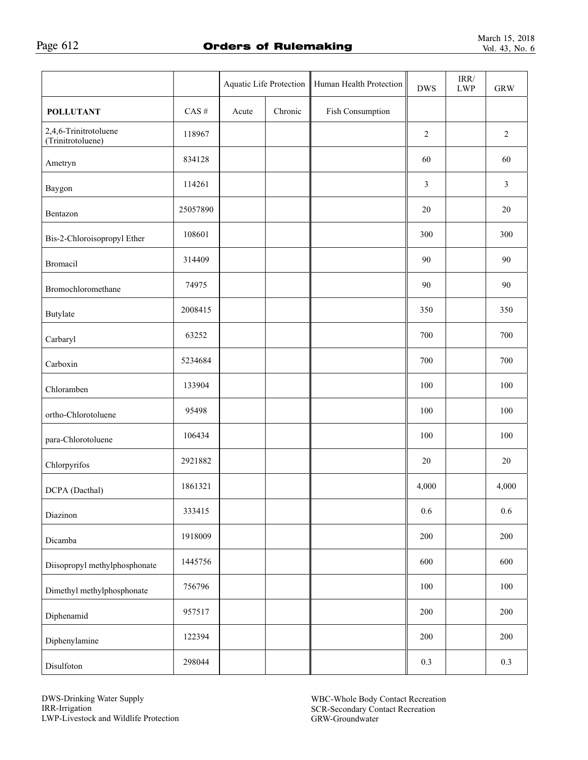| | | Aquatic Life Protection | | Human Health Protection | DWS | IRR/ LWP | GRW |
|---|---|---|---|---|---|---|---|
| **POLLUTANT** | CAS # | Acute | Chronic | Fish Consumption | | | |
| 2,4,6-Trinitrotoluene (Trinitrotoluene) | 118967 | | | | 2 | | 2 |
| Ametryn | 834128 | | | | 60 | | 60 |
| Baygon | 114261 | | | | 3 | | 3 |
| Bentazon | 25057890 | | | | 20 | | 20 |
| Bis-2-Chloroisopropyl Ether | 108601 | | | | 300 | | 300 |
| Bromacil | 314409 | | | | 90 | | 90 |
| Bromochloromethane | 74975 | | | | 90 | | 90 |
| Butylate | 2008415 | | | | 350 | | 350 |
| Carbaryl | 63252 | | | | 700 | | 700 |
| Carboxin | 5234684 | | | | 700 | | 700 |
| Chloramben | 133904 | | | | 100 | | 100 |
| ortho-Chlorotoluene | 95498 | | | | 100 | | 100 |
| para-Chlorotoluene | 106434 | | | | 100 | | 100 |
| Chlorpyrifos | 2921882 | | | | 20 | | 20 |
| DCPA (Dacthal) | 1861321 | | | | 4,000 | | 4,000 |
| Diazinon | 333415 | | | | 0.6 | | 0.6 |
| Dicamba | 1918009 | | | | 200 | | 200 |
| Diisopropyl methylphosphonate | 1445756 | | | | 600 | | 600 |
| Dimethyl methylphosphonate | 756796 | | | | 100 | | 100 |
| Diphenamid | 957517 | | | | 200 | | 200 |
| Diphenylamine | 122394 | | | | 200 | | 200 |
| Disulfoton | 298044 | | | | 0.3 | | 0.3 |

DWS-Drinking Water Supply
IRR-Irrigation
LWP-Livestock and Wildlife Protection

WBC-Whole Body Contact Recreation
SCR-Secondary Contact Recreation
GRW-Groundwater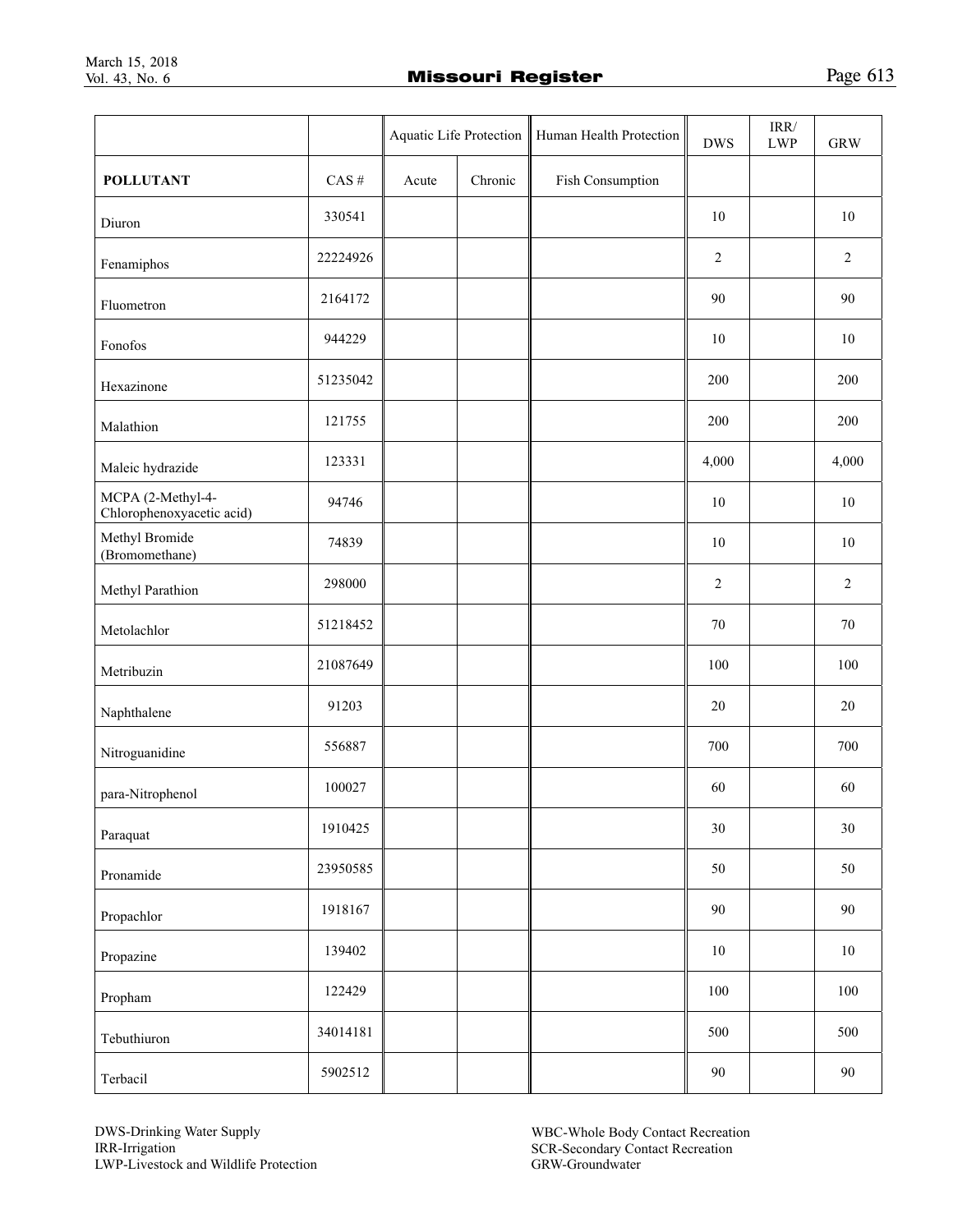| | | Aquatic Life Protection | | Human Health Protection | DWS | IRR/ LWP | GRW |
|---|---|---|---|---|---|---|---|
| **POLLUTANT** | CAS # | Acute | Chronic | Fish Consumption | | | |
| Diuron | 330541 | | | | 10 | | 10 |
| Fenamiphos | 22224926 | | | | 2 | | 2 |
| Fluometron | 2164172 | | | | 90 | | 90 |
| Fonofos | 944229 | | | | 10 | | 10 |
| Hexazinone | 51235042 | | | | 200 | | 200 |
| Malathion | 121755 | | | | 200 | | 200 |
| Maleic hydrazide | 123331 | | | | 4,000 | | 4,000 |
| MCPA (2-Methyl-4-Chlorophenoxyacetic acid) | 94746 | | | | 10 | | 10 |
| Methyl Bromide (Bromomethane) | 74839 | | | | 10 | | 10 |
| Methyl Parathion | 298000 | | | | 2 | | 2 |
| Metolachlor | 51218452 | | | | 70 | | 70 |
| Metribuzin | 21087649 | | | | 100 | | 100 |
| Naphthalene | 91203 | | | | 20 | | 20 |
| Nitroguanidine | 556887 | | | | 700 | | 700 |
| para-Nitrophenol | 100027 | | | | 60 | | 60 |
| Paraquat | 1910425 | | | | 30 | | 30 |
| Pronamide | 23950585 | | | | 50 | | 50 |
| Propachlor | 1918167 | | | | 90 | | 90 |
| Propazine | 139402 | | | | 10 | | 10 |
| Propham | 122429 | | | | 100 | | 100 |
| Tebuthiuron | 34014181 | | | | 500 | | 500 |
| Terbacil | 5902512 | | | | 90 | | 90 |

DWS-Drinking Water Supply
IRR-Irrigation
LWP-Livestock and Wildlife Protection
WBC-Whole Body Contact Recreation
SCR-Secondary Contact Recreation
GRW-Groundwater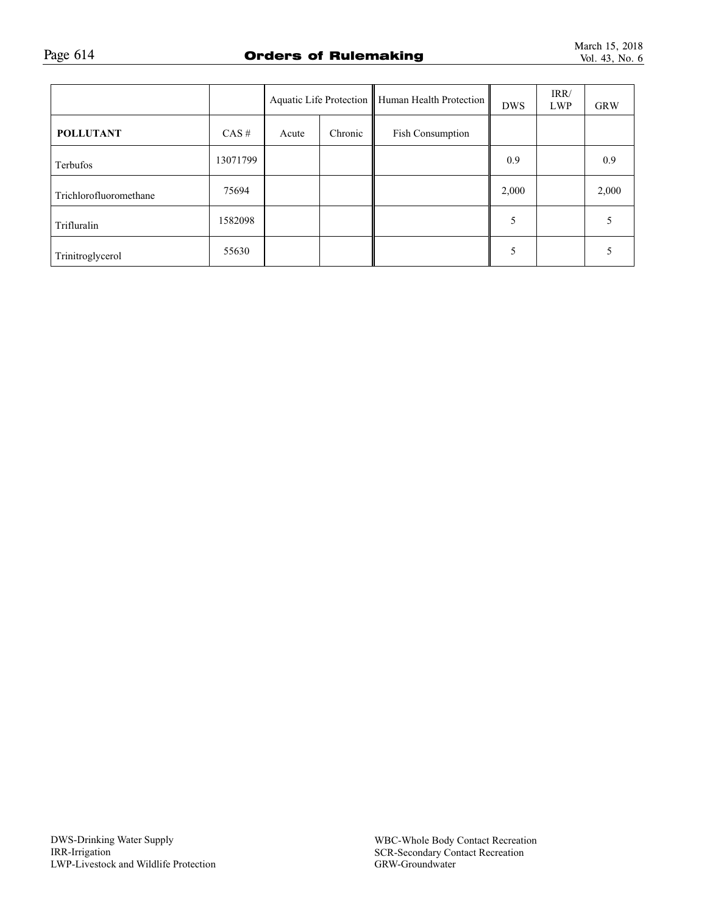| | | Aquatic Life Protection | | Human Health Protection | DWS | IRR/ LWP | GRW |
|---|---|---|---|---|---|---|---|
| **POLLUTANT** | CAS # | Acute | Chronic | Fish Consumption | | | |
| Terbufos | 13071799 | | | | 0.9 | | 0.9 |
| Trichlorofluoromethane | 75694 | | | | 2,000 | | 2,000 |
| Trifluralin | 1582098 | | | | 5 | | 5 |
| Trinitroglycerol | 55630 | | | | 5 | | 5 |

DWS-Drinking Water Supply
IRR-Irrigation
LWP-Livestock and Wildlife Protection

WBC-Whole Body Contact Recreation
SCR-Secondary Contact Recreation
GRW-Groundwater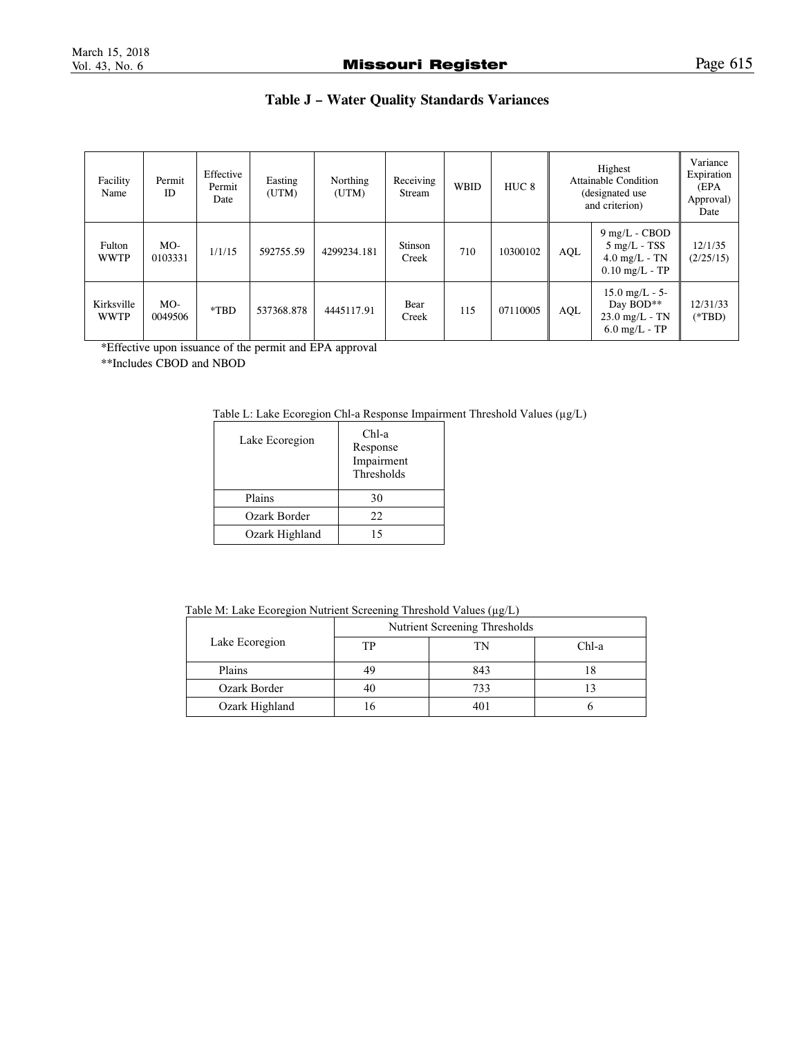## Table J – Water Quality Standards Variances

| Facility Name | Permit ID | Effective Permit Date | Easting (UTM) | Northing (UTM) | Receiving Stream | WBID | HUC 8 | Highest Attainable Condition (designated use and criterion) | | Variance Expiration (EPA Approval) Date |
|---|---|---|---|---|---|---|---|---|---|---|
| Fulton WWTP | MO-0103331 | 1/1/15 | 592755.59 | 4299234.181 | Stinson Creek | 710 | 10300102 | AQL | 9 mg/L - CBOD<br>5 mg/L - TSS<br>4.0 mg/L - TN<br>0.10 mg/L - TP | 12/1/35 (2/25/15) |
| Kirksville WWTP | MO-0049506 | *TBD | 537368.878 | 4445117.91 | Bear Creek | 115 | 07110005 | AQL | 15.0 mg/L - 5-Day BOD**<br>23.0 mg/L - TN<br>6.0 mg/L - TP | 12/31/33 (*TBD) |

*Effective upon issuance of the permit and EPA approval

**Includes CBOD and NBOD

Table L: Lake Ecoregion Chl-a Response Impairment Threshold Values (µg/L)

| Lake Ecoregion | Chl-a Response Impairment Thresholds |
|---|---|
| Plains | 30 |
| Ozark Border | 22 |
| Ozark Highland | 15 |

Table M: Lake Ecoregion Nutrient Screening Threshold Values (µg/L)

| Lake Ecoregion | Nutrient Screening Thresholds | | |
|---|---|---|---|
| | TP | TN | Chl-a |
| Plains | 49 | 843 | 18 |
| Ozark Border | 40 | 733 | 13 |
| Ozark Highland | 16 | 401 | 6 |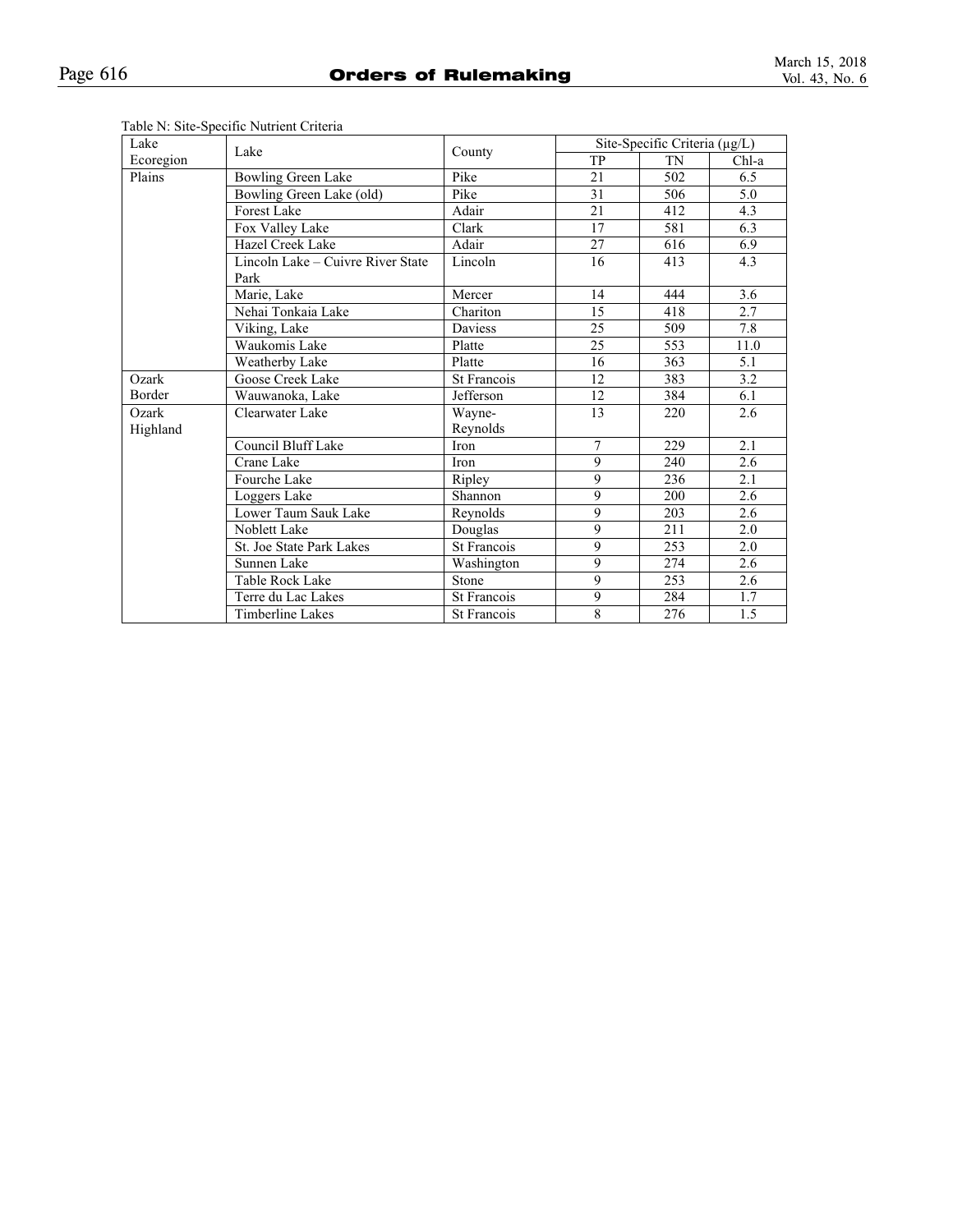Table N: Site-Specific Nutrient Criteria

| Lake Ecoregion | Lake | County | Site-Specific Criteria (μg/L) | | |
|---|---|---|---|---|---|
| | | | TP | TN | Chl-a |
| Plains | Bowling Green Lake | Pike | 21 | 502 | 6.5 |
| | Bowling Green Lake (old) | Pike | 31 | 506 | 5.0 |
| | Forest Lake | Adair | 21 | 412 | 4.3 |
| | Fox Valley Lake | Clark | 17 | 581 | 6.3 |
| | Hazel Creek Lake | Adair | 27 | 616 | 6.9 |
| | Lincoln Lake – Cuivre River State Park | Lincoln | 16 | 413 | 4.3 |
| | Marie, Lake | Mercer | 14 | 444 | 3.6 |
| | Nehai Tonkaia Lake | Chariton | 15 | 418 | 2.7 |
| | Viking, Lake | Daviess | 25 | 509 | 7.8 |
| | Waukomis Lake | Platte | 25 | 553 | 11.0 |
| | Weatherby Lake | Platte | 16 | 363 | 5.1 |
| Ozark Border | Goose Creek Lake | St Francois | 12 | 383 | 3.2 |
| | Wauwanoka, Lake | Jefferson | 12 | 384 | 6.1 |
| Ozark Highland | Clearwater Lake | Wayne-Reynolds | 13 | 220 | 2.6 |
| | Council Bluff Lake | Iron | 7 | 229 | 2.1 |
| | Crane Lake | Iron | 9 | 240 | 2.6 |
| | Fourche Lake | Ripley | 9 | 236 | 2.1 |
| | Loggers Lake | Shannon | 9 | 200 | 2.6 |
| | Lower Taum Sauk Lake | Reynolds | 9 | 203 | 2.6 |
| | Noblett Lake | Douglas | 9 | 211 | 2.0 |
| | St. Joe State Park Lakes | St Francois | 9 | 253 | 2.0 |
| | Sunnen Lake | Washington | 9 | 274 | 2.6 |
| | Table Rock Lake | Stone | 9 | 253 | 2.6 |
| | Terre du Lac Lakes | St Francois | 9 | 284 | 1.7 |
| | Timberline Lakes | St Francois | 8 | 276 | 1.5 |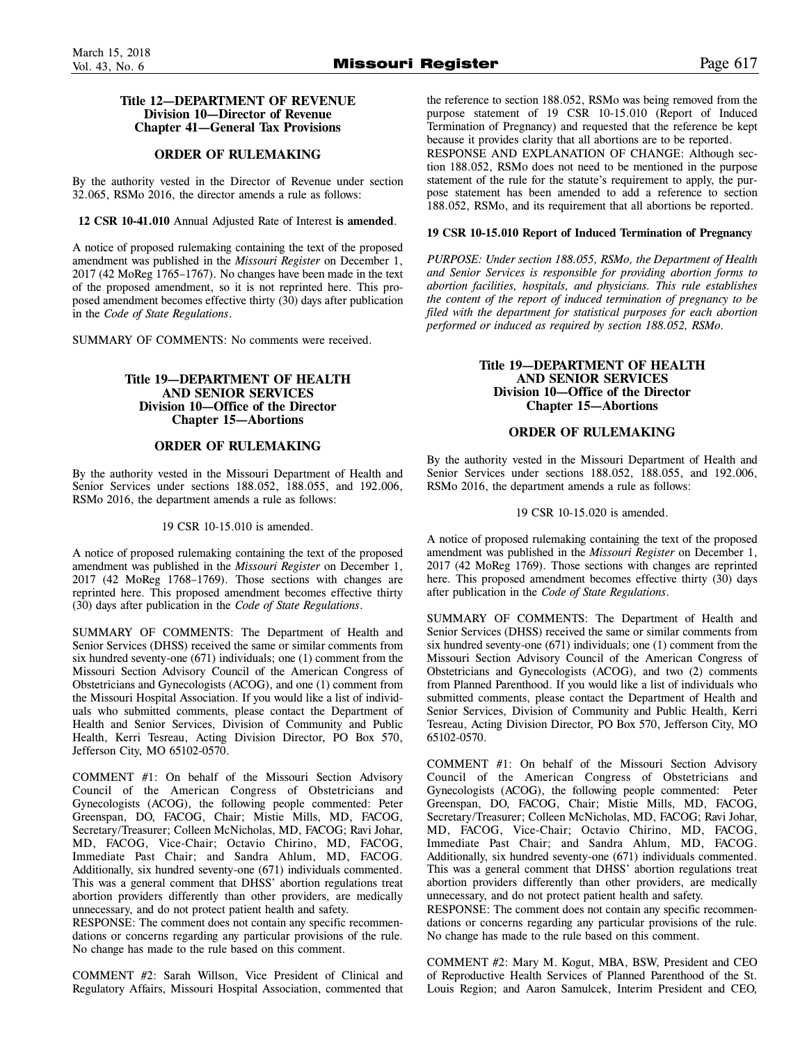### Title 12—DEPARTMENT OF REVENUE
### Division 10—Director of Revenue
### Chapter 41—General Tax Provisions

#### ORDER OF RULEMAKING

By the authority vested in the Director of Revenue under section 32.065, RSMo 2016, the director amends a rule as follows:

**12 CSR 10-41.010** Annual Adjusted Rate of Interest **is amended**.

A notice of proposed rulemaking containing the text of the proposed amendment was published in the *Missouri Register* on December 1, 2017 (42 MoReg 1765–1767). No changes have been made in the text of the proposed amendment, so it is not reprinted here. This proposed amendment becomes effective thirty (30) days after publication in the *Code of State Regulations*.

SUMMARY OF COMMENTS: No comments were received.

### Title 19—DEPARTMENT OF HEALTH AND SENIOR SERVICES
### Division 10—Office of the Director
### Chapter 15—Abortions

#### ORDER OF RULEMAKING

By the authority vested in the Missouri Department of Health and Senior Services under sections 188.052, 188.055, and 192.006, RSMo 2016, the department amends a rule as follows:

19 CSR 10-15.010 is amended.

A notice of proposed rulemaking containing the text of the proposed amendment was published in the *Missouri Register* on December 1, 2017 (42 MoReg 1768–1769). Those sections with changes are reprinted here. This proposed amendment becomes effective thirty (30) days after publication in the *Code of State Regulations*.

SUMMARY OF COMMENTS: The Department of Health and Senior Services (DHSS) received the same or similar comments from six hundred seventy-one (671) individuals; one (1) comment from the Missouri Section Advisory Council of the American Congress of Obstetricians and Gynecologists (ACOG), and one (1) comment from the Missouri Hospital Association. If you would like a list of individuals who submitted comments, please contact the Department of Health and Senior Services, Division of Community and Public Health, Kerri Tesreau, Acting Division Director, PO Box 570, Jefferson City, MO 65102-0570.

COMMENT #1: On behalf of the Missouri Section Advisory Council of the American Congress of Obstetricians and Gynecologists (ACOG), the following people commented: Peter Greenspan, DO, FACOG, Chair; Mistie Mills, MD, FACOG, Secretary/Treasurer; Colleen McNicholas, MD, FACOG; Ravi Johar, MD, FACOG, Vice-Chair; Octavio Chirino, MD, FACOG, Immediate Past Chair; and Sandra Ahlum, MD, FACOG. Additionally, six hundred seventy-one (671) individuals commented. This was a general comment that DHSS' abortion regulations treat abortion providers differently than other providers, are medically unnecessary, and do not protect patient health and safety.
RESPONSE: The comment does not contain any specific recommendations or concerns regarding any particular provisions of the rule. No change has made to the rule based on this comment.

COMMENT #2: Sarah Willson, Vice President of Clinical and Regulatory Affairs, Missouri Hospital Association, commented that the reference to section 188.052, RSMo was being removed from the purpose statement of 19 CSR 10-15.010 (Report of Induced Termination of Pregnancy) and requested that the reference be kept because it provides clarity that all abortions are to be reported.
RESPONSE AND EXPLANATION OF CHANGE: Although section 188.052, RSMo does not need to be mentioned in the purpose statement of the rule for the statute's requirement to apply, the purpose statement has been amended to add a reference to section 188.052, RSMo, and its requirement that all abortions be reported.

**19 CSR 10-15.010 Report of Induced Termination of Pregnancy**

*PURPOSE: Under section 188.055, RSMo, the Department of Health and Senior Services is responsible for providing abortion forms to abortion facilities, hospitals, and physicians. This rule establishes the content of the report of induced termination of pregnancy to be filed with the department for statistical purposes for each abortion performed or induced as required by section 188.052, RSMo.*

### Title 19—DEPARTMENT OF HEALTH AND SENIOR SERVICES
### Division 10—Office of the Director
### Chapter 15—Abortions

#### ORDER OF RULEMAKING

By the authority vested in the Missouri Department of Health and Senior Services under sections 188.052, 188.055, and 192.006, RSMo 2016, the department amends a rule as follows:

19 CSR 10-15.020 is amended.

A notice of proposed rulemaking containing the text of the proposed amendment was published in the *Missouri Register* on December 1, 2017 (42 MoReg 1769). Those sections with changes are reprinted here. This proposed amendment becomes effective thirty (30) days after publication in the *Code of State Regulations*.

SUMMARY OF COMMENTS: The Department of Health and Senior Services (DHSS) received the same or similar comments from six hundred seventy-one (671) individuals; one (1) comment from the Missouri Section Advisory Council of the American Congress of Obstetricians and Gynecologists (ACOG), and two (2) comments from Planned Parenthood. If you would like a list of individuals who submitted comments, please contact the Department of Health and Senior Services, Division of Community and Public Health, Kerri Tesreau, Acting Division Director, PO Box 570, Jefferson City, MO 65102-0570.

COMMENT #1: On behalf of the Missouri Section Advisory Council of the American Congress of Obstetricians and Gynecologists (ACOG), the following people commented: Peter Greenspan, DO, FACOG, Chair; Mistie Mills, MD, FACOG, Secretary/Treasurer; Colleen McNicholas, MD, FACOG; Ravi Johar, MD, FACOG, Vice-Chair; Octavio Chirino, MD, FACOG, Immediate Past Chair; and Sandra Ahlum, MD, FACOG. Additionally, six hundred seventy-one (671) individuals commented. This was a general comment that DHSS' abortion regulations treat abortion providers differently than other providers, are medically unnecessary, and do not protect patient health and safety.
RESPONSE: The comment does not contain any specific recommendations or concerns regarding any particular provisions of the rule. No change has made to the rule based on this comment.

COMMENT #2: Mary M. Kogut, MBA, BSW, President and CEO of Reproductive Health Services of Planned Parenthood of the St. Louis Region; and Aaron Samulcek, Interim President and CEO,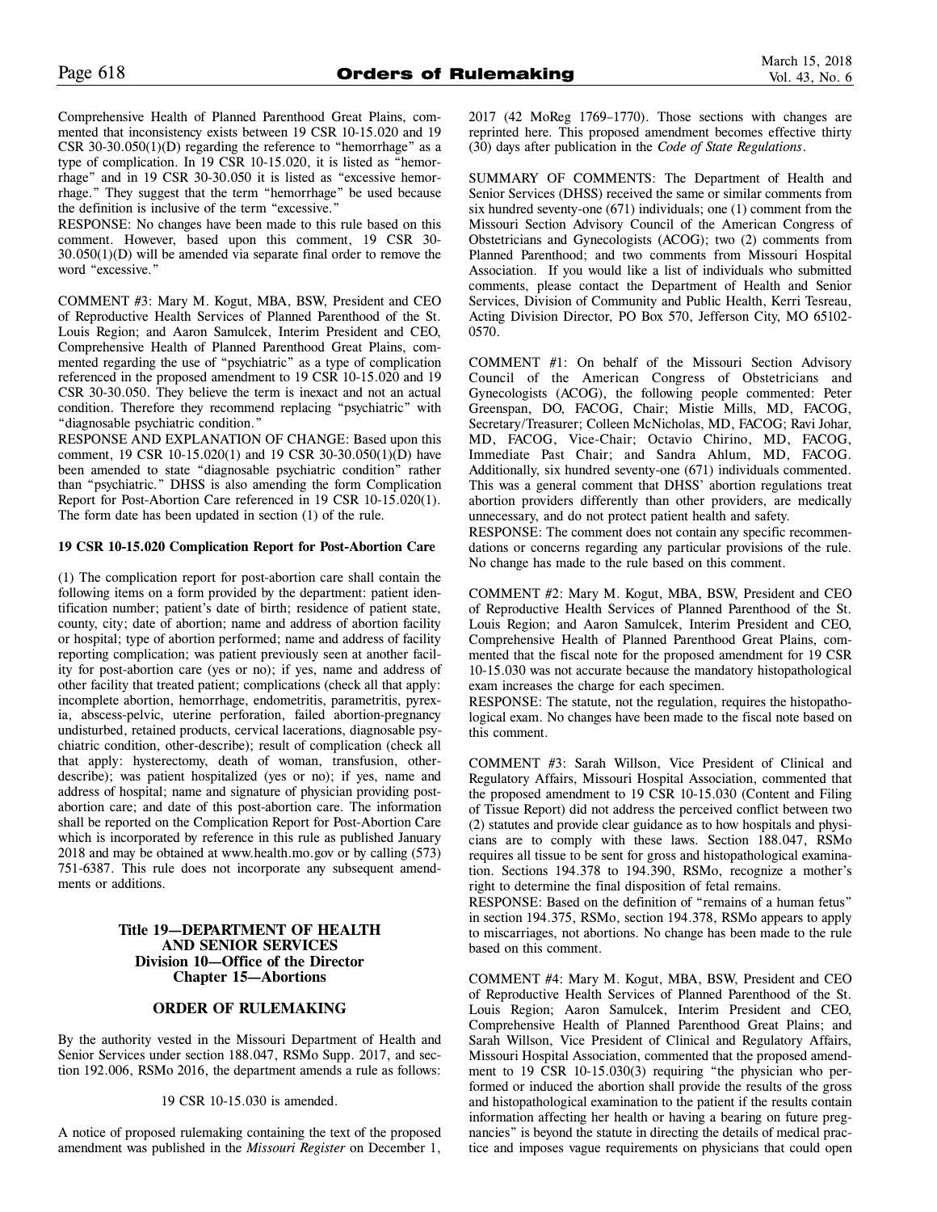Comprehensive Health of Planned Parenthood Great Plains, commented that inconsistency exists between 19 CSR 10-15.020 and 19 CSR 30-30.050(1)(D) regarding the reference to "hemorrhage" as a type of complication. In 19 CSR 10-15.020, it is listed as "hemorrhage" and in 19 CSR 30-30.050 it is listed as "excessive hemorrhage." They suggest that the term "hemorrhage" be used because the definition is inclusive of the term "excessive."

RESPONSE: No changes have been made to this rule based on this comment. However, based upon this comment, 19 CSR 30-30.050(1)(D) will be amended via separate final order to remove the word "excessive."

COMMENT #3: Mary M. Kogut, MBA, BSW, President and CEO of Reproductive Health Services of Planned Parenthood of the St. Louis Region; and Aaron Samulcek, Interim President and CEO, Comprehensive Health of Planned Parenthood Great Plains, commented regarding the use of "psychiatric" as a type of complication referenced in the proposed amendment to 19 CSR 10-15.020 and 19 CSR 30-30.050. They believe the term is inexact and not an actual condition. Therefore they recommend replacing "psychiatric" with "diagnosable psychiatric condition."

RESPONSE AND EXPLANATION OF CHANGE: Based upon this comment, 19 CSR 10-15.020(1) and 19 CSR 30-30.050(1)(D) have been amended to state "diagnosable psychiatric condition" rather than "psychiatric." DHSS is also amending the form Complication Report for Post-Abortion Care referenced in 19 CSR 10-15.020(1). The form date has been updated in section (1) of the rule.

**19 CSR 10-15.020 Complication Report for Post-Abortion Care**

(1) The complication report for post-abortion care shall contain the following items on a form provided by the department: patient identification number; patient's date of birth; residence of patient state, county, city; date of abortion; name and address of abortion facility or hospital; type of abortion performed; name and address of facility reporting complication; was patient previously seen at another facility for post-abortion care (yes or no); if yes, name and address of other facility that treated patient; complications (check all that apply: incomplete abortion, hemorrhage, endometritis, parametritis, pyrexia, abscess-pelvic, uterine perforation, failed abortion-pregnancy undisturbed, retained products, cervical lacerations, diagnosable psychiatric condition, other-describe); result of complication (check all that apply: hysterectomy, death of woman, transfusion, other-describe); was patient hospitalized (yes or no); if yes, name and address of hospital; name and signature of physician providing post-abortion care; and date of this post-abortion care. The information shall be reported on the Complication Report for Post-Abortion Care which is incorporated by reference in this rule as published January 2018 and may be obtained at www.health.mo.gov or by calling (573) 751-6387. This rule does not incorporate any subsequent amendments or additions.

**Title 19—DEPARTMENT OF HEALTH AND SENIOR SERVICES**
**Division 10—Office of the Director**
**Chapter 15—Abortions**

**ORDER OF RULEMAKING**

By the authority vested in the Missouri Department of Health and Senior Services under section 188.047, RSMo Supp. 2017, and section 192.006, RSMo 2016, the department amends a rule as follows:

19 CSR 10-15.030 is amended.

A notice of proposed rulemaking containing the text of the proposed amendment was published in the *Missouri Register* on December 1, 2017 (42 MoReg 1769–1770). Those sections with changes are reprinted here. This proposed amendment becomes effective thirty (30) days after publication in the *Code of State Regulations*.

SUMMARY OF COMMENTS: The Department of Health and Senior Services (DHSS) received the same or similar comments from six hundred seventy-one (671) individuals; one (1) comment from the Missouri Section Advisory Council of the American Congress of Obstetricians and Gynecologists (ACOG); two (2) comments from Planned Parenthood; and two comments from Missouri Hospital Association. If you would like a list of individuals who submitted comments, please contact the Department of Health and Senior Services, Division of Community and Public Health, Kerri Tesreau, Acting Division Director, PO Box 570, Jefferson City, MO 65102-0570.

COMMENT #1: On behalf of the Missouri Section Advisory Council of the American Congress of Obstetricians and Gynecologists (ACOG), the following people commented: Peter Greenspan, DO, FACOG, Chair; Mistie Mills, MD, FACOG, Secretary/Treasurer; Colleen McNicholas, MD, FACOG; Ravi Johar, MD, FACOG, Vice-Chair; Octavio Chirino, MD, FACOG, Immediate Past Chair; and Sandra Ahlum, MD, FACOG. Additionally, six hundred seventy-one (671) individuals commented. This was a general comment that DHSS' abortion regulations treat abortion providers differently than other providers, are medically unnecessary, and do not protect patient health and safety.

RESPONSE: The comment does not contain any specific recommendations or concerns regarding any particular provisions of the rule. No change has made to the rule based on this comment.

COMMENT #2: Mary M. Kogut, MBA, BSW, President and CEO of Reproductive Health Services of Planned Parenthood of the St. Louis Region; and Aaron Samulcek, Interim President and CEO, Comprehensive Health of Planned Parenthood Great Plains, commented that the fiscal note for the proposed amendment for 19 CSR 10-15.030 was not accurate because the mandatory histopathological exam increases the charge for each specimen.

RESPONSE: The statute, not the regulation, requires the histopathological exam. No changes have been made to the fiscal note based on this comment.

COMMENT #3: Sarah Willson, Vice President of Clinical and Regulatory Affairs, Missouri Hospital Association, commented that the proposed amendment to 19 CSR 10-15.030 (Content and Filing of Tissue Report) did not address the perceived conflict between two (2) statutes and provide clear guidance as to how hospitals and physicians are to comply with these laws. Section 188.047, RSMo requires all tissue to be sent for gross and histopathological examination. Sections 194.378 to 194.390, RSMo, recognize a mother's right to determine the final disposition of fetal remains.

RESPONSE: Based on the definition of "remains of a human fetus" in section 194.375, RSMo, section 194.378, RSMo appears to apply to miscarriages, not abortions. No change has been made to the rule based on this comment.

COMMENT #4: Mary M. Kogut, MBA, BSW, President and CEO of Reproductive Health Services of Planned Parenthood of the St. Louis Region; Aaron Samulcek, Interim President and CEO, Comprehensive Health of Planned Parenthood Great Plains; and Sarah Willson, Vice President of Clinical and Regulatory Affairs, Missouri Hospital Association, commented that the proposed amendment to 19 CSR 10-15.030(3) requiring "the physician who performed or induced the abortion shall provide the results of the gross and histopathological examination to the patient if the results contain information affecting her health or having a bearing on future pregnancies" is beyond the statute in directing the details of medical practice and imposes vague requirements on physicians that could open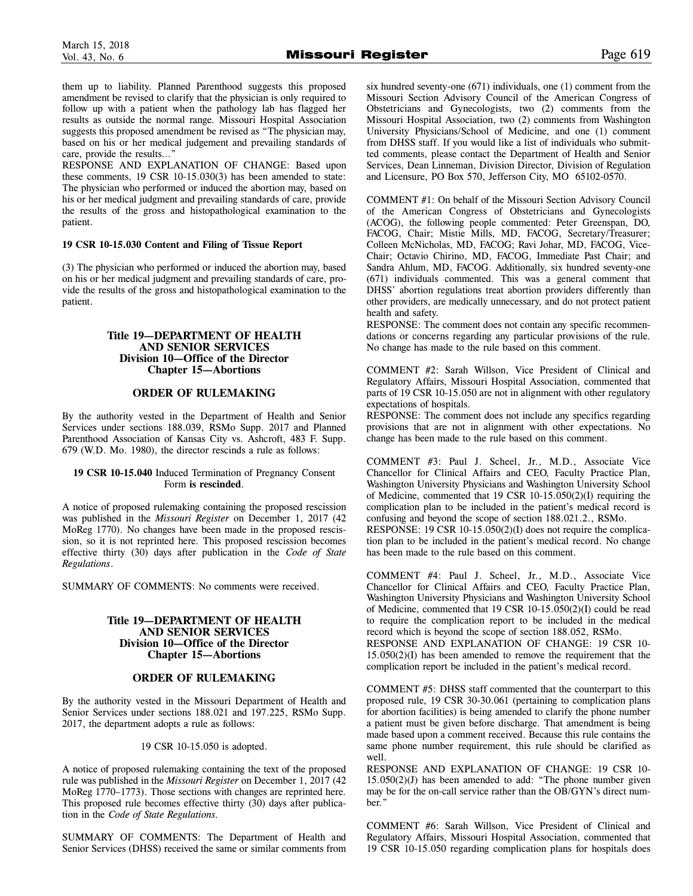them up to liability. Planned Parenthood suggests this proposed amendment be revised to clarify that the physician is only required to follow up with a patient when the pathology lab has flagged her results as outside the normal range. Missouri Hospital Association suggests this proposed amendment be revised as "The physician may, based on his or her medical judgement and prevailing standards of care, provide the results…"

RESPONSE AND EXPLANATION OF CHANGE: Based upon these comments, 19 CSR 10-15.030(3) has been amended to state: The physician who performed or induced the abortion may, based on his or her medical judgment and prevailing standards of care, provide the results of the gross and histopathological examination to the patient.

**19 CSR 10-15.030 Content and Filing of Tissue Report**

(3) The physician who performed or induced the abortion may, based on his or her medical judgment and prevailing standards of care, provide the results of the gross and histopathological examination to the patient.

## Title 19—DEPARTMENT OF HEALTH AND SENIOR SERVICES
## Division 10—Office of the Director
## Chapter 15—Abortions

### ORDER OF RULEMAKING

By the authority vested in the Department of Health and Senior Services under sections 188.039, RSMo Supp. 2017 and Planned Parenthood Association of Kansas City vs. Ashcroft, 483 F. Supp. 679 (W.D. Mo. 1980), the director rescinds a rule as follows:

**19 CSR 10-15.040** Induced Termination of Pregnancy Consent Form **is rescinded**.

A notice of proposed rulemaking containing the proposed rescission was published in the *Missouri Register* on December 1, 2017 (42 MoReg 1770). No changes have been made in the proposed rescission, so it is not reprinted here. This proposed rescission becomes effective thirty (30) days after publication in the *Code of State Regulations*.

SUMMARY OF COMMENTS: No comments were received.

## Title 19—DEPARTMENT OF HEALTH AND SENIOR SERVICES
## Division 10—Office of the Director
## Chapter 15—Abortions

### ORDER OF RULEMAKING

By the authority vested in the Missouri Department of Health and Senior Services under sections 188.021 and 197.225, RSMo Supp. 2017, the department adopts a rule as follows:

19 CSR 10-15.050 is adopted.

A notice of proposed rulemaking containing the text of the proposed rule was published in the *Missouri Register* on December 1, 2017 (42 MoReg 1770–1773). Those sections with changes are reprinted here. This proposed rule becomes effective thirty (30) days after publication in the *Code of State Regulations*.

SUMMARY OF COMMENTS: The Department of Health and Senior Services (DHSS) received the same or similar comments from six hundred seventy-one (671) individuals, one (1) comment from the Missouri Section Advisory Council of the American Congress of Obstetricians and Gynecologists, two (2) comments from the Missouri Hospital Association, two (2) comments from Washington University Physicians/School of Medicine, and one (1) comment from DHSS staff. If you would like a list of individuals who submitted comments, please contact the Department of Health and Senior Services, Dean Linneman, Division Director, Division of Regulation and Licensure, PO Box 570, Jefferson City, MO 65102-0570.

COMMENT #1: On behalf of the Missouri Section Advisory Council of the American Congress of Obstetricians and Gynecologists (ACOG), the following people commented: Peter Greenspan, DO, FACOG, Chair; Mistie Mills, MD, FACOG, Secretary/Treasurer; Colleen McNicholas, MD, FACOG; Ravi Johar, MD, FACOG, Vice-Chair; Octavio Chirino, MD, FACOG, Immediate Past Chair; and Sandra Ahlum, MD, FACOG. Additionally, six hundred seventy-one (671) individuals commented. This was a general comment that DHSS' abortion regulations treat abortion providers differently than other providers, are medically unnecessary, and do not protect patient health and safety.

RESPONSE: The comment does not contain any specific recommendations or concerns regarding any particular provisions of the rule. No change has made to the rule based on this comment.

COMMENT #2: Sarah Willson, Vice President of Clinical and Regulatory Affairs, Missouri Hospital Association, commented that parts of 19 CSR 10-15.050 are not in alignment with other regulatory expectations of hospitals.

RESPONSE: The comment does not include any specifics regarding provisions that are not in alignment with other expectations. No change has been made to the rule based on this comment.

COMMENT #3: Paul J. Scheel, Jr., M.D., Associate Vice Chancellor for Clinical Affairs and CEO, Faculty Practice Plan, Washington University Physicians and Washington University School of Medicine, commented that 19 CSR 10-15.050(2)(I) requiring the complication plan to be included in the patient's medical record is confusing and beyond the scope of section 188.021.2., RSMo.

RESPONSE: 19 CSR 10-15.050(2)(I) does not require the complication plan to be included in the patient's medical record. No change has been made to the rule based on this comment.

COMMENT #4: Paul J. Scheel, Jr., M.D., Associate Vice Chancellor for Clinical Affairs and CEO, Faculty Practice Plan, Washington University Physicians and Washington University School of Medicine, commented that 19 CSR 10-15.050(2)(I) could be read to require the complication report to be included in the medical record which is beyond the scope of section 188.052, RSMo.

RESPONSE AND EXPLANATION OF CHANGE: 19 CSR 10-15.050(2)(I) has been amended to remove the requirement that the complication report be included in the patient's medical record.

COMMENT #5: DHSS staff commented that the counterpart to this proposed rule, 19 CSR 30-30.061 (pertaining to complication plans for abortion facilities) is being amended to clarify the phone number a patient must be given before discharge. That amendment is being made based upon a comment received. Because this rule contains the same phone number requirement, this rule should be clarified as well.

RESPONSE AND EXPLANATION OF CHANGE: 19 CSR 10-15.050(2)(J) has been amended to add: "The phone number given may be for the on-call service rather than the OB/GYN's direct number."

COMMENT #6: Sarah Willson, Vice President of Clinical and Regulatory Affairs, Missouri Hospital Association, commented that 19 CSR 10-15.050 regarding complication plans for hospitals does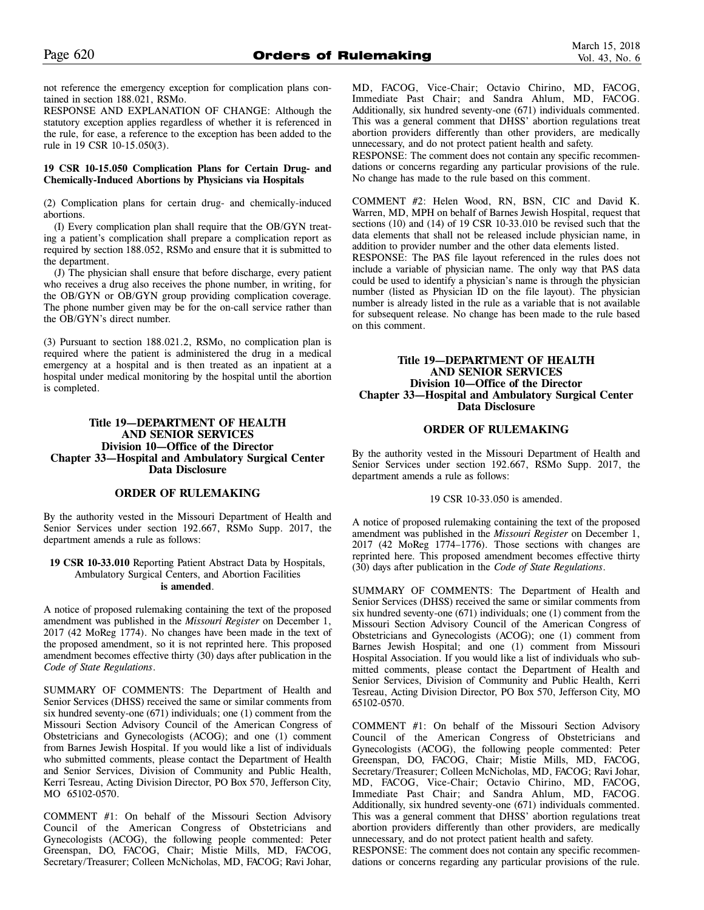not reference the emergency exception for complication plans contained in section 188.021, RSMo.

RESPONSE AND EXPLANATION OF CHANGE: Although the statutory exception applies regardless of whether it is referenced in the rule, for ease, a reference to the exception has been added to the rule in 19 CSR 10-15.050(3).

**19 CSR 10-15.050 Complication Plans for Certain Drug- and Chemically-Induced Abortions by Physicians via Hospitals**

(2) Complication plans for certain drug- and chemically-induced abortions.

(I) Every complication plan shall require that the OB/GYN treating a patient's complication shall prepare a complication report as required by section 188.052, RSMo and ensure that it is submitted to the department.

(J) The physician shall ensure that before discharge, every patient who receives a drug also receives the phone number, in writing, for the OB/GYN or OB/GYN group providing complication coverage. The phone number given may be for the on-call service rather than the OB/GYN's direct number.

(3) Pursuant to section 188.021.2, RSMo, no complication plan is required where the patient is administered the drug in a medical emergency at a hospital and is then treated as an inpatient at a hospital under medical monitoring by the hospital until the abortion is completed.

## Title 19—DEPARTMENT OF HEALTH AND SENIOR SERVICES
## Division 10—Office of the Director
## Chapter 33—Hospital and Ambulatory Surgical Center Data Disclosure

### ORDER OF RULEMAKING

By the authority vested in the Missouri Department of Health and Senior Services under section 192.667, RSMo Supp. 2017, the department amends a rule as follows:

**19 CSR 10-33.010** Reporting Patient Abstract Data by Hospitals, Ambulatory Surgical Centers, and Abortion Facilities **is amended**.

A notice of proposed rulemaking containing the text of the proposed amendment was published in the *Missouri Register* on December 1, 2017 (42 MoReg 1774). No changes have been made in the text of the proposed amendment, so it is not reprinted here. This proposed amendment becomes effective thirty (30) days after publication in the *Code of State Regulations*.

SUMMARY OF COMMENTS: The Department of Health and Senior Services (DHSS) received the same or similar comments from six hundred seventy-one (671) individuals; one (1) comment from the Missouri Section Advisory Council of the American Congress of Obstetricians and Gynecologists (ACOG); and one (1) comment from Barnes Jewish Hospital. If you would like a list of individuals who submitted comments, please contact the Department of Health and Senior Services, Division of Community and Public Health, Kerri Tesreau, Acting Division Director, PO Box 570, Jefferson City, MO 65102-0570.

COMMENT #1: On behalf of the Missouri Section Advisory Council of the American Congress of Obstetricians and Gynecologists (ACOG), the following people commented: Peter Greenspan, DO, FACOG, Chair; Mistie Mills, MD, FACOG, Secretary/Treasurer; Colleen McNicholas, MD, FACOG; Ravi Johar, MD, FACOG, Vice-Chair; Octavio Chirino, MD, FACOG, Immediate Past Chair; and Sandra Ahlum, MD, FACOG. Additionally, six hundred seventy-one (671) individuals commented. This was a general comment that DHSS' abortion regulations treat abortion providers differently than other providers, are medically unnecessary, and do not protect patient health and safety.

RESPONSE: The comment does not contain any specific recommendations or concerns regarding any particular provisions of the rule. No change has made to the rule based on this comment.

COMMENT #2: Helen Wood, RN, BSN, CIC and David K. Warren, MD, MPH on behalf of Barnes Jewish Hospital, request that sections (10) and (14) of 19 CSR 10-33.010 be revised such that the data elements that shall not be released include physician name, in addition to provider number and the other data elements listed.

RESPONSE: The PAS file layout referenced in the rules does not include a variable of physician name. The only way that PAS data could be used to identify a physician's name is through the physician number (listed as Physician ID on the file layout). The physician number is already listed in the rule as a variable that is not available for subsequent release. No change has been made to the rule based on this comment.

## Title 19—DEPARTMENT OF HEALTH AND SENIOR SERVICES
## Division 10—Office of the Director
## Chapter 33—Hospital and Ambulatory Surgical Center Data Disclosure

### ORDER OF RULEMAKING

By the authority vested in the Missouri Department of Health and Senior Services under section 192.667, RSMo Supp. 2017, the department amends a rule as follows:

19 CSR 10-33.050 is amended.

A notice of proposed rulemaking containing the text of the proposed amendment was published in the *Missouri Register* on December 1, 2017 (42 MoReg 1774–1776). Those sections with changes are reprinted here. This proposed amendment becomes effective thirty (30) days after publication in the *Code of State Regulations*.

SUMMARY OF COMMENTS: The Department of Health and Senior Services (DHSS) received the same or similar comments from six hundred seventy-one (671) individuals; one (1) comment from the Missouri Section Advisory Council of the American Congress of Obstetricians and Gynecologists (ACOG); one (1) comment from Barnes Jewish Hospital; and one (1) comment from Missouri Hospital Association. If you would like a list of individuals who submitted comments, please contact the Department of Health and Senior Services, Division of Community and Public Health, Kerri Tesreau, Acting Division Director, PO Box 570, Jefferson City, MO 65102-0570.

COMMENT #1: On behalf of the Missouri Section Advisory Council of the American Congress of Obstetricians and Gynecologists (ACOG), the following people commented: Peter Greenspan, DO, FACOG, Chair; Mistie Mills, MD, FACOG, Secretary/Treasurer; Colleen McNicholas, MD, FACOG; Ravi Johar, MD, FACOG, Vice-Chair; Octavio Chirino, MD, FACOG, Immediate Past Chair; and Sandra Ahlum, MD, FACOG. Additionally, six hundred seventy-one (671) individuals commented. This was a general comment that DHSS' abortion regulations treat abortion providers differently than other providers, are medically unnecessary, and do not protect patient health and safety.

RESPONSE: The comment does not contain any specific recommendations or concerns regarding any particular provisions of the rule.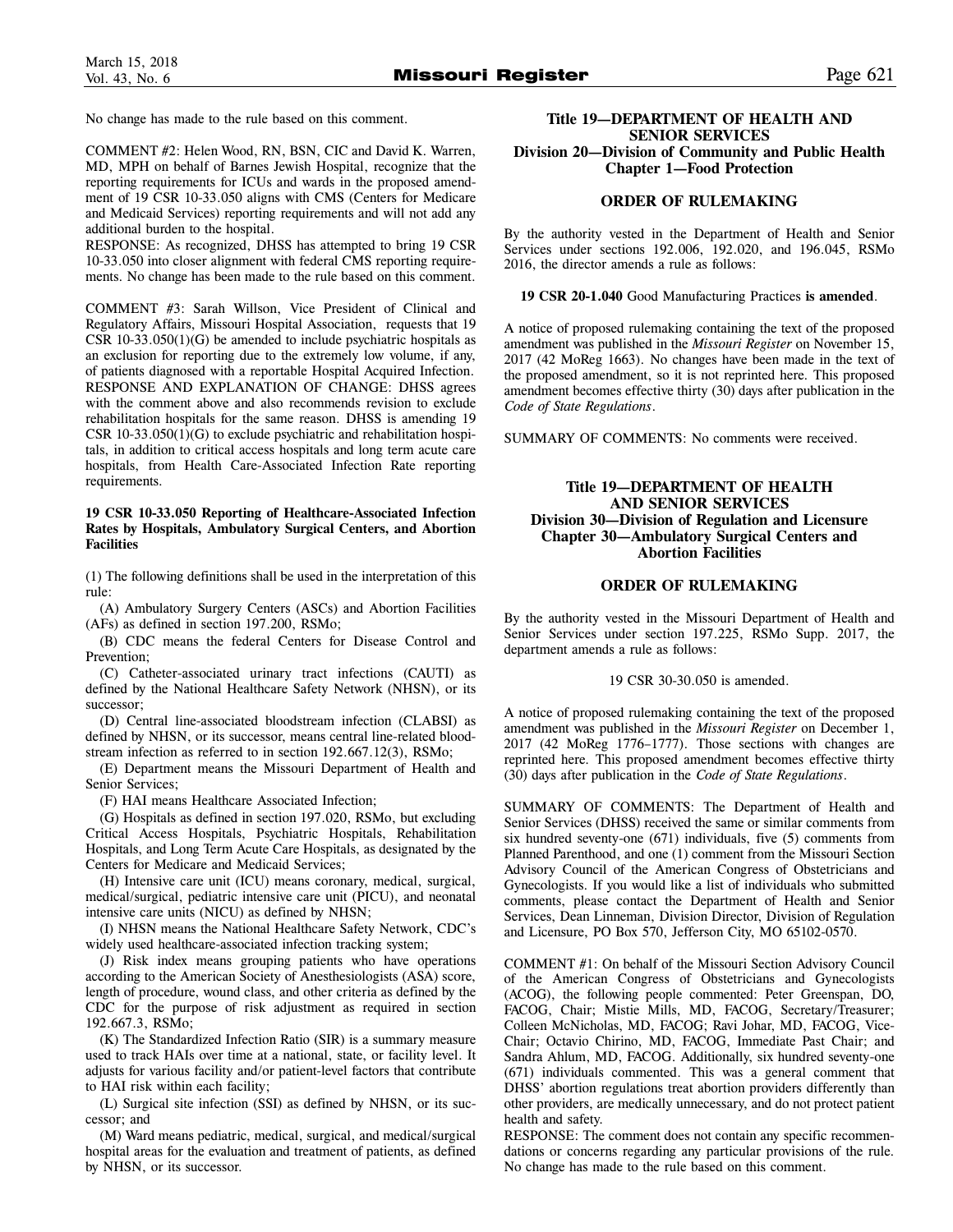No change has made to the rule based on this comment.

COMMENT #2: Helen Wood, RN, BSN, CIC and David K. Warren, MD, MPH on behalf of Barnes Jewish Hospital, recognize that the reporting requirements for ICUs and wards in the proposed amendment of 19 CSR 10-33.050 aligns with CMS (Centers for Medicare and Medicaid Services) reporting requirements and will not add any additional burden to the hospital.

RESPONSE: As recognized, DHSS has attempted to bring 19 CSR 10-33.050 into closer alignment with federal CMS reporting requirements. No change has been made to the rule based on this comment.

COMMENT #3: Sarah Willson, Vice President of Clinical and Regulatory Affairs, Missouri Hospital Association, requests that 19 CSR 10-33.050(1)(G) be amended to include psychiatric hospitals as an exclusion for reporting due to the extremely low volume, if any, of patients diagnosed with a reportable Hospital Acquired Infection.

RESPONSE AND EXPLANATION OF CHANGE: DHSS agrees with the comment above and also recommends revision to exclude rehabilitation hospitals for the same reason. DHSS is amending 19 CSR 10-33.050(1)(G) to exclude psychiatric and rehabilitation hospitals, in addition to critical access hospitals and long term acute care hospitals, from Health Care-Associated Infection Rate reporting requirements.

**19 CSR 10-33.050 Reporting of Healthcare-Associated Infection Rates by Hospitals, Ambulatory Surgical Centers, and Abortion Facilities**

(1) The following definitions shall be used in the interpretation of this rule:

(A) Ambulatory Surgery Centers (ASCs) and Abortion Facilities (AFs) as defined in section 197.200, RSMo;

(B) CDC means the federal Centers for Disease Control and Prevention;

(C) Catheter-associated urinary tract infections (CAUTI) as defined by the National Healthcare Safety Network (NHSN), or its successor;

(D) Central line-associated bloodstream infection (CLABSI) as defined by NHSN, or its successor, means central line-related bloodstream infection as referred to in section 192.667.12(3), RSMo;

(E) Department means the Missouri Department of Health and Senior Services;

(F) HAI means Healthcare Associated Infection;

(G) Hospitals as defined in section 197.020, RSMo, but excluding Critical Access Hospitals, Psychiatric Hospitals, Rehabilitation Hospitals, and Long Term Acute Care Hospitals, as designated by the Centers for Medicare and Medicaid Services;

(H) Intensive care unit (ICU) means coronary, medical, surgical, medical/surgical, pediatric intensive care unit (PICU), and neonatal intensive care units (NICU) as defined by NHSN;

(I) NHSN means the National Healthcare Safety Network, CDC's widely used healthcare-associated infection tracking system;

(J) Risk index means grouping patients who have operations according to the American Society of Anesthesiologists (ASA) score, length of procedure, wound class, and other criteria as defined by the CDC for the purpose of risk adjustment as required in section 192.667.3, RSMo;

(K) The Standardized Infection Ratio (SIR) is a summary measure used to track HAIs over time at a national, state, or facility level. It adjusts for various facility and/or patient-level factors that contribute to HAI risk within each facility;

(L) Surgical site infection (SSI) as defined by NHSN, or its successor; and

(M) Ward means pediatric, medical, surgical, and medical/surgical hospital areas for the evaluation and treatment of patients, as defined by NHSN, or its successor.

## Title 19—DEPARTMENT OF HEALTH AND SENIOR SERVICES
## Division 20—Division of Community and Public Health
## Chapter 1—Food Protection

### ORDER OF RULEMAKING

By the authority vested in the Department of Health and Senior Services under sections 192.006, 192.020, and 196.045, RSMo 2016, the director amends a rule as follows:

**19 CSR 20-1.040** Good Manufacturing Practices **is amended**.

A notice of proposed rulemaking containing the text of the proposed amendment was published in the *Missouri Register* on November 15, 2017 (42 MoReg 1663). No changes have been made in the text of the proposed amendment, so it is not reprinted here. This proposed amendment becomes effective thirty (30) days after publication in the *Code of State Regulations*.

SUMMARY OF COMMENTS: No comments were received.

## Title 19—DEPARTMENT OF HEALTH AND SENIOR SERVICES
## Division 30—Division of Regulation and Licensure
## Chapter 30—Ambulatory Surgical Centers and Abortion Facilities

### ORDER OF RULEMAKING

By the authority vested in the Missouri Department of Health and Senior Services under section 197.225, RSMo Supp. 2017, the department amends a rule as follows:

19 CSR 30-30.050 is amended.

A notice of proposed rulemaking containing the text of the proposed amendment was published in the *Missouri Register* on December 1, 2017 (42 MoReg 1776–1777). Those sections with changes are reprinted here. This proposed amendment becomes effective thirty (30) days after publication in the *Code of State Regulations*.

SUMMARY OF COMMENTS: The Department of Health and Senior Services (DHSS) received the same or similar comments from six hundred seventy-one (671) individuals, five (5) comments from Planned Parenthood, and one (1) comment from the Missouri Section Advisory Council of the American Congress of Obstetricians and Gynecologists. If you would like a list of individuals who submitted comments, please contact the Department of Health and Senior Services, Dean Linneman, Division Director, Division of Regulation and Licensure, PO Box 570, Jefferson City, MO 65102-0570.

COMMENT #1: On behalf of the Missouri Section Advisory Council of the American Congress of Obstetricians and Gynecologists (ACOG), the following people commented: Peter Greenspan, DO, FACOG, Chair; Mistie Mills, MD, FACOG, Secretary/Treasurer; Colleen McNicholas, MD, FACOG; Ravi Johar, MD, FACOG, Vice-Chair; Octavio Chirino, MD, FACOG, Immediate Past Chair; and Sandra Ahlum, MD, FACOG. Additionally, six hundred seventy-one (671) individuals commented. This was a general comment that DHSS' abortion regulations treat abortion providers differently than other providers, are medically unnecessary, and do not protect patient health and safety.

RESPONSE: The comment does not contain any specific recommendations or concerns regarding any particular provisions of the rule. No change has made to the rule based on this comment.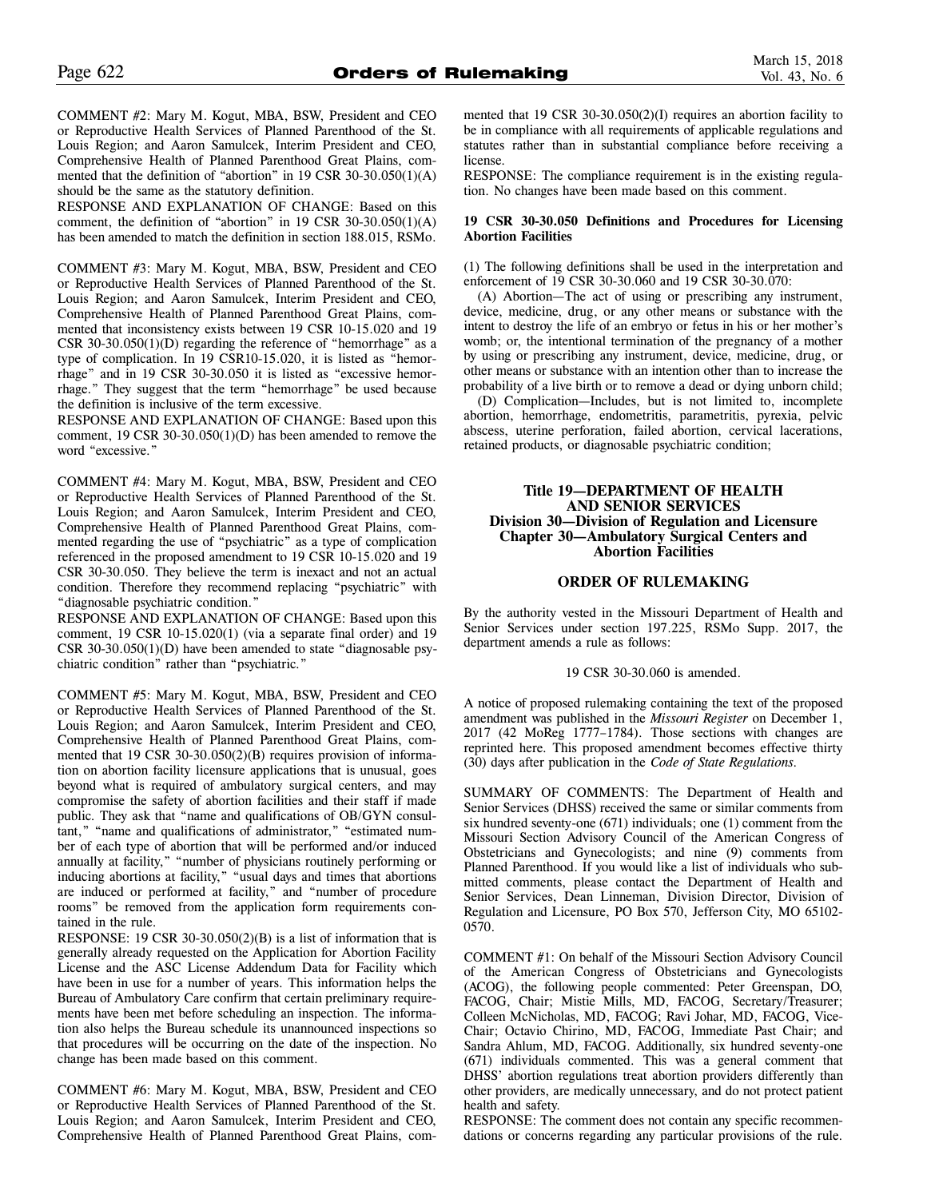COMMENT #2: Mary M. Kogut, MBA, BSW, President and CEO or Reproductive Health Services of Planned Parenthood of the St. Louis Region; and Aaron Samulcek, Interim President and CEO, Comprehensive Health of Planned Parenthood Great Plains, commented that the definition of "abortion" in 19 CSR 30-30.050(1)(A) should be the same as the statutory definition.

RESPONSE AND EXPLANATION OF CHANGE: Based on this comment, the definition of "abortion" in 19 CSR 30-30.050(1)(A) has been amended to match the definition in section 188.015, RSMo.

COMMENT #3: Mary M. Kogut, MBA, BSW, President and CEO or Reproductive Health Services of Planned Parenthood of the St. Louis Region; and Aaron Samulcek, Interim President and CEO, Comprehensive Health of Planned Parenthood Great Plains, commented that inconsistency exists between 19 CSR 10-15.020 and 19 CSR 30-30.050(1)(D) regarding the reference of "hemorrhage" as a type of complication. In 19 CSR10-15.020, it is listed as "hemorrhage" and in 19 CSR 30-30.050 it is listed as "excessive hemorrhage." They suggest that the term "hemorrhage" be used because the definition is inclusive of the term excessive.

RESPONSE AND EXPLANATION OF CHANGE: Based upon this comment, 19 CSR 30-30.050(1)(D) has been amended to remove the word "excessive."

COMMENT #4: Mary M. Kogut, MBA, BSW, President and CEO or Reproductive Health Services of Planned Parenthood of the St. Louis Region; and Aaron Samulcek, Interim President and CEO, Comprehensive Health of Planned Parenthood Great Plains, commented regarding the use of "psychiatric" as a type of complication referenced in the proposed amendment to 19 CSR 10-15.020 and 19 CSR 30-30.050. They believe the term is inexact and not an actual condition. Therefore they recommend replacing "psychiatric" with "diagnosable psychiatric condition."

RESPONSE AND EXPLANATION OF CHANGE: Based upon this comment, 19 CSR 10-15.020(1) (via a separate final order) and 19 CSR 30-30.050(1)(D) have been amended to state "diagnosable psychiatric condition" rather than "psychiatric."

COMMENT #5: Mary M. Kogut, MBA, BSW, President and CEO or Reproductive Health Services of Planned Parenthood of the St. Louis Region; and Aaron Samulcek, Interim President and CEO, Comprehensive Health of Planned Parenthood Great Plains, commented that 19 CSR 30-30.050(2)(B) requires provision of information on abortion facility licensure applications that is unusual, goes beyond what is required of ambulatory surgical centers, and may compromise the safety of abortion facilities and their staff if made public. They ask that "name and qualifications of OB/GYN consultant," "name and qualifications of administrator," "estimated number of each type of abortion that will be performed and/or induced annually at facility," "number of physicians routinely performing or inducing abortions at facility," "usual days and times that abortions are induced or performed at facility," and "number of procedure rooms" be removed from the application form requirements contained in the rule.

RESPONSE: 19 CSR 30-30.050(2)(B) is a list of information that is generally already requested on the Application for Abortion Facility License and the ASC License Addendum Data for Facility which have been in use for a number of years. This information helps the Bureau of Ambulatory Care confirm that certain preliminary requirements have been met before scheduling an inspection. The information also helps the Bureau schedule its unannounced inspections so that procedures will be occurring on the date of the inspection. No change has been made based on this comment.

COMMENT #6: Mary M. Kogut, MBA, BSW, President and CEO or Reproductive Health Services of Planned Parenthood of the St. Louis Region; and Aaron Samulcek, Interim President and CEO, Comprehensive Health of Planned Parenthood Great Plains, commented that 19 CSR 30-30.050(2)(I) requires an abortion facility to be in compliance with all requirements of applicable regulations and statutes rather than in substantial compliance before receiving a license.

RESPONSE: The compliance requirement is in the existing regulation. No changes have been made based on this comment.

**19 CSR 30-30.050 Definitions and Procedures for Licensing Abortion Facilities**

(1) The following definitions shall be used in the interpretation and enforcement of 19 CSR 30-30.060 and 19 CSR 30-30.070:

(A) Abortion—The act of using or prescribing any instrument, device, medicine, drug, or any other means or substance with the intent to destroy the life of an embryo or fetus in his or her mother's womb; or, the intentional termination of the pregnancy of a mother by using or prescribing any instrument, device, medicine, drug, or other means or substance with an intention other than to increase the probability of a live birth or to remove a dead or dying unborn child;

(D) Complication—Includes, but is not limited to, incomplete abortion, hemorrhage, endometritis, parametritis, pyrexia, pelvic abscess, uterine perforation, failed abortion, cervical lacerations, retained products, or diagnosable psychiatric condition;

## Title 19—DEPARTMENT OF HEALTH AND SENIOR SERVICES
## Division 30—Division of Regulation and Licensure
## Chapter 30—Ambulatory Surgical Centers and Abortion Facilities

### ORDER OF RULEMAKING

By the authority vested in the Missouri Department of Health and Senior Services under section 197.225, RSMo Supp. 2017, the department amends a rule as follows:

19 CSR 30-30.060 is amended.

A notice of proposed rulemaking containing the text of the proposed amendment was published in the *Missouri Register* on December 1, 2017 (42 MoReg 1777–1784). Those sections with changes are reprinted here. This proposed amendment becomes effective thirty (30) days after publication in the *Code of State Regulations*.

SUMMARY OF COMMENTS: The Department of Health and Senior Services (DHSS) received the same or similar comments from six hundred seventy-one (671) individuals; one (1) comment from the Missouri Section Advisory Council of the American Congress of Obstetricians and Gynecologists; and nine (9) comments from Planned Parenthood. If you would like a list of individuals who submitted comments, please contact the Department of Health and Senior Services, Dean Linneman, Division Director, Division of Regulation and Licensure, PO Box 570, Jefferson City, MO 65102-0570.

COMMENT #1: On behalf of the Missouri Section Advisory Council of the American Congress of Obstetricians and Gynecologists (ACOG), the following people commented: Peter Greenspan, DO, FACOG, Chair; Mistie Mills, MD, FACOG, Secretary/Treasurer; Colleen McNicholas, MD, FACOG; Ravi Johar, MD, FACOG, Vice-Chair; Octavio Chirino, MD, FACOG, Immediate Past Chair; and Sandra Ahlum, MD, FACOG. Additionally, six hundred seventy-one (671) individuals commented. This was a general comment that DHSS' abortion regulations treat abortion providers differently than other providers, are medically unnecessary, and do not protect patient health and safety.

RESPONSE: The comment does not contain any specific recommendations or concerns regarding any particular provisions of the rule.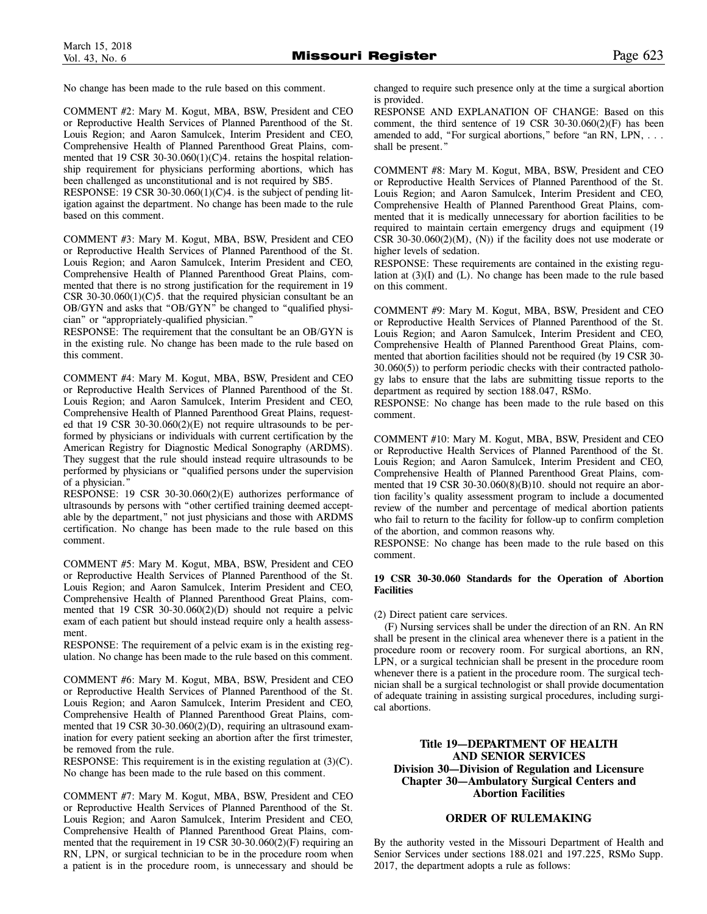No change has been made to the rule based on this comment.

COMMENT #2: Mary M. Kogut, MBA, BSW, President and CEO or Reproductive Health Services of Planned Parenthood of the St. Louis Region; and Aaron Samulcek, Interim President and CEO, Comprehensive Health of Planned Parenthood Great Plains, commented that 19 CSR 30-30.060(1)(C)4. retains the hospital relationship requirement for physicians performing abortions, which has been challenged as unconstitutional and is not required by SB5.
RESPONSE: 19 CSR 30-30.060(1)(C)4. is the subject of pending litigation against the department. No change has been made to the rule based on this comment.

COMMENT #3: Mary M. Kogut, MBA, BSW, President and CEO or Reproductive Health Services of Planned Parenthood of the St. Louis Region; and Aaron Samulcek, Interim President and CEO, Comprehensive Health of Planned Parenthood Great Plains, commented that there is no strong justification for the requirement in 19 CSR 30-30.060(1)(C)5. that the required physician consultant be an OB/GYN and asks that "OB/GYN" be changed to "qualified physician" or "appropriately-qualified physician."
RESPONSE: The requirement that the consultant be an OB/GYN is in the existing rule. No change has been made to the rule based on this comment.

COMMENT #4: Mary M. Kogut, MBA, BSW, President and CEO or Reproductive Health Services of Planned Parenthood of the St. Louis Region; and Aaron Samulcek, Interim President and CEO, Comprehensive Health of Planned Parenthood Great Plains, requested that 19 CSR 30-30.060(2)(E) not require ultrasounds to be performed by physicians or individuals with current certification by the American Registry for Diagnostic Medical Sonography (ARDMS). They suggest that the rule should instead require ultrasounds to be performed by physicians or "qualified persons under the supervision of a physician."
RESPONSE: 19 CSR 30-30.060(2)(E) authorizes performance of ultrasounds by persons with "other certified training deemed acceptable by the department," not just physicians and those with ARDMS certification. No change has been made to the rule based on this comment.

COMMENT #5: Mary M. Kogut, MBA, BSW, President and CEO or Reproductive Health Services of Planned Parenthood of the St. Louis Region; and Aaron Samulcek, Interim President and CEO, Comprehensive Health of Planned Parenthood Great Plains, commented that 19 CSR 30-30.060(2)(D) should not require a pelvic exam of each patient but should instead require only a health assessment.
RESPONSE: The requirement of a pelvic exam is in the existing regulation. No change has been made to the rule based on this comment.

COMMENT #6: Mary M. Kogut, MBA, BSW, President and CEO or Reproductive Health Services of Planned Parenthood of the St. Louis Region; and Aaron Samulcek, Interim President and CEO, Comprehensive Health of Planned Parenthood Great Plains, commented that 19 CSR 30-30.060(2)(D), requiring an ultrasound examination for every patient seeking an abortion after the first trimester, be removed from the rule.
RESPONSE: This requirement is in the existing regulation at (3)(C). No change has been made to the rule based on this comment.

COMMENT #7: Mary M. Kogut, MBA, BSW, President and CEO or Reproductive Health Services of Planned Parenthood of the St. Louis Region; and Aaron Samulcek, Interim President and CEO, Comprehensive Health of Planned Parenthood Great Plains, commented that the requirement in 19 CSR 30-30.060(2)(F) requiring an RN, LPN, or surgical technician to be in the procedure room when a patient is in the procedure room, is unnecessary and should be changed to require such presence only at the time a surgical abortion is provided.
RESPONSE AND EXPLANATION OF CHANGE: Based on this comment, the third sentence of 19 CSR 30-30.060(2)(F) has been amended to add, "For surgical abortions," before "an RN, LPN, . . . shall be present."

COMMENT #8: Mary M. Kogut, MBA, BSW, President and CEO or Reproductive Health Services of Planned Parenthood of the St. Louis Region; and Aaron Samulcek, Interim President and CEO, Comprehensive Health of Planned Parenthood Great Plains, commented that it is medically unnecessary for abortion facilities to be required to maintain certain emergency drugs and equipment (19 CSR 30-30.060(2)(M), (N)) if the facility does not use moderate or higher levels of sedation.
RESPONSE: These requirements are contained in the existing regulation at (3)(I) and (L). No change has been made to the rule based on this comment.

COMMENT #9: Mary M. Kogut, MBA, BSW, President and CEO or Reproductive Health Services of Planned Parenthood of the St. Louis Region; and Aaron Samulcek, Interim President and CEO, Comprehensive Health of Planned Parenthood Great Plains, commented that abortion facilities should not be required (by 19 CSR 30-30.060(5)) to perform periodic checks with their contracted pathology labs to ensure that the labs are submitting tissue reports to the department as required by section 188.047, RSMo.
RESPONSE: No change has been made to the rule based on this comment.

COMMENT #10: Mary M. Kogut, MBA, BSW, President and CEO or Reproductive Health Services of Planned Parenthood of the St. Louis Region; and Aaron Samulcek, Interim President and CEO, Comprehensive Health of Planned Parenthood Great Plains, commented that 19 CSR 30-30.060(8)(B)10. should not require an abortion facility's quality assessment program to include a documented review of the number and percentage of medical abortion patients who fail to return to the facility for follow-up to confirm completion of the abortion, and common reasons why.
RESPONSE: No change has been made to the rule based on this comment.

**19 CSR 30-30.060 Standards for the Operation of Abortion Facilities**

(2) Direct patient care services.

(F) Nursing services shall be under the direction of an RN. An RN shall be present in the clinical area whenever there is a patient in the procedure room or recovery room. For surgical abortions, an RN, LPN, or a surgical technician shall be present in the procedure room whenever there is a patient in the procedure room. The surgical technician shall be a surgical technologist or shall provide documentation of adequate training in assisting surgical procedures, including surgical abortions.

## Title 19—DEPARTMENT OF HEALTH AND SENIOR SERVICES
## Division 30—Division of Regulation and Licensure
## Chapter 30—Ambulatory Surgical Centers and Abortion Facilities

### ORDER OF RULEMAKING

By the authority vested in the Missouri Department of Health and Senior Services under sections 188.021 and 197.225, RSMo Supp. 2017, the department adopts a rule as follows: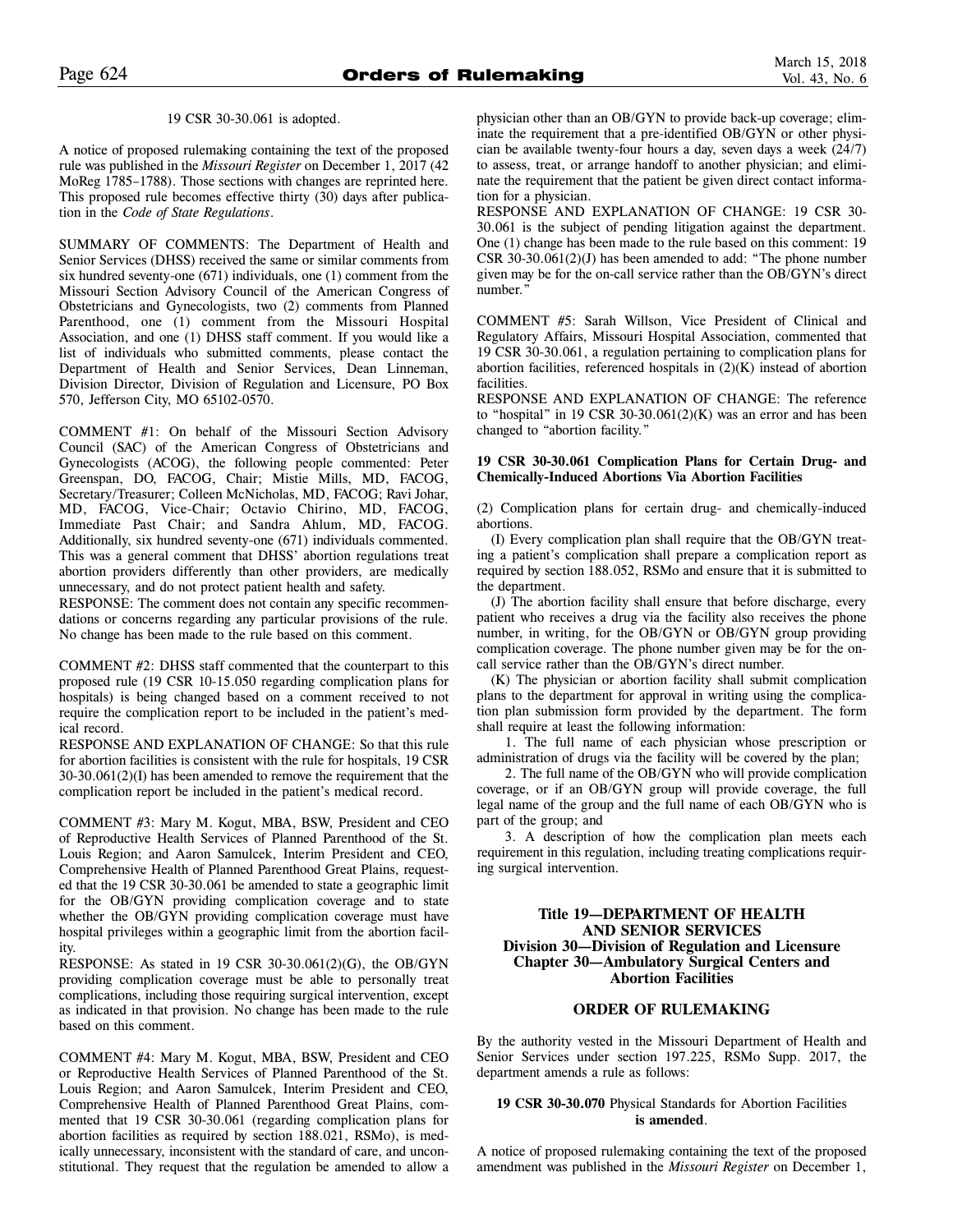19 CSR 30-30.061 is adopted.

A notice of proposed rulemaking containing the text of the proposed rule was published in the *Missouri Register* on December 1, 2017 (42 MoReg 1785–1788). Those sections with changes are reprinted here. This proposed rule becomes effective thirty (30) days after publication in the *Code of State Regulations*.

SUMMARY OF COMMENTS: The Department of Health and Senior Services (DHSS) received the same or similar comments from six hundred seventy-one (671) individuals, one (1) comment from the Missouri Section Advisory Council of the American Congress of Obstetricians and Gynecologists, two (2) comments from Planned Parenthood, one (1) comment from the Missouri Hospital Association, and one (1) DHSS staff comment. If you would like a list of individuals who submitted comments, please contact the Department of Health and Senior Services, Dean Linneman, Division Director, Division of Regulation and Licensure, PO Box 570, Jefferson City, MO 65102-0570.

COMMENT #1: On behalf of the Missouri Section Advisory Council (SAC) of the American Congress of Obstetricians and Gynecologists (ACOG), the following people commented: Peter Greenspan, DO, FACOG, Chair; Mistie Mills, MD, FACOG, Secretary/Treasurer; Colleen McNicholas, MD, FACOG; Ravi Johar, MD, FACOG, Vice-Chair; Octavio Chirino, MD, FACOG, Immediate Past Chair; and Sandra Ahlum, MD, FACOG. Additionally, six hundred seventy-one (671) individuals commented. This was a general comment that DHSS' abortion regulations treat abortion providers differently than other providers, are medically unnecessary, and do not protect patient health and safety.
RESPONSE: The comment does not contain any specific recommendations or concerns regarding any particular provisions of the rule. No change has been made to the rule based on this comment.

COMMENT #2: DHSS staff commented that the counterpart to this proposed rule (19 CSR 10-15.050 regarding complication plans for hospitals) is being changed based on a comment received to not require the complication report to be included in the patient's medical record.
RESPONSE AND EXPLANATION OF CHANGE: So that this rule for abortion facilities is consistent with the rule for hospitals, 19 CSR 30-30.061(2)(I) has been amended to remove the requirement that the complication report be included in the patient's medical record.

COMMENT #3: Mary M. Kogut, MBA, BSW, President and CEO of Reproductive Health Services of Planned Parenthood of the St. Louis Region; and Aaron Samulcek, Interim President and CEO, Comprehensive Health of Planned Parenthood Great Plains, requested that the 19 CSR 30-30.061 be amended to state a geographic limit for the OB/GYN providing complication coverage and to state whether the OB/GYN providing complication coverage must have hospital privileges within a geographic limit from the abortion facility.
RESPONSE: As stated in 19 CSR 30-30.061(2)(G), the OB/GYN providing complication coverage must be able to personally treat complications, including those requiring surgical intervention, except as indicated in that provision. No change has been made to the rule based on this comment.

COMMENT #4: Mary M. Kogut, MBA, BSW, President and CEO or Reproductive Health Services of Planned Parenthood of the St. Louis Region; and Aaron Samulcek, Interim President and CEO, Comprehensive Health of Planned Parenthood Great Plains, commented that 19 CSR 30-30.061 (regarding complication plans for abortion facilities as required by section 188.021, RSMo), is medically unnecessary, inconsistent with the standard of care, and unconstitutional. They request that the regulation be amended to allow a physician other than an OB/GYN to provide back-up coverage; eliminate the requirement that a pre-identified OB/GYN or other physician be available twenty-four hours a day, seven days a week (24/7) to assess, treat, or arrange handoff to another physician; and eliminate the requirement that the patient be given direct contact information for a physician.
RESPONSE AND EXPLANATION OF CHANGE: 19 CSR 30-30.061 is the subject of pending litigation against the department. One (1) change has been made to the rule based on this comment: 19 CSR 30-30.061(2)(J) has been amended to add: "The phone number given may be for the on-call service rather than the OB/GYN's direct number."

COMMENT #5: Sarah Willson, Vice President of Clinical and Regulatory Affairs, Missouri Hospital Association, commented that 19 CSR 30-30.061, a regulation pertaining to complication plans for abortion facilities, referenced hospitals in (2)(K) instead of abortion facilities.
RESPONSE AND EXPLANATION OF CHANGE: The reference to "hospital" in 19 CSR 30-30.061(2)(K) was an error and has been changed to "abortion facility."

**19 CSR 30-30.061 Complication Plans for Certain Drug- and Chemically-Induced Abortions Via Abortion Facilities**

(2) Complication plans for certain drug- and chemically-induced abortions.

(I) Every complication plan shall require that the OB/GYN treating a patient's complication shall prepare a complication report as required by section 188.052, RSMo and ensure that it is submitted to the department.

(J) The abortion facility shall ensure that before discharge, every patient who receives a drug via the facility also receives the phone number, in writing, for the OB/GYN or OB/GYN group providing complication coverage. The phone number given may be for the on-call service rather than the OB/GYN's direct number.

(K) The physician or abortion facility shall submit complication plans to the department for approval in writing using the complication plan submission form provided by the department. The form shall require at least the following information:

1. The full name of each physician whose prescription or administration of drugs via the facility will be covered by the plan;

2. The full name of the OB/GYN who will provide complication coverage, or if an OB/GYN group will provide coverage, the full legal name of the group and the full name of each OB/GYN who is part of the group; and

3. A description of how the complication plan meets each requirement in this regulation, including treating complications requiring surgical intervention.

**Title 19—DEPARTMENT OF HEALTH AND SENIOR SERVICES**
**Division 30—Division of Regulation and Licensure**
**Chapter 30—Ambulatory Surgical Centers and Abortion Facilities**

**ORDER OF RULEMAKING**

By the authority vested in the Missouri Department of Health and Senior Services under section 197.225, RSMo Supp. 2017, the department amends a rule as follows:

**19 CSR 30-30.070** Physical Standards for Abortion Facilities **is amended**.

A notice of proposed rulemaking containing the text of the proposed amendment was published in the *Missouri Register* on December 1,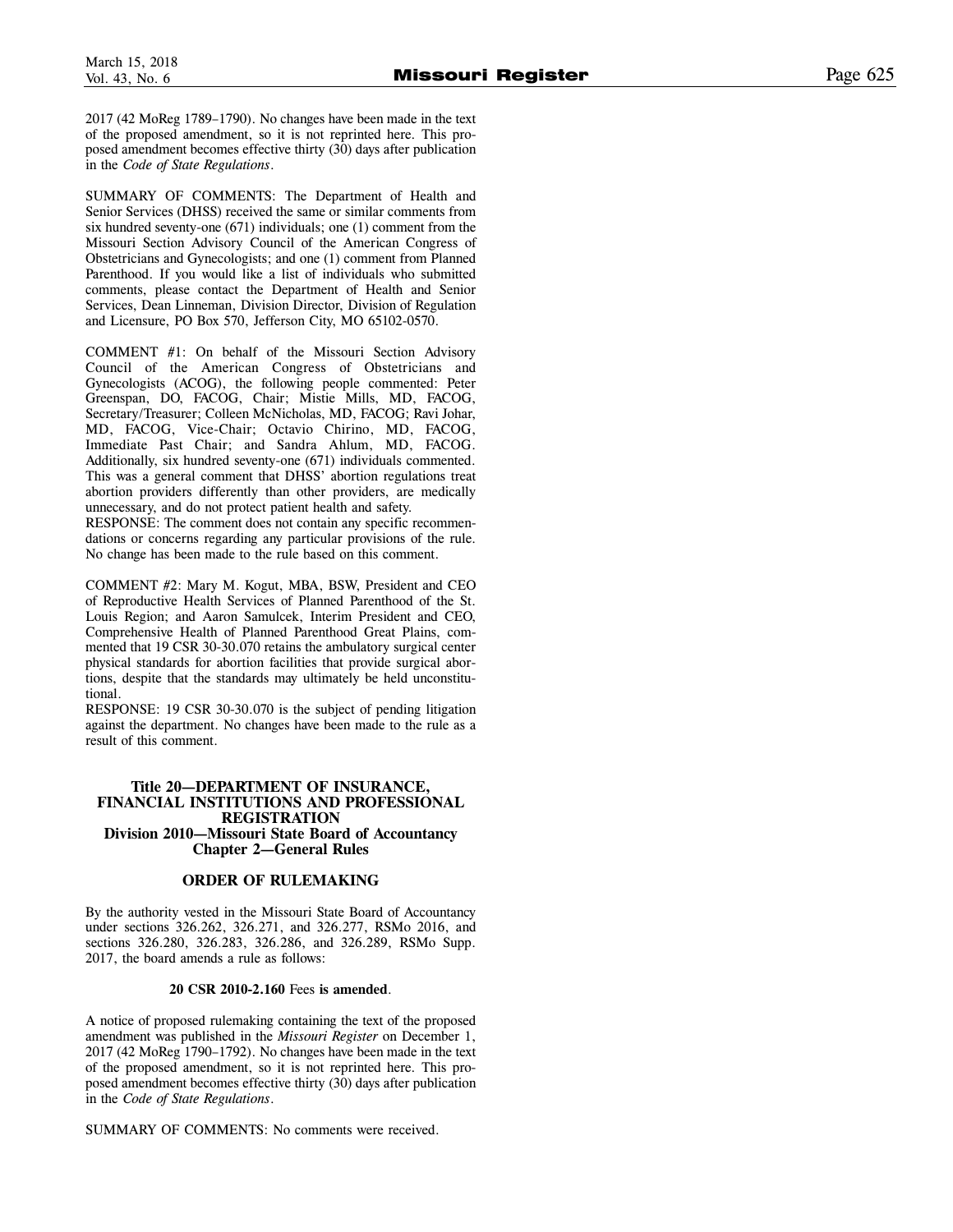2017 (42 MoReg 1789–1790). No changes have been made in the text of the proposed amendment, so it is not reprinted here. This proposed amendment becomes effective thirty (30) days after publication in the *Code of State Regulations*.

SUMMARY OF COMMENTS: The Department of Health and Senior Services (DHSS) received the same or similar comments from six hundred seventy-one (671) individuals; one (1) comment from the Missouri Section Advisory Council of the American Congress of Obstetricians and Gynecologists; and one (1) comment from Planned Parenthood. If you would like a list of individuals who submitted comments, please contact the Department of Health and Senior Services, Dean Linneman, Division Director, Division of Regulation and Licensure, PO Box 570, Jefferson City, MO 65102-0570.

COMMENT #1: On behalf of the Missouri Section Advisory Council of the American Congress of Obstetricians and Gynecologists (ACOG), the following people commented: Peter Greenspan, DO, FACOG, Chair; Mistie Mills, MD, FACOG, Secretary/Treasurer; Colleen McNicholas, MD, FACOG; Ravi Johar, MD, FACOG, Vice-Chair; Octavio Chirino, MD, FACOG, Immediate Past Chair; and Sandra Ahlum, MD, FACOG. Additionally, six hundred seventy-one (671) individuals commented. This was a general comment that DHSS' abortion regulations treat abortion providers differently than other providers, are medically unnecessary, and do not protect patient health and safety.
RESPONSE: The comment does not contain any specific recommendations or concerns regarding any particular provisions of the rule. No change has been made to the rule based on this comment.

COMMENT #2: Mary M. Kogut, MBA, BSW, President and CEO of Reproductive Health Services of Planned Parenthood of the St. Louis Region; and Aaron Samulcek, Interim President and CEO, Comprehensive Health of Planned Parenthood Great Plains, commented that 19 CSR 30-30.070 retains the ambulatory surgical center physical standards for abortion facilities that provide surgical abortions, despite that the standards may ultimately be held unconstitutional.
RESPONSE: 19 CSR 30-30.070 is the subject of pending litigation against the department. No changes have been made to the rule as a result of this comment.

## Title 20—DEPARTMENT OF INSURANCE, FINANCIAL INSTITUTIONS AND PROFESSIONAL REGISTRATION
### Division 2010—Missouri State Board of Accountancy
### Chapter 2—General Rules

### ORDER OF RULEMAKING

By the authority vested in the Missouri State Board of Accountancy under sections 326.262, 326.271, and 326.277, RSMo 2016, and sections 326.280, 326.283, 326.286, and 326.289, RSMo Supp. 2017, the board amends a rule as follows:

**20 CSR 2010-2.160** Fees **is amended**.

A notice of proposed rulemaking containing the text of the proposed amendment was published in the *Missouri Register* on December 1, 2017 (42 MoReg 1790–1792). No changes have been made in the text of the proposed amendment, so it is not reprinted here. This proposed amendment becomes effective thirty (30) days after publication in the *Code of State Regulations*.

SUMMARY OF COMMENTS: No comments were received.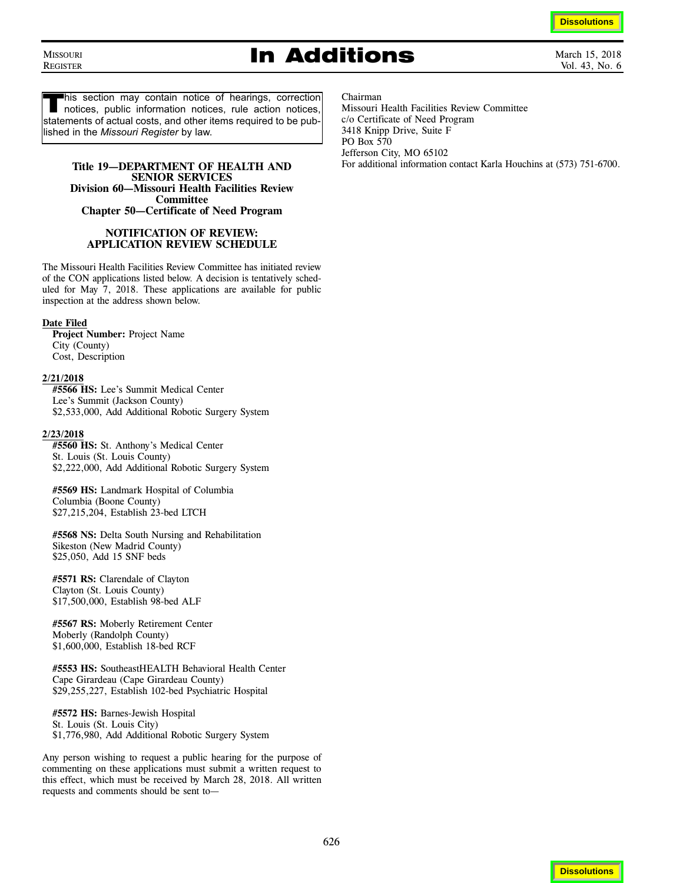# In Additions

This section may contain notice of hearings, correction notices, public information notices, rule action notices, statements of actual costs, and other items required to be published in the *Missouri Register* by law.

**Title 19—DEPARTMENT OF HEALTH AND SENIOR SERVICES**
**Division 60—Missouri Health Facilities Review Committee**
**Chapter 50—Certificate of Need Program**

**NOTIFICATION OF REVIEW: APPLICATION REVIEW SCHEDULE**

The Missouri Health Facilities Review Committee has initiated review of the CON applications listed below. A decision is tentatively scheduled for May 7, 2018. These applications are available for public inspection at the address shown below.

**Date Filed**
**Project Number:** Project Name
City (County)
Cost, Description

**2/21/2018**

**#5566 HS:** Lee's Summit Medical Center
Lee's Summit (Jackson County)
$2,533,000, Add Additional Robotic Surgery System

**2/23/2018**

**#5560 HS:** St. Anthony's Medical Center
St. Louis (St. Louis County)
$2,222,000, Add Additional Robotic Surgery System

**#5569 HS:** Landmark Hospital of Columbia
Columbia (Boone County)
$27,215,204, Establish 23-bed LTCH

**#5568 NS:** Delta South Nursing and Rehabilitation
Sikeston (New Madrid County)
$25,050, Add 15 SNF beds

**#5571 RS:** Clarendale of Clayton
Clayton (St. Louis County)
$17,500,000, Establish 98-bed ALF

**#5567 RS:** Moberly Retirement Center
Moberly (Randolph County)
$1,600,000, Establish 18-bed RCF

**#5553 HS:** SoutheastHEALTH Behavioral Health Center
Cape Girardeau (Cape Girardeau County)
$29,255,227, Establish 102-bed Psychiatric Hospital

**#5572 HS:** Barnes-Jewish Hospital
St. Louis (St. Louis City)
$1,776,980, Add Additional Robotic Surgery System

Any person wishing to request a public hearing for the purpose of commenting on these applications must submit a written request to this effect, which must be received by March 28, 2018. All written requests and comments should be sent to—

Chairman
Missouri Health Facilities Review Committee
c/o Certificate of Need Program
3418 Knipp Drive, Suite F
PO Box 570
Jefferson City, MO 65102
For additional information contact Karla Houchins at (573) 751-6700.